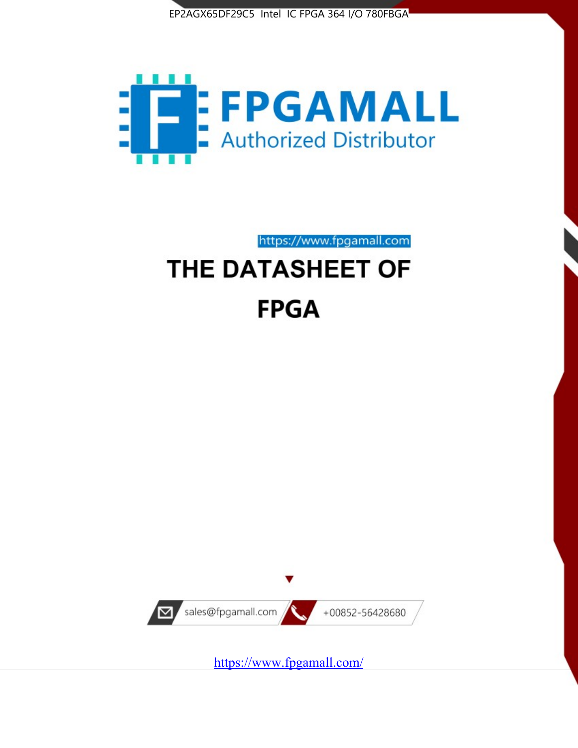EP2AGX65DF29C5 Intel IC FPGA 364 I/O 780FBGA

FPGAMALL

Authorized Distributor

https://www.fpgamall.com

# THE DATASHEET OF

# FPGA

sales@fpgamall.com

+00852-56428680

https://www.fpgamall.com/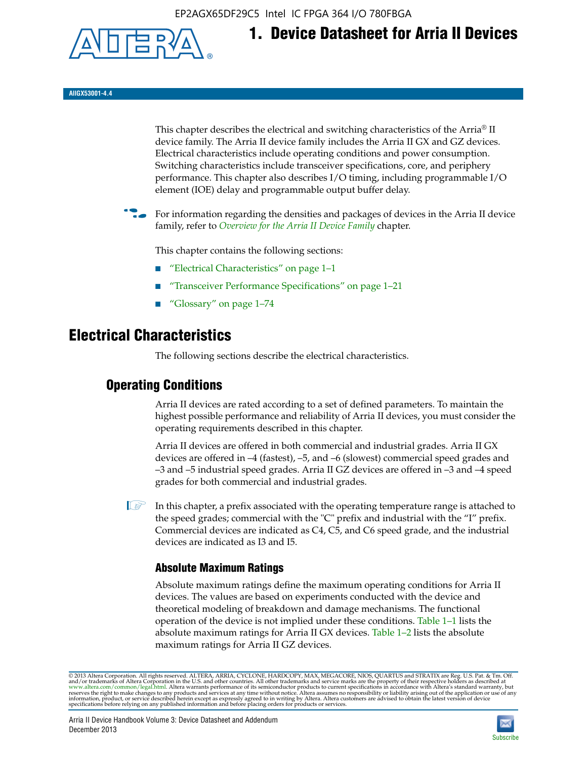# 1. Device Datasheet for Arria II Devices

AIIGX53001-4.4

This chapter describes the electrical and switching characteristics of the Arria® II device family. The Arria II device family includes the Arria II GX and GZ devices. Electrical characteristics include operating conditions and power consumption. Switching characteristics include transceiver specifications, core, and periphery performance. This chapter also describes I/O timing, including programmable I/O element (IOE) delay and programmable output buffer delay.

For information regarding the densities and packages of devices in the Arria II device family, refer to *Overview for the Arria II Device Family* chapter.

This chapter contains the following sections:

- "Electrical Characteristics" on page 1–1
- "Transceiver Performance Specifications" on page 1–21
- "Glossary" on page 1–74

## Electrical Characteristics

The following sections describe the electrical characteristics.

### Operating Conditions

Arria II devices are rated according to a set of defined parameters. To maintain the highest possible performance and reliability of Arria II devices, you must consider the operating requirements described in this chapter.

Arria II devices are offered in both commercial and industrial grades. Arria II GX devices are offered in –4 (fastest), –5, and –6 (slowest) commercial speed grades and –3 and –5 industrial speed grades. Arria II GZ devices are offered in –3 and –4 speed grades for both commercial and industrial grades.

In this chapter, a prefix associated with the operating temperature range is attached to the speed grades; commercial with the "C" prefix and industrial with the "I" prefix. Commercial devices are indicated as C4, C5, and C6 speed grade, and the industrial devices are indicated as I3 and I5.

#### Absolute Maximum Ratings

Absolute maximum ratings define the maximum operating conditions for Arria II devices. The values are based on experiments conducted with the device and theoretical modeling of breakdown and damage mechanisms. The functional operation of the device is not implied under these conditions. Table 1–1 lists the absolute maximum ratings for Arria II GX devices. Table 1–2 lists the absolute maximum ratings for Arria II GZ devices.

© 2013 Altera Corporation. All rights reserved. ALTERA, ARRIA, CYCLONE, HARDCOPY, MAX, MEGACORE, NIOS, QUARTUS and STRATIX are Reg. U.S. Pat. & Tm. Off. and/or trademarks of Altera Corporation in the U.S. and other countries. All other trademarks and service marks are the property of their respective holders as described at www.altera.com/common/legal.html. Altera warrants performance of its semiconductor products to current specifications in accordance with Altera's standard warranty, but reserves the right to make changes to any products and services at any time without notice. Altera assumes no responsibility or liability arising out of the application or use of any information, product, or service described herein except as expressly agreed to in writing by Altera. Altera customers are advised to obtain the latest version of device specifications before relying on any published information and before placing orders for products or services.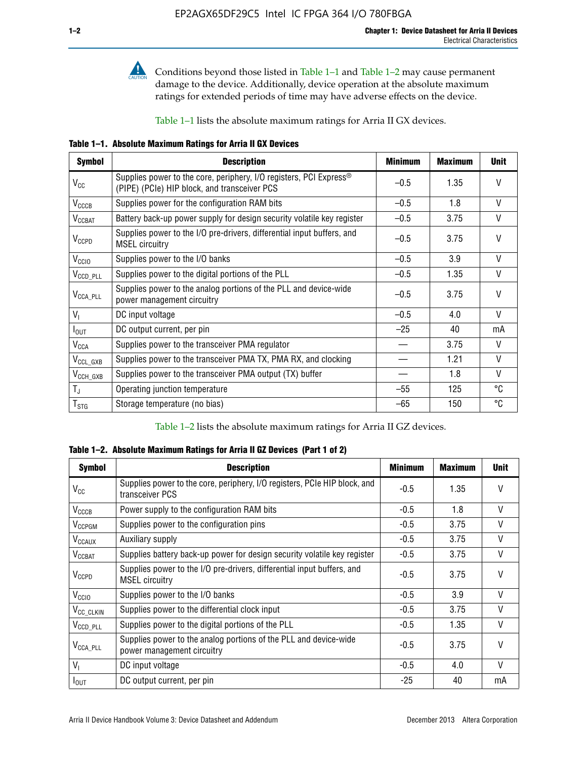Conditions beyond those listed in Table 1–1 and Table 1–2 may cause permanent damage to the device. Additionally, device operation at the absolute maximum ratings for extended periods of time may have adverse effects on the device.

Table 1–1 lists the absolute maximum ratings for Arria II GX devices.

**Table 1–1. Absolute Maximum Ratings for Arria II GX Devices**

| Symbol | Description | Minimum | Maximum | Unit |
|---|---|---|---|---|
| $V_{CC}$ | Supplies power to the core, periphery, I/O registers, PCI Express® (PIPE) (PCIe) HIP block, and transceiver PCS | –0.5 | 1.35 | V |
| $V_{CCCB}$ | Supplies power for the configuration RAM bits | –0.5 | 1.8 | V |
| $V_{CCBAT}$ | Battery back-up power supply for design security volatile key register | –0.5 | 3.75 | V |
| $V_{CCPD}$ | Supplies power to the I/O pre-drivers, differential input buffers, and MSEL circuitry | –0.5 | 3.75 | V |
| $V_{CCIO}$ | Supplies power to the I/O banks | –0.5 | 3.9 | V |
| $V_{CCD\_PLL}$ | Supplies power to the digital portions of the PLL | –0.5 | 1.35 | V |
| $V_{CCA\_PLL}$ | Supplies power to the analog portions of the PLL and device-wide power management circuitry | –0.5 | 3.75 | V |
| $V_I$ | DC input voltage | –0.5 | 4.0 | V |
| $I_{OUT}$ | DC output current, per pin | –25 | 40 | mA |
| $V_{CCA}$ | Supplies power to the transceiver PMA regulator | — | 3.75 | V |
| $V_{CCL\_GXB}$ | Supplies power to the transceiver PMA TX, PMA RX, and clocking | — | 1.21 | V |
| $V_{CCH\_GXB}$ | Supplies power to the transceiver PMA output (TX) buffer | — | 1.8 | V |
| $T_J$ | Operating junction temperature | –55 | 125 | °C |
| $T_{STG}$ | Storage temperature (no bias) | –65 | 150 | °C |

Table 1–2 lists the absolute maximum ratings for Arria II GZ devices.

**Table 1–2. Absolute Maximum Ratings for Arria II GZ Devices (Part 1 of 2)**

| Symbol | Description | Minimum | Maximum | Unit |
|---|---|---|---|---|
| $V_{CC}$ | Supplies power to the core, periphery, I/O registers, PCIe HIP block, and transceiver PCS | -0.5 | 1.35 | V |
| $V_{CCCB}$ | Power supply to the configuration RAM bits | -0.5 | 1.8 | V |
| $V_{CCPGM}$ | Supplies power to the configuration pins | -0.5 | 3.75 | V |
| $V_{CCAUX}$ | Auxiliary supply | -0.5 | 3.75 | V |
| $V_{CCBAT}$ | Supplies battery back-up power for design security volatile key register | -0.5 | 3.75 | V |
| $V_{CCPD}$ | Supplies power to the I/O pre-drivers, differential input buffers, and MSEL circuitry | -0.5 | 3.75 | V |
| $V_{CCIO}$ | Supplies power to the I/O banks | -0.5 | 3.9 | V |
| $V_{CC\_CLKIN}$ | Supplies power to the differential clock input | -0.5 | 3.75 | V |
| $V_{CCD\_PLL}$ | Supplies power to the digital portions of the PLL | -0.5 | 1.35 | V |
| $V_{CCA\_PLL}$ | Supplies power to the analog portions of the PLL and device-wide power management circuitry | -0.5 | 3.75 | V |
| $V_I$ | DC input voltage | -0.5 | 4.0 | V |
| $I_{OUT}$ | DC output current, per pin | -25 | 40 | mA |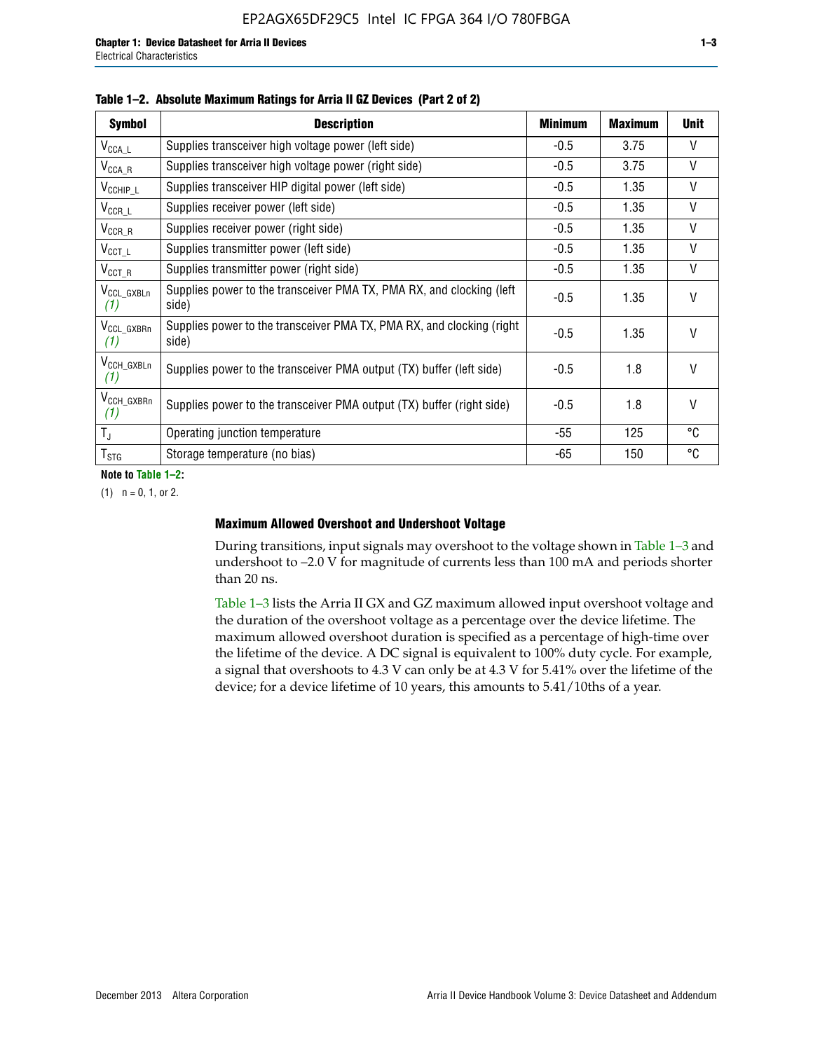**Table 1–2. Absolute Maximum Ratings for Arria II GZ Devices (Part 2 of 2)**

| Symbol | Description | Minimum | Maximum | Unit |
|---|---|---|---|---|
| $V_{CCA\_L}$ | Supplies transceiver high voltage power (left side) | -0.5 | 3.75 | V |
| $V_{CCA\_R}$ | Supplies transceiver high voltage power (right side) | -0.5 | 3.75 | V |
| $V_{CCHIP\_L}$ | Supplies transceiver HIP digital power (left side) | -0.5 | 1.35 | V |
| $V_{CCR\_L}$ | Supplies receiver power (left side) | -0.5 | 1.35 | V |
| $V_{CCR\_R}$ | Supplies receiver power (right side) | -0.5 | 1.35 | V |
| $V_{CCT\_L}$ | Supplies transmitter power (left side) | -0.5 | 1.35 | V |
| $V_{CCT\_R}$ | Supplies transmitter power (right side) | -0.5 | 1.35 | V |
| $V_{CCL\_GXBLn}$ *(1)* | Supplies power to the transceiver PMA TX, PMA RX, and clocking (left side) | -0.5 | 1.35 | V |
| $V_{CCL\_GXBRn}$ *(1)* | Supplies power to the transceiver PMA TX, PMA RX, and clocking (right side) | -0.5 | 1.35 | V |
| $V_{CCH\_GXBLn}$ *(1)* | Supplies power to the transceiver PMA output (TX) buffer (left side) | -0.5 | 1.8 | V |
| $V_{CCH\_GXBRn}$ *(1)* | Supplies power to the transceiver PMA output (TX) buffer (right side) | -0.5 | 1.8 | V |
| $T_J$ | Operating junction temperature | -55 | 125 | °C |
| $T_{STG}$ | Storage temperature (no bias) | -65 | 150 | °C |

**Note to Table 1–2:**

(1) n = 0, 1, or 2.

### Maximum Allowed Overshoot and Undershoot Voltage

During transitions, input signals may overshoot to the voltage shown in Table 1–3 and undershoot to –2.0 V for magnitude of currents less than 100 mA and periods shorter than 20 ns.

Table 1–3 lists the Arria II GX and GZ maximum allowed input overshoot voltage and the duration of the overshoot voltage as a percentage over the device lifetime. The maximum allowed overshoot duration is specified as a percentage of high-time over the lifetime of the device. A DC signal is equivalent to 100% duty cycle. For example, a signal that overshoots to 4.3 V can only be at 4.3 V for 5.41% over the lifetime of the device; for a device lifetime of 10 years, this amounts to 5.41/10ths of a year.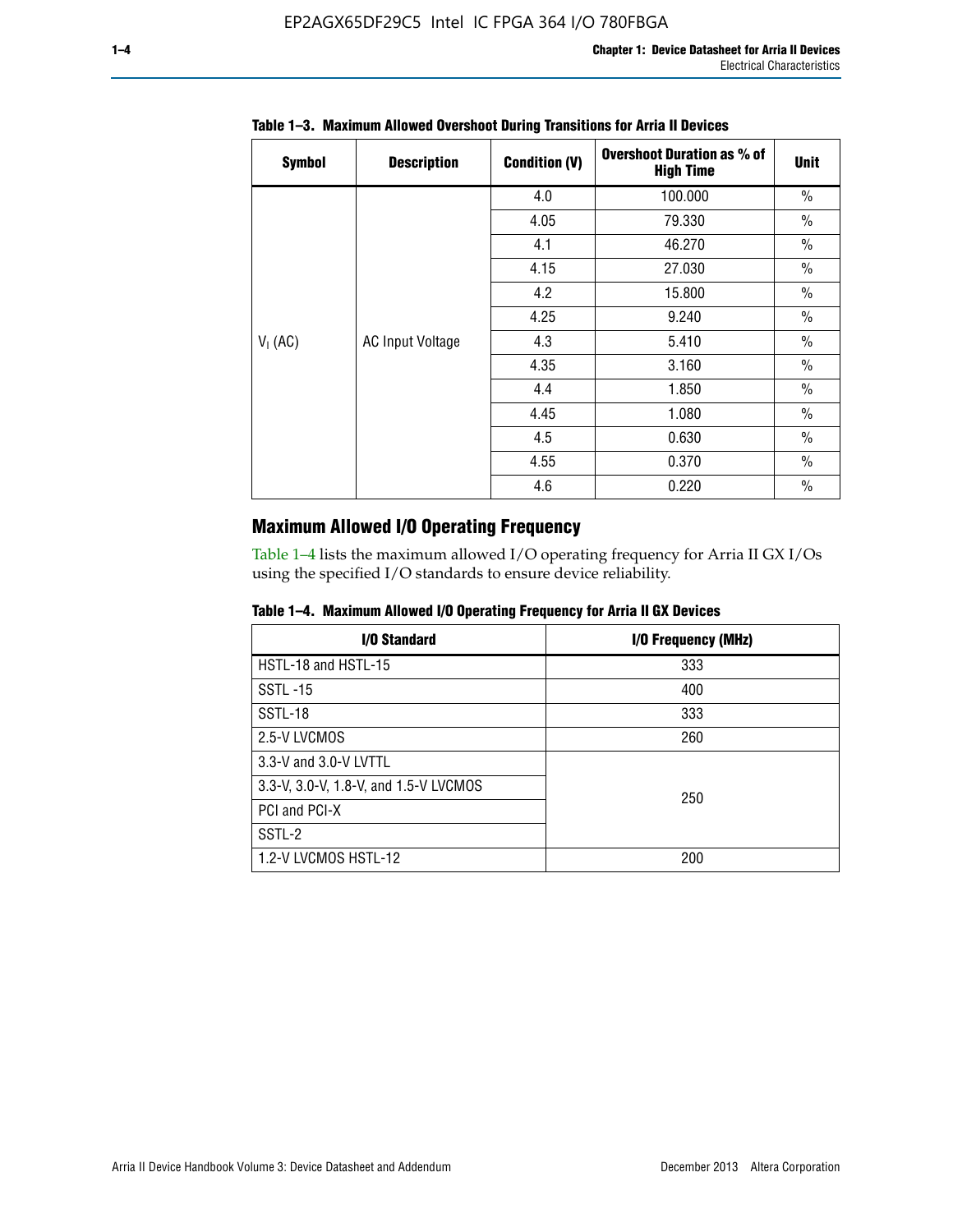**Table 1–3. Maximum Allowed Overshoot During Transitions for Arria II Devices**

| Symbol | Description | Condition (V) | Overshoot Duration as % of High Time | Unit |
|---|---|---|---|---|
| $V_I$ (AC) | AC Input Voltage | 4.0 | 100.000 | % |
| | | 4.05 | 79.330 | % |
| | | 4.1 | 46.270 | % |
| | | 4.15 | 27.030 | % |
| | | 4.2 | 15.800 | % |
| | | 4.25 | 9.240 | % |
| | | 4.3 | 5.410 | % |
| | | 4.35 | 3.160 | % |
| | | 4.4 | 1.850 | % |
| | | 4.45 | 1.080 | % |
| | | 4.5 | 0.630 | % |
| | | 4.55 | 0.370 | % |
| | | 4.6 | 0.220 | % |

## Maximum Allowed I/O Operating Frequency

Table 1–4 lists the maximum allowed I/O operating frequency for Arria II GX I/Os using the specified I/O standards to ensure device reliability.

**Table 1–4. Maximum Allowed I/O Operating Frequency for Arria II GX Devices**

| I/O Standard | I/O Frequency (MHz) |
|---|---|
| HSTL-18 and HSTL-15 | 333 |
| SSTL -15 | 400 |
| SSTL-18 | 333 |
| 2.5-V LVCMOS | 260 |
| 3.3-V and 3.0-V LVTTL | 250 |
| 3.3-V, 3.0-V, 1.8-V, and 1.5-V LVCMOS | |
| PCI and PCI-X | |
| SSTL-2 | |
| 1.2-V LVCMOS HSTL-12 | 200 |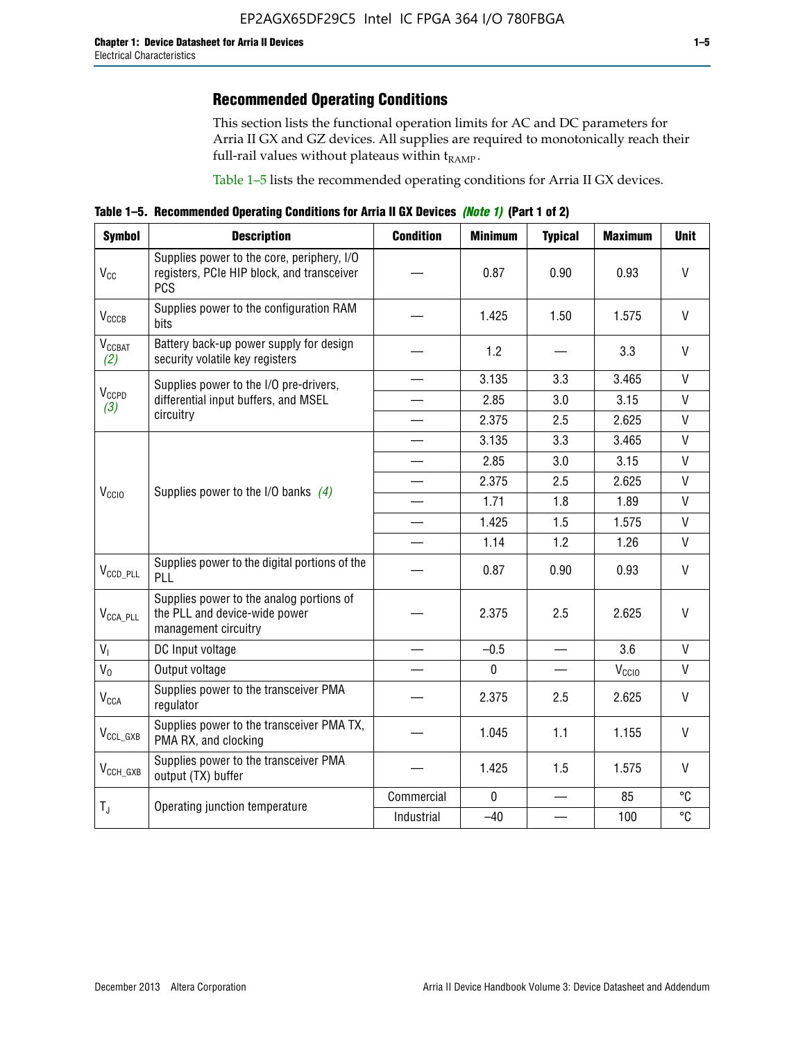## Recommended Operating Conditions

This section lists the functional operation limits for AC and DC parameters for Arria II GX and GZ devices. All supplies are required to monotonically reach their full-rail values without plateaus within $t_{RAMP}$.

Table 1–5 lists the recommended operating conditions for Arria II GX devices.

**Table 1–5. Recommended Operating Conditions for Arria II GX Devices *(Note 1)* (Part 1 of 2)**

| Symbol | Description | Condition | Minimum | Typical | Maximum | Unit |
|---|---|---|---|---|---|---|
| $V_{CC}$ | Supplies power to the core, periphery, I/O registers, PCIe HIP block, and transceiver PCS | — | 0.87 | 0.90 | 0.93 | V |
| $V_{CCCB}$ | Supplies power to the configuration RAM bits | — | 1.425 | 1.50 | 1.575 | V |
| $V_{CCBAT}$ *(2)* | Battery back-up power supply for design security volatile key registers | — | 1.2 | — | 3.3 | V |
| $V_{CCPD}$ *(3)* | Supplies power to the I/O pre-drivers, differential input buffers, and MSEL circuitry | — | 3.135 | 3.3 | 3.465 | V |
| | | — | 2.85 | 3.0 | 3.15 | V |
| | | — | 2.375 | 2.5 | 2.625 | V |
| $V_{CCIO}$ | Supplies power to the I/O banks *(4)* | — | 3.135 | 3.3 | 3.465 | V |
| | | — | 2.85 | 3.0 | 3.15 | V |
| | | — | 2.375 | 2.5 | 2.625 | V |
| | | — | 1.71 | 1.8 | 1.89 | V |
| | | — | 1.425 | 1.5 | 1.575 | V |
| | | — | 1.14 | 1.2 | 1.26 | V |
| $V_{CCD\_PLL}$ | Supplies power to the digital portions of the PLL | — | 0.87 | 0.90 | 0.93 | V |
| $V_{CCA\_PLL}$ | Supplies power to the analog portions of the PLL and device-wide power management circuitry | — | 2.375 | 2.5 | 2.625 | V |
| $V_I$ | DC Input voltage | — | –0.5 | — | 3.6 | V |
| $V_O$ | Output voltage | — | 0 | — | $V_{CCIO}$ | V |
| $V_{CCA}$ | Supplies power to the transceiver PMA regulator | — | 2.375 | 2.5 | 2.625 | V |
| $V_{CCL\_GXB}$ | Supplies power to the transceiver PMA TX, PMA RX, and clocking | — | 1.045 | 1.1 | 1.155 | V |
| $V_{CCH\_GXB}$ | Supplies power to the transceiver PMA output (TX) buffer | — | 1.425 | 1.5 | 1.575 | V |
| $T_J$ | Operating junction temperature | Commercial | 0 | — | 85 | °C |
| | | Industrial | –40 | — | 100 | °C |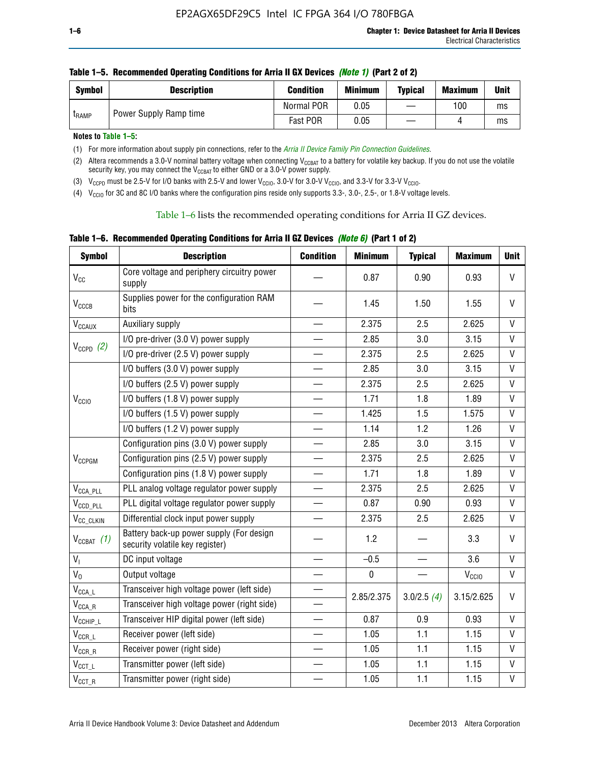**Table 1–5. Recommended Operating Conditions for Arria II GX Devices *(Note 1)* (Part 2 of 2)**

| Symbol | Description | Condition | Minimum | Typical | Maximum | Unit |
|---|---|---|---|---|---|---|
| $t_{RAMP}$ | Power Supply Ramp time | Normal POR | 0.05 | — | 100 | ms |
| | | Fast POR | 0.05 | — | 4 | ms |

**Notes to Table 1–5:**

(1) For more information about supply pin connections, refer to the *Arria II Device Family Pin Connection Guidelines*.

(2) Altera recommends a 3.0-V nominal battery voltage when connecting $V_{CCBAT}$ to a battery for volatile key backup. If you do not use the volatile security key, you may connect the $V_{CCBAT}$ to either GND or a 3.0-V power supply.

(3) $V_{CCPD}$ must be 2.5-V for I/O banks with 2.5-V and lower $V_{CCIO}$, 3.0-V for 3.0-V $V_{CCIO}$, and 3.3-V for 3.3-V $V_{CCIO}$.

(4) $V_{CCIO}$ for 3C and 8C I/O banks where the configuration pins reside only supports 3.3-, 3.0-, 2.5-, or 1.8-V voltage levels.

Table 1–6 lists the recommended operating conditions for Arria II GZ devices.

**Table 1–6. Recommended Operating Conditions for Arria II GZ Devices *(Note 6)* (Part 1 of 2)**

| Symbol | Description | Condition | Minimum | Typical | Maximum | Unit |
|---|---|---|---|---|---|---|
| $V_{CC}$ | Core voltage and periphery circuitry power supply | — | 0.87 | 0.90 | 0.93 | V |
| $V_{CCCB}$ | Supplies power for the configuration RAM bits | — | 1.45 | 1.50 | 1.55 | V |
| $V_{CCAUX}$ | Auxiliary supply | — | 2.375 | 2.5 | 2.625 | V |
| $V_{CCPD}$ *(2)* | I/O pre-driver (3.0 V) power supply | — | 2.85 | 3.0 | 3.15 | V |
| | I/O pre-driver (2.5 V) power supply | — | 2.375 | 2.5 | 2.625 | V |
| $V_{CCIO}$ | I/O buffers (3.0 V) power supply | — | 2.85 | 3.0 | 3.15 | V |
| | I/O buffers (2.5 V) power supply | — | 2.375 | 2.5 | 2.625 | V |
| | I/O buffers (1.8 V) power supply | — | 1.71 | 1.8 | 1.89 | V |
| | I/O buffers (1.5 V) power supply | — | 1.425 | 1.5 | 1.575 | V |
| | I/O buffers (1.2 V) power supply | — | 1.14 | 1.2 | 1.26 | V |
| $V_{CCPGM}$ | Configuration pins (3.0 V) power supply | — | 2.85 | 3.0 | 3.15 | V |
| | Configuration pins (2.5 V) power supply | — | 2.375 | 2.5 | 2.625 | V |
| | Configuration pins (1.8 V) power supply | — | 1.71 | 1.8 | 1.89 | V |
| $V_{CCA\_PLL}$ | PLL analog voltage regulator power supply | — | 2.375 | 2.5 | 2.625 | V |
| $V_{CCD\_PLL}$ | PLL digital voltage regulator power supply | — | 0.87 | 0.90 | 0.93 | V |
| $V_{CC\_CLKIN}$ | Differential clock input power supply | — | 2.375 | 2.5 | 2.625 | V |
| $V_{CCBAT}$ *(1)* | Battery back-up power supply (For design security volatile key register) | — | 1.2 | — | 3.3 | V |
| $V_I$ | DC input voltage | — | –0.5 | — | 3.6 | V |
| $V_O$ | Output voltage | — | 0 | — | $V_{CCIO}$ | V |
| $V_{CCA\_L}$ | Transceiver high voltage power (left side) | — | 2.85/2.375 | 3.0/2.5 *(4)* | 3.15/2.625 | V |
| $V_{CCA\_R}$ | Transceiver high voltage power (right side) | — | | | | |
| $V_{CCHIP\_L}$ | Transceiver HIP digital power (left side) | — | 0.87 | 0.9 | 0.93 | V |
| $V_{CCR\_L}$ | Receiver power (left side) | — | 1.05 | 1.1 | 1.15 | V |
| $V_{CCR\_R}$ | Receiver power (right side) | — | 1.05 | 1.1 | 1.15 | V |
| $V_{CCT\_L}$ | Transmitter power (left side) | — | 1.05 | 1.1 | 1.15 | V |
| $V_{CCT\_R}$ | Transmitter power (right side) | — | 1.05 | 1.1 | 1.15 | V |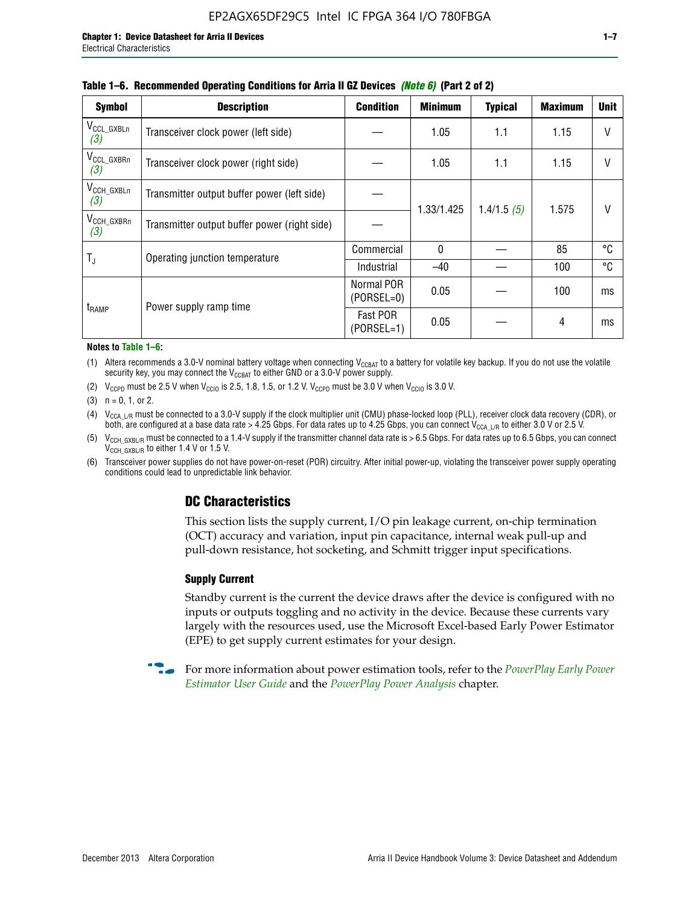**Table 1–6. Recommended Operating Conditions for Arria II GZ Devices** *(Note 6)* **(Part 2 of 2)**

| Symbol | Description | Condition | Minimum | Typical | Maximum | Unit |
|---|---|---|---|---|---|---|
| $V_{CCL\_GXBLn}$ *(3)* | Transceiver clock power (left side) | — | 1.05 | 1.1 | 1.15 | V |
| $V_{CCL\_GXBRn}$ *(3)* | Transceiver clock power (right side) | — | 1.05 | 1.1 | 1.15 | V |
| $V_{CCH\_GXBLn}$ *(3)* | Transmitter output buffer power (left side) | — | 1.33/1.425 | 1.4/1.5 *(5)* | 1.575 | V |
| $V_{CCH\_GXBRn}$ *(3)* | Transmitter output buffer power (right side) | — | | | | |
| $T_J$ | Operating junction temperature | Commercial | 0 | — | 85 | °C |
| | | Industrial | –40 | — | 100 | °C |
| $t_{RAMP}$ | Power supply ramp time | Normal POR (PORSEL=0) | 0.05 | — | 100 | ms |
| | | Fast POR (PORSEL=1) | 0.05 | — | 4 | ms |

**Notes to Table 1–6:**

(1) Altera recommends a 3.0-V nominal battery voltage when connecting $V_{CCBAT}$ to a battery for volatile key backup. If you do not use the volatile security key, you may connect the $V_{CCBAT}$ to either GND or a 3.0-V power supply.

(2) $V_{CCPD}$ must be 2.5 V when $V_{CCIO}$ is 2.5, 1.8, 1.5, or 1.2 V. $V_{CCPD}$ must be 3.0 V when $V_{CCIO}$ is 3.0 V.

(3) n = 0, 1, or 2.

(4) $V_{CCA\_L/R}$ must be connected to a 3.0-V supply if the clock multiplier unit (CMU) phase-locked loop (PLL), receiver clock data recovery (CDR), or both, are configured at a base data rate > 4.25 Gbps. For data rates up to 4.25 Gbps, you can connect $V_{CCA\_L/R}$ to either 3.0 V or 2.5 V.

(5) $V_{CCH\_GXBL/R}$ must be connected to a 1.4-V supply if the transmitter channel data rate is > 6.5 Gbps. For data rates up to 6.5 Gbps, you can connect $V_{CCH\_GXBL/R}$ to either 1.4 V or 1.5 V.

(6) Transceiver power supplies do not have power-on-reset (POR) circuitry. After initial power-up, violating the transceiver power supply operating conditions could lead to unpredictable link behavior.

## DC Characteristics

This section lists the supply current, I/O pin leakage current, on-chip termination (OCT) accuracy and variation, input pin capacitance, internal weak pull-up and pull-down resistance, hot socketing, and Schmitt trigger input specifications.

### Supply Current

Standby current is the current the device draws after the device is configured with no inputs or outputs toggling and no activity in the device. Because these currents vary largely with the resources used, use the Microsoft Excel-based Early Power Estimator (EPE) to get supply current estimates for your design.

For more information about power estimation tools, refer to the *PowerPlay Early Power Estimator User Guide* and the *PowerPlay Power Analysis* chapter.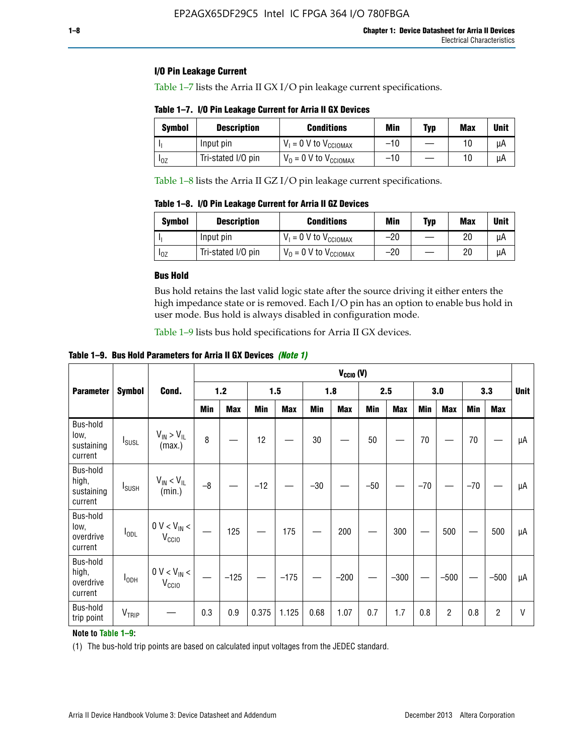### I/O Pin Leakage Current

Table 1–7 lists the Arria II GX I/O pin leakage current specifications.

**Table 1–7. I/O Pin Leakage Current for Arria II GX Devices**

| Symbol | Description | Conditions | Min | Typ | Max | Unit |
|---|---|---|---|---|---|---|
| $I_I$ | Input pin | $V_I$ = 0 V to $V_{CCIOMAX}$ | –10 | — | 10 | µA |
| $I_{OZ}$ | Tri-stated I/O pin | $V_O$ = 0 V to $V_{CCIOMAX}$ | –10 | — | 10 | µA |

Table 1–8 lists the Arria II GZ I/O pin leakage current specifications.

**Table 1–8. I/O Pin Leakage Current for Arria II GZ Devices**

| Symbol | Description | Conditions | Min | Typ | Max | Unit |
|---|---|---|---|---|---|---|
| $I_I$ | Input pin | $V_I$ = 0 V to $V_{CCIOMAX}$ | –20 | — | 20 | µA |
| $I_{OZ}$ | Tri-stated I/O pin | $V_O$ = 0 V to $V_{CCIOMAX}$ | –20 | — | 20 | µA |

### Bus Hold

Bus hold retains the last valid logic state after the source driving it either enters the high impedance state or is removed. Each I/O pin has an option to enable bus hold in user mode. Bus hold is always disabled in configuration mode.

Table 1–9 lists bus hold specifications for Arria II GX devices.

**Table 1–9. Bus Hold Parameters for Arria II GX Devices** *(Note 1)*

| Parameter | Symbol | Cond. | $V_{CCIO}$ (V) | | | | | | | | | | | | Unit |
|---|---|---|---|---|---|---|---|---|---|---|---|---|---|---|---|
| | | | 1.2 | | 1.5 | | 1.8 | | 2.5 | | 3.0 | | 3.3 | | |
| | | | Min | Max | Min | Max | Min | Max | Min | Max | Min | Max | Min | Max | |
| Bus-hold low, sustaining current | $I_{SUSL}$ | $V_{IN} > V_{IL}$ (max.) | 8 | — | 12 | — | 30 | — | 50 | — | 70 | — | 70 | — | µA |
| Bus-hold high, sustaining current | $I_{SUSH}$ | $V_{IN} < V_{IL}$ (min.) | –8 | — | –12 | — | –30 | — | –50 | — | –70 | — | –70 | — | µA |
| Bus-hold low, overdrive current | $I_{ODL}$ | 0 V < $V_{IN}$ < $V_{CCIO}$ | — | 125 | — | 175 | — | 200 | — | 300 | — | 500 | — | 500 | µA |
| Bus-hold high, overdrive current | $I_{ODH}$ | 0 V < $V_{IN}$ < $V_{CCIO}$ | — | –125 | — | –175 | — | –200 | — | –300 | — | –500 | — | –500 | µA |
| Bus-hold trip point | $V_{TRIP}$ | — | 0.3 | 0.9 | 0.375 | 1.125 | 0.68 | 1.07 | 0.7 | 1.7 | 0.8 | 2 | 0.8 | 2 | V |

**Note to Table 1–9:**

(1) The bus-hold trip points are based on calculated input voltages from the JEDEC standard.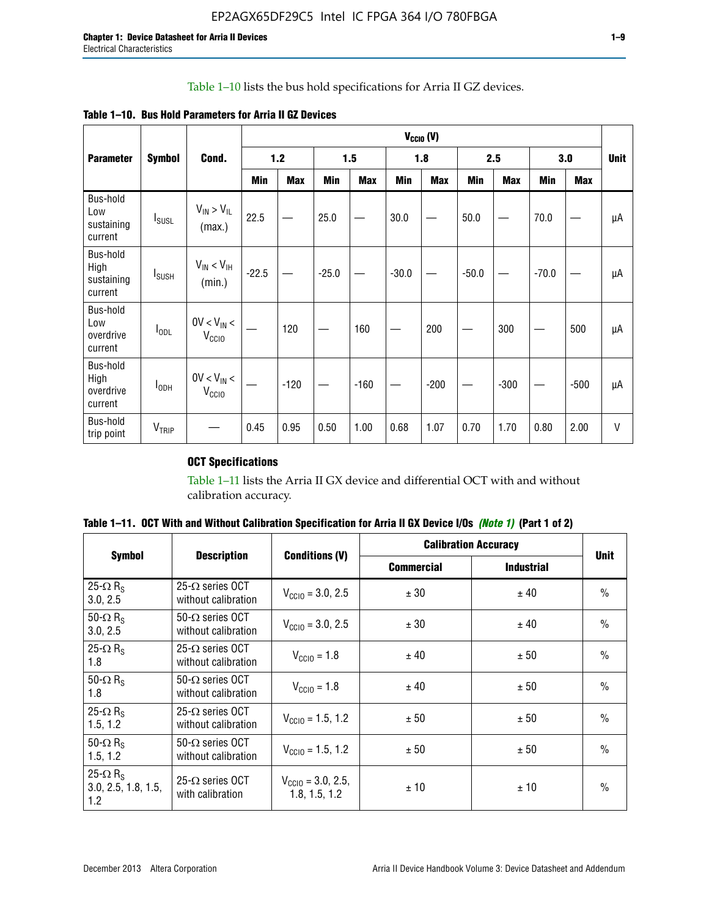Table 1–10 lists the bus hold specifications for Arria II GZ devices.

**Table 1–10. Bus Hold Parameters for Arria II GZ Devices**

| Parameter | Symbol | Cond. | $V_{CCIO}$ (V) | | | | | | | | | | Unit |
|---|---|---|---|---|---|---|---|---|---|---|---|---|---|
| | | | 1.2 | | 1.5 | | 1.8 | | 2.5 | | 3.0 | | |
| | | | Min | Max | Min | Max | Min | Max | Min | Max | Min | Max | |
| Bus-hold Low sustaining current | $I_{SUSL}$ | $V_{IN} > V_{IL}$ (max.) | 22.5 | — | 25.0 | — | 30.0 | — | 50.0 | — | 70.0 | — | µA |
| Bus-hold High sustaining current | $I_{SUSH}$ | $V_{IN} < V_{IH}$ (min.) | -22.5 | — | -25.0 | — | -30.0 | — | -50.0 | — | -70.0 | — | µA |
| Bus-hold Low overdrive current | $I_{ODL}$ | $0V < V_{IN} < V_{CCIO}$ | — | 120 | — | 160 | — | 200 | — | 300 | — | 500 | µA |
| Bus-hold High overdrive current | $I_{ODH}$ | $0V < V_{IN} < V_{CCIO}$ | — | -120 | — | -160 | — | -200 | — | -300 | — | -500 | µA |
| Bus-hold trip point | $V_{TRIP}$ | — | 0.45 | 0.95 | 0.50 | 1.00 | 0.68 | 1.07 | 0.70 | 1.70 | 0.80 | 2.00 | V |

### OCT Specifications

Table 1–11 lists the Arria II GX device and differential OCT with and without calibration accuracy.

**Table 1–11. OCT With and Without Calibration Specification for Arria II GX Device I/Os *(Note 1)* (Part 1 of 2)**

| Symbol | Description | Conditions (V) | Calibration Accuracy | | Unit |
|---|---|---|---|---|---|
| | | | Commercial | Industrial | |
| 25-Ω $R_S$ 3.0, 2.5 | 25-Ω series OCT without calibration | $V_{CCIO}$ = 3.0, 2.5 | ± 30 | ± 40 | % |
| 50-Ω $R_S$ 3.0, 2.5 | 50-Ω series OCT without calibration | $V_{CCIO}$ = 3.0, 2.5 | ± 30 | ± 40 | % |
| 25-Ω $R_S$ 1.8 | 25-Ω series OCT without calibration | $V_{CCIO}$ = 1.8 | ± 40 | ± 50 | % |
| 50-Ω $R_S$ 1.8 | 50-Ω series OCT without calibration | $V_{CCIO}$ = 1.8 | ± 40 | ± 50 | % |
| 25-Ω $R_S$ 1.5, 1.2 | 25-Ω series OCT without calibration | $V_{CCIO}$ = 1.5, 1.2 | ± 50 | ± 50 | % |
| 50-Ω $R_S$ 1.5, 1.2 | 50-Ω series OCT without calibration | $V_{CCIO}$ = 1.5, 1.2 | ± 50 | ± 50 | % |
| 25-Ω $R_S$ 3.0, 2.5, 1.8, 1.5, 1.2 | 25-Ω series OCT with calibration | $V_{CCIO}$ = 3.0, 2.5, 1.8, 1.5, 1.2 | ± 10 | ± 10 | % |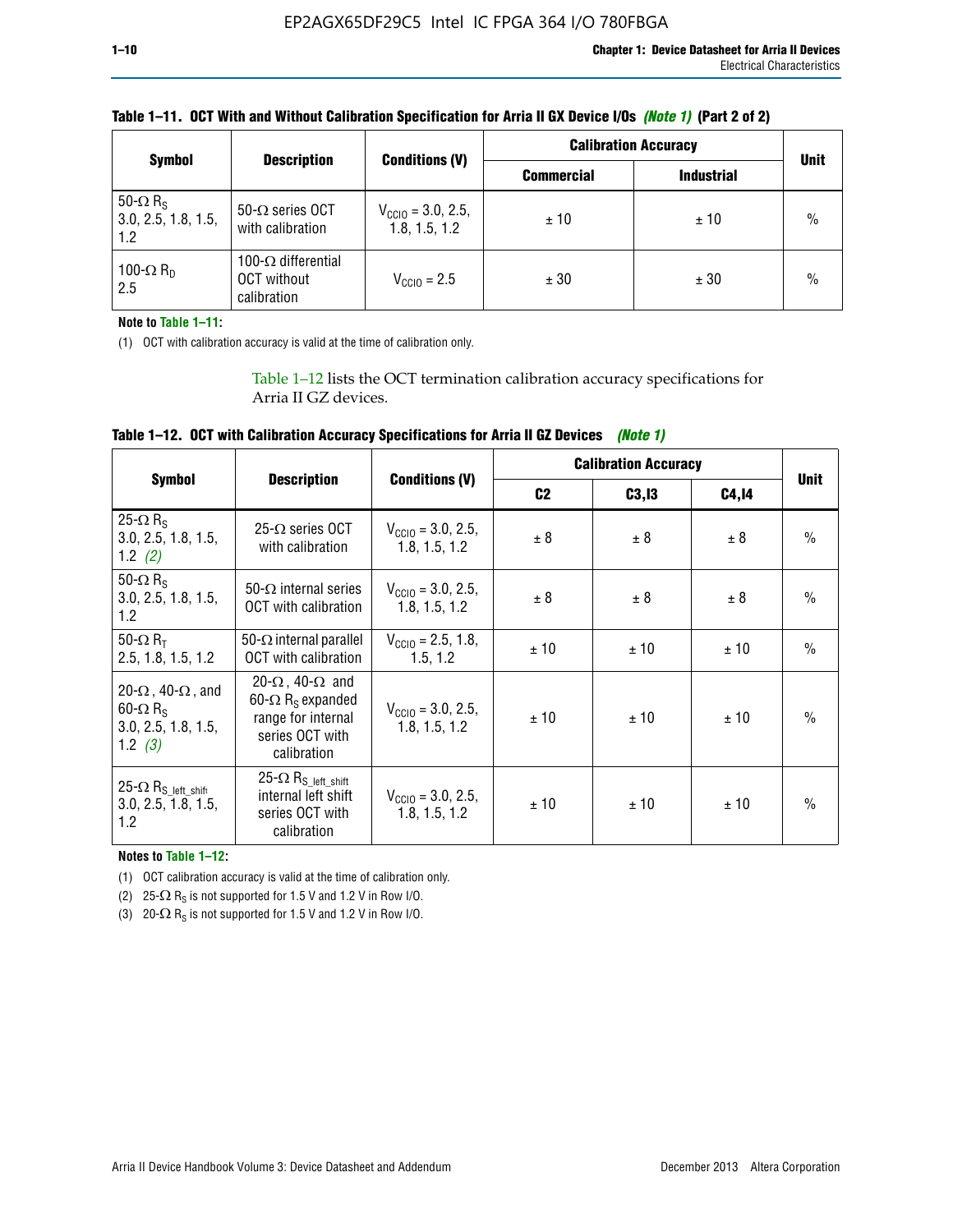**Table 1–11. OCT With and Without Calibration Specification for Arria II GX Device I/Os** ***(Note 1)*** **(Part 2 of 2)**

| Symbol | Description | Conditions (V) | Calibration Accuracy | | Unit |
|---|---|---|---|---|---|
| | | | Commercial | Industrial | |
| 50-Ω $R_S$ 3.0, 2.5, 1.8, 1.5, 1.2 | 50-Ω series OCT with calibration | $V_{CCIO}$ = 3.0, 2.5, 1.8, 1.5, 1.2 | ± 10 | ± 10 | % |
| 100-Ω $R_D$ 2.5 | 100-Ω differential OCT without calibration | $V_{CCIO}$ = 2.5 | ± 30 | ± 30 | % |

**Note to Table 1–11:**

(1) OCT with calibration accuracy is valid at the time of calibration only.

Table 1–12 lists the OCT termination calibration accuracy specifications for Arria II GZ devices.

**Table 1–12. OCT with Calibration Accuracy Specifications for Arria II GZ Devices** ***(Note 1)***

| Symbol | Description | Conditions (V) | Calibration Accuracy | | | Unit |
|---|---|---|---|---|---|---|
| | | | C2 | C3,I3 | C4,I4 | |
| 25-Ω $R_S$ 3.0, 2.5, 1.8, 1.5, 1.2 *(2)* | 25-Ω series OCT with calibration | $V_{CCIO}$ = 3.0, 2.5, 1.8, 1.5, 1.2 | ± 8 | ± 8 | ± 8 | % |
| 50-Ω $R_S$ 3.0, 2.5, 1.8, 1.5, 1.2 | 50-Ω internal series OCT with calibration | $V_{CCIO}$ = 3.0, 2.5, 1.8, 1.5, 1.2 | ± 8 | ± 8 | ± 8 | % |
| 50-Ω $R_T$ 2.5, 1.8, 1.5, 1.2 | 50-Ω internal parallel OCT with calibration | $V_{CCIO}$ = 2.5, 1.8, 1.5, 1.2 | ± 10 | ± 10 | ± 10 | % |
| 20-Ω, 40-Ω, and 60-Ω $R_S$ 3.0, 2.5, 1.8, 1.5, 1.2 *(3)* | 20-Ω, 40-Ω and 60-Ω $R_S$ expanded range for internal series OCT with calibration | $V_{CCIO}$ = 3.0, 2.5, 1.8, 1.5, 1.2 | ± 10 | ± 10 | ± 10 | % |
| 25-Ω $R_{S\_left\_shift}$ 3.0, 2.5, 1.8, 1.5, 1.2 | 25-Ω $R_{S\_left\_shift}$ internal left shift series OCT with calibration | $V_{CCIO}$ = 3.0, 2.5, 1.8, 1.5, 1.2 | ± 10 | ± 10 | ± 10 | % |

**Notes to Table 1–12:**

(1) OCT calibration accuracy is valid at the time of calibration only.

(2) 25-Ω $R_S$ is not supported for 1.5 V and 1.2 V in Row I/O.

(3) 20-Ω $R_S$ is not supported for 1.5 V and 1.2 V in Row I/O.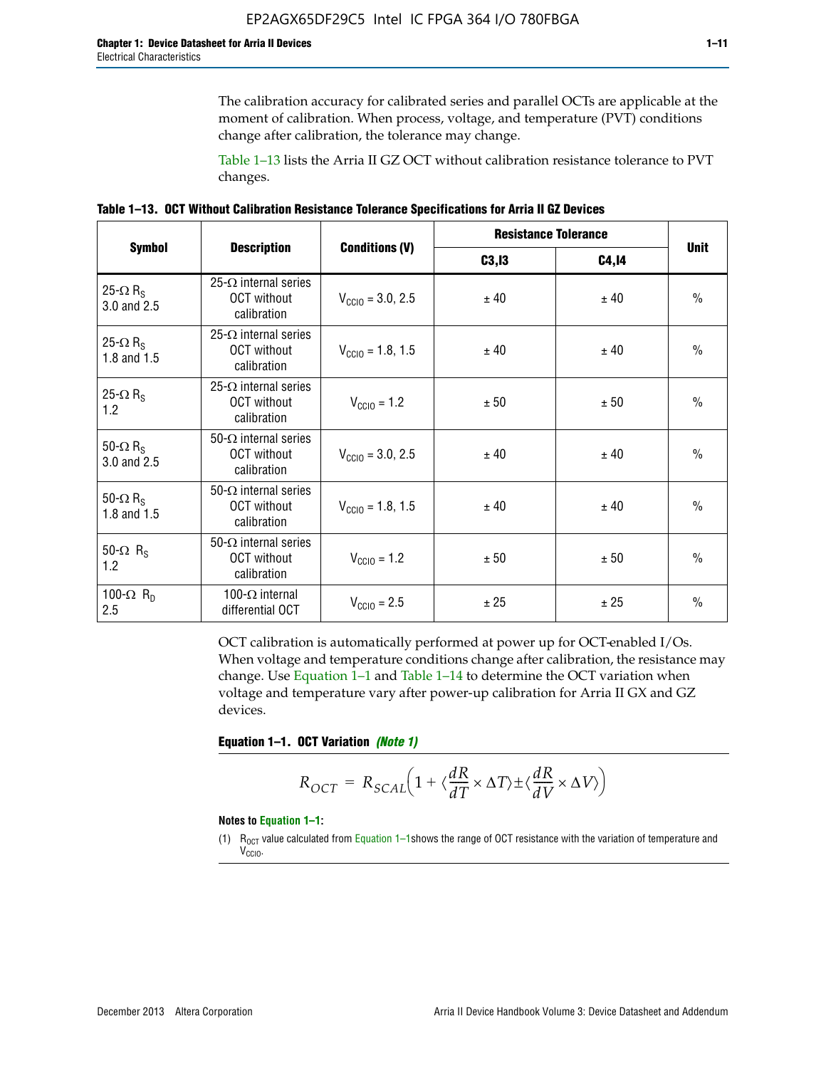The calibration accuracy for calibrated series and parallel OCTs are applicable at the moment of calibration. When process, voltage, and temperature (PVT) conditions change after calibration, the tolerance may change.

Table 1–13 lists the Arria II GZ OCT without calibration resistance tolerance to PVT changes.

**Table 1–13. OCT Without Calibration Resistance Tolerance Specifications for Arria II GZ Devices**

| Symbol | Description | Conditions (V) | Resistance Tolerance | | Unit |
|---|---|---|---|---|---|
| | | | C3,I3 | C4,I4 | |
| 25-Ω $R_S$ 3.0 and 2.5 | 25-Ω internal series OCT without calibration | $V_{CCIO}$ = 3.0, 2.5 | ± 40 | ± 40 | % |
| 25-Ω $R_S$ 1.8 and 1.5 | 25-Ω internal series OCT without calibration | $V_{CCIO}$ = 1.8, 1.5 | ± 40 | ± 40 | % |
| 25-Ω $R_S$ 1.2 | 25-Ω internal series OCT without calibration | $V_{CCIO}$ = 1.2 | ± 50 | ± 50 | % |
| 50-Ω $R_S$ 3.0 and 2.5 | 50-Ω internal series OCT without calibration | $V_{CCIO}$ = 3.0, 2.5 | ± 40 | ± 40 | % |
| 50-Ω $R_S$ 1.8 and 1.5 | 50-Ω internal series OCT without calibration | $V_{CCIO}$ = 1.8, 1.5 | ± 40 | ± 40 | % |
| 50-Ω $R_S$ 1.2 | 50-Ω internal series OCT without calibration | $V_{CCIO}$ = 1.2 | ± 50 | ± 50 | % |
| 100-Ω $R_D$ 2.5 | 100-Ω internal differential OCT | $V_{CCIO}$ = 2.5 | ± 25 | ± 25 | % |

OCT calibration is automatically performed at power up for OCT-enabled I/Os. When voltage and temperature conditions change after calibration, the resistance may change. Use Equation 1–1 and Table 1–14 to determine the OCT variation when voltage and temperature vary after power-up calibration for Arria II GX and GZ devices.

**Equation 1–1. OCT Variation** ***(Note 1)***

$$R_{OCT} = R_{SCAL}\left(1 + \langle\frac{dR}{dT} \times \Delta T\rangle \pm \langle\frac{dR}{dV} \times \Delta V\rangle\right)$$

**Notes to Equation 1–1:**

(1) $R_{OCT}$ value calculated from Equation 1–1shows the range of OCT resistance with the variation of temperature and $V_{CCIO}$.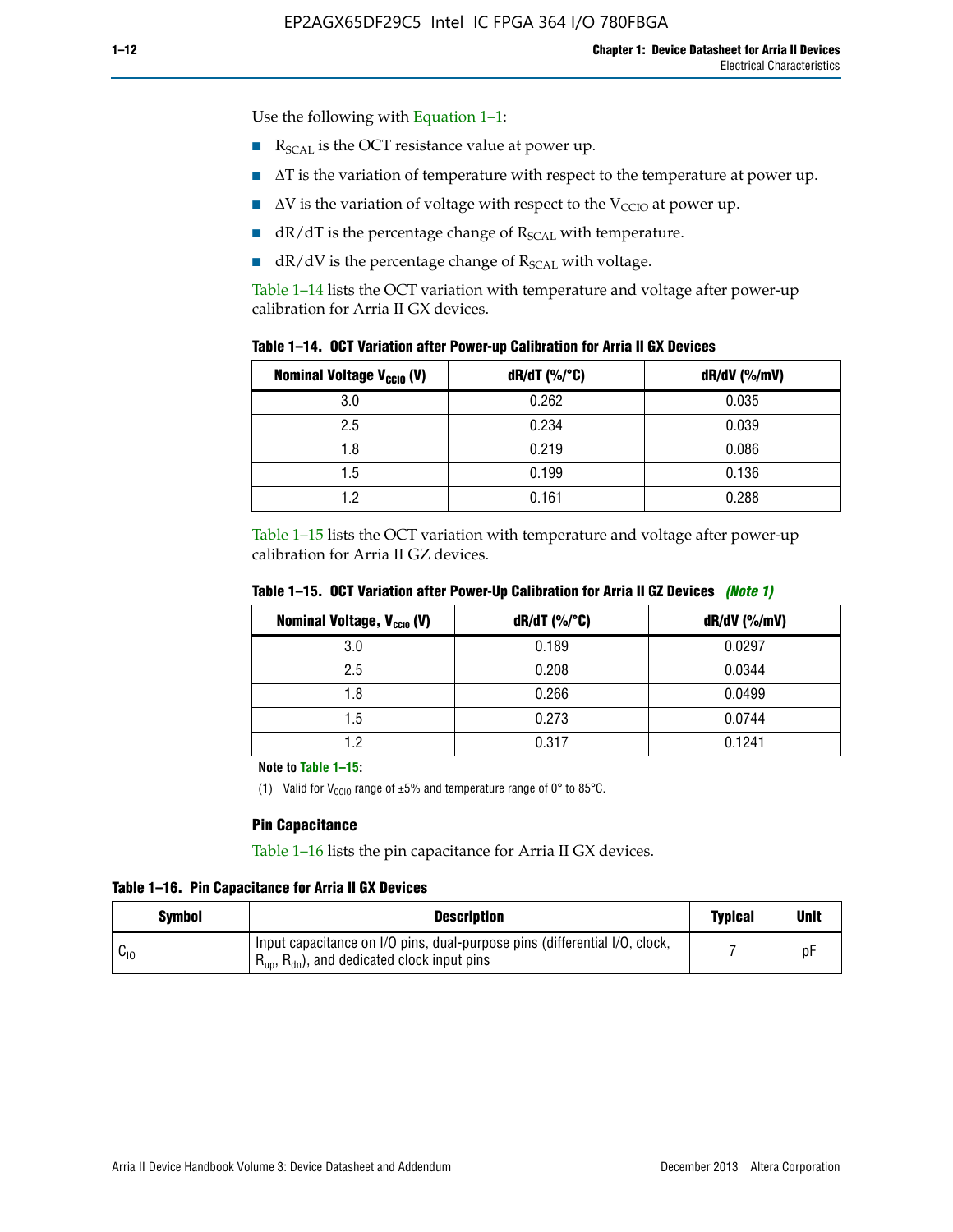Use the following with Equation 1–1:

- $R_{SCAL}$ is the OCT resistance value at power up.
- $\Delta T$ is the variation of temperature with respect to the temperature at power up.
- $\Delta V$ is the variation of voltage with respect to the $V_{CCIO}$ at power up.
- $dR/dT$ is the percentage change of $R_{SCAL}$ with temperature.
- $dR/dV$ is the percentage change of $R_{SCAL}$ with voltage.

Table 1–14 lists the OCT variation with temperature and voltage after power-up calibration for Arria II GX devices.

**Table 1–14. OCT Variation after Power-up Calibration for Arria II GX Devices**

| Nominal Voltage $V_{CCIO}$ (V) | dR/dT (%/°C) | dR/dV (%/mV) |
|---|---|---|
| 3.0 | 0.262 | 0.035 |
| 2.5 | 0.234 | 0.039 |
| 1.8 | 0.219 | 0.086 |
| 1.5 | 0.199 | 0.136 |
| 1.2 | 0.161 | 0.288 |

Table 1–15 lists the OCT variation with temperature and voltage after power-up calibration for Arria II GZ devices.

**Table 1–15. OCT Variation after Power-Up Calibration for Arria II GZ Devices** *(Note 1)*

| Nominal Voltage, $V_{CCIO}$ (V) | dR/dT (%/°C) | dR/dV (%/mV) |
|---|---|---|
| 3.0 | 0.189 | 0.0297 |
| 2.5 | 0.208 | 0.0344 |
| 1.8 | 0.266 | 0.0499 |
| 1.5 | 0.273 | 0.0744 |
| 1.2 | 0.317 | 0.1241 |

**Note to Table 1–15:**

(1) Valid for $V_{CCIO}$ range of ±5% and temperature range of 0° to 85°C.

### Pin Capacitance

Table 1–16 lists the pin capacitance for Arria II GX devices.

**Table 1–16. Pin Capacitance for Arria II GX Devices**

| Symbol | Description | Typical | Unit |
|---|---|---|---|
| $C_{IO}$ | Input capacitance on I/O pins, dual-purpose pins (differential I/O, clock, $R_{up}$, $R_{dn}$), and dedicated clock input pins | 7 | pF |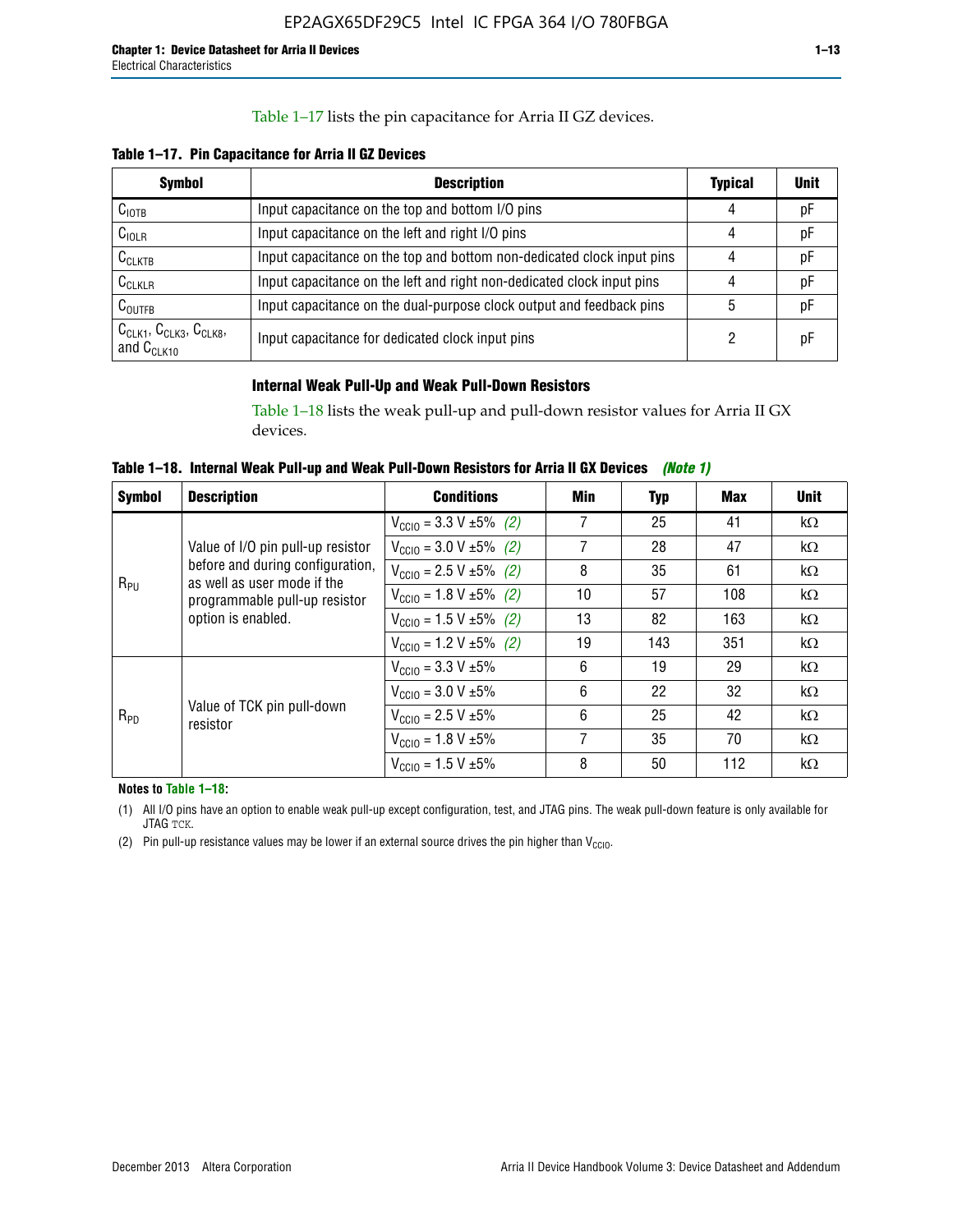Table 1–17 lists the pin capacitance for Arria II GZ devices.

**Table 1–17. Pin Capacitance for Arria II GZ Devices**

| Symbol | Description | Typical | Unit |
|---|---|---|---|
| $C_{IOTB}$ | Input capacitance on the top and bottom I/O pins | 4 | pF |
| $C_{IOLR}$ | Input capacitance on the left and right I/O pins | 4 | pF |
| $C_{CLKTB}$ | Input capacitance on the top and bottom non-dedicated clock input pins | 4 | pF |
| $C_{CLKLR}$ | Input capacitance on the left and right non-dedicated clock input pins | 4 | pF |
| $C_{OUTFB}$ | Input capacitance on the dual-purpose clock output and feedback pins | 5 | pF |
| $C_{CLK1}$, $C_{CLK3}$, $C_{CLK8}$, and $C_{CLK10}$ | Input capacitance for dedicated clock input pins | 2 | pF |

### Internal Weak Pull-Up and Weak Pull-Down Resistors

Table 1–18 lists the weak pull-up and pull-down resistor values for Arria II GX devices.

**Table 1–18. Internal Weak Pull-up and Weak Pull-Down Resistors for Arria II GX Devices** *(Note 1)*

| Symbol | Description | Conditions | Min | Typ | Max | Unit |
|---|---|---|---|---|---|---|
| $R_{PU}$ | Value of I/O pin pull-up resistor before and during configuration, as well as user mode if the programmable pull-up resistor option is enabled. | $V_{CCIO}$ = 3.3 V ±5% *(2)* | 7 | 25 | 41 | kΩ |
| | | $V_{CCIO}$ = 3.0 V ±5% *(2)* | 7 | 28 | 47 | kΩ |
| | | $V_{CCIO}$ = 2.5 V ±5% *(2)* | 8 | 35 | 61 | kΩ |
| | | $V_{CCIO}$ = 1.8 V ±5% *(2)* | 10 | 57 | 108 | kΩ |
| | | $V_{CCIO}$ = 1.5 V ±5% *(2)* | 13 | 82 | 163 | kΩ |
| | | $V_{CCIO}$ = 1.2 V ±5% *(2)* | 19 | 143 | 351 | kΩ |
| $R_{PD}$ | Value of TCK pin pull-down resistor | $V_{CCIO}$ = 3.3 V ±5% | 6 | 19 | 29 | kΩ |
| | | $V_{CCIO}$ = 3.0 V ±5% | 6 | 22 | 32 | kΩ |
| | | $V_{CCIO}$ = 2.5 V ±5% | 6 | 25 | 42 | kΩ |
| | | $V_{CCIO}$ = 1.8 V ±5% | 7 | 35 | 70 | kΩ |
| | | $V_{CCIO}$ = 1.5 V ±5% | 8 | 50 | 112 | kΩ |

**Notes to Table 1–18:**

(1) All I/O pins have an option to enable weak pull-up except configuration, test, and JTAG pins. The weak pull-down feature is only available for JTAG TCK.

(2) Pin pull-up resistance values may be lower if an external source drives the pin higher than $V_{CCIO}$.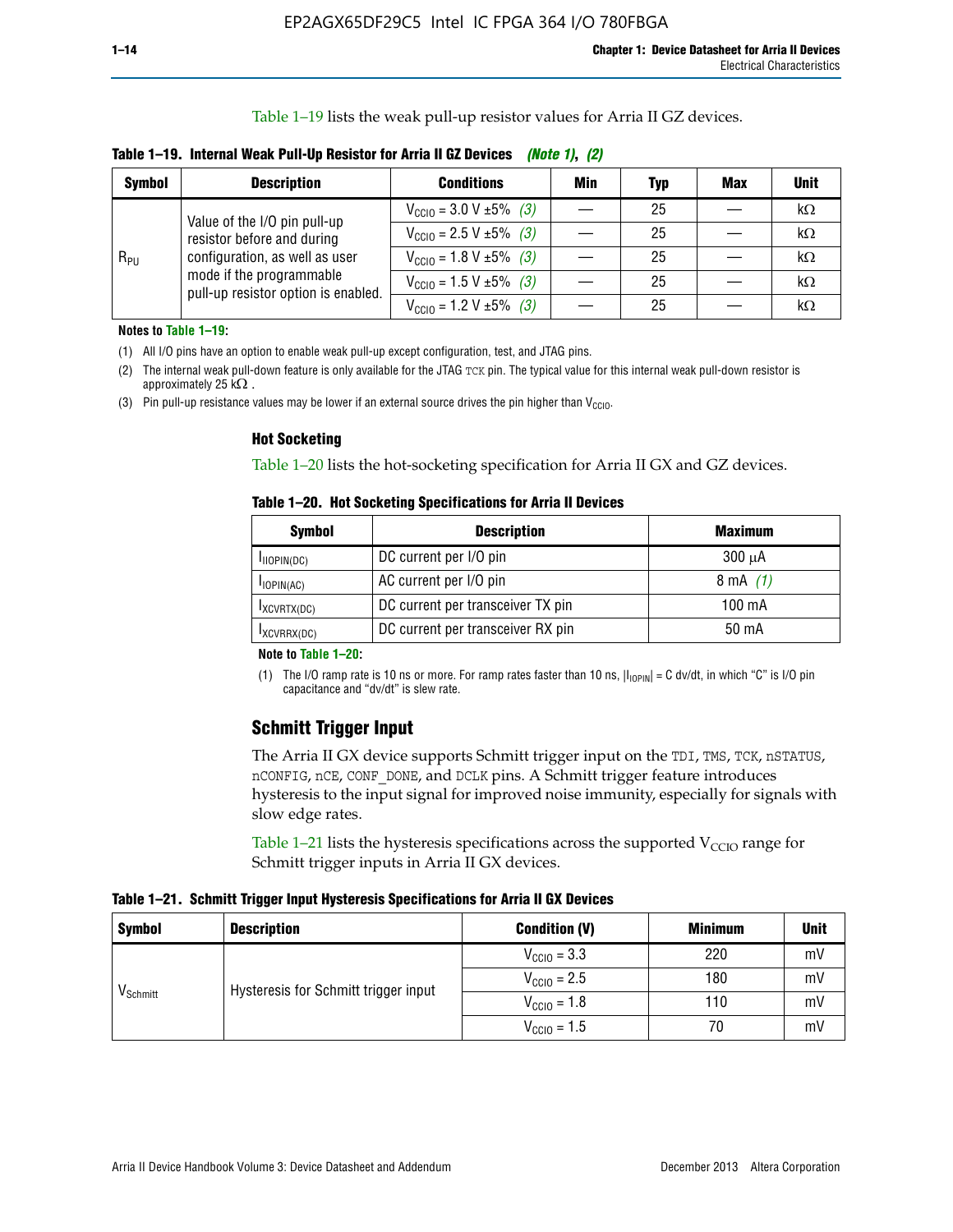Table 1–19 lists the weak pull-up resistor values for Arria II GZ devices.

**Table 1–19. Internal Weak Pull-Up Resistor for Arria II GZ Devices** *(Note 1)*, *(2)*

| Symbol | Description | Conditions | Min | Typ | Max | Unit |
|---|---|---|---|---|---|---|
| $R_{PU}$ | Value of the I/O pin pull-up resistor before and during configuration, as well as user mode if the programmable pull-up resistor option is enabled. | $V_{CCIO}$ = 3.0 V ±5% *(3)* | — | 25 | — | kΩ |
| | | $V_{CCIO}$ = 2.5 V ±5% *(3)* | — | 25 | — | kΩ |
| | | $V_{CCIO}$ = 1.8 V ±5% *(3)* | — | 25 | — | kΩ |
| | | $V_{CCIO}$ = 1.5 V ±5% *(3)* | — | 25 | — | kΩ |
| | | $V_{CCIO}$ = 1.2 V ±5% *(3)* | — | 25 | — | kΩ |

**Notes to Table 1–19:**

(1) All I/O pins have an option to enable weak pull-up except configuration, test, and JTAG pins.

(2) The internal weak pull-down feature is only available for the JTAG TCK pin. The typical value for this internal weak pull-down resistor is approximately 25 kΩ .

(3) Pin pull-up resistance values may be lower if an external source drives the pin higher than $V_{CCIO}$.

### Hot Socketing

Table 1–20 lists the hot-socketing specification for Arria II GX and GZ devices.

**Table 1–20. Hot Socketing Specifications for Arria II Devices**

| Symbol | Description | Maximum |
|---|---|---|
| $I_{IIOPIN(DC)}$ | DC current per I/O pin | 300 μA |
| $I_{IOPIN(AC)}$ | AC current per I/O pin | 8 mA *(1)* |
| $I_{XCVRTX(DC)}$ | DC current per transceiver TX pin | 100 mA |
| $I_{XCVRRX(DC)}$ | DC current per transceiver RX pin | 50 mA |

**Note to Table 1–20:**

(1) The I/O ramp rate is 10 ns or more. For ramp rates faster than 10 ns, $|I_{IOPIN}|$ = C dv/dt, in which "C" is I/O pin capacitance and "dv/dt" is slew rate.

## Schmitt Trigger Input

The Arria II GX device supports Schmitt trigger input on the TDI, TMS, TCK, nSTATUS, nCONFIG, nCE, CONF_DONE, and DCLK pins. A Schmitt trigger feature introduces hysteresis to the input signal for improved noise immunity, especially for signals with slow edge rates.

Table 1–21 lists the hysteresis specifications across the supported $V_{CCIO}$ range for Schmitt trigger inputs in Arria II GX devices.

**Table 1–21. Schmitt Trigger Input Hysteresis Specifications for Arria II GX Devices**

| Symbol | Description | Condition (V) | Minimum | Unit |
|---|---|---|---|---|
| $V_{Schmitt}$ | Hysteresis for Schmitt trigger input | $V_{CCIO}$ = 3.3 | 220 | mV |
| | | $V_{CCIO}$ = 2.5 | 180 | mV |
| | | $V_{CCIO}$ = 1.8 | 110 | mV |
| | | $V_{CCIO}$ = 1.5 | 70 | mV |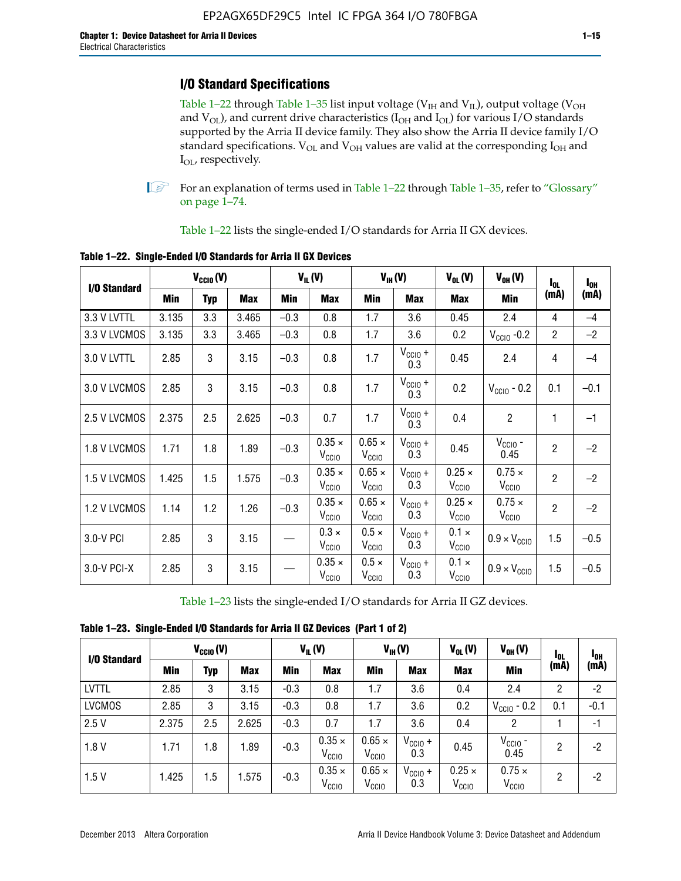## I/O Standard Specifications

Table 1–22 through Table 1–35 list input voltage ($V_{IH}$ and $V_{IL}$), output voltage ($V_{OH}$ and $V_{OL}$), and current drive characteristics ($I_{OH}$ and $I_{OL}$) for various I/O standards supported by the Arria II device family. They also show the Arria II device family I/O standard specifications. $V_{OL}$ and $V_{OH}$ values are valid at the corresponding $I_{OH}$ and $I_{OL}$, respectively.

For an explanation of terms used in Table 1–22 through Table 1–35, refer to "Glossary" on page 1–74.

Table 1–22 lists the single-ended I/O standards for Arria II GX devices.

**Table 1–22. Single-Ended I/O Standards for Arria II GX Devices**

| I/O Standard | $V_{CCIO}$ (V) | | | $V_{IL}$ (V) | | $V_{IH}$ (V) | | $V_{OL}$ (V) | $V_{OH}$ (V) | $I_{OL}$ (mA) | $I_{OH}$ (mA) |
|---|---|---|---|---|---|---|---|---|---|---|---|
| | Min | Typ | Max | Min | Max | Min | Max | Max | Min | | |
| 3.3 V LVTTL | 3.135 | 3.3 | 3.465 | –0.3 | 0.8 | 1.7 | 3.6 | 0.45 | 2.4 | 4 | –4 |
| 3.3 V LVCMOS | 3.135 | 3.3 | 3.465 | –0.3 | 0.8 | 1.7 | 3.6 | 0.2 | $V_{CCIO}$ -0.2 | 2 | –2 |
| 3.0 V LVTTL | 2.85 | 3 | 3.15 | –0.3 | 0.8 | 1.7 | $V_{CCIO}$ + 0.3 | 0.45 | 2.4 | 4 | –4 |
| 3.0 V LVCMOS | 2.85 | 3 | 3.15 | –0.3 | 0.8 | 1.7 | $V_{CCIO}$ + 0.3 | 0.2 | $V_{CCIO}$ - 0.2 | 0.1 | –0.1 |
| 2.5 V LVCMOS | 2.375 | 2.5 | 2.625 | –0.3 | 0.7 | 1.7 | $V_{CCIO}$ + 0.3 | 0.4 | 2 | 1 | –1 |
| 1.8 V LVCMOS | 1.71 | 1.8 | 1.89 | –0.3 | 0.35 × $V_{CCIO}$ | 0.65 × $V_{CCIO}$ | $V_{CCIO}$ + 0.3 | 0.45 | $V_{CCIO}$ - 0.45 | 2 | –2 |
| 1.5 V LVCMOS | 1.425 | 1.5 | 1.575 | –0.3 | 0.35 × $V_{CCIO}$ | 0.65 × $V_{CCIO}$ | $V_{CCIO}$ + 0.3 | 0.25 × $V_{CCIO}$ | 0.75 × $V_{CCIO}$ | 2 | –2 |
| 1.2 V LVCMOS | 1.14 | 1.2 | 1.26 | –0.3 | 0.35 × $V_{CCIO}$ | 0.65 × $V_{CCIO}$ | $V_{CCIO}$ + 0.3 | 0.25 × $V_{CCIO}$ | 0.75 × $V_{CCIO}$ | 2 | –2 |
| 3.0-V PCI | 2.85 | 3 | 3.15 | — | 0.3 × $V_{CCIO}$ | 0.5 × $V_{CCIO}$ | $V_{CCIO}$ + 0.3 | 0.1 × $V_{CCIO}$ | 0.9 × $V_{CCIO}$ | 1.5 | –0.5 |
| 3.0-V PCI-X | 2.85 | 3 | 3.15 | — | 0.35 × $V_{CCIO}$ | 0.5 × $V_{CCIO}$ | $V_{CCIO}$ + 0.3 | 0.1 × $V_{CCIO}$ | 0.9 × $V_{CCIO}$ | 1.5 | –0.5 |

Table 1–23 lists the single-ended I/O standards for Arria II GZ devices.

**Table 1–23. Single-Ended I/O Standards for Arria II GZ Devices (Part 1 of 2)**

| I/O Standard | $V_{CCIO}$ (V) | | | $V_{IL}$ (V) | | $V_{IH}$ (V) | | $V_{OL}$ (V) | $V_{OH}$ (V) | $I_{OL}$ (mA) | $I_{OH}$ (mA) |
|---|---|---|---|---|---|---|---|---|---|---|---|
| | Min | Typ | Max | Min | Max | Min | Max | Max | Min | | |
| LVTTL | 2.85 | 3 | 3.15 | -0.3 | 0.8 | 1.7 | 3.6 | 0.4 | 2.4 | 2 | -2 |
| LVCMOS | 2.85 | 3 | 3.15 | -0.3 | 0.8 | 1.7 | 3.6 | 0.2 | $V_{CCIO}$ - 0.2 | 0.1 | -0.1 |
| 2.5 V | 2.375 | 2.5 | 2.625 | -0.3 | 0.7 | 1.7 | 3.6 | 0.4 | 2 | 1 | -1 |
| 1.8 V | 1.71 | 1.8 | 1.89 | -0.3 | 0.35 × $V_{CCIO}$ | 0.65 × $V_{CCIO}$ | $V_{CCIO}$ + 0.3 | 0.45 | $V_{CCIO}$ - 0.45 | 2 | -2 |
| 1.5 V | 1.425 | 1.5 | 1.575 | -0.3 | 0.35 × $V_{CCIO}$ | 0.65 × $V_{CCIO}$ | $V_{CCIO}$ + 0.3 | 0.25 × $V_{CCIO}$ | 0.75 × $V_{CCIO}$ | 2 | -2 |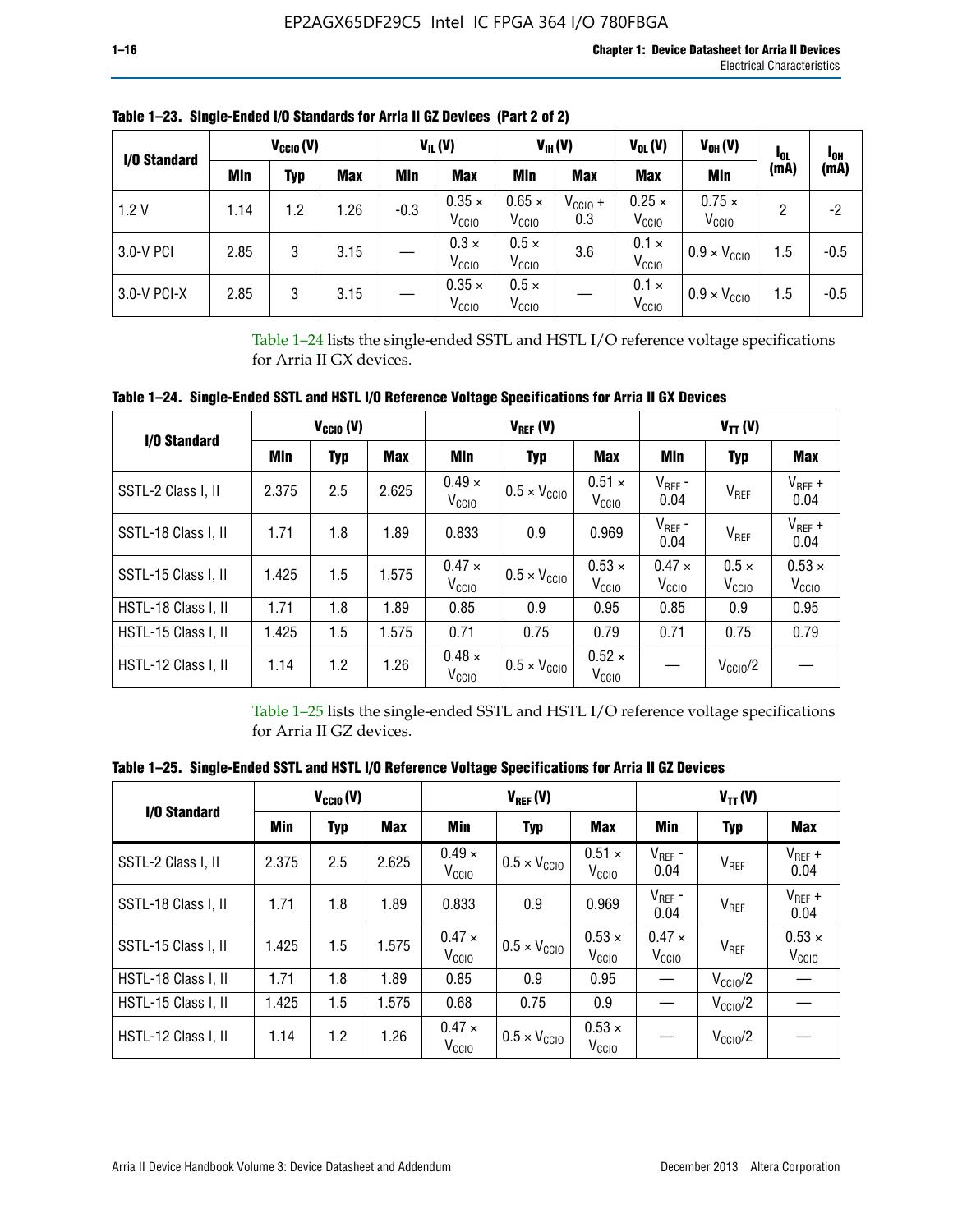**Table 1–23. Single-Ended I/O Standards for Arria II GZ Devices (Part 2 of 2)**

| I/O Standard | $V_{CCIO}$ (V) | | | $V_{IL}$ (V) | | $V_{IH}$ (V) | | $V_{OL}$ (V) | $V_{OH}$ (V) | $I_{OL}$ (mA) | $I_{OH}$ (mA) |
|---|---|---|---|---|---|---|---|---|---|---|---|
| | Min | Typ | Max | Min | Max | Min | Max | Max | Min | | |
| 1.2 V | 1.14 | 1.2 | 1.26 | -0.3 | $0.35 \times V_{CCIO}$ | $0.65 \times V_{CCIO}$ | $V_{CCIO} + 0.3$ | $0.25 \times V_{CCIO}$ | $0.75 \times V_{CCIO}$ | 2 | -2 |
| 3.0-V PCI | 2.85 | 3 | 3.15 | — | $0.3 \times V_{CCIO}$ | $0.5 \times V_{CCIO}$ | 3.6 | $0.1 \times V_{CCIO}$ | $0.9 \times V_{CCIO}$ | 1.5 | -0.5 |
| 3.0-V PCI-X | 2.85 | 3 | 3.15 | — | $0.35 \times V_{CCIO}$ | $0.5 \times V_{CCIO}$ | — | $0.1 \times V_{CCIO}$ | $0.9 \times V_{CCIO}$ | 1.5 | -0.5 |

Table 1–24 lists the single-ended SSTL and HSTL I/O reference voltage specifications for Arria II GX devices.

**Table 1–24. Single-Ended SSTL and HSTL I/O Reference Voltage Specifications for Arria II GX Devices**

| I/O Standard | $V_{CCIO}$ (V) | | | $V_{REF}$ (V) | | | $V_{TT}$ (V) | | |
|---|---|---|---|---|---|---|---|---|---|
| | Min | Typ | Max | Min | Typ | Max | Min | Typ | Max |
| SSTL-2 Class I, II | 2.375 | 2.5 | 2.625 | $0.49 \times V_{CCIO}$ | $0.5 \times V_{CCIO}$ | $0.51 \times V_{CCIO}$ | $V_{REF}$ - 0.04 | $V_{REF}$ | $V_{REF}$ + 0.04 |
| SSTL-18 Class I, II | 1.71 | 1.8 | 1.89 | 0.833 | 0.9 | 0.969 | $V_{REF}$ - 0.04 | $V_{REF}$ | $V_{REF}$ + 0.04 |
| SSTL-15 Class I, II | 1.425 | 1.5 | 1.575 | $0.47 \times V_{CCIO}$ | $0.5 \times V_{CCIO}$ | $0.53 \times V_{CCIO}$ | $0.47 \times V_{CCIO}$ | $0.5 \times V_{CCIO}$ | $0.53 \times V_{CCIO}$ |
| HSTL-18 Class I, II | 1.71 | 1.8 | 1.89 | 0.85 | 0.9 | 0.95 | 0.85 | 0.9 | 0.95 |
| HSTL-15 Class I, II | 1.425 | 1.5 | 1.575 | 0.71 | 0.75 | 0.79 | 0.71 | 0.75 | 0.79 |
| HSTL-12 Class I, II | 1.14 | 1.2 | 1.26 | $0.48 \times V_{CCIO}$ | $0.5 \times V_{CCIO}$ | $0.52 \times V_{CCIO}$ | — | $V_{CCIO}/2$ | — |

Table 1–25 lists the single-ended SSTL and HSTL I/O reference voltage specifications for Arria II GZ devices.

**Table 1–25. Single-Ended SSTL and HSTL I/O Reference Voltage Specifications for Arria II GZ Devices**

| I/O Standard | $V_{CCIO}$ (V) | | | $V_{REF}$ (V) | | | $V_{TT}$ (V) | | |
|---|---|---|---|---|---|---|---|---|---|
| | Min | Typ | Max | Min | Typ | Max | Min | Typ | Max |
| SSTL-2 Class I, II | 2.375 | 2.5 | 2.625 | $0.49 \times V_{CCIO}$ | $0.5 \times V_{CCIO}$ | $0.51 \times V_{CCIO}$ | $V_{REF}$ - 0.04 | $V_{REF}$ | $V_{REF}$ + 0.04 |
| SSTL-18 Class I, II | 1.71 | 1.8 | 1.89 | 0.833 | 0.9 | 0.969 | $V_{REF}$ - 0.04 | $V_{REF}$ | $V_{REF}$ + 0.04 |
| SSTL-15 Class I, II | 1.425 | 1.5 | 1.575 | $0.47 \times V_{CCIO}$ | $0.5 \times V_{CCIO}$ | $0.53 \times V_{CCIO}$ | $0.47 \times V_{CCIO}$ | $V_{REF}$ | $0.53 \times V_{CCIO}$ |
| HSTL-18 Class I, II | 1.71 | 1.8 | 1.89 | 0.85 | 0.9 | 0.95 | — | $V_{CCIO}/2$ | — |
| HSTL-15 Class I, II | 1.425 | 1.5 | 1.575 | 0.68 | 0.75 | 0.9 | — | $V_{CCIO}/2$ | — |
| HSTL-12 Class I, II | 1.14 | 1.2 | 1.26 | $0.47 \times V_{CCIO}$ | $0.5 \times V_{CCIO}$ | $0.53 \times V_{CCIO}$ | — | $V_{CCIO}/2$ | — |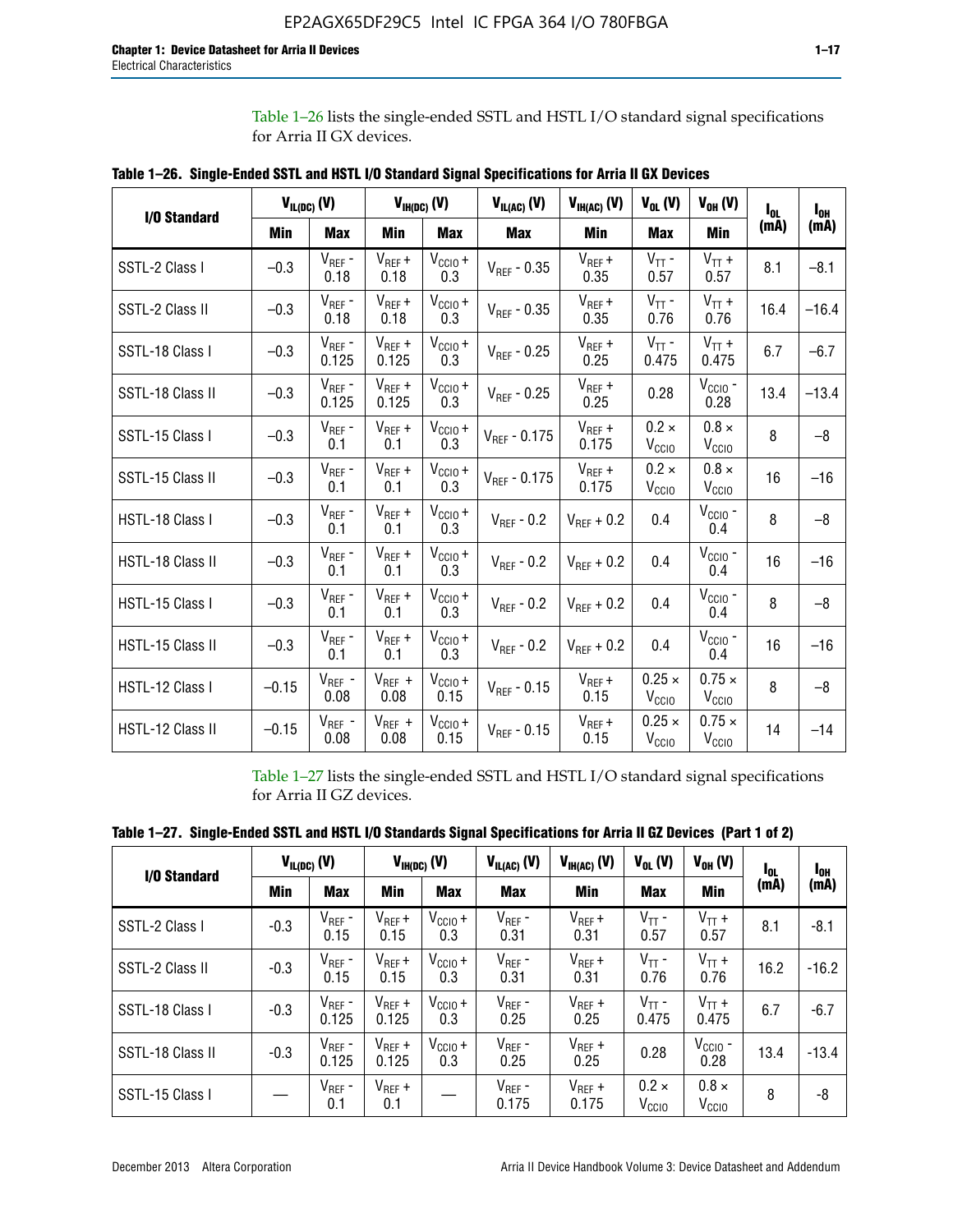Table 1–26 lists the single-ended SSTL and HSTL I/O standard signal specifications for Arria II GX devices.

**Table 1–26. Single-Ended SSTL and HSTL I/O Standard Signal Specifications for Arria II GX Devices**

| I/O Standard | $V_{IL(DC)}$ (V) | | $V_{IH(DC)}$ (V) | | $V_{IL(AC)}$ (V) | $V_{IH(AC)}$ (V) | $V_{OL}$ (V) | $V_{OH}$ (V) | $I_{OL}$ (mA) | $I_{OH}$ (mA) |
|---|---|---|---|---|---|---|---|---|---|---|
| | Min | Max | Min | Max | Max | Min | Max | Min | | |
| SSTL-2 Class I | –0.3 | $V_{REF}$ - 0.18 | $V_{REF}$ + 0.18 | $V_{CCIO}$ + 0.3 | $V_{REF}$ - 0.35 | $V_{REF}$ + 0.35 | $V_{TT}$ - 0.57 | $V_{TT}$ + 0.57 | 8.1 | –8.1 |
| SSTL-2 Class II | –0.3 | $V_{REF}$ - 0.18 | $V_{REF}$ + 0.18 | $V_{CCIO}$ + 0.3 | $V_{REF}$ - 0.35 | $V_{REF}$ + 0.35 | $V_{TT}$ - 0.76 | $V_{TT}$ + 0.76 | 16.4 | –16.4 |
| SSTL-18 Class I | –0.3 | $V_{REF}$ - 0.125 | $V_{REF}$ + 0.125 | $V_{CCIO}$ + 0.3 | $V_{REF}$ - 0.25 | $V_{REF}$ + 0.25 | $V_{TT}$ - 0.475 | $V_{TT}$ + 0.475 | 6.7 | –6.7 |
| SSTL-18 Class II | –0.3 | $V_{REF}$ - 0.125 | $V_{REF}$ + 0.125 | $V_{CCIO}$ + 0.3 | $V_{REF}$ - 0.25 | $V_{REF}$ + 0.25 | 0.28 | $V_{CCIO}$ - 0.28 | 13.4 | –13.4 |
| SSTL-15 Class I | –0.3 | $V_{REF}$ - 0.1 | $V_{REF}$ + 0.1 | $V_{CCIO}$ + 0.3 | $V_{REF}$ - 0.175 | $V_{REF}$ + 0.175 | 0.2 × $V_{CCIO}$ | 0.8 × $V_{CCIO}$ | 8 | –8 |
| SSTL-15 Class II | –0.3 | $V_{REF}$ - 0.1 | $V_{REF}$ + 0.1 | $V_{CCIO}$ + 0.3 | $V_{REF}$ - 0.175 | $V_{REF}$ + 0.175 | 0.2 × $V_{CCIO}$ | 0.8 × $V_{CCIO}$ | 16 | –16 |
| HSTL-18 Class I | –0.3 | $V_{REF}$ - 0.1 | $V_{REF}$ + 0.1 | $V_{CCIO}$ + 0.3 | $V_{REF}$ - 0.2 | $V_{REF}$ + 0.2 | 0.4 | $V_{CCIO}$ - 0.4 | 8 | –8 |
| HSTL-18 Class II | –0.3 | $V_{REF}$ - 0.1 | $V_{REF}$ + 0.1 | $V_{CCIO}$ + 0.3 | $V_{REF}$ - 0.2 | $V_{REF}$ + 0.2 | 0.4 | $V_{CCIO}$ - 0.4 | 16 | –16 |
| HSTL-15 Class I | –0.3 | $V_{REF}$ - 0.1 | $V_{REF}$ + 0.1 | $V_{CCIO}$ + 0.3 | $V_{REF}$ - 0.2 | $V_{REF}$ + 0.2 | 0.4 | $V_{CCIO}$ - 0.4 | 8 | –8 |
| HSTL-15 Class II | –0.3 | $V_{REF}$ - 0.1 | $V_{REF}$ + 0.1 | $V_{CCIO}$ + 0.3 | $V_{REF}$ - 0.2 | $V_{REF}$ + 0.2 | 0.4 | $V_{CCIO}$ - 0.4 | 16 | –16 |
| HSTL-12 Class I | –0.15 | $V_{REF}$ - 0.08 | $V_{REF}$ + 0.08 | $V_{CCIO}$ + 0.15 | $V_{REF}$ - 0.15 | $V_{REF}$ + 0.15 | 0.25 × $V_{CCIO}$ | 0.75 × $V_{CCIO}$ | 8 | –8 |
| HSTL-12 Class II | –0.15 | $V_{REF}$ - 0.08 | $V_{REF}$ + 0.08 | $V_{CCIO}$ + 0.15 | $V_{REF}$ - 0.15 | $V_{REF}$ + 0.15 | 0.25 × $V_{CCIO}$ | 0.75 × $V_{CCIO}$ | 14 | –14 |

Table 1–27 lists the single-ended SSTL and HSTL I/O standard signal specifications for Arria II GZ devices.

**Table 1–27. Single-Ended SSTL and HSTL I/O Standards Signal Specifications for Arria II GZ Devices (Part 1 of 2)**

| I/O Standard | $V_{IL(DC)}$ (V) | | $V_{IH(DC)}$ (V) | | $V_{IL(AC)}$ (V) | $V_{IH(AC)}$ (V) | $V_{OL}$ (V) | $V_{OH}$ (V) | $I_{OL}$ (mA) | $I_{OH}$ (mA) |
|---|---|---|---|---|---|---|---|---|---|---|
| | Min | Max | Min | Max | Max | Min | Max | Min | | |
| SSTL-2 Class I | -0.3 | $V_{REF}$ - 0.15 | $V_{REF}$ + 0.15 | $V_{CCIO}$ + 0.3 | $V_{REF}$ - 0.31 | $V_{REF}$ + 0.31 | $V_{TT}$ - 0.57 | $V_{TT}$ + 0.57 | 8.1 | -8.1 |
| SSTL-2 Class II | -0.3 | $V_{REF}$ - 0.15 | $V_{REF}$ + 0.15 | $V_{CCIO}$ + 0.3 | $V_{REF}$ - 0.31 | $V_{REF}$ + 0.31 | $V_{TT}$ - 0.76 | $V_{TT}$ + 0.76 | 16.2 | -16.2 |
| SSTL-18 Class I | -0.3 | $V_{REF}$ - 0.125 | $V_{REF}$ + 0.125 | $V_{CCIO}$ + 0.3 | $V_{REF}$ - 0.25 | $V_{REF}$ + 0.25 | $V_{TT}$ - 0.475 | $V_{TT}$ + 0.475 | 6.7 | -6.7 |
| SSTL-18 Class II | -0.3 | $V_{REF}$ - 0.125 | $V_{REF}$ + 0.125 | $V_{CCIO}$ + 0.3 | $V_{REF}$ - 0.25 | $V_{REF}$ + 0.25 | 0.28 | $V_{CCIO}$ - 0.28 | 13.4 | -13.4 |
| SSTL-15 Class I | — | $V_{REF}$ - 0.1 | $V_{REF}$ + 0.1 | — | $V_{REF}$ - 0.175 | $V_{REF}$ + 0.175 | 0.2 × $V_{CCIO}$ | 0.8 × $V_{CCIO}$ | 8 | -8 |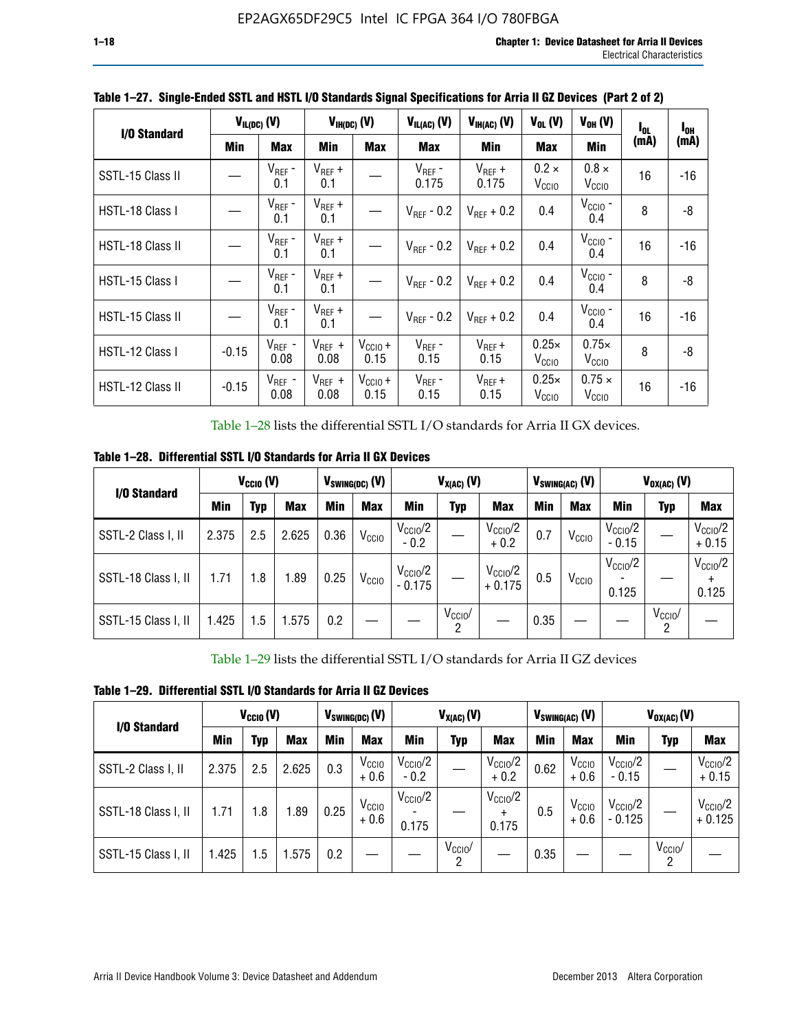**Table 1–27. Single-Ended SSTL and HSTL I/O Standards Signal Specifications for Arria II GZ Devices (Part 2 of 2)**

| I/O Standard | $V_{IL(DC)}$ (V) | | $V_{IH(DC)}$ (V) | | $V_{IL(AC)}$ (V) | $V_{IH(AC)}$ (V) | $V_{OL}$ (V) | $V_{OH}$ (V) | $I_{OL}$ (mA) | $I_{OH}$ (mA) |
|---|---|---|---|---|---|---|---|---|---|---|
| | Min | Max | Min | Max | Max | Min | Max | Min | | |
| SSTL-15 Class II | — | $V_{REF}$ - 0.1 | $V_{REF}$ + 0.1 | — | $V_{REF}$ - 0.175 | $V_{REF}$ + 0.175 | 0.2 × $V_{CCIO}$ | 0.8 × $V_{CCIO}$ | 16 | -16 |
| HSTL-18 Class I | — | $V_{REF}$ - 0.1 | $V_{REF}$ + 0.1 | — | $V_{REF}$ - 0.2 | $V_{REF}$ + 0.2 | 0.4 | $V_{CCIO}$ - 0.4 | 8 | -8 |
| HSTL-18 Class II | — | $V_{REF}$ - 0.1 | $V_{REF}$ + 0.1 | — | $V_{REF}$ - 0.2 | $V_{REF}$ + 0.2 | 0.4 | $V_{CCIO}$ - 0.4 | 16 | -16 |
| HSTL-15 Class I | — | $V_{REF}$ - 0.1 | $V_{REF}$ + 0.1 | — | $V_{REF}$ - 0.2 | $V_{REF}$ + 0.2 | 0.4 | $V_{CCIO}$ - 0.4 | 8 | -8 |
| HSTL-15 Class II | — | $V_{REF}$ - 0.1 | $V_{REF}$ + 0.1 | — | $V_{REF}$ - 0.2 | $V_{REF}$ + 0.2 | 0.4 | $V_{CCIO}$ - 0.4 | 16 | -16 |
| HSTL-12 Class I | -0.15 | $V_{REF}$ - 0.08 | $V_{REF}$ + 0.08 | $V_{CCIO}$ + 0.15 | $V_{REF}$ - 0.15 | $V_{REF}$ + 0.15 | 0.25× $V_{CCIO}$ | 0.75× $V_{CCIO}$ | 8 | -8 |
| HSTL-12 Class II | -0.15 | $V_{REF}$ - 0.08 | $V_{REF}$ + 0.08 | $V_{CCIO}$ + 0.15 | $V_{REF}$ - 0.15 | $V_{REF}$ + 0.15 | 0.25× $V_{CCIO}$ | 0.75 × $V_{CCIO}$ | 16 | -16 |

Table 1–28 lists the differential SSTL I/O standards for Arria II GX devices.

**Table 1–28. Differential SSTL I/O Standards for Arria II GX Devices**

| I/O Standard | $V_{CCIO}$ (V) | | | $V_{SWING(DC)}$ (V) | | $V_{X(AC)}$ (V) | | | $V_{SWING(AC)}$ (V) | | $V_{OX(AC)}$ (V) | | |
|---|---|---|---|---|---|---|---|---|---|---|---|---|---|
| | Min | Typ | Max | Min | Max | Min | Typ | Max | Min | Max | Min | Typ | Max |
| SSTL-2 Class I, II | 2.375 | 2.5 | 2.625 | 0.36 | $V_{CCIO}$ | $V_{CCIO}$/2 - 0.2 | — | $V_{CCIO}$/2 + 0.2 | 0.7 | $V_{CCIO}$ | $V_{CCIO}$/2 - 0.15 | — | $V_{CCIO}$/2 + 0.15 |
| SSTL-18 Class I, II | 1.71 | 1.8 | 1.89 | 0.25 | $V_{CCIO}$ | $V_{CCIO}$/2 - 0.175 | — | $V_{CCIO}$/2 + 0.175 | 0.5 | $V_{CCIO}$ | $V_{CCIO}$/2 - 0.125 | — | $V_{CCIO}$/2 + 0.125 |
| SSTL-15 Class I, II | 1.425 | 1.5 | 1.575 | 0.2 | — | — | $V_{CCIO}$/2 | — | 0.35 | — | — | $V_{CCIO}$/2 | — |

Table 1–29 lists the differential SSTL I/O standards for Arria II GZ devices

**Table 1–29. Differential SSTL I/O Standards for Arria II GZ Devices**

| I/O Standard | $V_{CCIO}$ (V) | | | $V_{SWING(DC)}$ (V) | | $V_{X(AC)}$ (V) | | | $V_{SWING(AC)}$ (V) | | $V_{OX(AC)}$ (V) | | |
|---|---|---|---|---|---|---|---|---|---|---|---|---|---|
| | Min | Typ | Max | Min | Max | Min | Typ | Max | Min | Max | Min | Typ | Max |
| SSTL-2 Class I, II | 2.375 | 2.5 | 2.625 | 0.3 | $V_{CCIO}$ + 0.6 | $V_{CCIO}$/2 - 0.2 | — | $V_{CCIO}$/2 + 0.2 | 0.62 | $V_{CCIO}$ + 0.6 | $V_{CCIO}$/2 - 0.15 | — | $V_{CCIO}$/2 + 0.15 |
| SSTL-18 Class I, II | 1.71 | 1.8 | 1.89 | 0.25 | $V_{CCIO}$ + 0.6 | $V_{CCIO}$/2 - 0.175 | — | $V_{CCIO}$/2 + 0.175 | 0.5 | $V_{CCIO}$ + 0.6 | $V_{CCIO}$/2 - 0.125 | — | $V_{CCIO}$/2 + 0.125 |
| SSTL-15 Class I, II | 1.425 | 1.5 | 1.575 | 0.2 | — | — | $V_{CCIO}$/2 | — | 0.35 | — | — | $V_{CCIO}$/2 | — |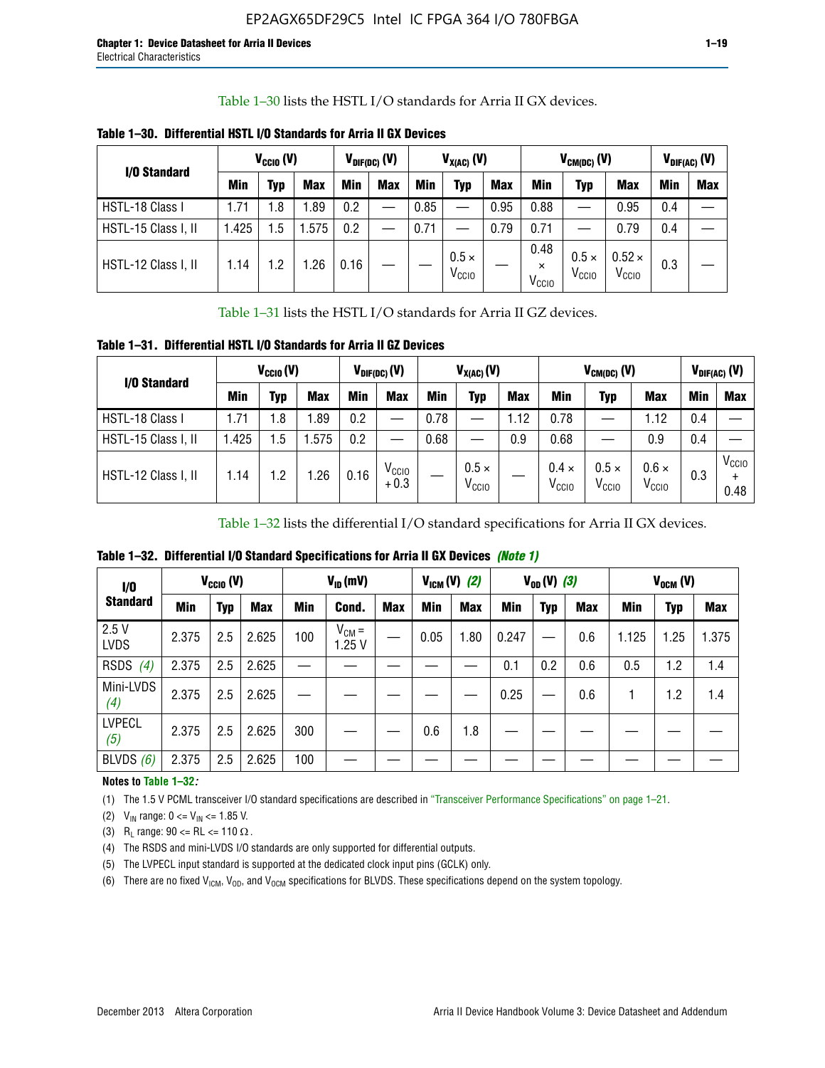Table 1–30 lists the HSTL I/O standards for Arria II GX devices.

**Table 1–30. Differential HSTL I/O Standards for Arria II GX Devices**

| I/O Standard | $V_{CCIO}$ (V) | | | $V_{DIF(DC)}$ (V) | | $V_{X(AC)}$ (V) | | | $V_{CM(DC)}$ (V) | | | $V_{DIF(AC)}$ (V) | |
|---|---|---|---|---|---|---|---|---|---|---|---|---|---|
| | Min | Typ | Max | Min | Max | Min | Typ | Max | Min | Typ | Max | Min | Max |
| HSTL-18 Class I | 1.71 | 1.8 | 1.89 | 0.2 | — | 0.85 | — | 0.95 | 0.88 | — | 0.95 | 0.4 | — |
| HSTL-15 Class I, II | 1.425 | 1.5 | 1.575 | 0.2 | — | 0.71 | — | 0.79 | 0.71 | — | 0.79 | 0.4 | — |
| HSTL-12 Class I, II | 1.14 | 1.2 | 1.26 | 0.16 | — | — | $0.5 \times V_{CCIO}$ | — | $0.48 \times V_{CCIO}$ | $0.5 \times V_{CCIO}$ | $0.52 \times V_{CCIO}$ | 0.3 | — |

Table 1–31 lists the HSTL I/O standards for Arria II GZ devices.

**Table 1–31. Differential HSTL I/O Standards for Arria II GZ Devices**

| I/O Standard | $V_{CCIO}$ (V) | | | $V_{DIF(DC)}$ (V) | | $V_{X(AC)}$ (V) | | | $V_{CM(DC)}$ (V) | | | $V_{DIF(AC)}$ (V) | |
|---|---|---|---|---|---|---|---|---|---|---|---|---|---|
| | Min | Typ | Max | Min | Max | Min | Typ | Max | Min | Typ | Max | Min | Max |
| HSTL-18 Class I | 1.71 | 1.8 | 1.89 | 0.2 | — | 0.78 | — | 1.12 | 0.78 | — | 1.12 | 0.4 | — |
| HSTL-15 Class I, II | 1.425 | 1.5 | 1.575 | 0.2 | — | 0.68 | — | 0.9 | 0.68 | — | 0.9 | 0.4 | — |
| HSTL-12 Class I, II | 1.14 | 1.2 | 1.26 | 0.16 | $V_{CCIO} + 0.3$ | — | $0.5 \times V_{CCIO}$ | — | $0.4 \times V_{CCIO}$ | $0.5 \times V_{CCIO}$ | $0.6 \times V_{CCIO}$ | 0.3 | $V_{CCIO} + 0.48$ |

Table 1–32 lists the differential I/O standard specifications for Arria II GX devices.

**Table 1–32. Differential I/O Standard Specifications for Arria II GX Devices** *(Note 1)*

| I/O Standard | $V_{CCIO}$ (V) | | | $V_{ID}$ (mV) | | | $V_{ICM}$ (V) *(2)* | | $V_{OD}$ (V) *(3)* | | | $V_{OCM}$ (V) | | |
|---|---|---|---|---|---|---|---|---|---|---|---|---|---|---|
| | Min | Typ | Max | Min | Cond. | Max | Min | Max | Min | Typ | Max | Min | Typ | Max |
| 2.5 V LVDS | 2.375 | 2.5 | 2.625 | 100 | $V_{CM}$ = 1.25 V | — | 0.05 | 1.80 | 0.247 | — | 0.6 | 1.125 | 1.25 | 1.375 |
| RSDS *(4)* | 2.375 | 2.5 | 2.625 | — | — | — | — | — | 0.1 | 0.2 | 0.6 | 0.5 | 1.2 | 1.4 |
| Mini-LVDS *(4)* | 2.375 | 2.5 | 2.625 | — | — | — | — | — | 0.25 | — | 0.6 | 1 | 1.2 | 1.4 |
| LVPECL *(5)* | 2.375 | 2.5 | 2.625 | 300 | — | — | 0.6 | 1.8 | — | — | — | — | — | — |
| BLVDS *(6)* | 2.375 | 2.5 | 2.625 | 100 | — | — | — | — | — | — | — | — | — | — |

**Notes to Table 1–32:**

(1) The 1.5 V PCML transceiver I/O standard specifications are described in "Transceiver Performance Specifications" on page 1–21.

(2) $V_{IN}$ range: 0 <= $V_{IN}$ <= 1.85 V.

(3) $R_L$ range: 90 <= RL <= 110 Ω.

(4) The RSDS and mini-LVDS I/O standards are only supported for differential outputs.

(5) The LVPECL input standard is supported at the dedicated clock input pins (GCLK) only.

(6) There are no fixed $V_{ICM}$, $V_{OD}$, and $V_{OCM}$ specifications for BLVDS. These specifications depend on the system topology.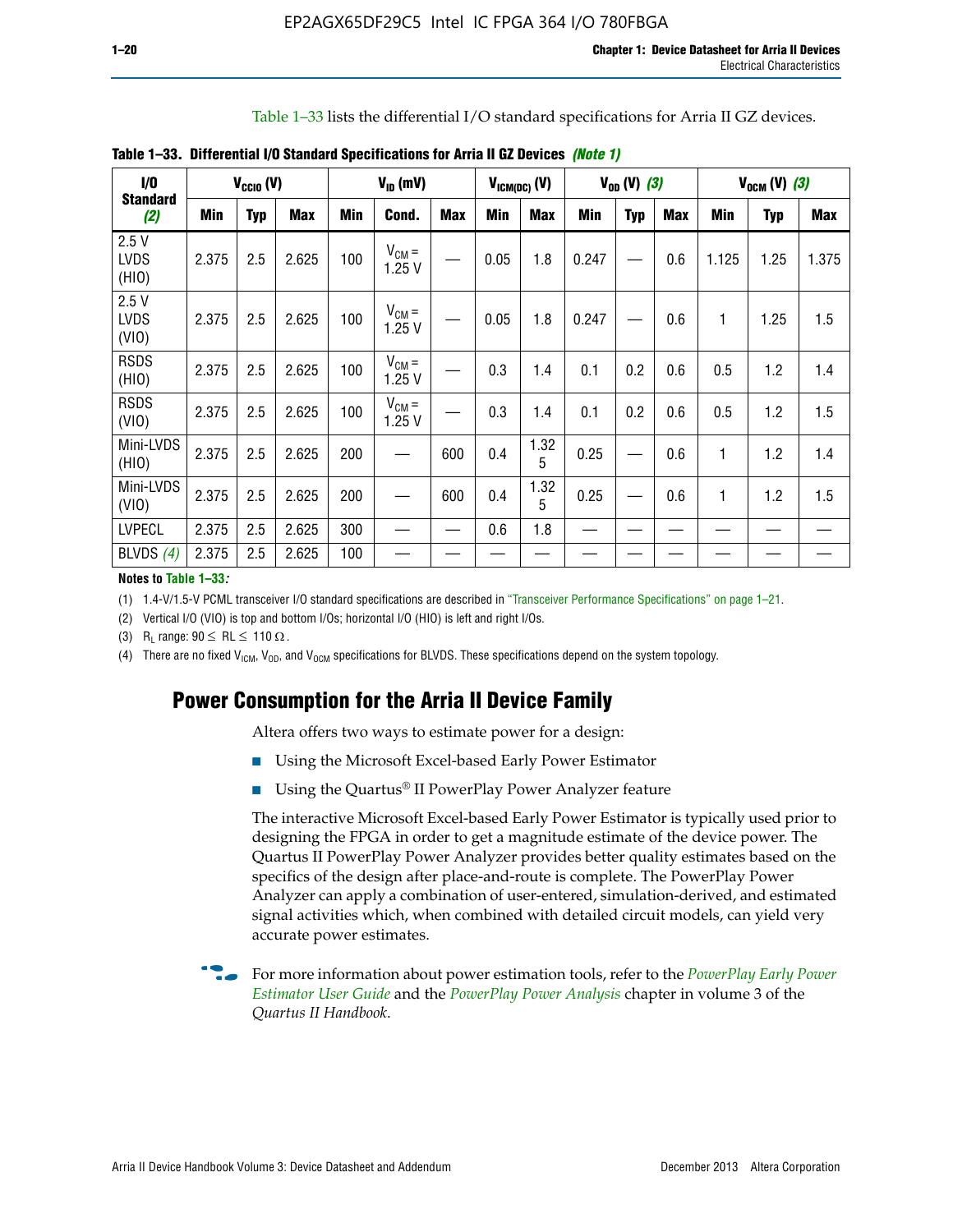Table 1–33 lists the differential I/O standard specifications for Arria II GZ devices.

**Table 1–33. Differential I/O Standard Specifications for Arria II GZ Devices** *(Note 1)*

| I/O Standard (2) | $V_{CCIO}$ (V) | | | $V_{ID}$ (mV) | | | $V_{ICM(DC)}$ (V) | | $V_{OD}$ (V) (3) | | | $V_{OCM}$ (V) (3) | | |
|---|---|---|---|---|---|---|---|---|---|---|---|---|---|---|
| | Min | Typ | Max | Min | Cond. | Max | Min | Max | Min | Typ | Max | Min | Typ | Max |
| 2.5 V LVDS (HIO) | 2.375 | 2.5 | 2.625 | 100 | $V_{CM}$ = 1.25 V | — | 0.05 | 1.8 | 0.247 | — | 0.6 | 1.125 | 1.25 | 1.375 |
| 2.5 V LVDS (VIO) | 2.375 | 2.5 | 2.625 | 100 | $V_{CM}$ = 1.25 V | — | 0.05 | 1.8 | 0.247 | — | 0.6 | 1 | 1.25 | 1.5 |
| RSDS (HIO) | 2.375 | 2.5 | 2.625 | 100 | $V_{CM}$ = 1.25 V | — | 0.3 | 1.4 | 0.1 | 0.2 | 0.6 | 0.5 | 1.2 | 1.4 |
| RSDS (VIO) | 2.375 | 2.5 | 2.625 | 100 | $V_{CM}$ = 1.25 V | — | 0.3 | 1.4 | 0.1 | 0.2 | 0.6 | 0.5 | 1.2 | 1.5 |
| Mini-LVDS (HIO) | 2.375 | 2.5 | 2.625 | 200 | — | 600 | 0.4 | 1.325 | 0.25 | — | 0.6 | 1 | 1.2 | 1.4 |
| Mini-LVDS (VIO) | 2.375 | 2.5 | 2.625 | 200 | — | 600 | 0.4 | 1.325 | 0.25 | — | 0.6 | 1 | 1.2 | 1.5 |
| LVPECL | 2.375 | 2.5 | 2.625 | 300 | — | — | 0.6 | 1.8 | — | — | — | — | — | — |
| BLVDS (4) | 2.375 | 2.5 | 2.625 | 100 | — | — | — | — | — | — | — | — | — | — |

**Notes to Table 1–33:**

(1) 1.4-V/1.5-V PCML transceiver I/O standard specifications are described in "Transceiver Performance Specifications" on page 1–21.

(2) Vertical I/O (VIO) is top and bottom I/Os; horizontal I/O (HIO) is left and right I/Os.

(3) $R_L$ range: $90 \leq RL \leq 110\ \Omega$.

(4) There are no fixed $V_{ICM}$, $V_{OD}$, and $V_{OCM}$ specifications for BLVDS. These specifications depend on the system topology.

## Power Consumption for the Arria II Device Family

Altera offers two ways to estimate power for a design:

- Using the Microsoft Excel-based Early Power Estimator
- Using the Quartus® II PowerPlay Power Analyzer feature

The interactive Microsoft Excel-based Early Power Estimator is typically used prior to designing the FPGA in order to get a magnitude estimate of the device power. The Quartus II PowerPlay Power Analyzer provides better quality estimates based on the specifics of the design after place-and-route is complete. The PowerPlay Power Analyzer can apply a combination of user-entered, simulation-derived, and estimated signal activities which, when combined with detailed circuit models, can yield very accurate power estimates.

For more information about power estimation tools, refer to the *PowerPlay Early Power Estimator User Guide* and the *PowerPlay Power Analysis* chapter in volume 3 of the *Quartus II Handbook*.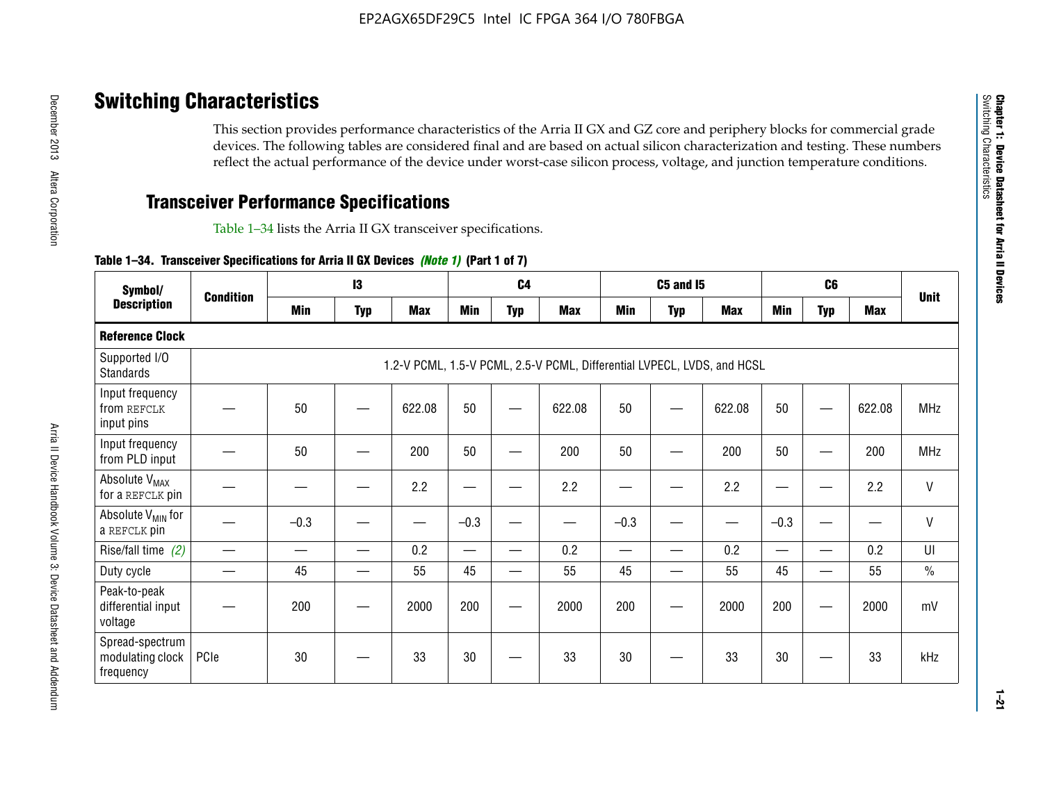## Switching Characteristics

This section provides performance characteristics of the Arria II GX and GZ core and periphery blocks for commercial grade devices. The following tables are considered final and are based on actual silicon characterization and testing. These numbers reflect the actual performance of the device under worst-case silicon process, voltage, and junction temperature conditions.

### Transceiver Performance Specifications

Table 1–34 lists the Arria II GX transceiver specifications.

**Table 1–34. Transceiver Specifications for Arria II GX Devices** ***(Note 1)*** **(Part 1 of 7)**

| Symbol/ Description | Condition | I3 | | | C4 | | | C5 and I5 | | | C6 | | | Unit |
|---|---|---|---|---|---|---|---|---|---|---|---|---|---|---|
| | | Min | Typ | Max | Min | Typ | Max | Min | Typ | Max | Min | Typ | Max | |
| **Reference Clock** | | | | | | | | | | | | | | |
| Supported I/O Standards | 1.2-V PCML, 1.5-V PCML, 2.5-V PCML, Differential LVPECL, LVDS, and HCSL | | | | | | | | | | | | | |
| Input frequency from REFCLK input pins | — | 50 | — | 622.08 | 50 | — | 622.08 | 50 | — | 622.08 | 50 | — | 622.08 | MHz |
| Input frequency from PLD input | — | 50 | — | 200 | 50 | — | 200 | 50 | — | 200 | 50 | — | 200 | MHz |
| Absolute $V_{MAX}$ for a REFCLK pin | — | — | — | 2.2 | — | — | 2.2 | — | — | 2.2 | — | — | 2.2 | V |
| Absolute $V_{MIN}$ for a REFCLK pin | — | –0.3 | — | — | –0.3 | — | — | –0.3 | — | — | –0.3 | — | — | V |
| Rise/fall time *(2)* | — | — | — | 0.2 | — | — | 0.2 | — | — | 0.2 | — | — | 0.2 | UI |
| Duty cycle | — | 45 | — | 55 | 45 | — | 55 | 45 | — | 55 | 45 | — | 55 | % |
| Peak-to-peak differential input voltage | — | 200 | — | 2000 | 200 | — | 2000 | 200 | — | 2000 | 200 | — | 2000 | mV |
| Spread-spectrum modulating clock frequency | PCIe | 30 | — | 33 | 30 | — | 33 | 30 | — | 33 | 30 | — | 33 | kHz |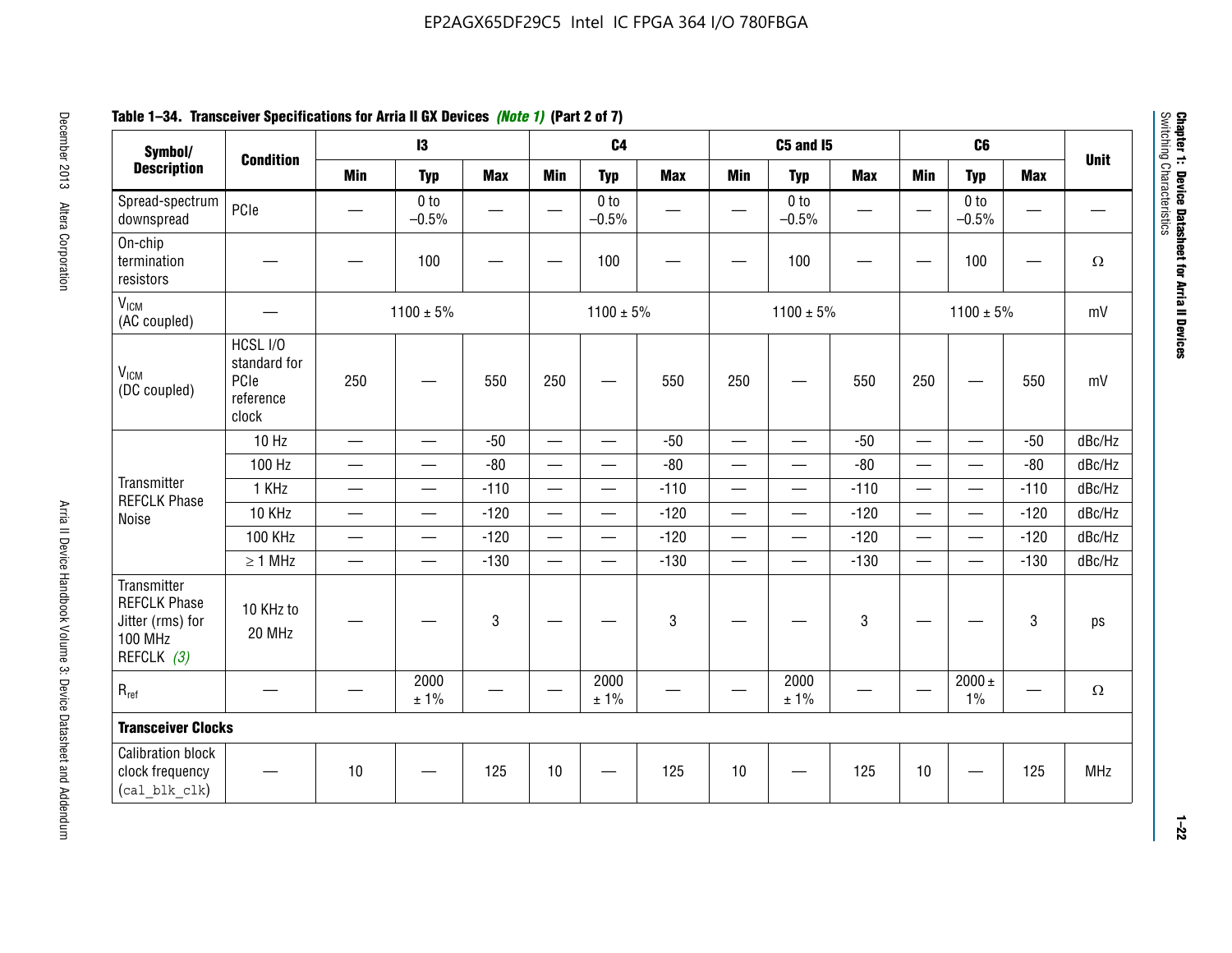**Table 1–34. Transceiver Specifications for Arria II GX Devices *(Note 1)* (Part 2 of 7)**

| Symbol/ Description | Condition | I3 | | | C4 | | | C5 and I5 | | | C6 | | | Unit |
|---|---|---|---|---|---|---|---|---|---|---|---|---|---|---|
| | | Min | Typ | Max | Min | Typ | Max | Min | Typ | Max | Min | Typ | Max | |
| Spread-spectrum downspread | PCIe | — | 0 to –0.5% | — | — | 0 to –0.5% | — | — | 0 to –0.5% | — | — | 0 to –0.5% | — | — |
| On-chip termination resistors | — | — | 100 | — | — | 100 | — | — | 100 | — | — | 100 | — | Ω |
| $V_{ICM}$ (AC coupled) | — | 1100 ± 5% | | | 1100 ± 5% | | | 1100 ± 5% | | | 1100 ± 5% | | | mV |
| $V_{ICM}$ (DC coupled) | HCSL I/O standard for PCIe reference clock | 250 | — | 550 | 250 | — | 550 | 250 | — | 550 | 250 | — | 550 | mV |
| Transmitter REFCLK Phase Noise | 10 Hz | — | — | -50 | — | — | -50 | — | — | -50 | — | — | -50 | dBc/Hz |
| | 100 Hz | — | — | -80 | — | — | -80 | — | — | -80 | — | — | -80 | dBc/Hz |
| | 1 KHz | — | — | -110 | — | — | -110 | — | — | -110 | — | — | -110 | dBc/Hz |
| | 10 KHz | — | — | -120 | — | — | -120 | — | — | -120 | — | — | -120 | dBc/Hz |
| | 100 KHz | — | — | -120 | — | — | -120 | — | — | -120 | — | — | -120 | dBc/Hz |
| | ≥ 1 MHz | — | — | -130 | — | — | -130 | — | — | -130 | — | — | -130 | dBc/Hz |
| Transmitter REFCLK Phase Jitter (rms) for 100 MHz REFCLK *(3)* | 10 KHz to 20 MHz | — | — | 3 | — | — | 3 | — | — | 3 | — | — | 3 | ps |
| $R_{ref}$ | — | — | 2000 ± 1% | — | — | 2000 ± 1% | — | — | 2000 ± 1% | — | — | 2000 ± 1% | — | Ω |
| **Transceiver Clocks** | | | | | | | | | | | | | | |
| Calibration block clock frequency (`cal_blk_clk`) | — | 10 | — | 125 | 10 | — | 125 | 10 | — | 125 | 10 | — | 125 | MHz |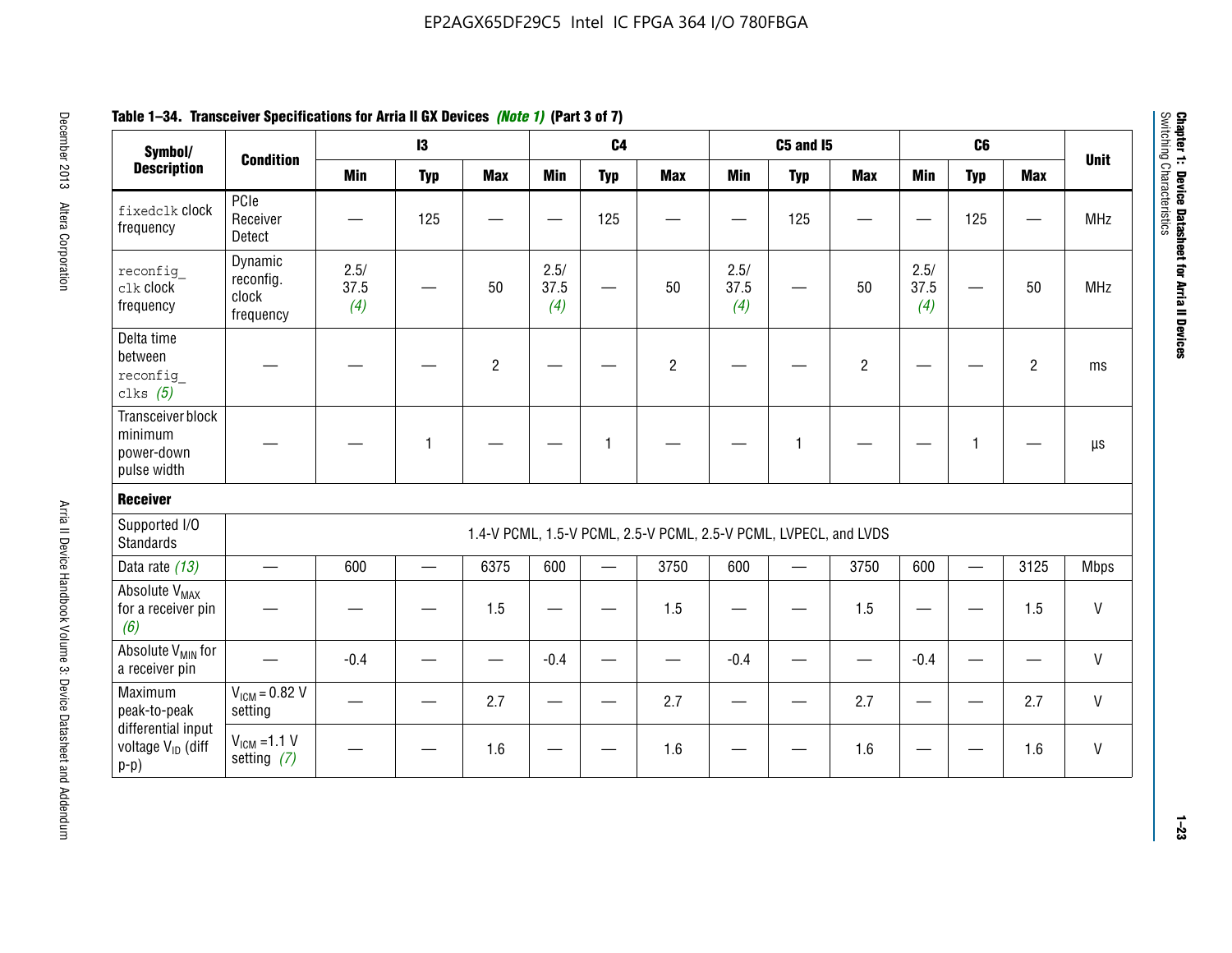**Table 1–34. Transceiver Specifications for Arria II GX Devices *(Note 1)* (Part 3 of 7)**

| Symbol/ Description | Condition | I3 | | | C4 | | | C5 and I5 | | | C6 | | | Unit |
|---|---|---|---|---|---|---|---|---|---|---|---|---|---|---|
| | | Min | Typ | Max | Min | Typ | Max | Min | Typ | Max | Min | Typ | Max | |
| `fixedclk` clock frequency | PCIe Receiver Detect | — | 125 | — | — | 125 | — | — | 125 | — | — | 125 | — | MHz |
| `reconfig_clk` clock frequency | Dynamic reconfig. clock frequency | 2.5/ 37.5 *(4)* | — | 50 | 2.5/ 37.5 *(4)* | — | 50 | 2.5/ 37.5 *(4)* | — | 50 | 2.5/ 37.5 *(4)* | — | 50 | MHz |
| Delta time between `reconfig_clks` *(5)* | — | — | — | 2 | — | — | 2 | — | — | 2 | — | — | 2 | ms |
| Transceiver block minimum power-down pulse width | — | — | 1 | — | — | 1 | — | — | 1 | — | — | 1 | — | µs |
| **Receiver** | | | | | | | | | | | | | | |
| Supported I/O Standards | 1.4-V PCML, 1.5-V PCML, 2.5-V PCML, 2.5-V PCML, LVPECL, and LVDS | | | | | | | | | | | | | |
| Data rate *(13)* | — | 600 | — | 6375 | 600 | — | 3750 | 600 | — | 3750 | 600 | — | 3125 | Mbps |
| Absolute $V_{MAX}$ for a receiver pin *(6)* | — | — | — | 1.5 | — | — | 1.5 | — | — | 1.5 | — | — | 1.5 | V |
| Absolute $V_{MIN}$ for a receiver pin | — | -0.4 | — | — | -0.4 | — | — | -0.4 | — | — | -0.4 | — | — | V |
| Maximum peak-to-peak differential input voltage $V_{ID}$ (diff p-p) | $V_{ICM}$ = 0.82 V setting | — | — | 2.7 | — | — | 2.7 | — | — | 2.7 | — | — | 2.7 | V |
| | $V_{ICM}$ =1.1 V setting *(7)* | — | — | 1.6 | — | — | 1.6 | — | — | 1.6 | — | — | 1.6 | V |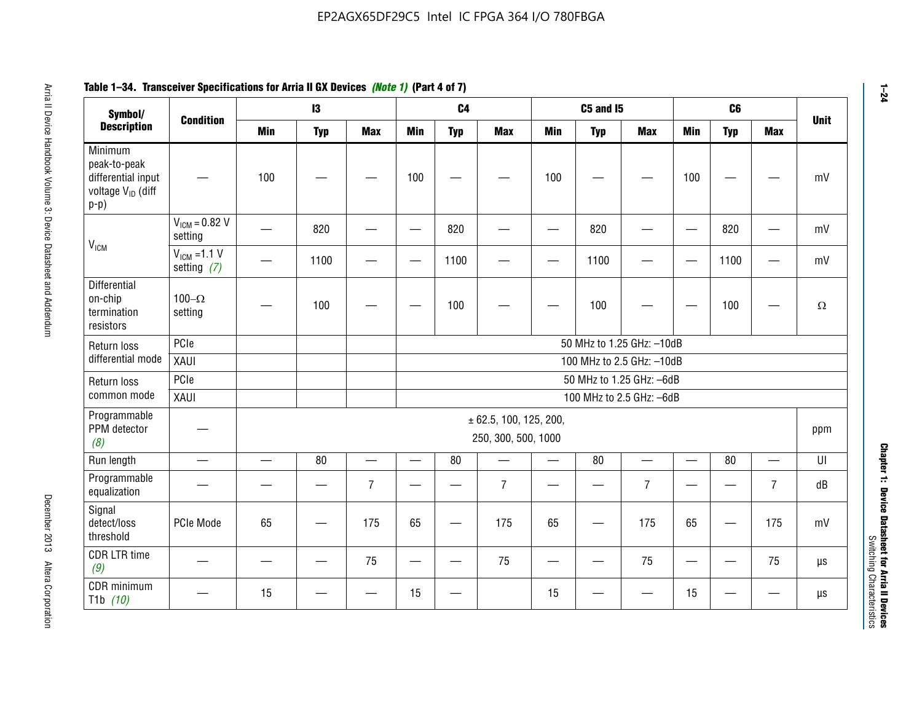**Table 1–34. Transceiver Specifications for Arria II GX Devices *(Note 1)* (Part 4 of 7)**

| Symbol/ Description | Condition | I3 | | | C4 | | | C5 and I5 | | | C6 | | | Unit |
|---|---|---|---|---|---|---|---|---|---|---|---|---|---|---|
| | | Min | Typ | Max | Min | Typ | Max | Min | Typ | Max | Min | Typ | Max | |
| Minimum peak-to-peak differential input voltage $V_{ID}$ (diff p-p) | — | 100 | — | — | 100 | — | — | 100 | — | — | 100 | — | — | mV |
| $V_{ICM}$ | $V_{ICM}$ = 0.82 V setting | — | 820 | — | — | 820 | — | — | 820 | — | — | 820 | — | mV |
| | $V_{ICM}$ =1.1 V setting *(7)* | — | 1100 | — | — | 1100 | — | — | 1100 | — | — | 1100 | — | mV |
| Differential on-chip termination resistors | 100–Ω setting | — | 100 | — | — | 100 | — | — | 100 | — | — | 100 | — | Ω |
| Return loss differential mode | PCIe | | | | 50 MHz to 1.25 GHz: –10dB | | | | | | | | | |
| | XAUI | | | | 100 MHz to 2.5 GHz: –10dB | | | | | | | | | |
| Return loss common mode | PCIe | | | | 50 MHz to 1.25 GHz: –6dB | | | | | | | | | |
| | XAUI | | | | 100 MHz to 2.5 GHz: –6dB | | | | | | | | | |
| Programmable PPM detector *(8)* | — | ± 62.5, 100, 125, 200, 250, 300, 500, 1000 | | | | | | | | | | | | ppm |
| Run length | — | — | 80 | — | — | 80 | — | — | 80 | — | — | 80 | — | UI |
| Programmable equalization | — | — | — | 7 | — | — | 7 | — | — | 7 | — | — | 7 | dB |
| Signal detect/loss threshold | PCIe Mode | 65 | — | 175 | 65 | — | 175 | 65 | — | 175 | 65 | — | 175 | mV |
| CDR LTR time *(9)* | — | — | — | 75 | — | — | 75 | — | — | 75 | — | — | 75 | µs |
| CDR minimum T1b *(10)* | — | 15 | — | — | 15 | — | | 15 | — | — | 15 | — | — | µs |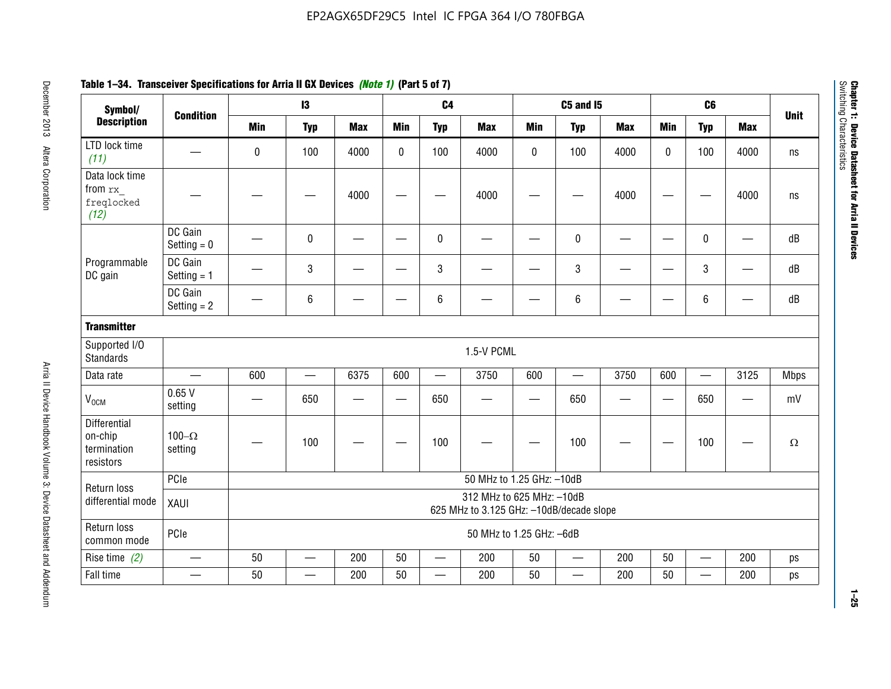**Table 1–34. Transceiver Specifications for Arria II GX Devices *(Note 1)* (Part 5 of 7)**

| Symbol/ Description | Condition | I3 | | | C4 | | | C5 and I5 | | | C6 | | | Unit |
|---|---|---|---|---|---|---|---|---|---|---|---|---|---|---|
| | | Min | Typ | Max | Min | Typ | Max | Min | Typ | Max | Min | Typ | Max | |
| LTD lock time *(11)* | — | 0 | 100 | 4000 | 0 | 100 | 4000 | 0 | 100 | 4000 | 0 | 100 | 4000 | ns |
| Data lock time from `rx_freqlocked` *(12)* | — | — | — | 4000 | — | — | 4000 | — | — | 4000 | — | — | 4000 | ns |
| Programmable DC gain | DC Gain Setting = 0 | — | 0 | — | — | 0 | — | — | 0 | — | — | 0 | — | dB |
| | DC Gain Setting = 1 | — | 3 | — | — | 3 | — | — | 3 | — | — | 3 | — | dB |
| | DC Gain Setting = 2 | — | 6 | — | — | 6 | — | — | 6 | — | — | 6 | — | dB |
| **Transmitter** | | | | | | | | | | | | | | |
| Supported I/O Standards | 1.5-V PCML | | | | | | | | | | | | | |
| Data rate | — | 600 | — | 6375 | 600 | — | 3750 | 600 | — | 3750 | 600 | — | 3125 | Mbps |
| $V_{OCM}$ | 0.65 V setting | — | 650 | — | — | 650 | — | — | 650 | — | — | 650 | — | mV |
| Differential on-chip termination resistors | 100–Ω setting | — | 100 | — | — | 100 | — | — | 100 | — | — | 100 | — | Ω |
| Return loss differential mode | PCIe | 50 MHz to 1.25 GHz: –10dB | | | | | | | | | | | | |
| | XAUI | 312 MHz to 625 MHz: –10dB<br>625 MHz to 3.125 GHz: –10dB/decade slope | | | | | | | | | | | | |
| Return loss common mode | PCIe | 50 MHz to 1.25 GHz: –6dB | | | | | | | | | | | | |
| Rise time *(2)* | — | 50 | — | 200 | 50 | — | 200 | 50 | — | 200 | 50 | — | 200 | ps |
| Fall time | — | 50 | — | 200 | 50 | — | 200 | 50 | — | 200 | 50 | — | 200 | ps |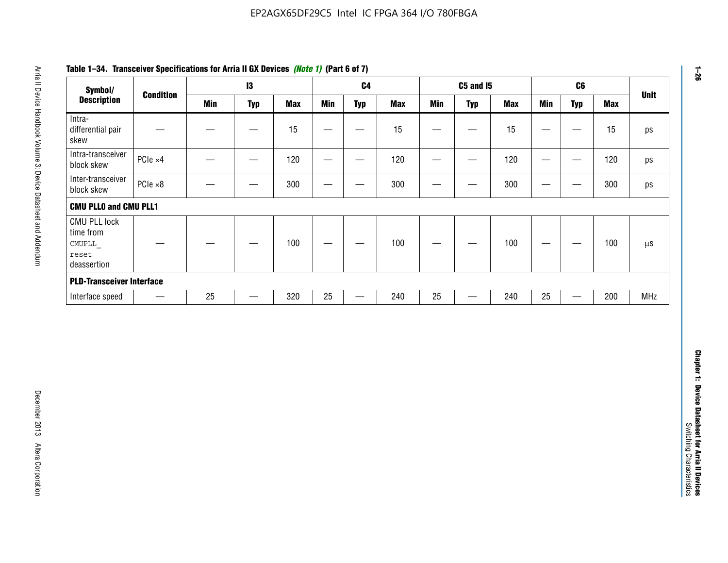**Table 1–34. Transceiver Specifications for Arria II GX Devices *(Note 1)* (Part 6 of 7)**

| Symbol/ Description | Condition | I3 | | | C4 | | | C5 and I5 | | | C6 | | | Unit |
|---|---|---|---|---|---|---|---|---|---|---|---|---|---|---|
| | | Min | Typ | Max | Min | Typ | Max | Min | Typ | Max | Min | Typ | Max | |
| Intra-differential pair skew | — | — | — | 15 | — | — | 15 | — | — | 15 | — | — | 15 | ps |
| Intra-transceiver block skew | PCIe ×4 | — | — | 120 | — | — | 120 | — | — | 120 | — | — | 120 | ps |
| Inter-transceiver block skew | PCIe ×8 | — | — | 300 | — | — | 300 | — | — | 300 | — | — | 300 | ps |
| **CMU PLL0 and CMU PLL1** | | | | | | | | | | | | | | |
| CMU PLL lock time from CMUPLL_ reset deassertion | — | — | — | 100 | — | — | 100 | — | — | 100 | — | — | 100 | µs |
| **PLD-Transceiver Interface** | | | | | | | | | | | | | | |
| Interface speed | — | 25 | — | 320 | 25 | — | 240 | 25 | — | 240 | 25 | — | 200 | MHz |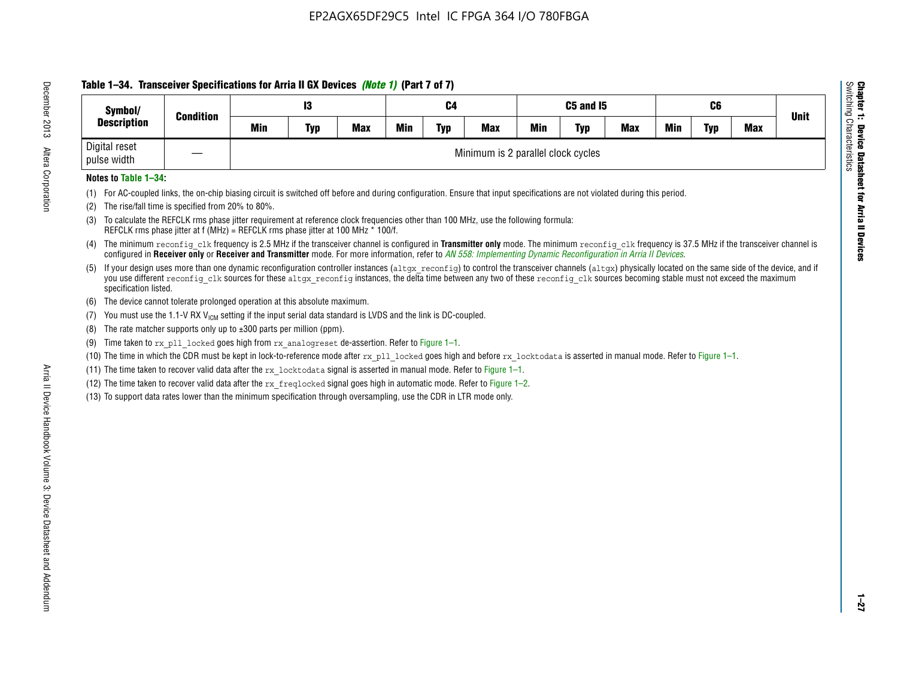**Table 1–34. Transceiver Specifications for Arria II GX Devices *(Note 1)* (Part 7 of 7)**

| Symbol/ Description | Condition | I3 | | | C4 | | | C5 and I5 | | | C6 | | | Unit |
|---|---|---|---|---|---|---|---|---|---|---|---|---|---|---|
| | | Min | Typ | Max | Min | Typ | Max | Min | Typ | Max | Min | Typ | Max | |
| Digital reset pulse width | — | Minimum is 2 parallel clock cycles | | | | | | | | | | | | |

**Notes to Table 1–34:**

(1) For AC-coupled links, the on-chip biasing circuit is switched off before and during configuration. Ensure that input specifications are not violated during this period.

(2) The rise/fall time is specified from 20% to 80%.

(3) To calculate the REFCLK rms phase jitter requirement at reference clock frequencies other than 100 MHz, use the following formula:
REFCLK rms phase jitter at f (MHz) = REFCLK rms phase jitter at 100 MHz * 100/f.

(4) The minimum `reconfig_clk` frequency is 2.5 MHz if the transceiver channel is configured in **Transmitter only** mode. The minimum `reconfig_clk` frequency is 37.5 MHz if the transceiver channel is configured in **Receiver only** or **Receiver and Transmitter** mode. For more information, refer to *AN 558: Implementing Dynamic Reconfiguration in Arria II Devices*.

(5) If your design uses more than one dynamic reconfiguration controller instances (`altgx_reconfig`) to control the transceiver channels (`altgx`) physically located on the same side of the device, and if you use different `reconfig_clk` sources for these `altgx_reconfig` instances, the delta time between any two of these `reconfig_clk` sources becoming stable must not exceed the maximum specification listed.

(6) The device cannot tolerate prolonged operation at this absolute maximum.

(7) You must use the 1.1-V RX $V_{ICM}$ setting if the input serial data standard is LVDS and the link is DC-coupled.

(8) The rate matcher supports only up to ±300 parts per million (ppm).

(9) Time taken to `rx_pll_locked` goes high from `rx_analogreset` de-assertion. Refer to Figure 1–1.

(10) The time in which the CDR must be kept in lock-to-reference mode after `rx_pll_locked` goes high and before `rx_locktodata` is asserted in manual mode. Refer to Figure 1–1.

(11) The time taken to recover valid data after the `rx_locktodata` signal is asserted in manual mode. Refer to Figure 1–1.

(12) The time taken to recover valid data after the `rx_freqlocked` signal goes high in automatic mode. Refer to Figure 1–2.

(13) To support data rates lower than the minimum specification through oversampling, use the CDR in LTR mode only.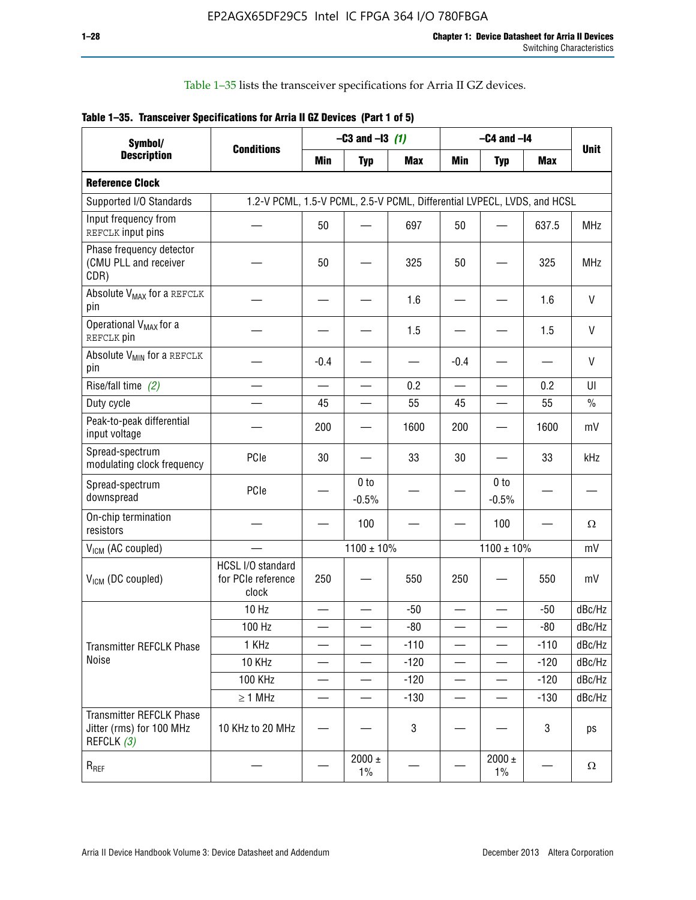Table 1–35 lists the transceiver specifications for Arria II GZ devices.

**Table 1–35. Transceiver Specifications for Arria II GZ Devices (Part 1 of 5)**

| Symbol/ Description | Conditions | –C3 and –I3 *(1)* | | | –C4 and –I4 | | | Unit |
|---|---|---|---|---|---|---|---|---|
| | | Min | Typ | Max | Min | Typ | Max | |
| **Reference Clock** | | | | | | | | |
| Supported I/O Standards | 1.2-V PCML, 1.5-V PCML, 2.5-V PCML, Differential LVPECL, LVDS, and HCSL | | | | | | | |
| Input frequency from REFCLK input pins | — | 50 | — | 697 | 50 | — | 637.5 | MHz |
| Phase frequency detector (CMU PLL and receiver CDR) | — | 50 | — | 325 | 50 | — | 325 | MHz |
| Absolute $V_{MAX}$ for a REFCLK pin | — | — | — | 1.6 | — | — | 1.6 | V |
| Operational $V_{MAX}$ for a REFCLK pin | — | — | — | 1.5 | — | — | 1.5 | V |
| Absolute $V_{MIN}$ for a REFCLK pin | — | -0.4 | — | — | -0.4 | — | — | V |
| Rise/fall time *(2)* | — | — | — | 0.2 | — | — | 0.2 | UI |
| Duty cycle | — | 45 | — | 55 | 45 | — | 55 | % |
| Peak-to-peak differential input voltage | — | 200 | — | 1600 | 200 | — | 1600 | mV |
| Spread-spectrum modulating clock frequency | PCIe | 30 | — | 33 | 30 | — | 33 | kHz |
| Spread-spectrum downspread | PCIe | — | 0 to -0.5% | — | — | 0 to -0.5% | — | — |
| On-chip termination resistors | — | — | 100 | — | — | 100 | — | Ω |
| $V_{ICM}$ (AC coupled) | — | 1100 ± 10% | | | 1100 ± 10% | | | mV |
| $V_{ICM}$ (DC coupled) | HCSL I/O standard for PCIe reference clock | 250 | — | 550 | 250 | — | 550 | mV |
| Transmitter REFCLK Phase Noise | 10 Hz | — | — | -50 | — | — | -50 | dBc/Hz |
| | 100 Hz | — | — | -80 | — | — | -80 | dBc/Hz |
| | 1 KHz | — | — | -110 | — | — | -110 | dBc/Hz |
| | 10 KHz | — | — | -120 | — | — | -120 | dBc/Hz |
| | 100 KHz | — | — | -120 | — | — | -120 | dBc/Hz |
| | ≥ 1 MHz | — | — | -130 | — | — | -130 | dBc/Hz |
| Transmitter REFCLK Phase Jitter (rms) for 100 MHz REFCLK *(3)* | 10 KHz to 20 MHz | — | — | 3 | — | — | 3 | ps |
| $R_{REF}$ | — | — | 2000 ± 1% | — | — | 2000 ± 1% | — | Ω |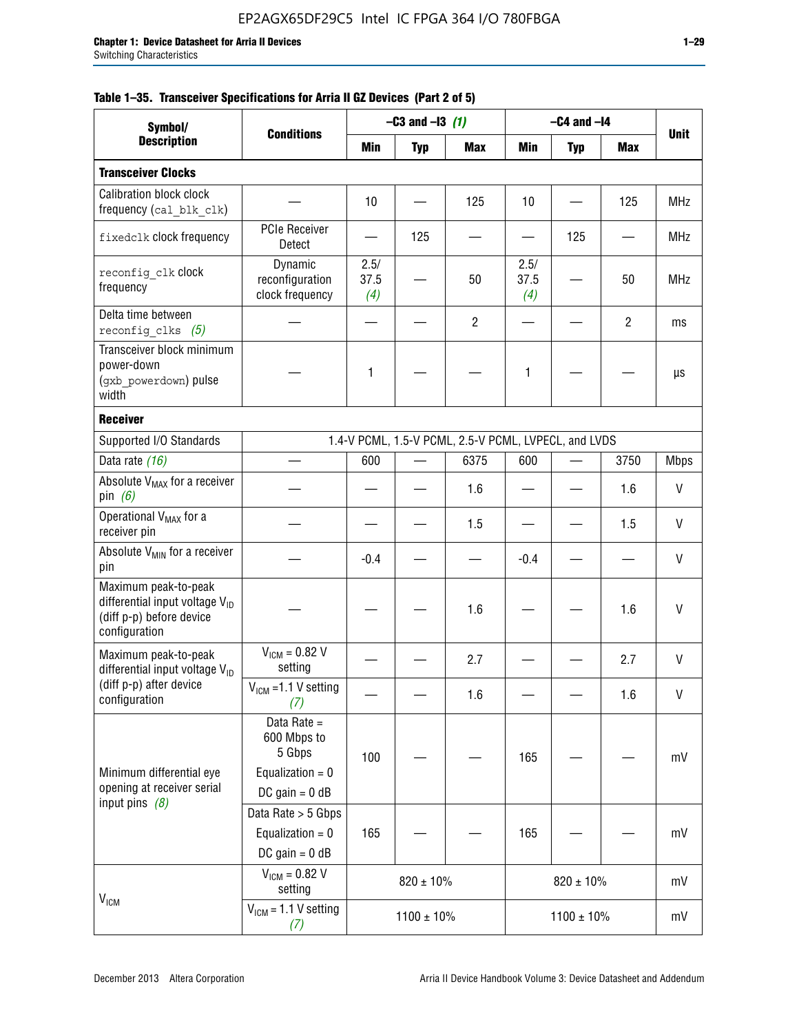**Table 1–35. Transceiver Specifications for Arria II GZ Devices (Part 2 of 5)**

| Symbol/ Description | Conditions | –C3 and –I3 *(1)* | | | –C4 and –I4 | | | Unit |
|---|---|---|---|---|---|---|---|---|
| | | Min | Typ | Max | Min | Typ | Max | |
| **Transceiver Clocks** | | | | | | | | |
| Calibration block clock frequency (cal_blk_clk) | — | 10 | — | 125 | 10 | — | 125 | MHz |
| fixedclk clock frequency | PCIe Receiver Detect | — | 125 | — | — | 125 | — | MHz |
| reconfig_clk clock frequency | Dynamic reconfiguration clock frequency | 2.5/ 37.5 *(4)* | — | 50 | 2.5/ 37.5 *(4)* | — | 50 | MHz |
| Delta time between reconfig_clks *(5)* | — | — | — | 2 | — | — | 2 | ms |
| Transceiver block minimum power-down (gxb_powerdown) pulse width | — | 1 | — | — | 1 | — | — | µs |
| **Receiver** | | | | | | | | |
| Supported I/O Standards | 1.4-V PCML, 1.5-V PCML, 2.5-V PCML, LVPECL, and LVDS | | | | | | | |
| Data rate *(16)* | — | 600 | — | 6375 | 600 | — | 3750 | Mbps |
| Absolute $V_{MAX}$ for a receiver pin *(6)* | — | — | — | 1.6 | — | — | 1.6 | V |
| Operational $V_{MAX}$ for a receiver pin | — | — | — | 1.5 | — | — | 1.5 | V |
| Absolute $V_{MIN}$ for a receiver pin | — | -0.4 | — | — | -0.4 | — | — | V |
| Maximum peak-to-peak differential input voltage $V_{ID}$ (diff p-p) before device configuration | — | — | — | 1.6 | — | — | 1.6 | V |
| Maximum peak-to-peak differential input voltage $V_{ID}$ (diff p-p) after device configuration | $V_{ICM}$ = 0.82 V setting | — | — | 2.7 | — | — | 2.7 | V |
| | $V_{ICM}$ =1.1 V setting *(7)* | — | — | 1.6 | — | — | 1.6 | V |
| Minimum differential eye opening at receiver serial input pins *(8)* | Data Rate = 600 Mbps to 5 Gbps<br>Equalization = 0<br>DC gain = 0 dB | 100 | — | — | 165 | — | — | mV |
| | Data Rate > 5 Gbps<br>Equalization = 0<br>DC gain = 0 dB | 165 | — | — | 165 | — | — | mV |
| $V_{ICM}$ | $V_{ICM}$ = 0.82 V setting | 820 ± 10% | | | 820 ± 10% | | | mV |
| | $V_{ICM}$ = 1.1 V setting *(7)* | 1100 ± 10% | | | 1100 ± 10% | | | mV |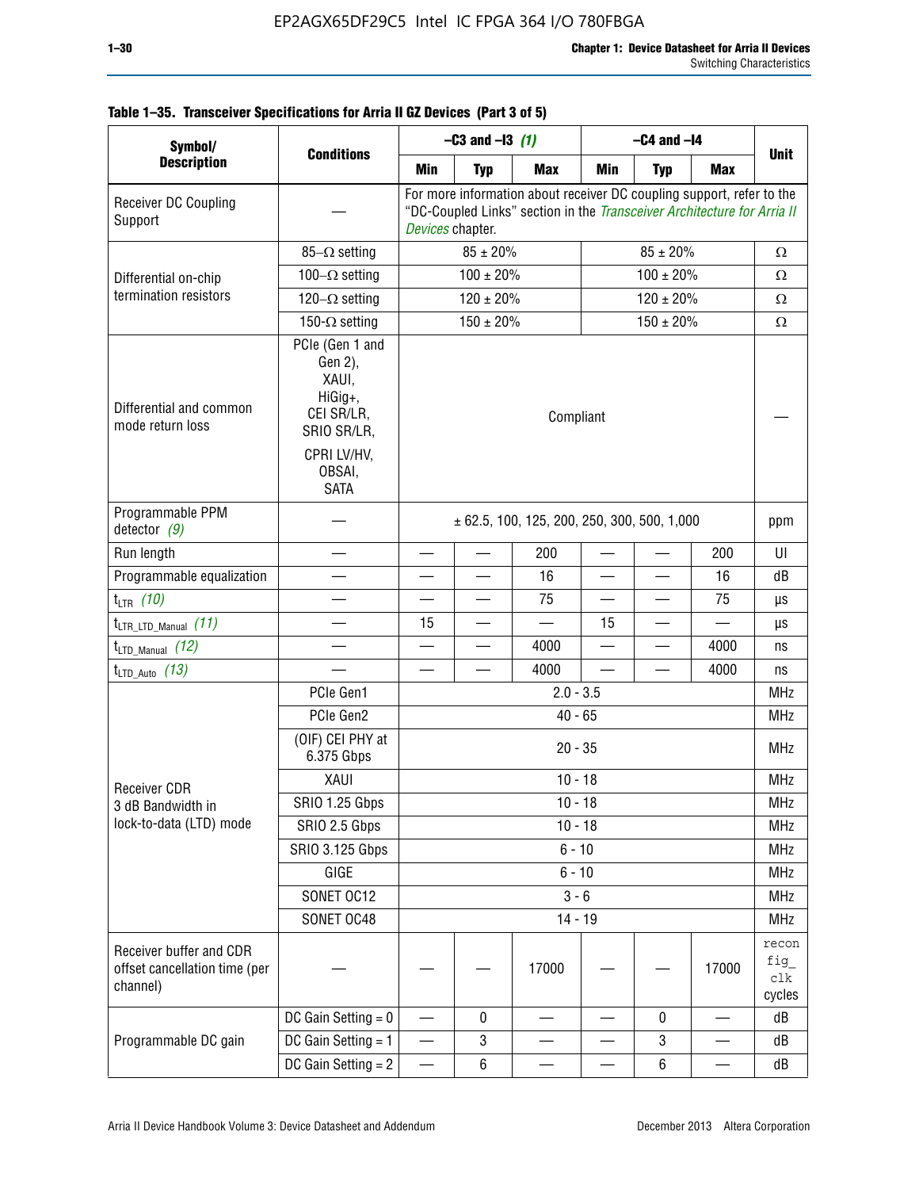**Table 1–35. Transceiver Specifications for Arria II GZ Devices (Part 3 of 5)**

| Symbol/ Description | Conditions | –C3 and –I3 *(1)* | | | –C4 and –I4 | | | Unit |
|---|---|---|---|---|---|---|---|---|
| | | Min | Typ | Max | Min | Typ | Max | |
| Receiver DC Coupling Support | — | For more information about receiver DC coupling support, refer to the "DC-Coupled Links" section in the *Transceiver Architecture for Arria II Devices* chapter. | | | | | | |
| Differential on-chip termination resistors | 85–Ω setting | 85 ± 20% | | | 85 ± 20% | | | Ω |
| | 100–Ω setting | 100 ± 20% | | | 100 ± 20% | | | Ω |
| | 120–Ω setting | 120 ± 20% | | | 120 ± 20% | | | Ω |
| | 150-Ω setting | 150 ± 20% | | | 150 ± 20% | | | Ω |
| Differential and common mode return loss | PCIe (Gen 1 and Gen 2), XAUI, HiGig+, CEI SR/LR, SRIO SR/LR, CPRI LV/HV, OBSAI, SATA | Compliant | | | | | | — |
| Programmable PPM detector *(9)* | — | ± 62.5, 100, 125, 200, 250, 300, 500, 1,000 | | | | | | ppm |
| Run length | — | — | — | 200 | — | — | 200 | UI |
| Programmable equalization | — | — | — | 16 | — | — | 16 | dB |
| $t_{LTR}$ *(10)* | — | — | — | 75 | — | — | 75 | µs |
| $t_{LTR\_LTD\_Manual}$ *(11)* | — | 15 | — | — | 15 | — | — | µs |
| $t_{LTD\_Manual}$ *(12)* | — | — | — | 4000 | — | — | 4000 | ns |
| $t_{LTD\_Auto}$ *(13)* | — | — | — | 4000 | — | — | 4000 | ns |
| Receiver CDR 3 dB Bandwidth in lock-to-data (LTD) mode | PCIe Gen1 | 2.0 - 3.5 | | | | | | MHz |
| | PCIe Gen2 | 40 - 65 | | | | | | MHz |
| | (OIF) CEI PHY at 6.375 Gbps | 20 - 35 | | | | | | MHz |
| | XAUI | 10 - 18 | | | | | | MHz |
| | SRIO 1.25 Gbps | 10 - 18 | | | | | | MHz |
| | SRIO 2.5 Gbps | 10 - 18 | | | | | | MHz |
| | SRIO 3.125 Gbps | 6 - 10 | | | | | | MHz |
| | GIGE | 6 - 10 | | | | | | MHz |
| | SONET OC12 | 3 - 6 | | | | | | MHz |
| | SONET OC48 | 14 - 19 | | | | | | MHz |
| Receiver buffer and CDR offset cancellation time (per channel) | — | — | — | 17000 | — | — | 17000 | reconfig_clk cycles |
| Programmable DC gain | DC Gain Setting = 0 | — | 0 | — | — | 0 | — | dB |
| | DC Gain Setting = 1 | — | 3 | — | — | 3 | — | dB |
| | DC Gain Setting = 2 | — | 6 | — | — | 6 | — | dB |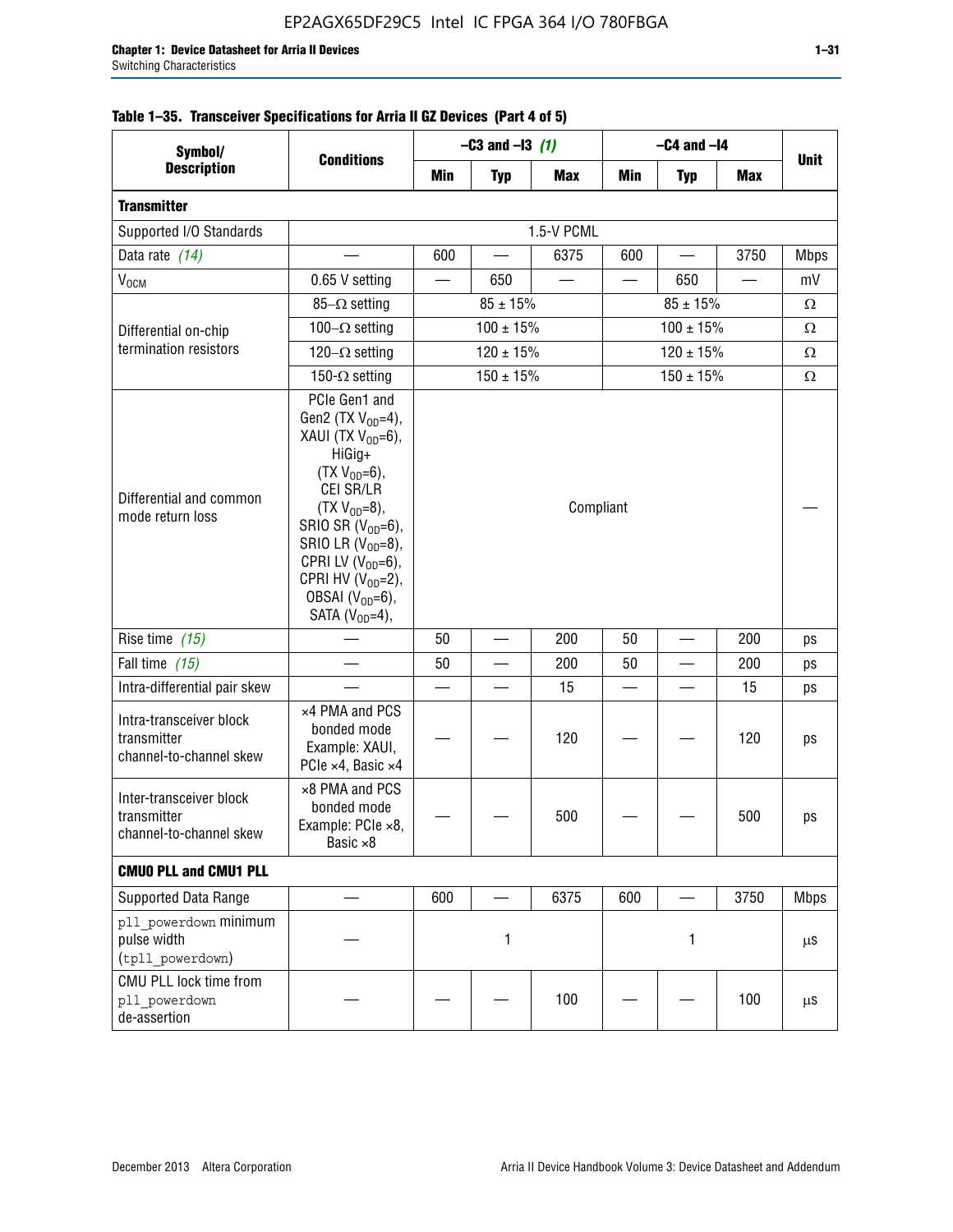**Table 1–35. Transceiver Specifications for Arria II GZ Devices (Part 4 of 5)**

| Symbol/ Description | Conditions | –C3 and –I3 *(1)* | | | –C4 and –I4 | | | Unit |
|---|---|---|---|---|---|---|---|---|
| | | Min | Typ | Max | Min | Typ | Max | |
| **Transmitter** | | | | | | | | |
| Supported I/O Standards | 1.5-V PCML | | | | | | | |
| Data rate *(14)* | — | 600 | — | 6375 | 600 | — | 3750 | Mbps |
| $V_{OCM}$ | 0.65 V setting | — | 650 | — | — | 650 | — | mV |
| Differential on-chip termination resistors | 85–Ω setting | 85 ± 15% | | | 85 ± 15% | | | Ω |
| | 100–Ω setting | 100 ± 15% | | | 100 ± 15% | | | Ω |
| | 120–Ω setting | 120 ± 15% | | | 120 ± 15% | | | Ω |
| | 150-Ω setting | 150 ± 15% | | | 150 ± 15% | | | Ω |
| Differential and common mode return loss | PCIe Gen1 and Gen2 (TX $V_{OD}$=4), XAUI (TX $V_{OD}$=6), HiGig+ (TX $V_{OD}$=6), CEI SR/LR (TX $V_{OD}$=8), SRIO SR ($V_{OD}$=6), SRIO LR ($V_{OD}$=8), CPRI LV ($V_{OD}$=6), CPRI HV ($V_{OD}$=2), OBSAI ($V_{OD}$=6), SATA ($V_{OD}$=4), | Compliant | | | | | | — |
| Rise time *(15)* | — | 50 | — | 200 | 50 | — | 200 | ps |
| Fall time *(15)* | — | 50 | — | 200 | 50 | — | 200 | ps |
| Intra-differential pair skew | — | — | — | 15 | — | — | 15 | ps |
| Intra-transceiver block transmitter channel-to-channel skew | ×4 PMA and PCS bonded mode Example: XAUI, PCIe ×4, Basic ×4 | — | — | 120 | — | — | 120 | ps |
| Inter-transceiver block transmitter channel-to-channel skew | ×8 PMA and PCS bonded mode Example: PCIe ×8, Basic ×8 | — | — | 500 | — | — | 500 | ps |
| **CMU0 PLL and CMU1 PLL** | | | | | | | | |
| Supported Data Range | — | 600 | — | 6375 | 600 | — | 3750 | Mbps |
| `pll_powerdown` minimum pulse width (`tpll_powerdown`) | — | 1 | | | 1 | | | µs |
| CMU PLL lock time from `pll_powerdown` de-assertion | — | — | — | 100 | — | — | 100 | µs |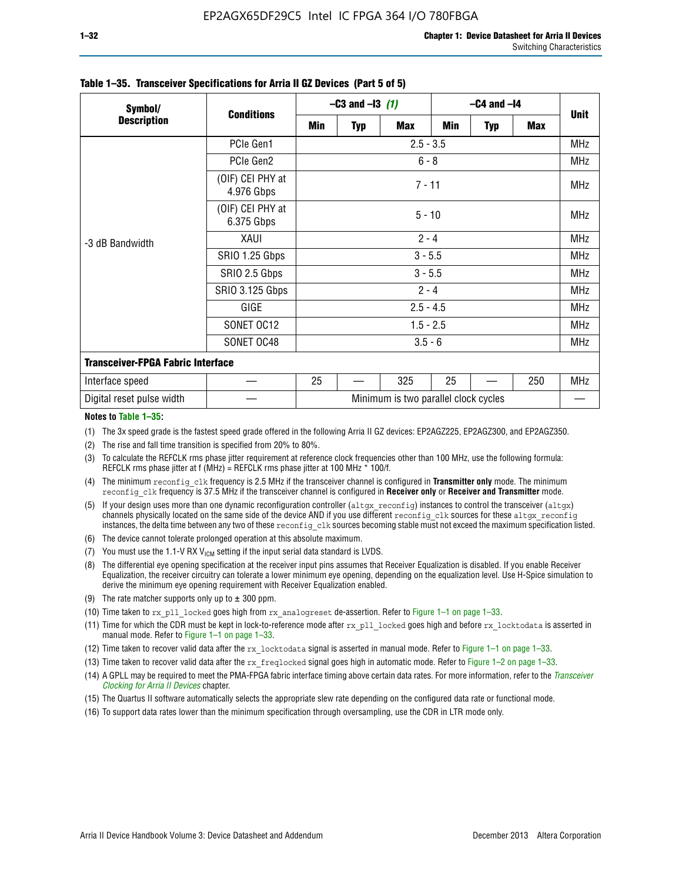**Table 1–35. Transceiver Specifications for Arria II GZ Devices (Part 5 of 5)**

| Symbol/ Description | Conditions | –C3 and –I3 *(1)* | | | –C4 and –I4 | | | Unit |
|---|---|---|---|---|---|---|---|---|
| | | Min | Typ | Max | Min | Typ | Max | |
| -3 dB Bandwidth | PCIe Gen1 | 2.5 - 3.5 | | | | | | MHz |
| | PCIe Gen2 | 6 - 8 | | | | | | MHz |
| | (OIF) CEI PHY at 4.976 Gbps | 7 - 11 | | | | | | MHz |
| | (OIF) CEI PHY at 6.375 Gbps | 5 - 10 | | | | | | MHz |
| | XAUI | 2 - 4 | | | | | | MHz |
| | SRIO 1.25 Gbps | 3 - 5.5 | | | | | | MHz |
| | SRIO 2.5 Gbps | 3 - 5.5 | | | | | | MHz |
| | SRIO 3.125 Gbps | 2 - 4 | | | | | | MHz |
| | GIGE | 2.5 - 4.5 | | | | | | MHz |
| | SONET OC12 | 1.5 - 2.5 | | | | | | MHz |
| | SONET OC48 | 3.5 - 6 | | | | | | MHz |
| **Transceiver-FPGA Fabric Interface** | | | | | | | | |
| Interface speed | — | 25 | — | 325 | 25 | — | 250 | MHz |
| Digital reset pulse width | — | Minimum is two parallel clock cycles | | | | | | — |

**Notes to Table 1–35:**

(1) The 3x speed grade is the fastest speed grade offered in the following Arria II GZ devices: EP2AGZ225, EP2AGZ300, and EP2AGZ350.

(2) The rise and fall time transition is specified from 20% to 80%.

(3) To calculate the REFCLK rms phase jitter requirement at reference clock frequencies other than 100 MHz, use the following formula: REFCLK rms phase jitter at f (MHz) = REFCLK rms phase jitter at 100 MHz * 100/f.

(4) The minimum `reconfig_clk` frequency is 2.5 MHz if the transceiver channel is configured in **Transmitter only** mode. The minimum `reconfig_clk` frequency is 37.5 MHz if the transceiver channel is configured in **Receiver only** or **Receiver and Transmitter** mode.

(5) If your design uses more than one dynamic reconfiguration controller (`altgx_reconfig`) instances to control the transceiver (`altgx`) channels physically located on the same side of the device AND if you use different `reconfig_clk` sources for these `altgx_reconfig` instances, the delta time between any two of these `reconfig_clk` sources becoming stable must not exceed the maximum specification listed.

(6) The device cannot tolerate prolonged operation at this absolute maximum.

(7) You must use the 1.1-V RX $V_{ICM}$ setting if the input serial data standard is LVDS.

(8) The differential eye opening specification at the receiver input pins assumes that Receiver Equalization is disabled. If you enable Receiver Equalization, the receiver circuitry can tolerate a lower minimum eye opening, depending on the equalization level. Use H-Spice simulation to derive the minimum eye opening requirement with Receiver Equalization enabled.

(9) The rate matcher supports only up to ± 300 ppm.

(10) Time taken to `rx_pll_locked` goes high from `rx_analogreset` de-assertion. Refer to Figure 1–1 on page 1–33.

(11) Time for which the CDR must be kept in lock-to-reference mode after `rx_pll_locked` goes high and before `rx_locktodata` is asserted in manual mode. Refer to Figure 1–1 on page 1–33.

(12) Time taken to recover valid data after the `rx_locktodata` signal is asserted in manual mode. Refer to Figure 1–1 on page 1–33.

(13) Time taken to recover valid data after the `rx_freqlocked` signal goes high in automatic mode. Refer to Figure 1–2 on page 1–33.

(14) A GPLL may be required to meet the PMA-FPGA fabric interface timing above certain data rates. For more information, refer to the *Transceiver Clocking for Arria II Devices* chapter.

(15) The Quartus II software automatically selects the appropriate slew rate depending on the configured data rate or functional mode.

(16) To support data rates lower than the minimum specification through oversampling, use the CDR in LTR mode only.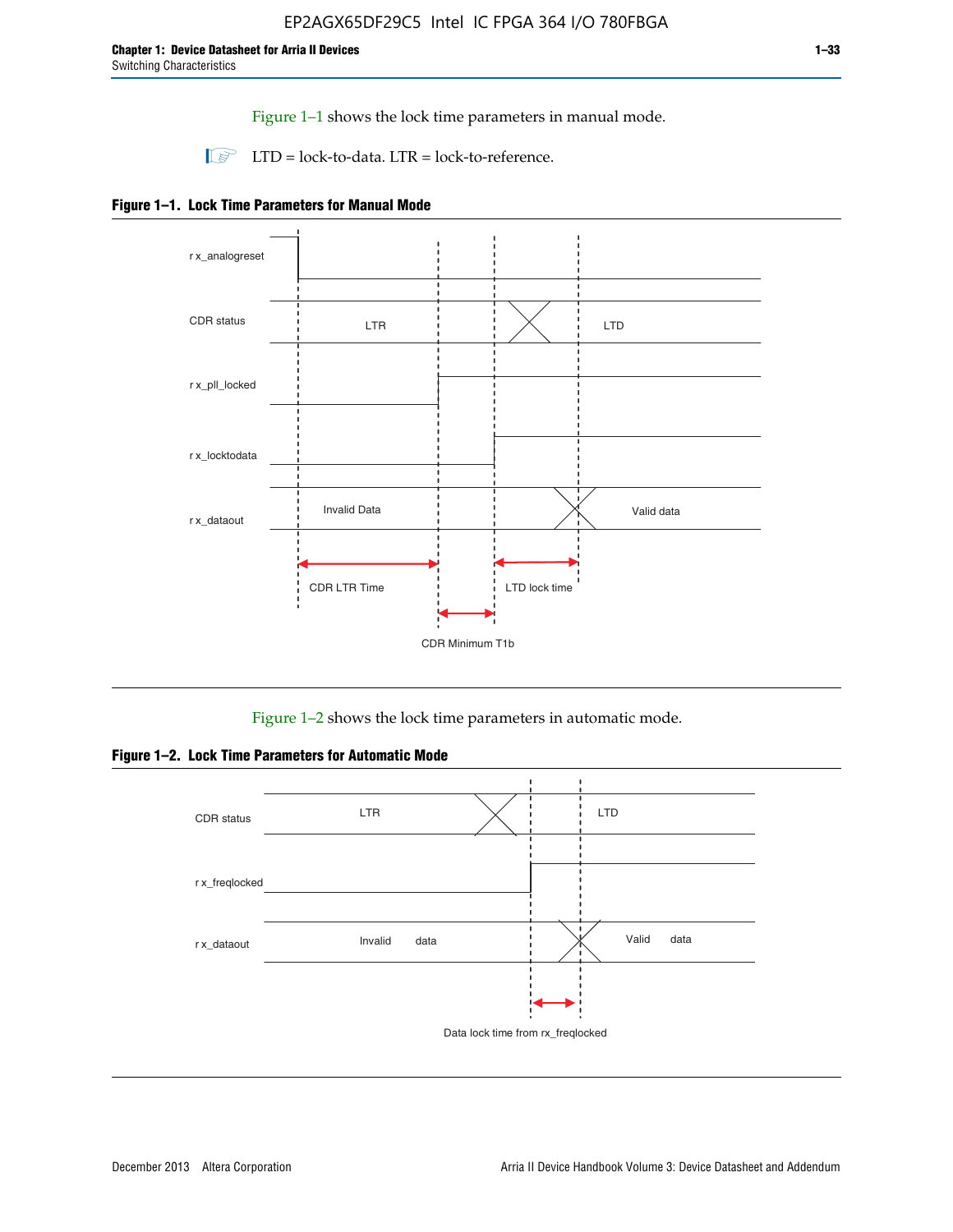Figure 1–1 shows the lock time parameters in manual mode.

LTD = lock-to-data. LTR = lock-to-reference.

**Figure 1–1. Lock Time Parameters for Manual Mode**

r x_analogreset

CDR status — LTR — LTD

r x_pll_locked

r x_locktodata

r x_dataout — Invalid Data — Valid data

CDR LTR Time

LTD lock time

CDR Minimum T1b

Figure 1–2 shows the lock time parameters in automatic mode.

**Figure 1–2. Lock Time Parameters for Automatic Mode**

CDR status — LTR — LTD

r x_freqlocked

r x_dataout — Invalid data — Valid data

Data lock time from rx_freqlocked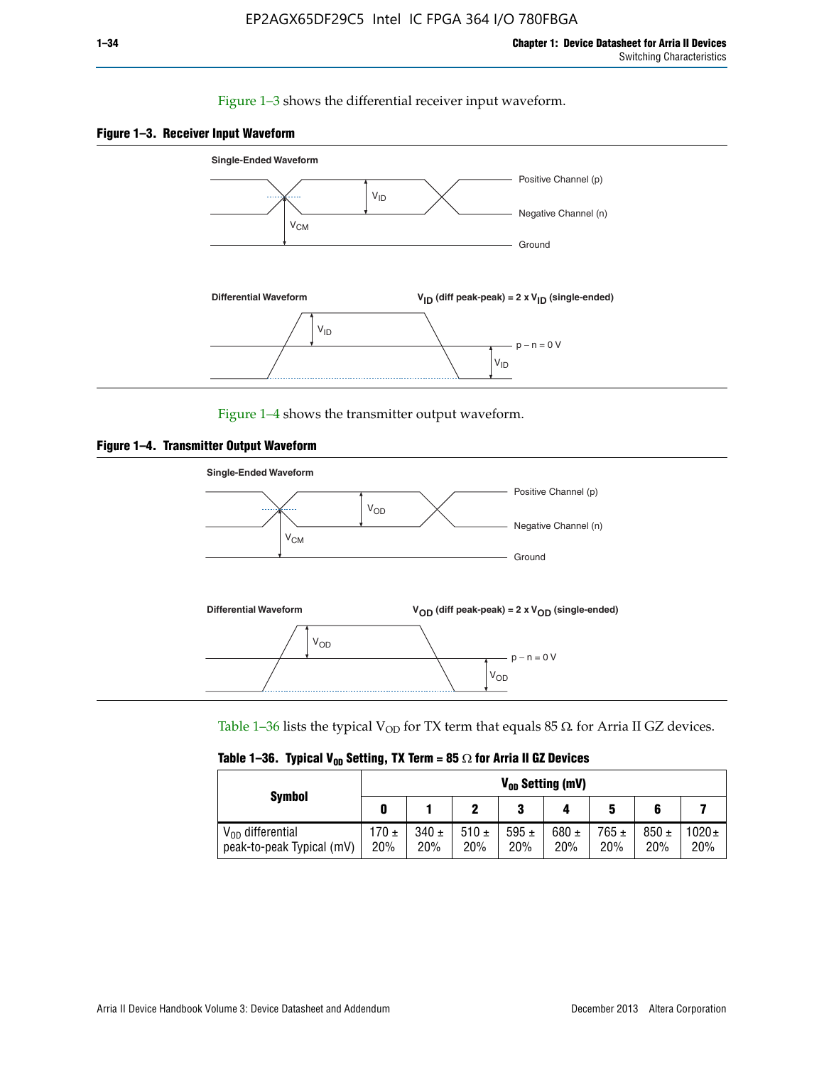Figure 1–3 shows the differential receiver input waveform.

**Figure 1–3. Receiver Input Waveform**

Single-Ended Waveform

Positive Channel (p)

Negative Channel (n)

Ground

$V_{ID}$

$V_{CM}$

Differential Waveform

$V_{ID}$ (diff peak-peak) = 2 x $V_{ID}$ (single-ended)

$V_{ID}$

p − n = 0 V

$V_{ID}$

Figure 1–4 shows the transmitter output waveform.

**Figure 1–4. Transmitter Output Waveform**

Single-Ended Waveform

Positive Channel (p)

Negative Channel (n)

Ground

$V_{OD}$

$V_{CM}$

Differential Waveform

$V_{OD}$ (diff peak-peak) = 2 x $V_{OD}$ (single-ended)

$V_{OD}$

p − n = 0 V

$V_{OD}$

Table 1–36 lists the typical $V_{OD}$ for TX term that equals 85 Ω for Arria II GZ devices.

**Table 1–36. Typical $V_{OD}$ Setting, TX Term = 85 Ω for Arria II GZ Devices**

| Symbol | $V_{OD}$ Setting (mV) | | | | | | | |
|---|---|---|---|---|---|---|---|---|
| | 0 | 1 | 2 | 3 | 4 | 5 | 6 | 7 |
| $V_{OD}$ differential peak-to-peak Typical (mV) | 170 ± 20% | 340 ± 20% | 510 ± 20% | 595 ± 20% | 680 ± 20% | 765 ± 20% | 850 ± 20% | 1020 ± 20% |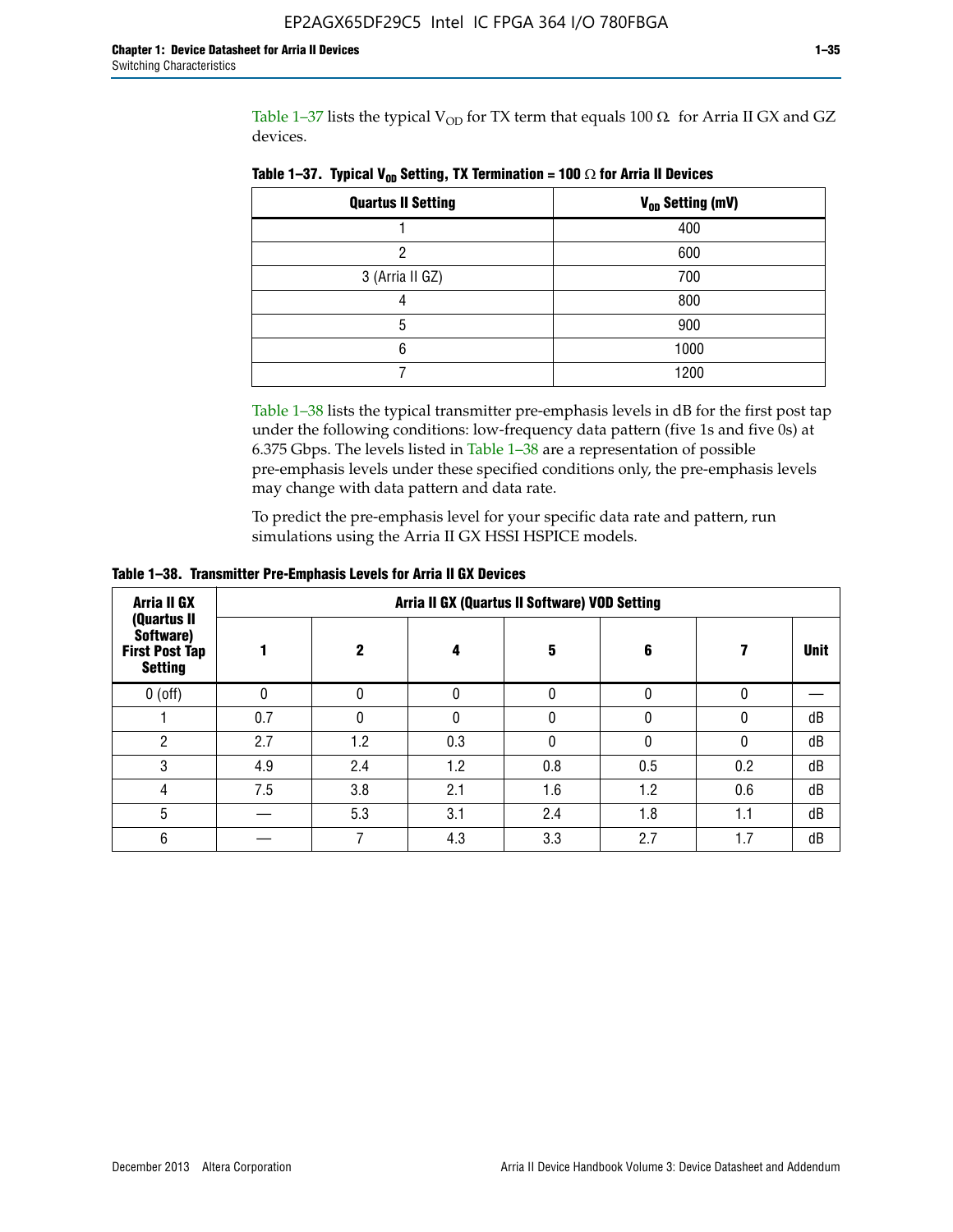Table 1–37 lists the typical $V_{OD}$ for TX term that equals 100 Ω for Arria II GX and GZ devices.

**Table 1–37. Typical $V_{OD}$ Setting, TX Termination = 100 Ω for Arria II Devices**

| Quartus II Setting | $V_{OD}$ Setting (mV) |
|---|---|
| 1 | 400 |
| 2 | 600 |
| 3 (Arria II GZ) | 700 |
| 4 | 800 |
| 5 | 900 |
| 6 | 1000 |
| 7 | 1200 |

Table 1–38 lists the typical transmitter pre-emphasis levels in dB for the first post tap under the following conditions: low-frequency data pattern (five 1s and five 0s) at 6.375 Gbps. The levels listed in Table 1–38 are a representation of possible pre-emphasis levels under these specified conditions only, the pre-emphasis levels may change with data pattern and data rate.

To predict the pre-emphasis level for your specific data rate and pattern, run simulations using the Arria II GX HSSI HSPICE models.

**Table 1–38. Transmitter Pre-Emphasis Levels for Arria II GX Devices**

| Arria II GX (Quartus II Software) First Post Tap Setting | Arria II GX (Quartus II Software) VOD Setting | | | | | | |
|---|---|---|---|---|---|---|---|
| | 1 | 2 | 4 | 5 | 6 | 7 | Unit |
| 0 (off) | 0 | 0 | 0 | 0 | 0 | 0 | — |
| 1 | 0.7 | 0 | 0 | 0 | 0 | 0 | dB |
| 2 | 2.7 | 1.2 | 0.3 | 0 | 0 | 0 | dB |
| 3 | 4.9 | 2.4 | 1.2 | 0.8 | 0.5 | 0.2 | dB |
| 4 | 7.5 | 3.8 | 2.1 | 1.6 | 1.2 | 0.6 | dB |
| 5 | — | 5.3 | 3.1 | 2.4 | 1.8 | 1.1 | dB |
| 6 | — | 7 | 4.3 | 3.3 | 2.7 | 1.7 | dB |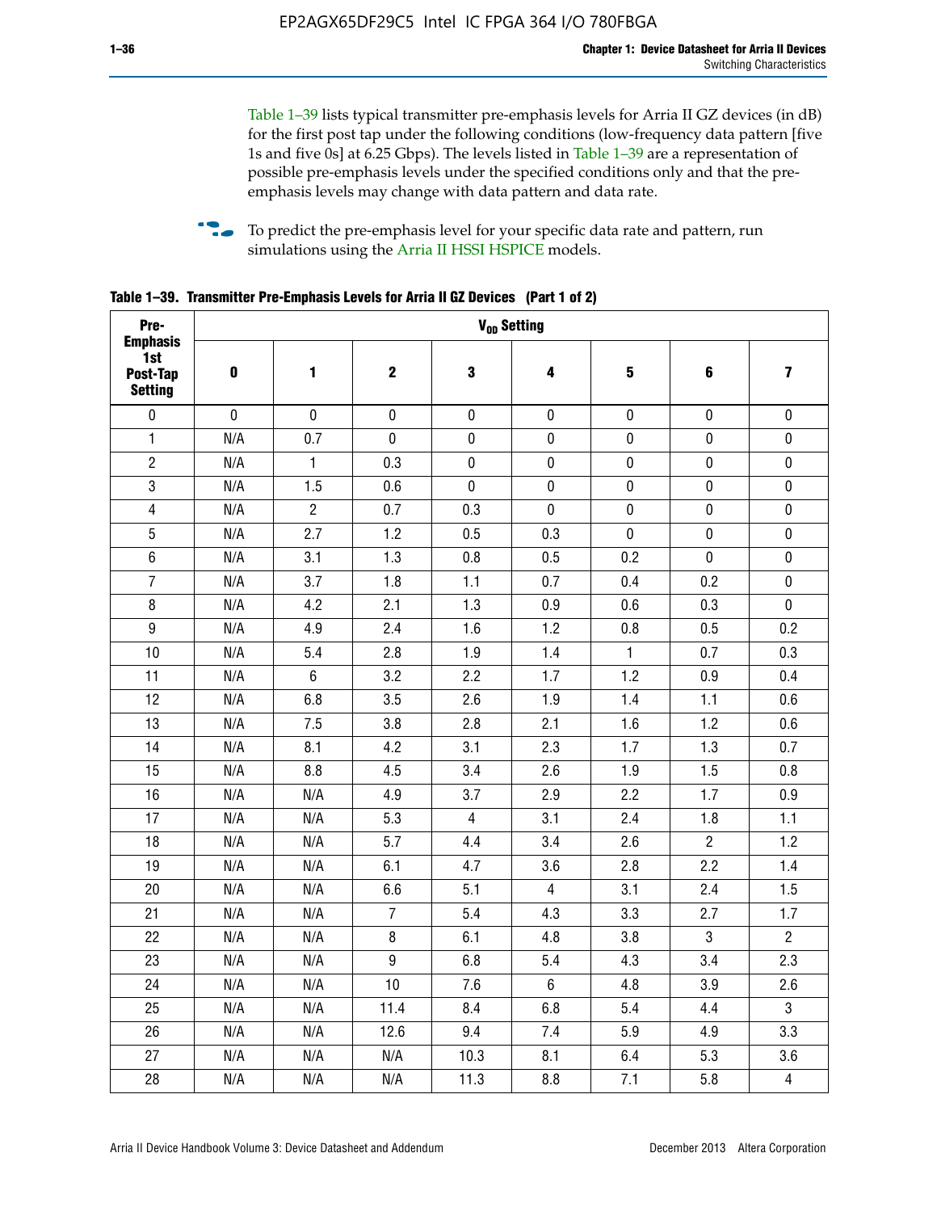Table 1–39 lists typical transmitter pre-emphasis levels for Arria II GZ devices (in dB) for the first post tap under the following conditions (low-frequency data pattern [five 1s and five 0s] at 6.25 Gbps). The levels listed in Table 1–39 are a representation of possible pre-emphasis levels under the specified conditions only and that the pre-emphasis levels may change with data pattern and data rate.

To predict the pre-emphasis level for your specific data rate and pattern, run simulations using the Arria II HSSI HSPICE models.

**Table 1–39. Transmitter Pre-Emphasis Levels for Arria II GZ Devices (Part 1 of 2)**

| Pre-Emphasis 1st Post-Tap Setting | $V_{OD}$ Setting | | | | | | | |
|---|---|---|---|---|---|---|---|---|
| | 0 | 1 | 2 | 3 | 4 | 5 | 6 | 7 |
| 0 | 0 | 0 | 0 | 0 | 0 | 0 | 0 | 0 |
| 1 | N/A | 0.7 | 0 | 0 | 0 | 0 | 0 | 0 |
| 2 | N/A | 1 | 0.3 | 0 | 0 | 0 | 0 | 0 |
| 3 | N/A | 1.5 | 0.6 | 0 | 0 | 0 | 0 | 0 |
| 4 | N/A | 2 | 0.7 | 0.3 | 0 | 0 | 0 | 0 |
| 5 | N/A | 2.7 | 1.2 | 0.5 | 0.3 | 0 | 0 | 0 |
| 6 | N/A | 3.1 | 1.3 | 0.8 | 0.5 | 0.2 | 0 | 0 |
| 7 | N/A | 3.7 | 1.8 | 1.1 | 0.7 | 0.4 | 0.2 | 0 |
| 8 | N/A | 4.2 | 2.1 | 1.3 | 0.9 | 0.6 | 0.3 | 0 |
| 9 | N/A | 4.9 | 2.4 | 1.6 | 1.2 | 0.8 | 0.5 | 0.2 |
| 10 | N/A | 5.4 | 2.8 | 1.9 | 1.4 | 1 | 0.7 | 0.3 |
| 11 | N/A | 6 | 3.2 | 2.2 | 1.7 | 1.2 | 0.9 | 0.4 |
| 12 | N/A | 6.8 | 3.5 | 2.6 | 1.9 | 1.4 | 1.1 | 0.6 |
| 13 | N/A | 7.5 | 3.8 | 2.8 | 2.1 | 1.6 | 1.2 | 0.6 |
| 14 | N/A | 8.1 | 4.2 | 3.1 | 2.3 | 1.7 | 1.3 | 0.7 |
| 15 | N/A | 8.8 | 4.5 | 3.4 | 2.6 | 1.9 | 1.5 | 0.8 |
| 16 | N/A | N/A | 4.9 | 3.7 | 2.9 | 2.2 | 1.7 | 0.9 |
| 17 | N/A | N/A | 5.3 | 4 | 3.1 | 2.4 | 1.8 | 1.1 |
| 18 | N/A | N/A | 5.7 | 4.4 | 3.4 | 2.6 | 2 | 1.2 |
| 19 | N/A | N/A | 6.1 | 4.7 | 3.6 | 2.8 | 2.2 | 1.4 |
| 20 | N/A | N/A | 6.6 | 5.1 | 4 | 3.1 | 2.4 | 1.5 |
| 21 | N/A | N/A | 7 | 5.4 | 4.3 | 3.3 | 2.7 | 1.7 |
| 22 | N/A | N/A | 8 | 6.1 | 4.8 | 3.8 | 3 | 2 |
| 23 | N/A | N/A | 9 | 6.8 | 5.4 | 4.3 | 3.4 | 2.3 |
| 24 | N/A | N/A | 10 | 7.6 | 6 | 4.8 | 3.9 | 2.6 |
| 25 | N/A | N/A | 11.4 | 8.4 | 6.8 | 5.4 | 4.4 | 3 |
| 26 | N/A | N/A | 12.6 | 9.4 | 7.4 | 5.9 | 4.9 | 3.3 |
| 27 | N/A | N/A | N/A | 10.3 | 8.1 | 6.4 | 5.3 | 3.6 |
| 28 | N/A | N/A | N/A | 11.3 | 8.8 | 7.1 | 5.8 | 4 |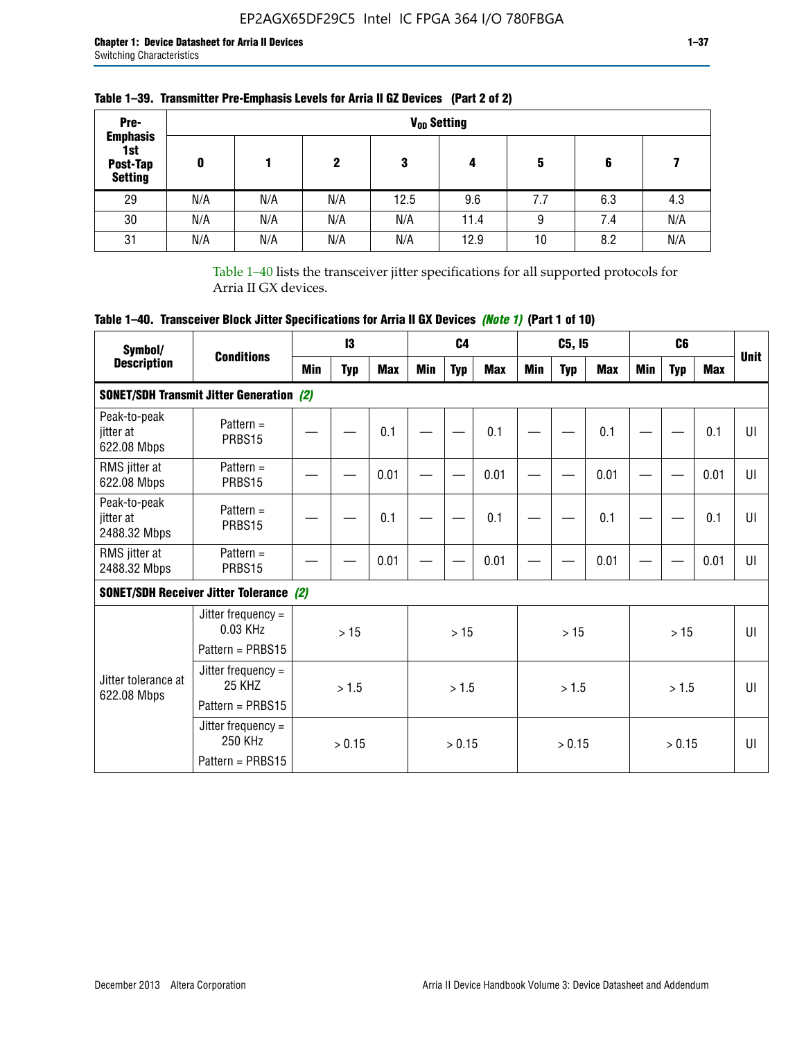**Table 1–39. Transmitter Pre-Emphasis Levels for Arria II GZ Devices (Part 2 of 2)**

| Pre-Emphasis 1st Post-Tap Setting | $V_{OD}$ Setting | | | | | | | |
|---|---|---|---|---|---|---|---|---|
| | 0 | 1 | 2 | 3 | 4 | 5 | 6 | 7 |
| 29 | N/A | N/A | N/A | 12.5 | 9.6 | 7.7 | 6.3 | 4.3 |
| 30 | N/A | N/A | N/A | N/A | 11.4 | 9 | 7.4 | N/A |
| 31 | N/A | N/A | N/A | N/A | 12.9 | 10 | 8.2 | N/A |

Table 1–40 lists the transceiver jitter specifications for all supported protocols for Arria II GX devices.

**Table 1–40. Transceiver Block Jitter Specifications for Arria II GX Devices *(Note 1)* (Part 1 of 10)**

| Symbol/ Description | Conditions | I3 | | | C4 | | | C5, I5 | | | C6 | | | Unit |
|---|---|---|---|---|---|---|---|---|---|---|---|---|---|---|
| | | Min | Typ | Max | Min | Typ | Max | Min | Typ | Max | Min | Typ | Max | |
| **SONET/SDH Transmit Jitter Generation *(2)*** | | | | | | | | | | | | | | |
| Peak-to-peak jitter at 622.08 Mbps | Pattern = PRBS15 | — | — | 0.1 | — | — | 0.1 | — | — | 0.1 | — | — | 0.1 | UI |
| RMS jitter at 622.08 Mbps | Pattern = PRBS15 | — | — | 0.01 | — | — | 0.01 | — | — | 0.01 | — | — | 0.01 | UI |
| Peak-to-peak jitter at 2488.32 Mbps | Pattern = PRBS15 | — | — | 0.1 | — | — | 0.1 | — | — | 0.1 | — | — | 0.1 | UI |
| RMS jitter at 2488.32 Mbps | Pattern = PRBS15 | — | — | 0.01 | — | — | 0.01 | — | — | 0.01 | — | — | 0.01 | UI |
| **SONET/SDH Receiver Jitter Tolerance *(2)*** | | | | | | | | | | | | | | |
| Jitter tolerance at 622.08 Mbps | Jitter frequency = 0.03 KHz<br>Pattern = PRBS15 | > 15 | | | > 15 | | | > 15 | | | > 15 | | | UI |
| | Jitter frequency = 25 KHZ<br>Pattern = PRBS15 | > 1.5 | | | > 1.5 | | | > 1.5 | | | > 1.5 | | | UI |
| | Jitter frequency = 250 KHz<br>Pattern = PRBS15 | > 0.15 | | | > 0.15 | | | > 0.15 | | | > 0.15 | | | UI |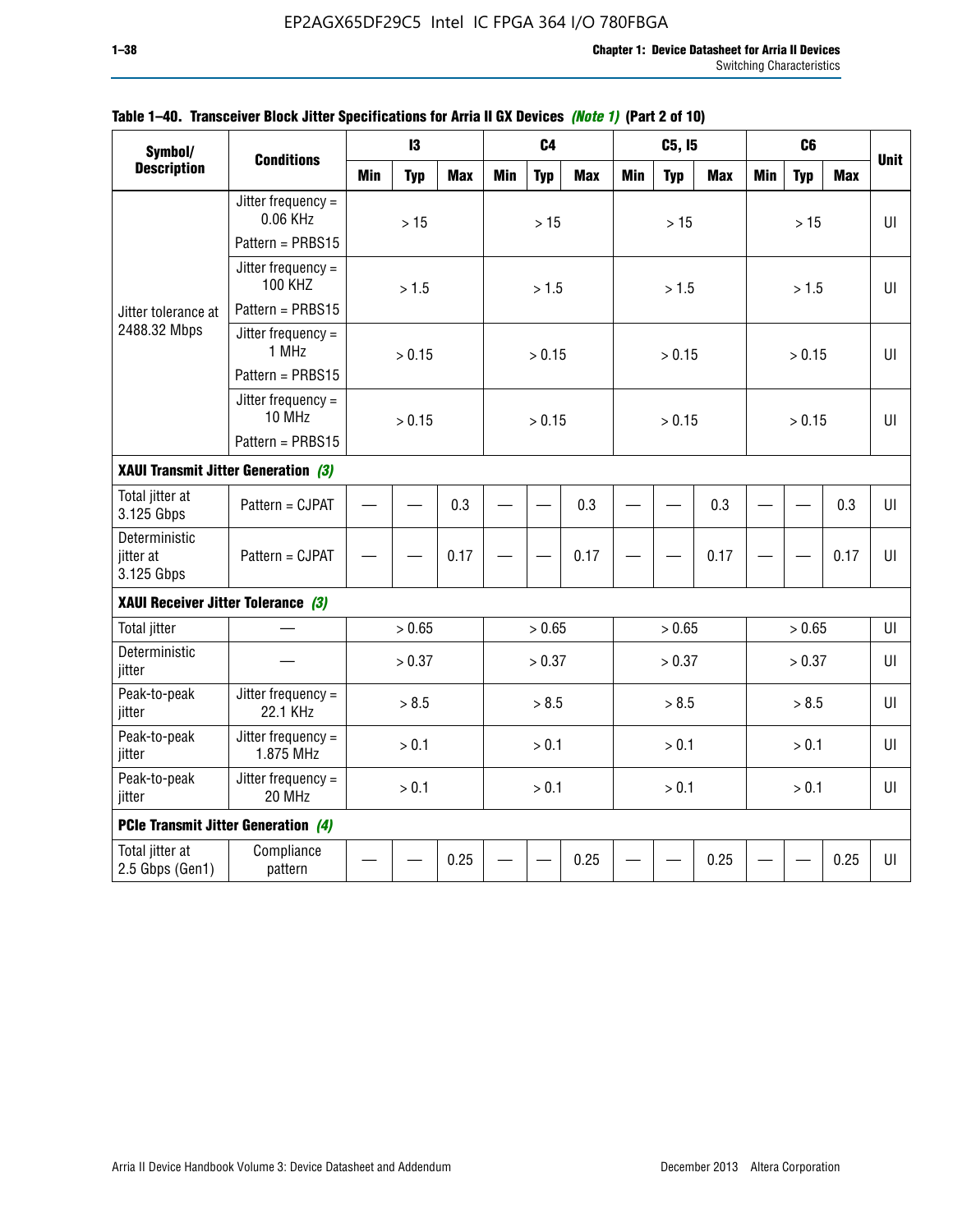**Table 1–40. Transceiver Block Jitter Specifications for Arria II GX Devices *(Note 1)* (Part 2 of 10)**

| Symbol/ Description | Conditions | I3 | | | C4 | | | C5, I5 | | | C6 | | | Unit |
|---|---|---|---|---|---|---|---|---|---|---|---|---|---|---|
| | | Min | Typ | Max | Min | Typ | Max | Min | Typ | Max | Min | Typ | Max | |
| Jitter tolerance at 2488.32 Mbps | Jitter frequency = 0.06 KHz Pattern = PRBS15 | > 15 | | | > 15 | | | > 15 | | | > 15 | | | UI |
| | Jitter frequency = 100 KHZ Pattern = PRBS15 | > 1.5 | | | > 1.5 | | | > 1.5 | | | > 1.5 | | | UI |
| | Jitter frequency = 1 MHz Pattern = PRBS15 | > 0.15 | | | > 0.15 | | | > 0.15 | | | > 0.15 | | | UI |
| | Jitter frequency = 10 MHz Pattern = PRBS15 | > 0.15 | | | > 0.15 | | | > 0.15 | | | > 0.15 | | | UI |
| **XAUI Transmit Jitter Generation *(3)*** | | | | | | | | | | | | | | |
| Total jitter at 3.125 Gbps | Pattern = CJPAT | — | — | 0.3 | — | — | 0.3 | — | — | 0.3 | — | — | 0.3 | UI |
| Deterministic jitter at 3.125 Gbps | Pattern = CJPAT | — | — | 0.17 | — | — | 0.17 | — | — | 0.17 | — | — | 0.17 | UI |
| **XAUI Receiver Jitter Tolerance *(3)*** | | | | | | | | | | | | | | |
| Total jitter | — | > 0.65 | | | > 0.65 | | | > 0.65 | | | > 0.65 | | | UI |
| Deterministic jitter | — | > 0.37 | | | > 0.37 | | | > 0.37 | | | > 0.37 | | | UI |
| Peak-to-peak jitter | Jitter frequency = 22.1 KHz | > 8.5 | | | > 8.5 | | | > 8.5 | | | > 8.5 | | | UI |
| Peak-to-peak jitter | Jitter frequency = 1.875 MHz | > 0.1 | | | > 0.1 | | | > 0.1 | | | > 0.1 | | | UI |
| Peak-to-peak jitter | Jitter frequency = 20 MHz | > 0.1 | | | > 0.1 | | | > 0.1 | | | > 0.1 | | | UI |
| **PCIe Transmit Jitter Generation *(4)*** | | | | | | | | | | | | | | |
| Total jitter at 2.5 Gbps (Gen1) | Compliance pattern | — | — | 0.25 | — | — | 0.25 | — | — | 0.25 | — | — | 0.25 | UI |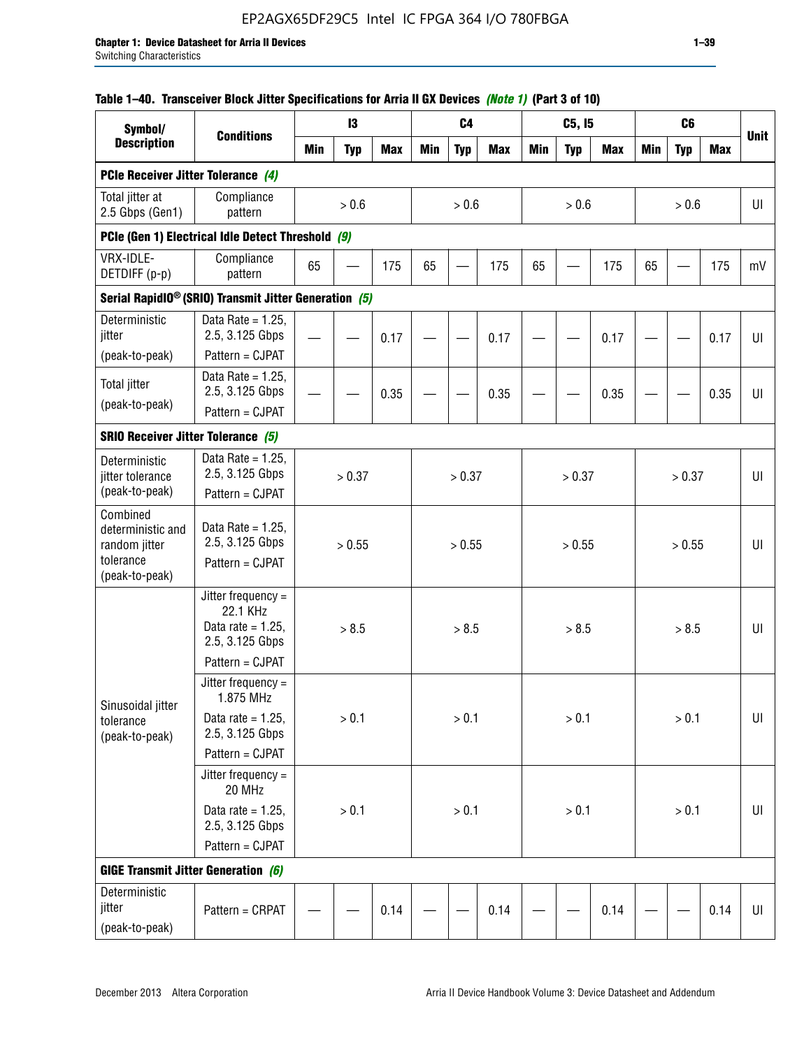**Table 1–40. Transceiver Block Jitter Specifications for Arria II GX Devices** *(Note 1)* **(Part 3 of 10)**

| Symbol/ Description | Conditions | I3 | | | C4 | | | C5, I5 | | | C6 | | | Unit |
|---|---|---|---|---|---|---|---|---|---|---|---|---|---|---|
| | | Min | Typ | Max | Min | Typ | Max | Min | Typ | Max | Min | Typ | Max | |
| **PCIe Receiver Jitter Tolerance** *(4)* | | | | | | | | | | | | | | |
| Total jitter at 2.5 Gbps (Gen1) | Compliance pattern | | > 0.6 | | | > 0.6 | | | > 0.6 | | | > 0.6 | | UI |
| **PCIe (Gen 1) Electrical Idle Detect Threshold** *(9)* | | | | | | | | | | | | | | |
| VRX-IDLE-DETDIFF (p-p) | Compliance pattern | 65 | — | 175 | 65 | — | 175 | 65 | — | 175 | 65 | — | 175 | mV |
| **Serial RapidIO® (SRIO) Transmit Jitter Generation** *(5)* | | | | | | | | | | | | | | |
| Deterministic jitter (peak-to-peak) | Data Rate = 1.25, 2.5, 3.125 Gbps Pattern = CJPAT | — | — | 0.17 | — | — | 0.17 | — | — | 0.17 | — | — | 0.17 | UI |
| Total jitter (peak-to-peak) | Data Rate = 1.25, 2.5, 3.125 Gbps Pattern = CJPAT | — | — | 0.35 | — | — | 0.35 | — | — | 0.35 | — | — | 0.35 | UI |
| **SRIO Receiver Jitter Tolerance** *(5)* | | | | | | | | | | | | | | |
| Deterministic jitter tolerance (peak-to-peak) | Data Rate = 1.25, 2.5, 3.125 Gbps Pattern = CJPAT | | > 0.37 | | | > 0.37 | | | > 0.37 | | | > 0.37 | | UI |
| Combined deterministic and random jitter tolerance (peak-to-peak) | Data Rate = 1.25, 2.5, 3.125 Gbps Pattern = CJPAT | | > 0.55 | | | > 0.55 | | | > 0.55 | | | > 0.55 | | UI |
| Sinusoidal jitter tolerance (peak-to-peak) | Jitter frequency = 22.1 KHz Data rate = 1.25, 2.5, 3.125 Gbps Pattern = CJPAT | | > 8.5 | | | > 8.5 | | | > 8.5 | | | > 8.5 | | UI |
| | Jitter frequency = 1.875 MHz Data rate = 1.25, 2.5, 3.125 Gbps Pattern = CJPAT | | > 0.1 | | | > 0.1 | | | > 0.1 | | | > 0.1 | | UI |
| | Jitter frequency = 20 MHz Data rate = 1.25, 2.5, 3.125 Gbps Pattern = CJPAT | | > 0.1 | | | > 0.1 | | | > 0.1 | | | > 0.1 | | UI |
| **GIGE Transmit Jitter Generation** *(6)* | | | | | | | | | | | | | | |
| Deterministic jitter (peak-to-peak) | Pattern = CRPAT | — | — | 0.14 | — | — | 0.14 | — | — | 0.14 | — | — | 0.14 | UI |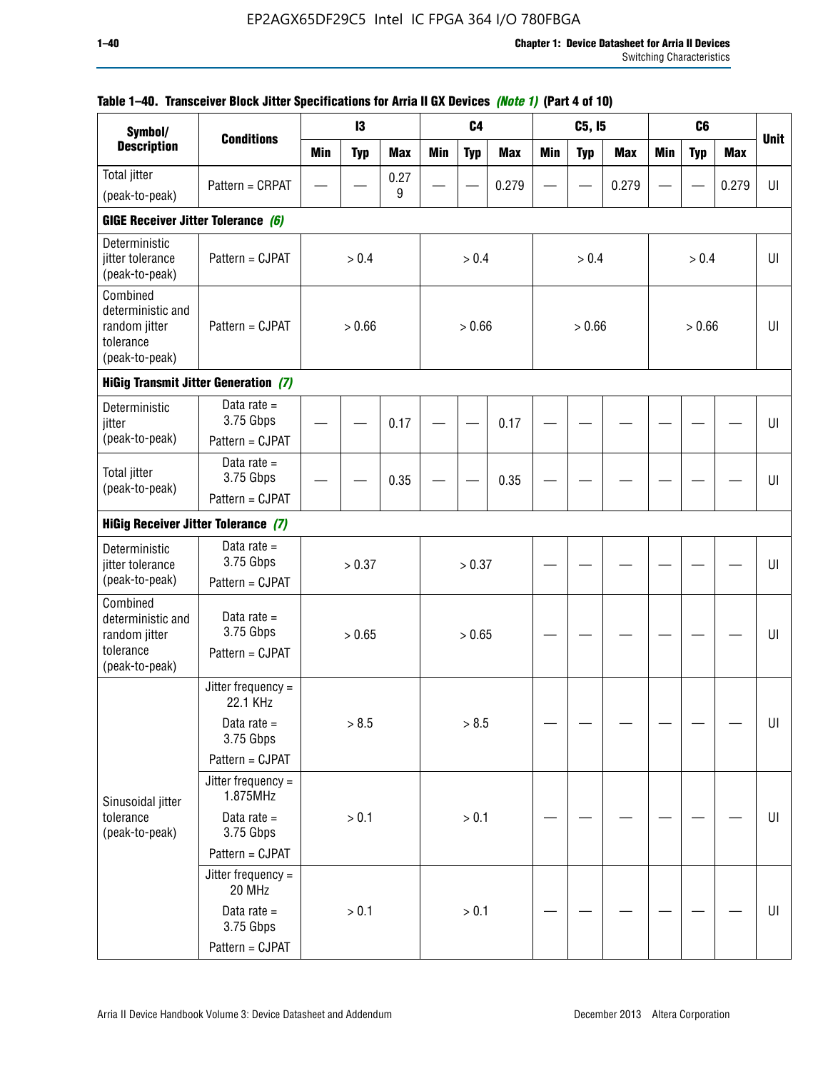**Table 1–40. Transceiver Block Jitter Specifications for Arria II GX Devices** *(Note 1)* **(Part 4 of 10)**

| Symbol/ Description | Conditions | I3 | | | C4 | | | C5, I5 | | | C6 | | | Unit |
|---|---|---|---|---|---|---|---|---|---|---|---|---|---|---|
| | | Min | Typ | Max | Min | Typ | Max | Min | Typ | Max | Min | Typ | Max | |
| Total jitter (peak-to-peak) | Pattern = CRPAT | — | — | 0.279 | — | — | 0.279 | — | — | 0.279 | — | — | 0.279 | UI |
| **GIGE Receiver Jitter Tolerance** *(6)* | | | | | | | | | | | | | | |
| Deterministic jitter tolerance (peak-to-peak) | Pattern = CJPAT | > 0.4 | | | > 0.4 | | | > 0.4 | | | > 0.4 | | | UI |
| Combined deterministic and random jitter tolerance (peak-to-peak) | Pattern = CJPAT | > 0.66 | | | > 0.66 | | | > 0.66 | | | > 0.66 | | | UI |
| **HiGig Transmit Jitter Generation** *(7)* | | | | | | | | | | | | | | |
| Deterministic jitter (peak-to-peak) | Data rate = 3.75 Gbps Pattern = CJPAT | — | — | 0.17 | — | — | 0.17 | — | — | — | — | — | — | UI |
| Total jitter (peak-to-peak) | Data rate = 3.75 Gbps Pattern = CJPAT | — | — | 0.35 | — | — | 0.35 | — | — | — | — | — | — | UI |
| **HiGig Receiver Jitter Tolerance** *(7)* | | | | | | | | | | | | | | |
| Deterministic jitter tolerance (peak-to-peak) | Data rate = 3.75 Gbps Pattern = CJPAT | > 0.37 | | | > 0.37 | | | — | — | — | — | — | — | UI |
| Combined deterministic and random jitter tolerance (peak-to-peak) | Data rate = 3.75 Gbps Pattern = CJPAT | > 0.65 | | | > 0.65 | | | — | — | — | — | — | — | UI |
| Sinusoidal jitter tolerance (peak-to-peak) | Jitter frequency = 22.1 KHz Data rate = 3.75 Gbps Pattern = CJPAT | > 8.5 | | | > 8.5 | | | — | — | — | — | — | — | UI |
| | Jitter frequency = 1.875MHz Data rate = 3.75 Gbps Pattern = CJPAT | > 0.1 | | | > 0.1 | | | — | — | — | — | — | — | UI |
| | Jitter frequency = 20 MHz Data rate = 3.75 Gbps Pattern = CJPAT | > 0.1 | | | > 0.1 | | | — | — | — | — | — | — | UI |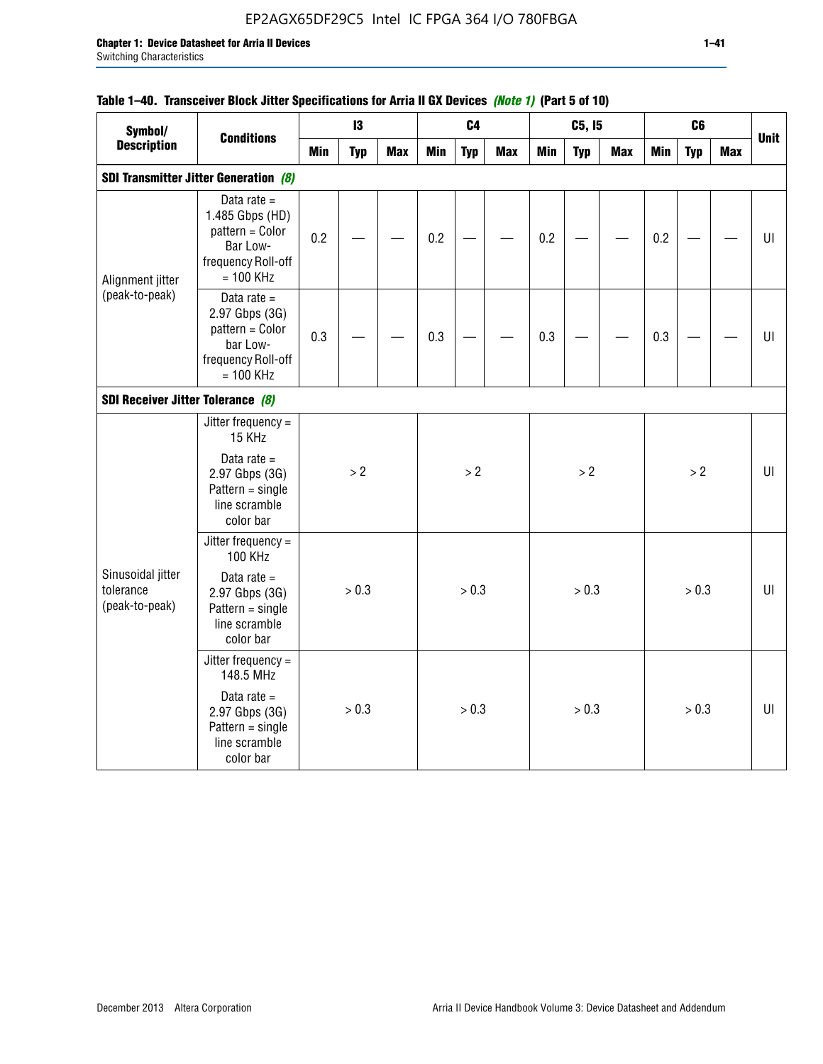#### Table 1–40. Transceiver Block Jitter Specifications for Arria II GX Devices *(Note 1)* (Part 5 of 10)

| Symbol/ Description | Conditions | I3 | | | C4 | | | C5, I5 | | | C6 | | | Unit |
|---|---|---|---|---|---|---|---|---|---|---|---|---|---|---|
| | | Min | Typ | Max | Min | Typ | Max | Min | Typ | Max | Min | Typ | Max | |
| **SDI Transmitter Jitter Generation** *(8)* | | | | | | | | | | | | | | |
| Alignment jitter (peak-to-peak) | Data rate = 1.485 Gbps (HD) pattern = Color Bar Low-frequency Roll-off = 100 KHz | 0.2 | — | — | 0.2 | — | — | 0.2 | — | — | 0.2 | — | — | UI |
| | Data rate = 2.97 Gbps (3G) pattern = Color bar Low-frequency Roll-off = 100 KHz | 0.3 | — | — | 0.3 | — | — | 0.3 | — | — | 0.3 | — | — | UI |
| **SDI Receiver Jitter Tolerance** *(8)* | | | | | | | | | | | | | | |
| Sinusoidal jitter tolerance (peak-to-peak) | Jitter frequency = 15 KHz<br>Data rate = 2.97 Gbps (3G) Pattern = single line scramble color bar | > 2 | | | > 2 | | | > 2 | | | > 2 | | | UI |
| | Jitter frequency = 100 KHz<br>Data rate = 2.97 Gbps (3G) Pattern = single line scramble color bar | > 0.3 | | | > 0.3 | | | > 0.3 | | | > 0.3 | | | UI |
| | Jitter frequency = 148.5 MHz<br>Data rate = 2.97 Gbps (3G) Pattern = single line scramble color bar | > 0.3 | | | > 0.3 | | | > 0.3 | | | > 0.3 | | | UI |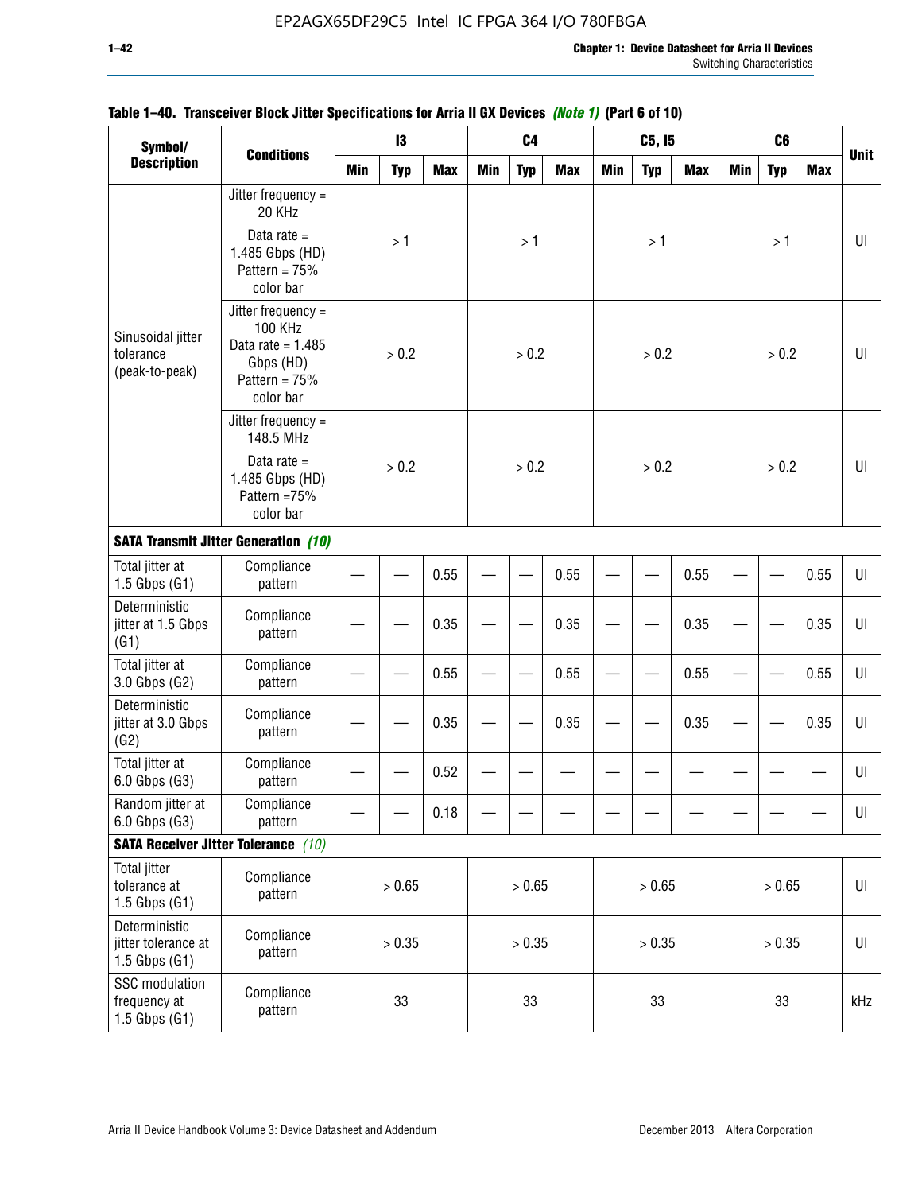**Table 1–40. Transceiver Block Jitter Specifications for Arria II GX Devices *(Note 1)* (Part 6 of 10)**

| Symbol/ Description | Conditions | I3 | | | C4 | | | C5, I5 | | | C6 | | | Unit |
|---|---|---|---|---|---|---|---|---|---|---|---|---|---|---|
| | | Min | Typ | Max | Min | Typ | Max | Min | Typ | Max | Min | Typ | Max | |
| Sinusoidal jitter tolerance (peak-to-peak) | Jitter frequency = 20 KHz Data rate = 1.485 Gbps (HD) Pattern = 75% color bar | | > 1 | | | > 1 | | | > 1 | | | > 1 | | UI |
| | Jitter frequency = 100 KHz Data rate = 1.485 Gbps (HD) Pattern = 75% color bar | | > 0.2 | | | > 0.2 | | | > 0.2 | | | > 0.2 | | UI |
| | Jitter frequency = 148.5 MHz Data rate = 1.485 Gbps (HD) Pattern =75% color bar | | > 0.2 | | | > 0.2 | | | > 0.2 | | | > 0.2 | | UI |
| **SATA Transmit Jitter Generation *(10)*** | | | | | | | | | | | | | | |
| Total jitter at 1.5 Gbps (G1) | Compliance pattern | — | — | 0.55 | — | — | 0.55 | — | — | 0.55 | — | — | 0.55 | UI |
| Deterministic jitter at 1.5 Gbps (G1) | Compliance pattern | — | — | 0.35 | — | — | 0.35 | — | — | 0.35 | — | — | 0.35 | UI |
| Total jitter at 3.0 Gbps (G2) | Compliance pattern | — | — | 0.55 | — | — | 0.55 | — | — | 0.55 | — | — | 0.55 | UI |
| Deterministic jitter at 3.0 Gbps (G2) | Compliance pattern | — | — | 0.35 | — | — | 0.35 | — | — | 0.35 | — | — | 0.35 | UI |
| Total jitter at 6.0 Gbps (G3) | Compliance pattern | — | — | 0.52 | — | — | — | — | — | — | — | — | — | UI |
| Random jitter at 6.0 Gbps (G3) | Compliance pattern | — | — | 0.18 | — | — | — | — | — | — | — | — | — | UI |
| **SATA Receiver Jitter Tolerance *(10)*** | | | | | | | | | | | | | | |
| Total jitter tolerance at 1.5 Gbps (G1) | Compliance pattern | | > 0.65 | | | > 0.65 | | | > 0.65 | | | > 0.65 | | UI |
| Deterministic jitter tolerance at 1.5 Gbps (G1) | Compliance pattern | | > 0.35 | | | > 0.35 | | | > 0.35 | | | > 0.35 | | UI |
| SSC modulation frequency at 1.5 Gbps (G1) | Compliance pattern | | 33 | | | 33 | | | 33 | | | 33 | | kHz |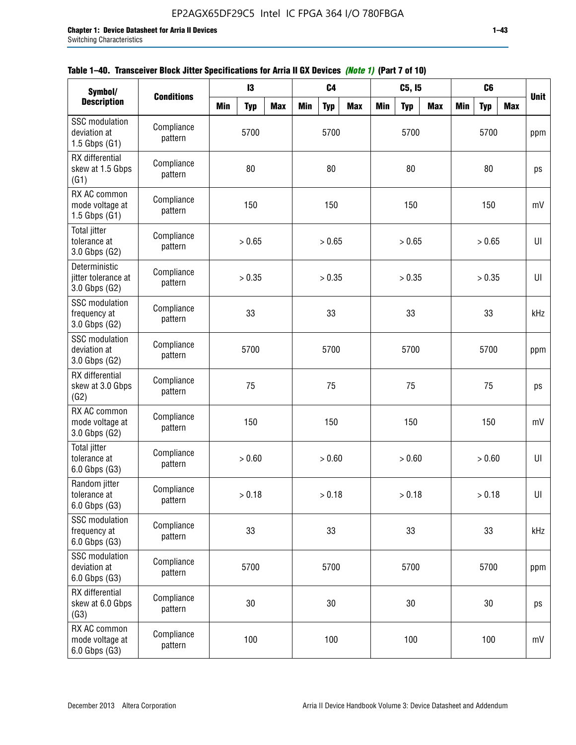**Table 1–40. Transceiver Block Jitter Specifications for Arria II GX Devices *(Note 1)* (Part 7 of 10)**

| Symbol/ Description | Conditions | I3 | | | C4 | | | C5, I5 | | | C6 | | | Unit |
|---|---|---|---|---|---|---|---|---|---|---|---|---|---|---|
| | | Min | Typ | Max | Min | Typ | Max | Min | Typ | Max | Min | Typ | Max | |
| SSC modulation deviation at 1.5 Gbps (G1) | Compliance pattern | | 5700 | | | 5700 | | | 5700 | | | 5700 | | ppm |
| RX differential skew at 1.5 Gbps (G1) | Compliance pattern | | 80 | | | 80 | | | 80 | | | 80 | | ps |
| RX AC common mode voltage at 1.5 Gbps (G1) | Compliance pattern | | 150 | | | 150 | | | 150 | | | 150 | | mV |
| Total jitter tolerance at 3.0 Gbps (G2) | Compliance pattern | | > 0.65 | | | > 0.65 | | | > 0.65 | | | > 0.65 | | UI |
| Deterministic jitter tolerance at 3.0 Gbps (G2) | Compliance pattern | | > 0.35 | | | > 0.35 | | | > 0.35 | | | > 0.35 | | UI |
| SSC modulation frequency at 3.0 Gbps (G2) | Compliance pattern | | 33 | | | 33 | | | 33 | | | 33 | | kHz |
| SSC modulation deviation at 3.0 Gbps (G2) | Compliance pattern | | 5700 | | | 5700 | | | 5700 | | | 5700 | | ppm |
| RX differential skew at 3.0 Gbps (G2) | Compliance pattern | | 75 | | | 75 | | | 75 | | | 75 | | ps |
| RX AC common mode voltage at 3.0 Gbps (G2) | Compliance pattern | | 150 | | | 150 | | | 150 | | | 150 | | mV |
| Total jitter tolerance at 6.0 Gbps (G3) | Compliance pattern | | > 0.60 | | | > 0.60 | | | > 0.60 | | | > 0.60 | | UI |
| Random jitter tolerance at 6.0 Gbps (G3) | Compliance pattern | | > 0.18 | | | > 0.18 | | | > 0.18 | | | > 0.18 | | UI |
| SSC modulation frequency at 6.0 Gbps (G3) | Compliance pattern | | 33 | | | 33 | | | 33 | | | 33 | | kHz |
| SSC modulation deviation at 6.0 Gbps (G3) | Compliance pattern | | 5700 | | | 5700 | | | 5700 | | | 5700 | | ppm |
| RX differential skew at 6.0 Gbps (G3) | Compliance pattern | | 30 | | | 30 | | | 30 | | | 30 | | ps |
| RX AC common mode voltage at 6.0 Gbps (G3) | Compliance pattern | | 100 | | | 100 | | | 100 | | | 100 | | mV |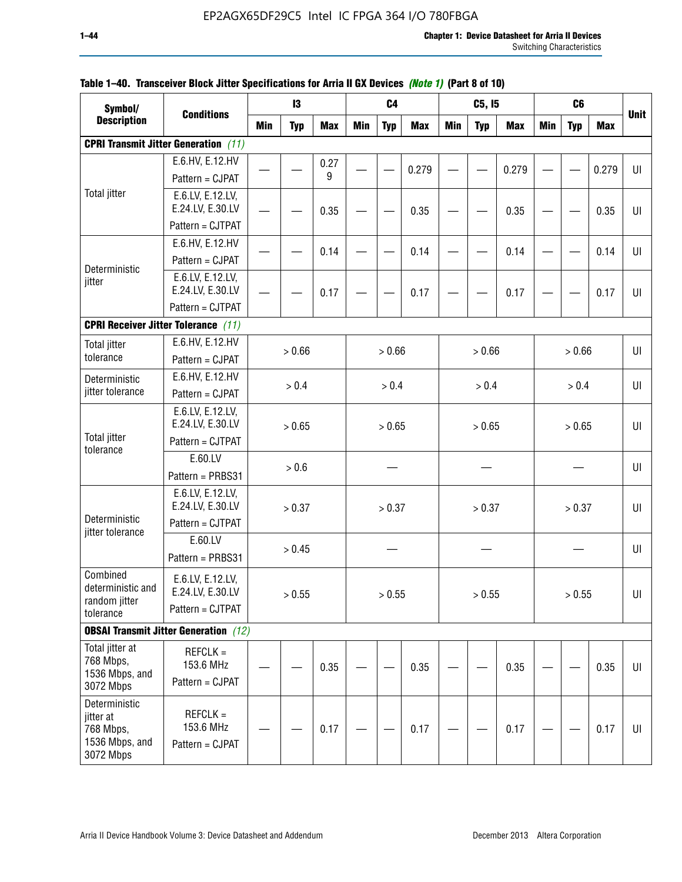**Table 1–40. Transceiver Block Jitter Specifications for Arria II GX Devices** *(Note 1)* **(Part 8 of 10)**

| Symbol/ Description | Conditions | I3 | | | C4 | | | C5, I5 | | | C6 | | | Unit |
|---|---|---|---|---|---|---|---|---|---|---|---|---|---|---|
| | | Min | Typ | Max | Min | Typ | Max | Min | Typ | Max | Min | Typ | Max | |
| **CPRI Transmit Jitter Generation** *(11)* | | | | | | | | | | | | | | |
| Total jitter | E.6.HV, E.12.HV Pattern = CJPAT | — | — | 0.279 | — | — | 0.279 | — | — | 0.279 | — | — | 0.279 | UI |
| | E.6.LV, E.12.LV, E.24.LV, E.30.LV Pattern = CJTPAT | — | — | 0.35 | — | — | 0.35 | — | — | 0.35 | — | — | 0.35 | UI |
| Deterministic jitter | E.6.HV, E.12.HV Pattern = CJPAT | — | — | 0.14 | — | — | 0.14 | — | — | 0.14 | — | — | 0.14 | UI |
| | E.6.LV, E.12.LV, E.24.LV, E.30.LV Pattern = CJTPAT | — | — | 0.17 | — | — | 0.17 | — | — | 0.17 | — | — | 0.17 | UI |
| **CPRI Receiver Jitter Tolerance** *(11)* | | | | | | | | | | | | | | |
| Total jitter tolerance | E.6.HV, E.12.HV Pattern = CJPAT | > 0.66 | | | > 0.66 | | | > 0.66 | | | > 0.66 | | | UI |
| Deterministic jitter tolerance | E.6.HV, E.12.HV Pattern = CJPAT | > 0.4 | | | > 0.4 | | | > 0.4 | | | > 0.4 | | | UI |
| Total jitter tolerance | E.6.LV, E.12.LV, E.24.LV, E.30.LV Pattern = CJTPAT | > 0.65 | | | > 0.65 | | | > 0.65 | | | > 0.65 | | | UI |
| | E.60.LV Pattern = PRBS31 | > 0.6 | | | — | | | — | | | — | | | UI |
| Deterministic jitter tolerance | E.6.LV, E.12.LV, E.24.LV, E.30.LV Pattern = CJTPAT | > 0.37 | | | > 0.37 | | | > 0.37 | | | > 0.37 | | | UI |
| | E.60.LV Pattern = PRBS31 | > 0.45 | | | — | | | — | | | — | | | UI |
| Combined deterministic and random jitter tolerance | E.6.LV, E.12.LV, E.24.LV, E.30.LV Pattern = CJTPAT | > 0.55 | | | > 0.55 | | | > 0.55 | | | > 0.55 | | | UI |
| **OBSAI Transmit Jitter Generation** *(12)* | | | | | | | | | | | | | | |
| Total jitter at 768 Mbps, 1536 Mbps, and 3072 Mbps | REFCLK = 153.6 MHz Pattern = CJPAT | — | — | 0.35 | — | — | 0.35 | — | — | 0.35 | — | — | 0.35 | UI |
| Deterministic jitter at 768 Mbps, 1536 Mbps, and 3072 Mbps | REFCLK = 153.6 MHz Pattern = CJPAT | — | — | 0.17 | — | — | 0.17 | — | — | 0.17 | — | — | 0.17 | UI |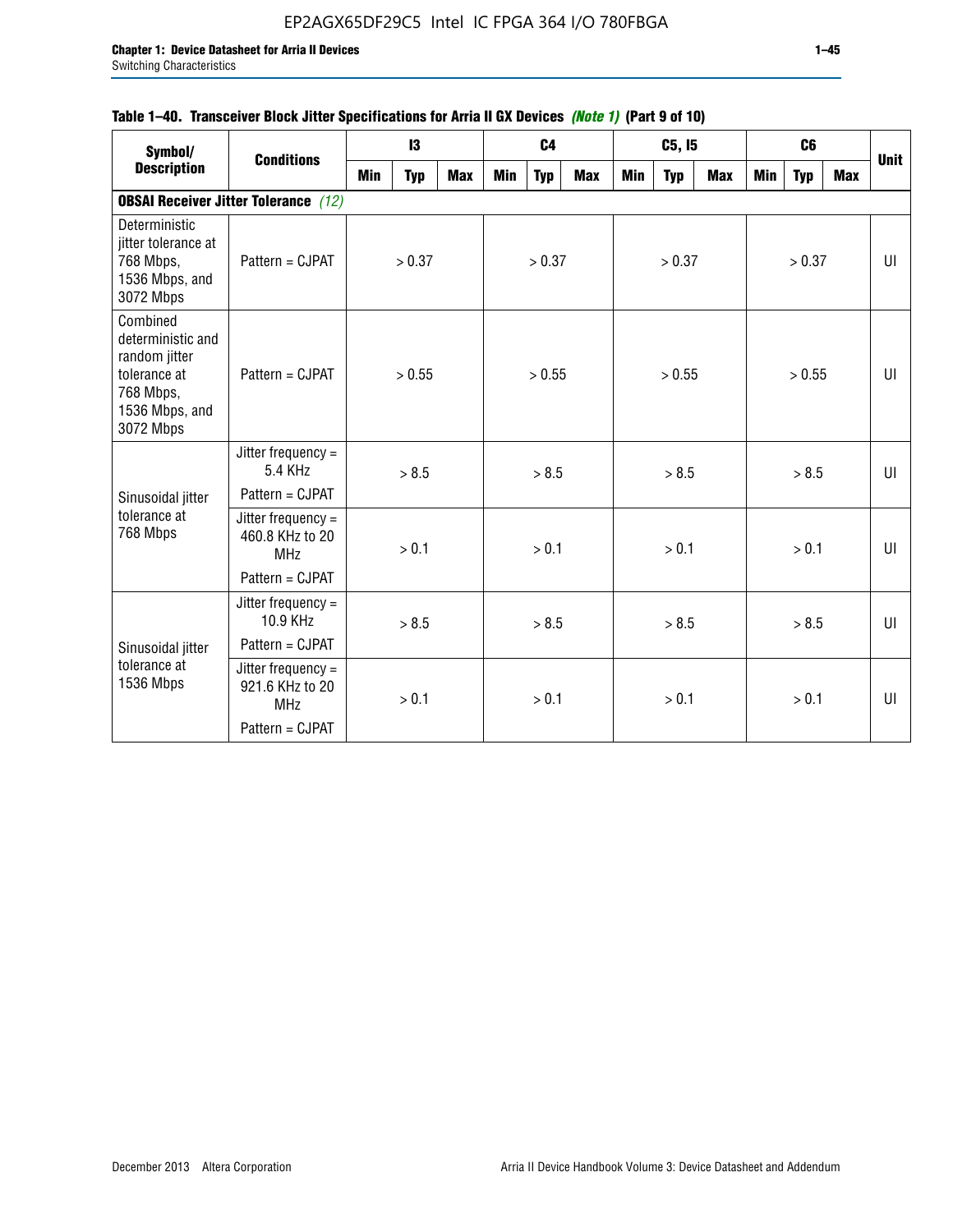#### Table 1–40. Transceiver Block Jitter Specifications for Arria II GX Devices *(Note 1)* (Part 9 of 10)

| Symbol/ Description | Conditions | I3 | | | C4 | | | C5, I5 | | | C6 | | | Unit |
|---|---|---|---|---|---|---|---|---|---|---|---|---|---|---|
| | | Min | Typ | Max | Min | Typ | Max | Min | Typ | Max | Min | Typ | Max | |
| **OBSAI Receiver Jitter Tolerance** *(12)* | | | | | | | | | | | | | | |
| Deterministic jitter tolerance at 768 Mbps, 1536 Mbps, and 3072 Mbps | Pattern = CJPAT | | > 0.37 | | | > 0.37 | | | > 0.37 | | | > 0.37 | | UI |
| Combined deterministic and random jitter tolerance at 768 Mbps, 1536 Mbps, and 3072 Mbps | Pattern = CJPAT | | > 0.55 | | | > 0.55 | | | > 0.55 | | | > 0.55 | | UI |
| Sinusoidal jitter tolerance at 768 Mbps | Jitter frequency = 5.4 KHz Pattern = CJPAT | | > 8.5 | | | > 8.5 | | | > 8.5 | | | > 8.5 | | UI |
| | Jitter frequency = 460.8 KHz to 20 MHz Pattern = CJPAT | | > 0.1 | | | > 0.1 | | | > 0.1 | | | > 0.1 | | UI |
| Sinusoidal jitter tolerance at 1536 Mbps | Jitter frequency = 10.9 KHz Pattern = CJPAT | | > 8.5 | | | > 8.5 | | | > 8.5 | | | > 8.5 | | UI |
| | Jitter frequency = 921.6 KHz to 20 MHz Pattern = CJPAT | | > 0.1 | | | > 0.1 | | | > 0.1 | | | > 0.1 | | UI |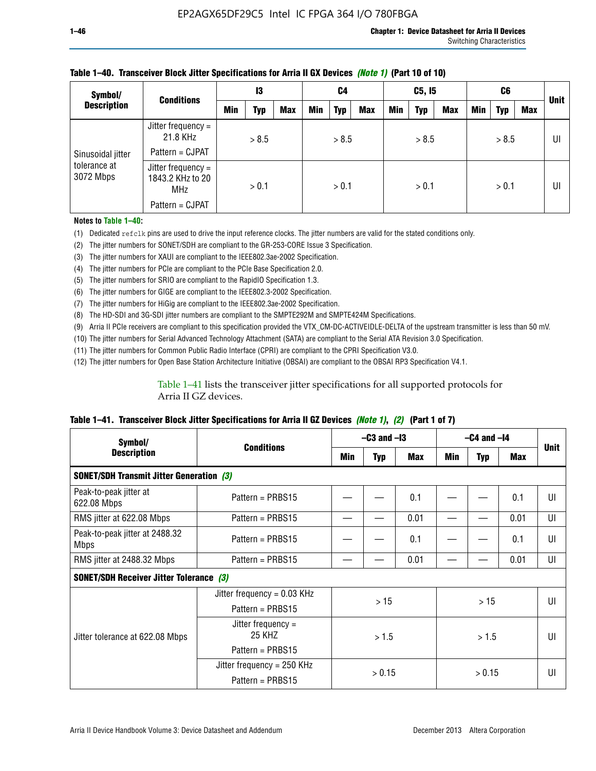**Table 1–40. Transceiver Block Jitter Specifications for Arria II GX Devices *(Note 1)* (Part 10 of 10)**

| Symbol/ Description | Conditions | I3 | | | C4 | | | C5, I5 | | | C6 | | | Unit |
|---|---|---|---|---|---|---|---|---|---|---|---|---|---|---|
| | | Min | Typ | Max | Min | Typ | Max | Min | Typ | Max | Min | Typ | Max | |
| Sinusoidal jitter tolerance at 3072 Mbps | Jitter frequency = 21.8 KHz Pattern = CJPAT | > 8.5 | | | > 8.5 | | | > 8.5 | | | > 8.5 | | | UI |
| | Jitter frequency = 1843.2 KHz to 20 MHz Pattern = CJPAT | > 0.1 | | | > 0.1 | | | > 0.1 | | | > 0.1 | | | UI |

**Notes to Table 1–40:**

(1) Dedicated refclk pins are used to drive the input reference clocks. The jitter numbers are valid for the stated conditions only.
(2) The jitter numbers for SONET/SDH are compliant to the GR-253-CORE Issue 3 Specification.
(3) The jitter numbers for XAUI are compliant to the IEEE802.3ae-2002 Specification.
(4) The jitter numbers for PCIe are compliant to the PCIe Base Specification 2.0.
(5) The jitter numbers for SRIO are compliant to the RapidIO Specification 1.3.
(6) The jitter numbers for GIGE are compliant to the IEEE802.3-2002 Specification.
(7) The jitter numbers for HiGig are compliant to the IEEE802.3ae-2002 Specification.
(8) The HD-SDI and 3G-SDI jitter numbers are compliant to the SMPTE292M and SMPTE424M Specifications.
(9) Arria II PCIe receivers are compliant to this specification provided the VTX_CM-DC-ACTIVEIDLE-DELTA of the upstream transmitter is less than 50 mV.
(10) The jitter numbers for Serial Advanced Technology Attachment (SATA) are compliant to the Serial ATA Revision 3.0 Specification.
(11) The jitter numbers for Common Public Radio Interface (CPRI) are compliant to the CPRI Specification V3.0.
(12) The jitter numbers for Open Base Station Architecture Initiative (OBSAI) are compliant to the OBSAI RP3 Specification V4.1.

Table 1–41 lists the transceiver jitter specifications for all supported protocols for Arria II GZ devices.

**Table 1–41. Transceiver Block Jitter Specifications for Arria II GZ Devices *(Note 1)*, *(2)* (Part 1 of 7)**

| Symbol/ Description | Conditions | –C3 and –I3 | | | –C4 and –I4 | | | Unit |
|---|---|---|---|---|---|---|---|---|
| | | Min | Typ | Max | Min | Typ | Max | |
| **SONET/SDH Transmit Jitter Generation *(3)*** | | | | | | | | |
| Peak-to-peak jitter at 622.08 Mbps | Pattern = PRBS15 | — | — | 0.1 | — | — | 0.1 | UI |
| RMS jitter at 622.08 Mbps | Pattern = PRBS15 | — | — | 0.01 | — | — | 0.01 | UI |
| Peak-to-peak jitter at 2488.32 Mbps | Pattern = PRBS15 | — | — | 0.1 | — | — | 0.1 | UI |
| RMS jitter at 2488.32 Mbps | Pattern = PRBS15 | — | — | 0.01 | — | — | 0.01 | UI |
| **SONET/SDH Receiver Jitter Tolerance *(3)*** | | | | | | | | |
| Jitter tolerance at 622.08 Mbps | Jitter frequency = 0.03 KHz Pattern = PRBS15 | > 15 | | | > 15 | | | UI |
| | Jitter frequency = 25 KHZ Pattern = PRBS15 | > 1.5 | | | > 1.5 | | | UI |
| | Jitter frequency = 250 KHz Pattern = PRBS15 | > 0.15 | | | > 0.15 | | | UI |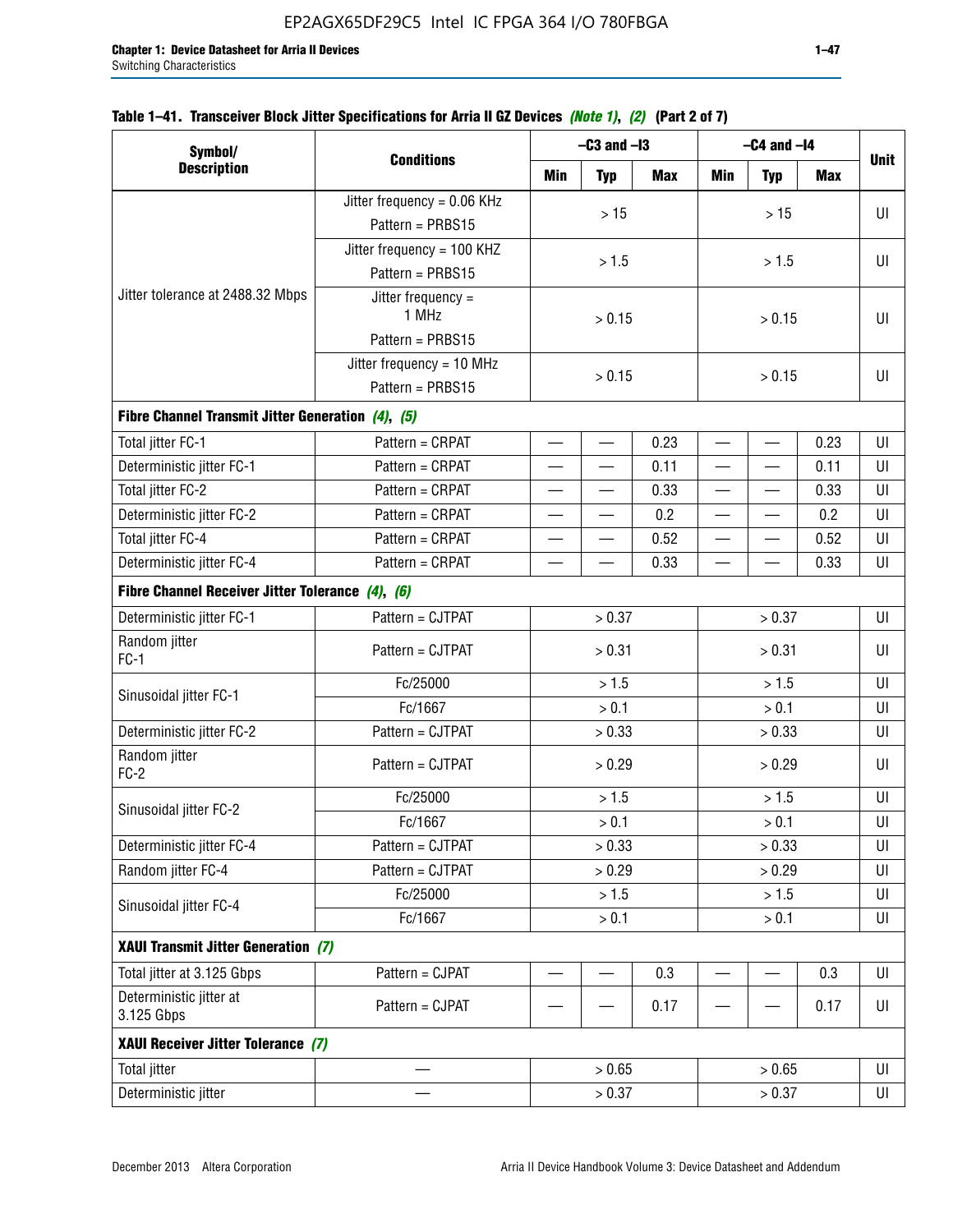**Table 1–41. Transceiver Block Jitter Specifications for Arria II GZ Devices** *(Note 1)*, *(2)* **(Part 2 of 7)**

| Symbol/ Description | Conditions | –C3 and –I3 | | | –C4 and –I4 | | | Unit |
|---|---|---|---|---|---|---|---|---|
| | | Min | Typ | Max | Min | Typ | Max | |
| Jitter tolerance at 2488.32 Mbps | Jitter frequency = 0.06 KHz Pattern = PRBS15 | > 15 | | | > 15 | | | UI |
| | Jitter frequency = 100 KHZ Pattern = PRBS15 | > 1.5 | | | > 1.5 | | | UI |
| | Jitter frequency = 1 MHz Pattern = PRBS15 | > 0.15 | | | > 0.15 | | | UI |
| | Jitter frequency = 10 MHz Pattern = PRBS15 | > 0.15 | | | > 0.15 | | | UI |
| **Fibre Channel Transmit Jitter Generation** *(4)*, *(5)* | | | | | | | | |
| Total jitter FC-1 | Pattern = CRPAT | — | — | 0.23 | — | — | 0.23 | UI |
| Deterministic jitter FC-1 | Pattern = CRPAT | — | — | 0.11 | — | — | 0.11 | UI |
| Total jitter FC-2 | Pattern = CRPAT | — | — | 0.33 | — | — | 0.33 | UI |
| Deterministic jitter FC-2 | Pattern = CRPAT | — | — | 0.2 | — | — | 0.2 | UI |
| Total jitter FC-4 | Pattern = CRPAT | — | — | 0.52 | — | — | 0.52 | UI |
| Deterministic jitter FC-4 | Pattern = CRPAT | — | — | 0.33 | — | — | 0.33 | UI |
| **Fibre Channel Receiver Jitter Tolerance** *(4)*, *(6)* | | | | | | | | |
| Deterministic jitter FC-1 | Pattern = CJTPAT | > 0.37 | | | > 0.37 | | | UI |
| Random jitter FC-1 | Pattern = CJTPAT | > 0.31 | | | > 0.31 | | | UI |
| Sinusoidal jitter FC-1 | Fc/25000 | > 1.5 | | | > 1.5 | | | UI |
| | Fc/1667 | > 0.1 | | | > 0.1 | | | UI |
| Deterministic jitter FC-2 | Pattern = CJTPAT | > 0.33 | | | > 0.33 | | | UI |
| Random jitter FC-2 | Pattern = CJTPAT | > 0.29 | | | > 0.29 | | | UI |
| Sinusoidal jitter FC-2 | Fc/25000 | > 1.5 | | | > 1.5 | | | UI |
| | Fc/1667 | > 0.1 | | | > 0.1 | | | UI |
| Deterministic jitter FC-4 | Pattern = CJTPAT | > 0.33 | | | > 0.33 | | | UI |
| Random jitter FC-4 | Pattern = CJTPAT | > 0.29 | | | > 0.29 | | | UI |
| Sinusoidal jitter FC-4 | Fc/25000 | > 1.5 | | | > 1.5 | | | UI |
| | Fc/1667 | > 0.1 | | | > 0.1 | | | UI |
| **XAUI Transmit Jitter Generation** *(7)* | | | | | | | | |
| Total jitter at 3.125 Gbps | Pattern = CJPAT | — | — | 0.3 | — | — | 0.3 | UI |
| Deterministic jitter at 3.125 Gbps | Pattern = CJPAT | — | — | 0.17 | — | — | 0.17 | UI |
| **XAUI Receiver Jitter Tolerance** *(7)* | | | | | | | | |
| Total jitter | — | > 0.65 | | | > 0.65 | | | UI |
| Deterministic jitter | — | > 0.37 | | | > 0.37 | | | UI |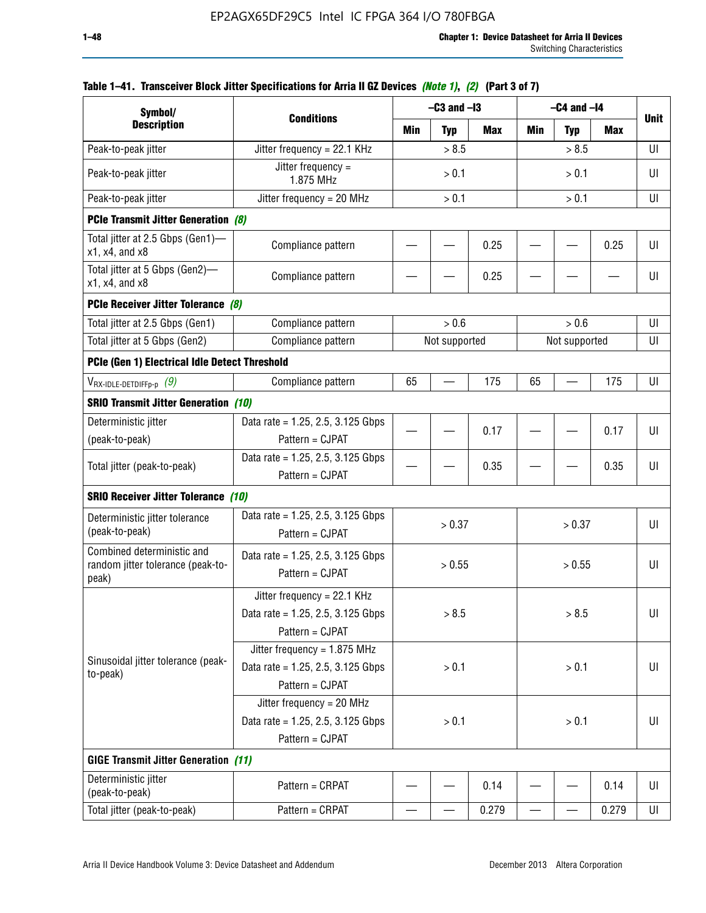**Table 1–41. Transceiver Block Jitter Specifications for Arria II GZ Devices *(Note 1)*, *(2)* (Part 3 of 7)**

| Symbol/ Description | Conditions | –C3 and –I3 | | | –C4 and –I4 | | | Unit |
|---|---|---|---|---|---|---|---|---|
| | | Min | Typ | Max | Min | Typ | Max | |
| Peak-to-peak jitter | Jitter frequency = 22.1 KHz | > 8.5 | | | > 8.5 | | | UI |
| Peak-to-peak jitter | Jitter frequency = 1.875 MHz | > 0.1 | | | > 0.1 | | | UI |
| Peak-to-peak jitter | Jitter frequency = 20 MHz | > 0.1 | | | > 0.1 | | | UI |
| **PCIe Transmit Jitter Generation** *(8)* | | | | | | | | |
| Total jitter at 2.5 Gbps (Gen1)—x1, x4, and x8 | Compliance pattern | — | — | 0.25 | — | — | 0.25 | UI |
| Total jitter at 5 Gbps (Gen2)—x1, x4, and x8 | Compliance pattern | — | — | 0.25 | — | — | — | UI |
| **PCIe Receiver Jitter Tolerance** *(8)* | | | | | | | | |
| Total jitter at 2.5 Gbps (Gen1) | Compliance pattern | > 0.6 | | | > 0.6 | | | UI |
| Total jitter at 5 Gbps (Gen2) | Compliance pattern | Not supported | | | Not supported | | | UI |
| **PCIe (Gen 1) Electrical Idle Detect Threshold** | | | | | | | | |
| $V_{RX\text{-}IDLE\text{-}DETDIFFp\text{-}p}$ *(9)* | Compliance pattern | 65 | — | 175 | 65 | — | 175 | UI |
| **SRIO Transmit Jitter Generation** *(10)* | | | | | | | | |
| Deterministic jitter (peak-to-peak) | Data rate = 1.25, 2.5, 3.125 Gbps Pattern = CJPAT | — | — | 0.17 | — | — | 0.17 | UI |
| Total jitter (peak-to-peak) | Data rate = 1.25, 2.5, 3.125 Gbps Pattern = CJPAT | — | — | 0.35 | — | — | 0.35 | UI |
| **SRIO Receiver Jitter Tolerance** *(10)* | | | | | | | | |
| Deterministic jitter tolerance (peak-to-peak) | Data rate = 1.25, 2.5, 3.125 Gbps Pattern = CJPAT | > 0.37 | | | > 0.37 | | | UI |
| Combined deterministic and random jitter tolerance (peak-to-peak) | Data rate = 1.25, 2.5, 3.125 Gbps Pattern = CJPAT | > 0.55 | | | > 0.55 | | | UI |
| Sinusoidal jitter tolerance (peak-to-peak) | Jitter frequency = 22.1 KHz Data rate = 1.25, 2.5, 3.125 Gbps Pattern = CJPAT | > 8.5 | | | > 8.5 | | | UI |
| | Jitter frequency = 1.875 MHz Data rate = 1.25, 2.5, 3.125 Gbps Pattern = CJPAT | > 0.1 | | | > 0.1 | | | UI |
| | Jitter frequency = 20 MHz Data rate = 1.25, 2.5, 3.125 Gbps Pattern = CJPAT | > 0.1 | | | > 0.1 | | | UI |
| **GIGE Transmit Jitter Generation** *(11)* | | | | | | | | |
| Deterministic jitter (peak-to-peak) | Pattern = CRPAT | — | — | 0.14 | — | — | 0.14 | UI |
| Total jitter (peak-to-peak) | Pattern = CRPAT | — | — | 0.279 | — | — | 0.279 | UI |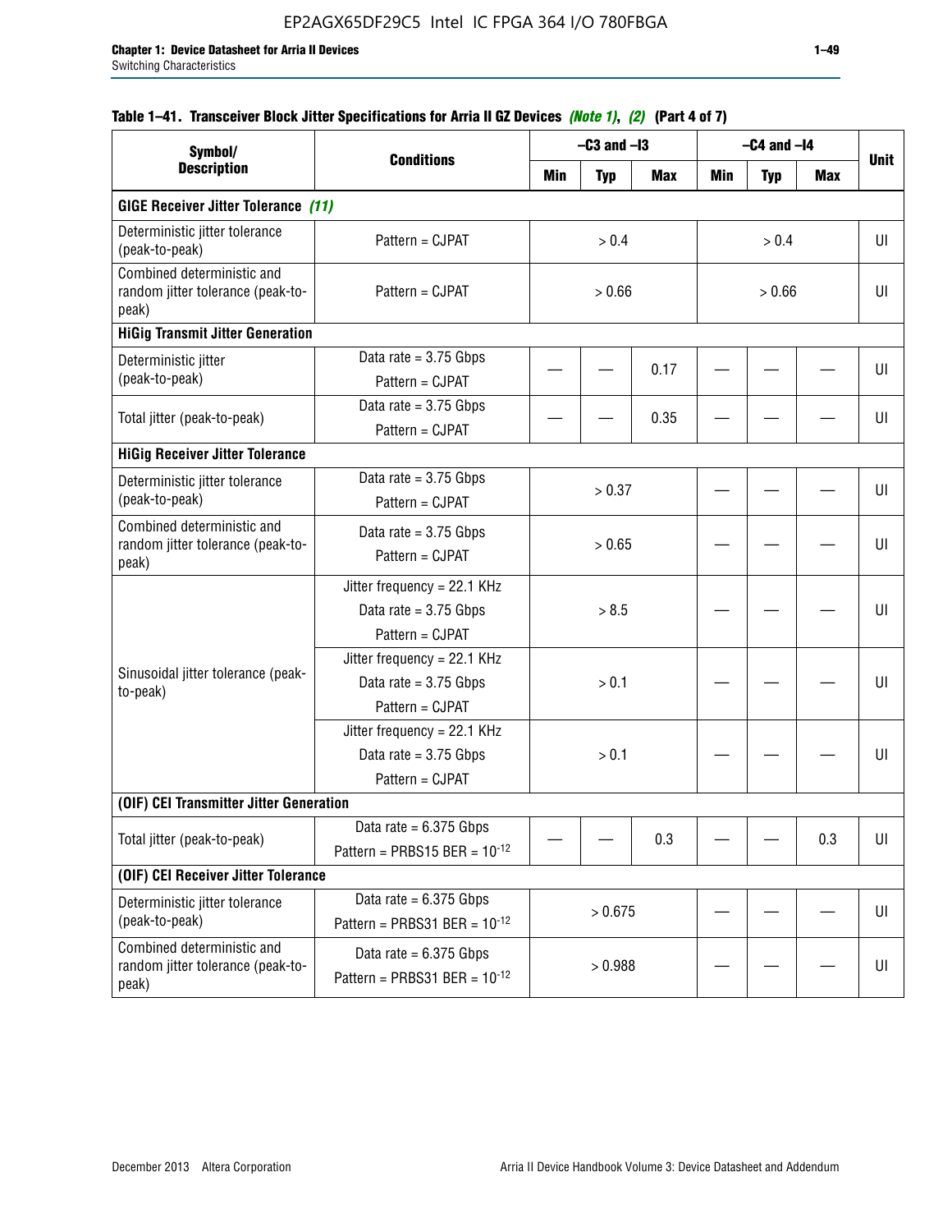**Table 1–41. Transceiver Block Jitter Specifications for Arria II GZ Devices** *(Note 1)*, *(2)* **(Part 4 of 7)**

| Symbol/ Description | Conditions | –C3 and –I3 | | | –C4 and –I4 | | | Unit |
|---|---|---|---|---|---|---|---|---|
| | | Min | Typ | Max | Min | Typ | Max | |
| **GIGE Receiver Jitter Tolerance** *(11)* | | | | | | | | |
| Deterministic jitter tolerance (peak-to-peak) | Pattern = CJPAT | > 0.4 | | | > 0.4 | | | UI |
| Combined deterministic and random jitter tolerance (peak-to-peak) | Pattern = CJPAT | > 0.66 | | | > 0.66 | | | UI |
| **HiGig Transmit Jitter Generation** | | | | | | | | |
| Deterministic jitter (peak-to-peak) | Data rate = 3.75 Gbps Pattern = CJPAT | — | — | 0.17 | — | — | — | UI |
| Total jitter (peak-to-peak) | Data rate = 3.75 Gbps Pattern = CJPAT | — | — | 0.35 | — | — | — | UI |
| **HiGig Receiver Jitter Tolerance** | | | | | | | | |
| Deterministic jitter tolerance (peak-to-peak) | Data rate = 3.75 Gbps Pattern = CJPAT | > 0.37 | | | — | — | — | UI |
| Combined deterministic and random jitter tolerance (peak-to-peak) | Data rate = 3.75 Gbps Pattern = CJPAT | > 0.65 | | | — | — | — | UI |
| Sinusoidal jitter tolerance (peak-to-peak) | Jitter frequency = 22.1 KHz Data rate = 3.75 Gbps Pattern = CJPAT | > 8.5 | | | — | — | — | UI |
| | Jitter frequency = 22.1 KHz Data rate = 3.75 Gbps Pattern = CJPAT | > 0.1 | | | — | — | — | UI |
| | Jitter frequency = 22.1 KHz Data rate = 3.75 Gbps Pattern = CJPAT | > 0.1 | | | — | — | — | UI |
| **(OIF) CEI Transmitter Jitter Generation** | | | | | | | | |
| Total jitter (peak-to-peak) | Data rate = 6.375 Gbps Pattern = PRBS15 BER = $10^{-12}$ | — | — | 0.3 | — | — | 0.3 | UI |
| **(OIF) CEI Receiver Jitter Tolerance** | | | | | | | | |
| Deterministic jitter tolerance (peak-to-peak) | Data rate = 6.375 Gbps Pattern = PRBS31 BER = $10^{-12}$ | > 0.675 | | | — | — | — | UI |
| Combined deterministic and random jitter tolerance (peak-to-peak) | Data rate = 6.375 Gbps Pattern = PRBS31 BER = $10^{-12}$ | > 0.988 | | | — | — | — | UI |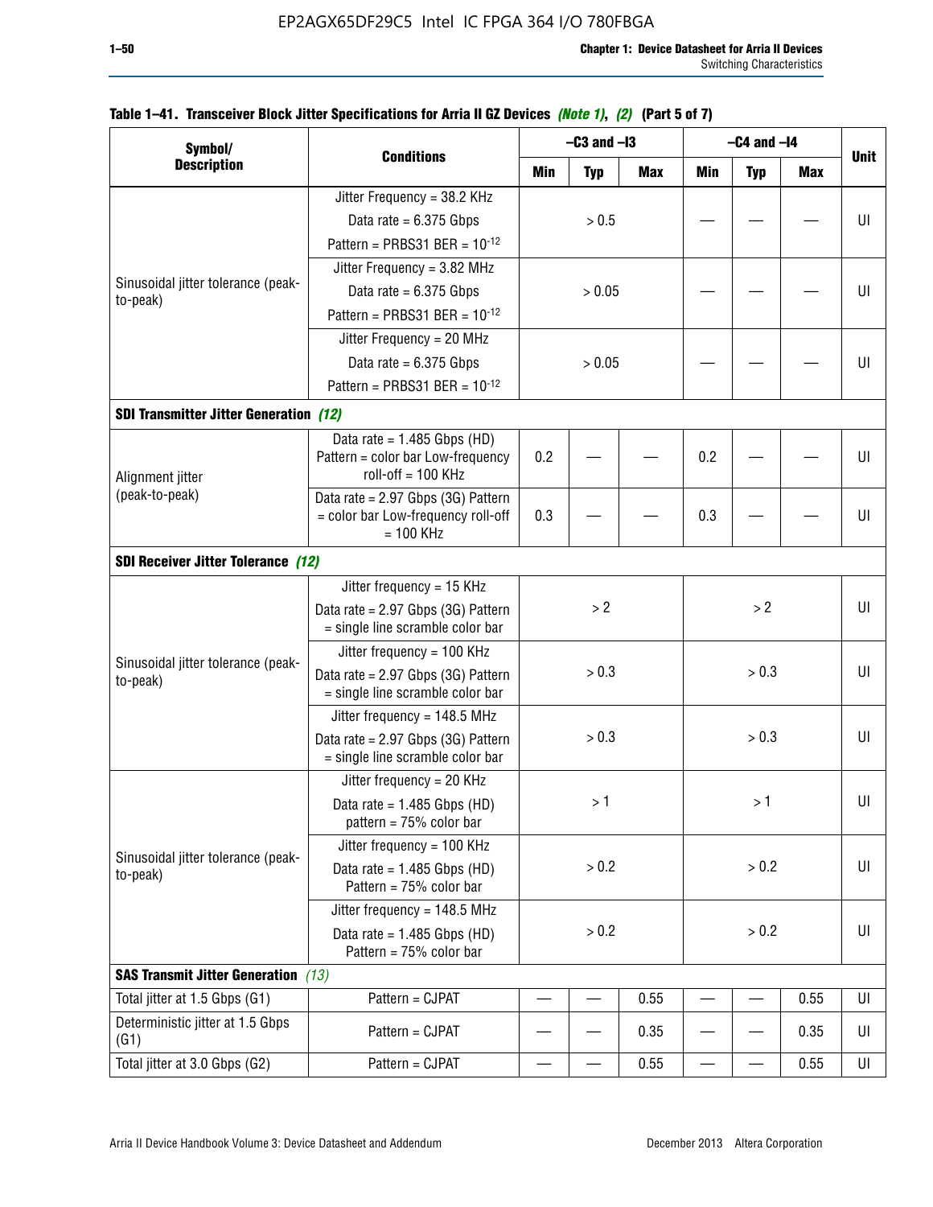**Table 1–41. Transceiver Block Jitter Specifications for Arria II GZ Devices *(Note 1)*, *(2)* (Part 5 of 7)**

| Symbol/ Description | Conditions | –C3 and –I3 | | | –C4 and –I4 | | | Unit |
|---|---|---|---|---|---|---|---|---|
| | | Min | Typ | Max | Min | Typ | Max | |
| Sinusoidal jitter tolerance (peak-to-peak) | Jitter Frequency = 38.2 KHz<br>Data rate = 6.375 Gbps<br>Pattern = PRBS31 BER = $10^{-12}$ | | > 0.5 | | — | — | — | UI |
| | Jitter Frequency = 3.82 MHz<br>Data rate = 6.375 Gbps<br>Pattern = PRBS31 BER = $10^{-12}$ | | > 0.05 | | — | — | — | UI |
| | Jitter Frequency = 20 MHz<br>Data rate = 6.375 Gbps<br>Pattern = PRBS31 BER = $10^{-12}$ | | > 0.05 | | — | — | — | UI |
| **SDI Transmitter Jitter Generation** *(12)* | | | | | | | | |
| Alignment jitter (peak-to-peak) | Data rate = 1.485 Gbps (HD) Pattern = color bar Low-frequency roll-off = 100 KHz | 0.2 | — | — | 0.2 | — | — | UI |
| | Data rate = 2.97 Gbps (3G) Pattern = color bar Low-frequency roll-off = 100 KHz | 0.3 | — | — | 0.3 | — | — | UI |
| **SDI Receiver Jitter Tolerance** *(12)* | | | | | | | | |
| Sinusoidal jitter tolerance (peak-to-peak) | Jitter frequency = 15 KHz<br>Data rate = 2.97 Gbps (3G) Pattern = single line scramble color bar | | > 2 | | | > 2 | | UI |
| | Jitter frequency = 100 KHz<br>Data rate = 2.97 Gbps (3G) Pattern = single line scramble color bar | | > 0.3 | | | > 0.3 | | UI |
| | Jitter frequency = 148.5 MHz<br>Data rate = 2.97 Gbps (3G) Pattern = single line scramble color bar | | > 0.3 | | | > 0.3 | | UI |
| Sinusoidal jitter tolerance (peak-to-peak) | Jitter frequency = 20 KHz<br>Data rate = 1.485 Gbps (HD) pattern = 75% color bar | | > 1 | | | > 1 | | UI |
| | Jitter frequency = 100 KHz<br>Data rate = 1.485 Gbps (HD) Pattern = 75% color bar | | > 0.2 | | | > 0.2 | | UI |
| | Jitter frequency = 148.5 MHz<br>Data rate = 1.485 Gbps (HD) Pattern = 75% color bar | | > 0.2 | | | > 0.2 | | UI |
| **SAS Transmit Jitter Generation** *(13)* | | | | | | | | |
| Total jitter at 1.5 Gbps (G1) | Pattern = CJPAT | — | — | 0.55 | — | — | 0.55 | UI |
| Deterministic jitter at 1.5 Gbps (G1) | Pattern = CJPAT | — | — | 0.35 | — | — | 0.35 | UI |
| Total jitter at 3.0 Gbps (G2) | Pattern = CJPAT | — | — | 0.55 | — | — | 0.55 | UI |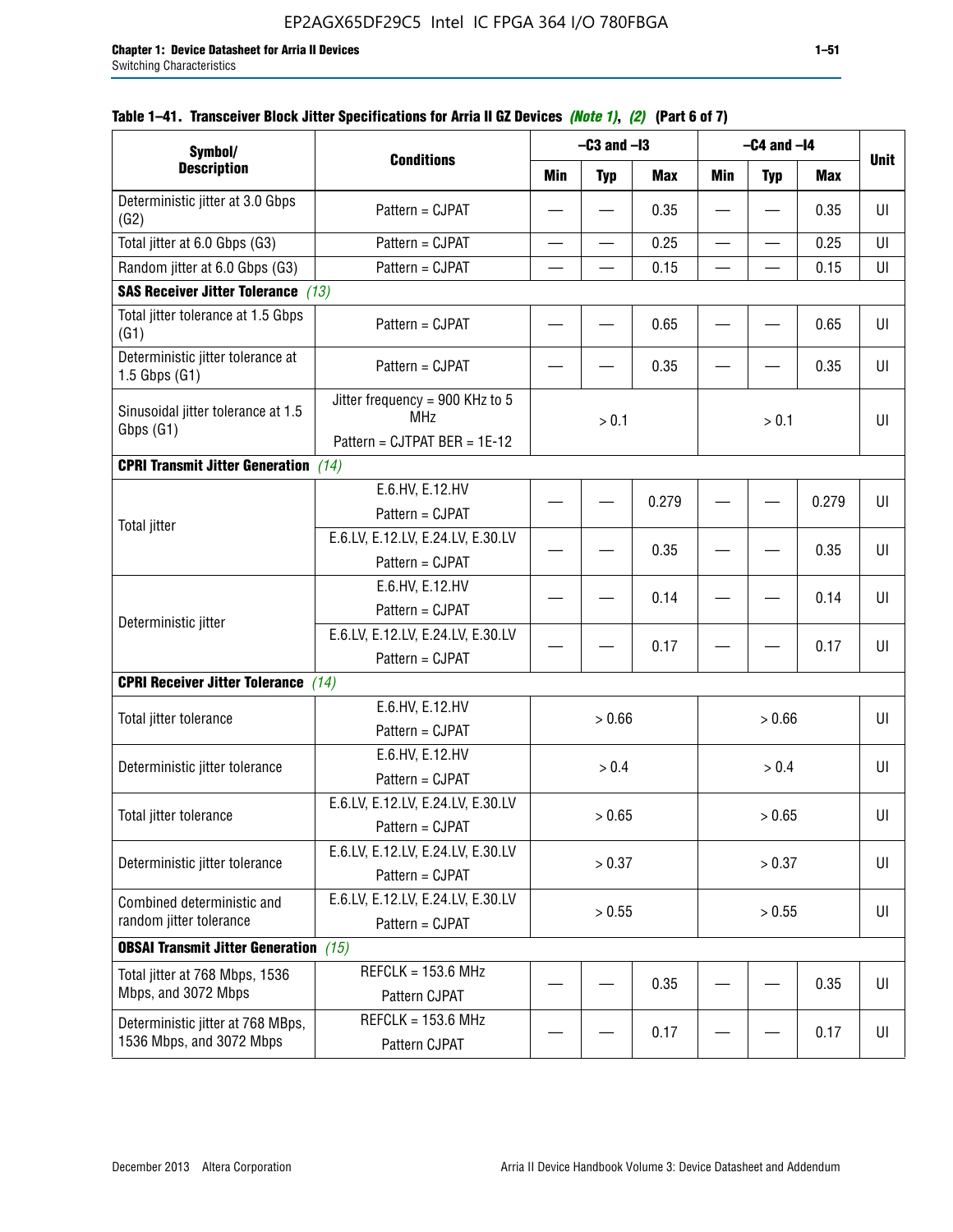#### Table 1–41. Transceiver Block Jitter Specifications for Arria II GZ Devices *(Note 1)*, *(2)* (Part 6 of 7)

| Symbol/ Description | Conditions | –C3 and –I3 | | | –C4 and –I4 | | | Unit |
|---|---|---|---|---|---|---|---|---|
| | | Min | Typ | Max | Min | Typ | Max | |
| Deterministic jitter at 3.0 Gbps (G2) | Pattern = CJPAT | — | — | 0.35 | — | — | 0.35 | UI |
| Total jitter at 6.0 Gbps (G3) | Pattern = CJPAT | — | — | 0.25 | — | — | 0.25 | UI |
| Random jitter at 6.0 Gbps (G3) | Pattern = CJPAT | — | — | 0.15 | — | — | 0.15 | UI |
| **SAS Receiver Jitter Tolerance** *(13)* | | | | | | | | |
| Total jitter tolerance at 1.5 Gbps (G1) | Pattern = CJPAT | — | — | 0.65 | — | — | 0.65 | UI |
| Deterministic jitter tolerance at 1.5 Gbps (G1) | Pattern = CJPAT | — | — | 0.35 | — | — | 0.35 | UI |
| Sinusoidal jitter tolerance at 1.5 Gbps (G1) | Jitter frequency = 900 KHz to 5 MHz<br>Pattern = CJTPAT BER = 1E-12 | > 0.1 | | | > 0.1 | | | UI |
| **CPRI Transmit Jitter Generation** *(14)* | | | | | | | | |
| Total jitter | E.6.HV, E.12.HV<br>Pattern = CJPAT | — | — | 0.279 | — | — | 0.279 | UI |
| | E.6.LV, E.12.LV, E.24.LV, E.30.LV<br>Pattern = CJPAT | — | — | 0.35 | — | — | 0.35 | UI |
| Deterministic jitter | E.6.HV, E.12.HV<br>Pattern = CJPAT | — | — | 0.14 | — | — | 0.14 | UI |
| | E.6.LV, E.12.LV, E.24.LV, E.30.LV<br>Pattern = CJPAT | — | — | 0.17 | — | — | 0.17 | UI |
| **CPRI Receiver Jitter Tolerance** *(14)* | | | | | | | | |
| Total jitter tolerance | E.6.HV, E.12.HV<br>Pattern = CJPAT | > 0.66 | | | > 0.66 | | | UI |
| Deterministic jitter tolerance | E.6.HV, E.12.HV<br>Pattern = CJPAT | > 0.4 | | | > 0.4 | | | UI |
| Total jitter tolerance | E.6.LV, E.12.LV, E.24.LV, E.30.LV<br>Pattern = CJPAT | > 0.65 | | | > 0.65 | | | UI |
| Deterministic jitter tolerance | E.6.LV, E.12.LV, E.24.LV, E.30.LV<br>Pattern = CJPAT | > 0.37 | | | > 0.37 | | | UI |
| Combined deterministic and random jitter tolerance | E.6.LV, E.12.LV, E.24.LV, E.30.LV<br>Pattern = CJPAT | > 0.55 | | | > 0.55 | | | UI |
| **OBSAI Transmit Jitter Generation** *(15)* | | | | | | | | |
| Total jitter at 768 Mbps, 1536 Mbps, and 3072 Mbps | REFCLK = 153.6 MHz<br>Pattern CJPAT | — | — | 0.35 | — | — | 0.35 | UI |
| Deterministic jitter at 768 MBps, 1536 Mbps, and 3072 Mbps | REFCLK = 153.6 MHz<br>Pattern CJPAT | — | — | 0.17 | — | — | 0.17 | UI |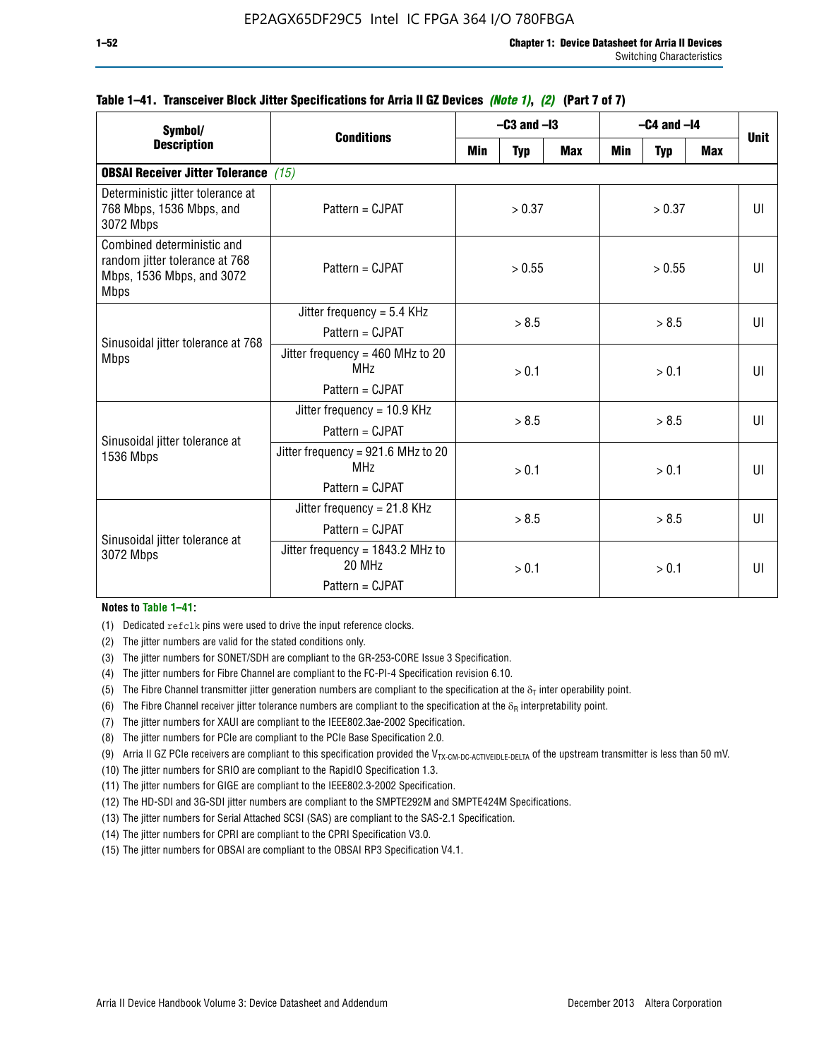**Table 1–41. Transceiver Block Jitter Specifications for Arria II GZ Devices *(Note 1)*, *(2)* (Part 7 of 7)**

| Symbol/ Description | Conditions | –C3 and –I3 | | | –C4 and –I4 | | | Unit |
|---|---|---|---|---|---|---|---|---|
| | | Min | Typ | Max | Min | Typ | Max | |
| **OBSAI Receiver Jitter Tolerance** *(15)* | | | | | | | | |
| Deterministic jitter tolerance at 768 Mbps, 1536 Mbps, and 3072 Mbps | Pattern = CJPAT | > 0.37 | | | > 0.37 | | | UI |
| Combined deterministic and random jitter tolerance at 768 Mbps, 1536 Mbps, and 3072 Mbps | Pattern = CJPAT | > 0.55 | | | > 0.55 | | | UI |
| Sinusoidal jitter tolerance at 768 Mbps | Jitter frequency = 5.4 KHz<br>Pattern = CJPAT | > 8.5 | | | > 8.5 | | | UI |
| | Jitter frequency = 460 MHz to 20 MHz<br>Pattern = CJPAT | > 0.1 | | | > 0.1 | | | UI |
| Sinusoidal jitter tolerance at 1536 Mbps | Jitter frequency = 10.9 KHz<br>Pattern = CJPAT | > 8.5 | | | > 8.5 | | | UI |
| | Jitter frequency = 921.6 MHz to 20 MHz<br>Pattern = CJPAT | > 0.1 | | | > 0.1 | | | UI |
| Sinusoidal jitter tolerance at 3072 Mbps | Jitter frequency = 21.8 KHz<br>Pattern = CJPAT | > 8.5 | | | > 8.5 | | | UI |
| | Jitter frequency = 1843.2 MHz to 20 MHz<br>Pattern = CJPAT | > 0.1 | | | > 0.1 | | | UI |

**Notes to Table 1–41:**

(1) Dedicated `refclk` pins were used to drive the input reference clocks.

(2) The jitter numbers are valid for the stated conditions only.

(3) The jitter numbers for SONET/SDH are compliant to the GR-253-CORE Issue 3 Specification.

(4) The jitter numbers for Fibre Channel are compliant to the FC-PI-4 Specification revision 6.10.

(5) The Fibre Channel transmitter jitter generation numbers are compliant to the specification at the $\delta_T$ inter operability point.

(6) The Fibre Channel receiver jitter tolerance numbers are compliant to the specification at the $\delta_R$ interpretability point.

(7) The jitter numbers for XAUI are compliant to the IEEE802.3ae-2002 Specification.

(8) The jitter numbers for PCIe are compliant to the PCIe Base Specification 2.0.

(9) Arria II GZ PCIe receivers are compliant to this specification provided the $V_{TX\text{-}CM\text{-}DC\text{-}ACTIVEIDLE\text{-}DELTA}$ of the upstream transmitter is less than 50 mV.

(10) The jitter numbers for SRIO are compliant to the RapidIO Specification 1.3.

(11) The jitter numbers for GIGE are compliant to the IEEE802.3-2002 Specification.

(12) The HD-SDI and 3G-SDI jitter numbers are compliant to the SMPTE292M and SMPTE424M Specifications.

(13) The jitter numbers for Serial Attached SCSI (SAS) are compliant to the SAS-2.1 Specification.

(14) The jitter numbers for CPRI are compliant to the CPRI Specification V3.0.

(15) The jitter numbers for OBSAI are compliant to the OBSAI RP3 Specification V4.1.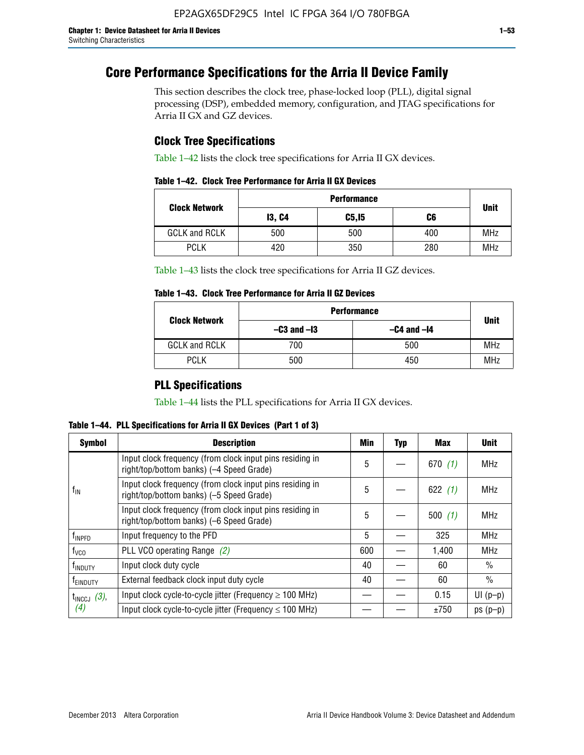# Core Performance Specifications for the Arria II Device Family

This section describes the clock tree, phase-locked loop (PLL), digital signal processing (DSP), embedded memory, configuration, and JTAG specifications for Arria II GX and GZ devices.

## Clock Tree Specifications

Table 1–42 lists the clock tree specifications for Arria II GX devices.

**Table 1–42. Clock Tree Performance for Arria II GX Devices**

| Clock Network | Performance | | | Unit |
|---|---|---|---|---|
| | I3, C4 | C5,I5 | C6 | |
| GCLK and RCLK | 500 | 500 | 400 | MHz |
| PCLK | 420 | 350 | 280 | MHz |

Table 1–43 lists the clock tree specifications for Arria II GZ devices.

**Table 1–43. Clock Tree Performance for Arria II GZ Devices**

| Clock Network | Performance | | Unit |
|---|---|---|---|
| | –C3 and –I3 | –C4 and –I4 | |
| GCLK and RCLK | 700 | 500 | MHz |
| PCLK | 500 | 450 | MHz |

## PLL Specifications

Table 1–44 lists the PLL specifications for Arria II GX devices.

**Table 1–44. PLL Specifications for Arria II GX Devices (Part 1 of 3)**

| Symbol | Description | Min | Typ | Max | Unit |
|---|---|---|---|---|---|
| $f_{IN}$ | Input clock frequency (from clock input pins residing in right/top/bottom banks) (–4 Speed Grade) | 5 | — | 670 *(1)* | MHz |
| | Input clock frequency (from clock input pins residing in right/top/bottom banks) (–5 Speed Grade) | 5 | — | 622 *(1)* | MHz |
| | Input clock frequency (from clock input pins residing in right/top/bottom banks) (–6 Speed Grade) | 5 | — | 500 *(1)* | MHz |
| $f_{INPFD}$ | Input frequency to the PFD | 5 | — | 325 | MHz |
| $f_{VCO}$ | PLL VCO operating Range *(2)* | 600 | — | 1,400 | MHz |
| $f_{INDUTY}$ | Input clock duty cycle | 40 | — | 60 | % |
| $f_{EINDUTY}$ | External feedback clock input duty cycle | 40 | — | 60 | % |
| $t_{INCCJ}$ *(3)*, *(4)* | Input clock cycle-to-cycle jitter (Frequency ≥ 100 MHz) | — | — | 0.15 | UI (p–p) |
| | Input clock cycle-to-cycle jitter (Frequency ≤ 100 MHz) | — | — | ±750 | ps (p–p) |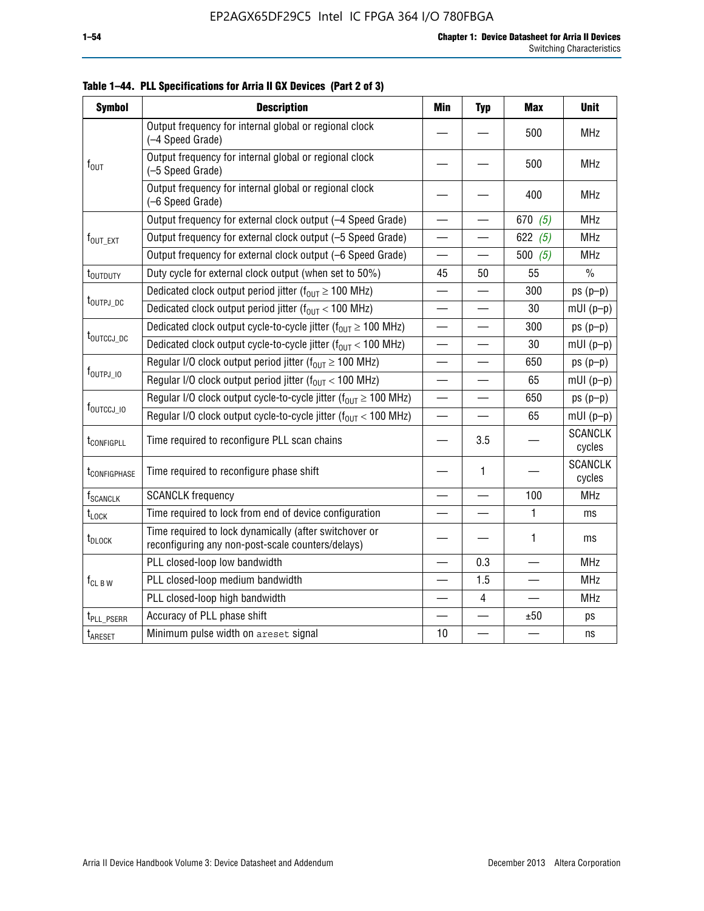**Table 1–44. PLL Specifications for Arria II GX Devices (Part 2 of 3)**

| Symbol | Description | Min | Typ | Max | Unit |
|---|---|---|---|---|---|
| $f_{OUT}$ | Output frequency for internal global or regional clock (–4 Speed Grade) | — | — | 500 | MHz |
| | Output frequency for internal global or regional clock (–5 Speed Grade) | — | — | 500 | MHz |
| | Output frequency for internal global or regional clock (–6 Speed Grade) | — | — | 400 | MHz |
| $f_{OUT\_EXT}$ | Output frequency for external clock output (–4 Speed Grade) | — | — | 670 (5) | MHz |
| | Output frequency for external clock output (–5 Speed Grade) | — | — | 622 (5) | MHz |
| | Output frequency for external clock output (–6 Speed Grade) | — | — | 500 (5) | MHz |
| $t_{OUTDUTY}$ | Duty cycle for external clock output (when set to 50%) | 45 | 50 | 55 | % |
| $t_{OUTPJ\_DC}$ | Dedicated clock output period jitter ($f_{OUT} \geq 100$ MHz) | — | — | 300 | ps (p–p) |
| | Dedicated clock output period jitter ($f_{OUT} < 100$ MHz) | — | — | 30 | mUI (p–p) |
| $t_{OUTCCJ\_DC}$ | Dedicated clock output cycle-to-cycle jitter ($f_{OUT} \geq 100$ MHz) | — | — | 300 | ps (p–p) |
| | Dedicated clock output cycle-to-cycle jitter ($f_{OUT} < 100$ MHz) | — | — | 30 | mUI (p–p) |
| $f_{OUTPJ\_IO}$ | Regular I/O clock output period jitter ($f_{OUT} \geq 100$ MHz) | — | — | 650 | ps (p–p) |
| | Regular I/O clock output period jitter ($f_{OUT} < 100$ MHz) | — | — | 65 | mUI (p–p) |
| $f_{OUTCCJ\_IO}$ | Regular I/O clock output cycle-to-cycle jitter ($f_{OUT} \geq 100$ MHz) | — | — | 650 | ps (p–p) |
| | Regular I/O clock output cycle-to-cycle jitter ($f_{OUT} < 100$ MHz) | — | — | 65 | mUI (p–p) |
| $t_{CONFIGPLL}$ | Time required to reconfigure PLL scan chains | — | 3.5 | — | SCANCLK cycles |
| $t_{CONFIGPHASE}$ | Time required to reconfigure phase shift | — | 1 | — | SCANCLK cycles |
| $f_{SCANCLK}$ | SCANCLK frequency | — | — | 100 | MHz |
| $t_{LOCK}$ | Time required to lock from end of device configuration | — | — | 1 | ms |
| $t_{DLOCK}$ | Time required to lock dynamically (after switchover or reconfiguring any non-post-scale counters/delays) | — | — | 1 | ms |
| $f_{CL\ B\ W}$ | PLL closed-loop low bandwidth | — | 0.3 | — | MHz |
| | PLL closed-loop medium bandwidth | — | 1.5 | — | MHz |
| | PLL closed-loop high bandwidth | — | 4 | — | MHz |
| $t_{PLL\_PSERR}$ | Accuracy of PLL phase shift | — | — | ±50 | ps |
| $t_{ARESET}$ | Minimum pulse width on areset signal | 10 | — | — | ns |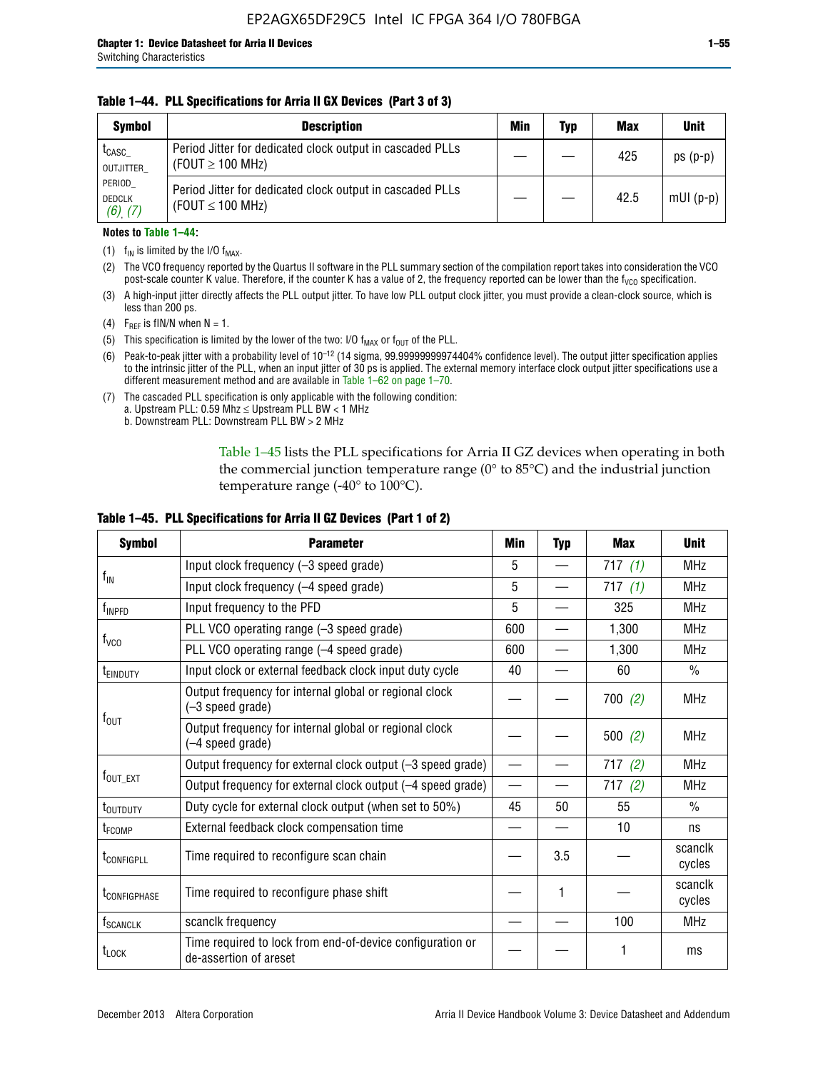**Table 1–44. PLL Specifications for Arria II GX Devices (Part 3 of 3)**

| Symbol | Description | Min | Typ | Max | Unit |
|---|---|---|---|---|---|
| $t_{CASC\_OUTJITTER\_PERIOD\_DEDCLK}$ *(6)*, *(7)* | Period Jitter for dedicated clock output in cascaded PLLs (FOUT ≥ 100 MHz) | — | — | 425 | ps (p-p) |
| | Period Jitter for dedicated clock output in cascaded PLLs (FOUT ≤ 100 MHz) | — | — | 42.5 | mUI (p-p) |

**Notes to Table 1–44:**

(1) $f_{IN}$ is limited by the I/O $f_{MAX}$.

(2) The VCO frequency reported by the Quartus II software in the PLL summary section of the compilation report takes into consideration the VCO post-scale counter K value. Therefore, if the counter K has a value of 2, the frequency reported can be lower than the $f_{VCO}$ specification.

(3) A high-input jitter directly affects the PLL output jitter. To have low PLL output clock jitter, you must provide a clean-clock source, which is less than 200 ps.

(4) $F_{REF}$ is fIN/N when N = 1.

(5) This specification is limited by the lower of the two: I/O $f_{MAX}$ or $f_{OUT}$ of the PLL.

(6) Peak-to-peak jitter with a probability level of $10^{-12}$ (14 sigma, 99.99999999974404% confidence level). The output jitter specification applies to the intrinsic jitter of the PLL, when an input jitter of 30 ps is applied. The external memory interface clock output jitter specifications use a different measurement method and are available in Table 1–62 on page 1–70.

(7) The cascaded PLL specification is only applicable with the following condition:
a. Upstream PLL: 0.59 Mhz ≤ Upstream PLL BW < 1 MHz
b. Downstream PLL: Downstream PLL BW > 2 MHz

Table 1–45 lists the PLL specifications for Arria II GZ devices when operating in both the commercial junction temperature range (0° to 85°C) and the industrial junction temperature range (-40° to 100°C).

**Table 1–45. PLL Specifications for Arria II GZ Devices (Part 1 of 2)**

| Symbol | Parameter | Min | Typ | Max | Unit |
|---|---|---|---|---|---|
| $f_{IN}$ | Input clock frequency (–3 speed grade) | 5 | — | 717 *(1)* | MHz |
| | Input clock frequency (–4 speed grade) | 5 | — | 717 *(1)* | MHz |
| $f_{INPFD}$ | Input frequency to the PFD | 5 | — | 325 | MHz |
| $f_{VCO}$ | PLL VCO operating range (–3 speed grade) | 600 | — | 1,300 | MHz |
| | PLL VCO operating range (–4 speed grade) | 600 | — | 1,300 | MHz |
| $t_{EINDUTY}$ | Input clock or external feedback clock input duty cycle | 40 | — | 60 | % |
| $f_{OUT}$ | Output frequency for internal global or regional clock (–3 speed grade) | — | — | 700 *(2)* | MHz |
| | Output frequency for internal global or regional clock (–4 speed grade) | — | — | 500 *(2)* | MHz |
| $f_{OUT\_EXT}$ | Output frequency for external clock output (–3 speed grade) | — | — | 717 *(2)* | MHz |
| | Output frequency for external clock output (–4 speed grade) | — | — | 717 *(2)* | MHz |
| $t_{OUTDUTY}$ | Duty cycle for external clock output (when set to 50%) | 45 | 50 | 55 | % |
| $t_{FCOMP}$ | External feedback clock compensation time | — | — | 10 | ns |
| $t_{CONFIGPLL}$ | Time required to reconfigure scan chain | — | 3.5 | — | scanclk cycles |
| $t_{CONFIGPHASE}$ | Time required to reconfigure phase shift | — | 1 | — | scanclk cycles |
| $f_{SCANCLK}$ | scanclk frequency | — | — | 100 | MHz |
| $t_{LOCK}$ | Time required to lock from end-of-device configuration or de-assertion of areset | — | — | 1 | ms |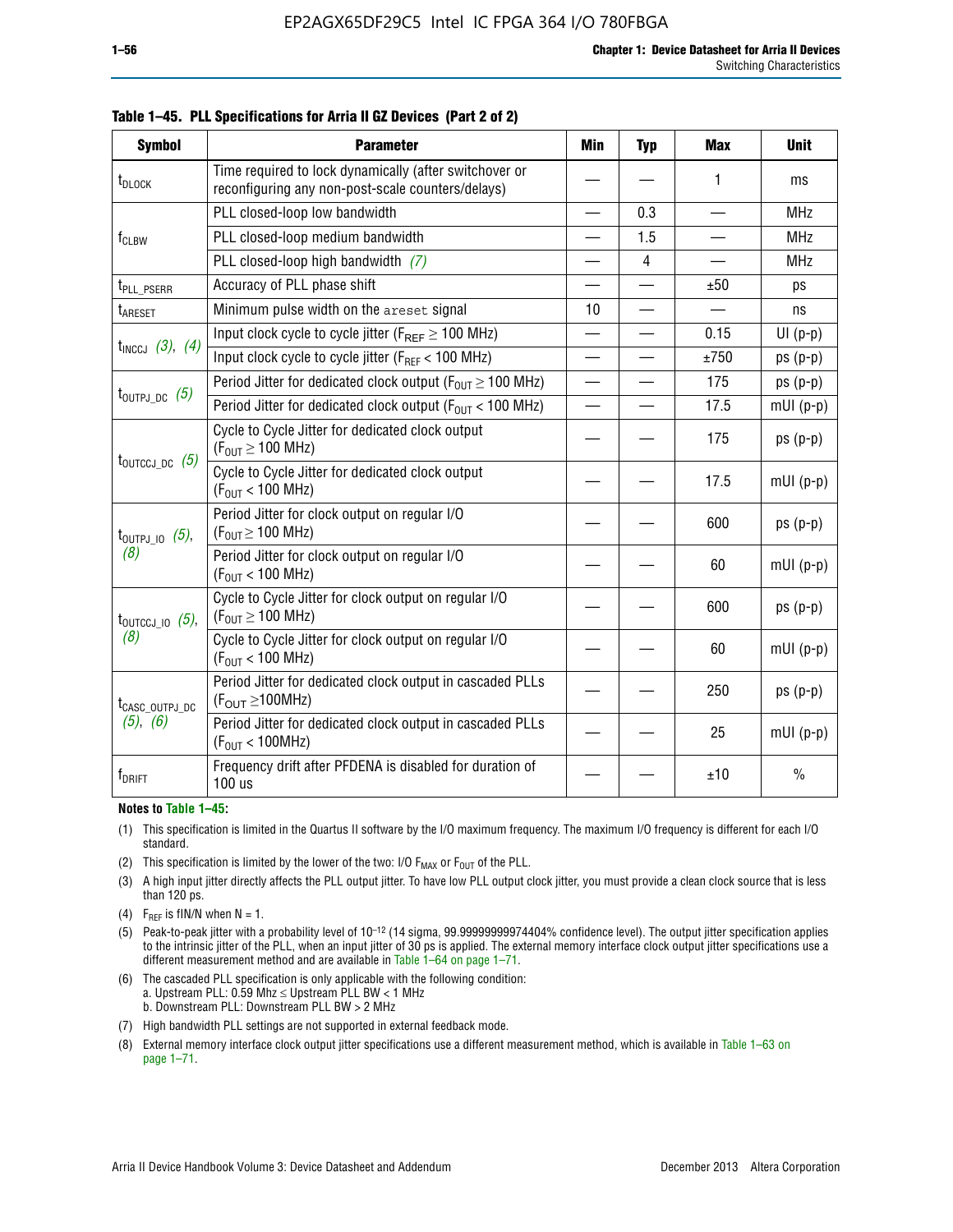**Table 1–45. PLL Specifications for Arria II GZ Devices (Part 2 of 2)**

| Symbol | Parameter | Min | Typ | Max | Unit |
|---|---|---|---|---|---|
| $t_{DLOCK}$ | Time required to lock dynamically (after switchover or reconfiguring any non-post-scale counters/delays) | — | — | 1 | ms |
| $f_{CLBW}$ | PLL closed-loop low bandwidth | — | 0.3 | — | MHz |
| | PLL closed-loop medium bandwidth | — | 1.5 | — | MHz |
| | PLL closed-loop high bandwidth *(7)* | — | 4 | — | MHz |
| $t_{PLL\_PSERR}$ | Accuracy of PLL phase shift | — | — | ±50 | ps |
| $t_{ARESET}$ | Minimum pulse width on the `areset` signal | 10 | — | — | ns |
| $t_{INCCJ}$ *(3)*, *(4)* | Input clock cycle to cycle jitter ($F_{REF} \geq 100$ MHz) | — | — | 0.15 | UI (p-p) |
| | Input clock cycle to cycle jitter ($F_{REF} < 100$ MHz) | — | — | ±750 | ps (p-p) |
| $t_{OUTPJ\_DC}$ *(5)* | Period Jitter for dedicated clock output ($F_{OUT} \geq 100$ MHz) | — | — | 175 | ps (p-p) |
| | Period Jitter for dedicated clock output ($F_{OUT} < 100$ MHz) | — | — | 17.5 | mUI (p-p) |
| $t_{OUTCCJ\_DC}$ *(5)* | Cycle to Cycle Jitter for dedicated clock output ($F_{OUT} \geq 100$ MHz) | — | — | 175 | ps (p-p) |
| | Cycle to Cycle Jitter for dedicated clock output ($F_{OUT} < 100$ MHz) | — | — | 17.5 | mUI (p-p) |
| $t_{OUTPJ\_IO}$ *(5)*, *(8)* | Period Jitter for clock output on regular I/O ($F_{OUT} \geq 100$ MHz) | — | — | 600 | ps (p-p) |
| | Period Jitter for clock output on regular I/O ($F_{OUT} < 100$ MHz) | — | — | 60 | mUI (p-p) |
| $t_{OUTCCJ\_IO}$ *(5)*, *(8)* | Cycle to Cycle Jitter for clock output on regular I/O ($F_{OUT} \geq 100$ MHz) | — | — | 600 | ps (p-p) |
| | Cycle to Cycle Jitter for clock output on regular I/O ($F_{OUT} < 100$ MHz) | — | — | 60 | mUI (p-p) |
| $t_{CASC\_OUTPJ\_DC}$ *(5)*, *(6)* | Period Jitter for dedicated clock output in cascaded PLLs ($F_{OUT} \geq 100$MHz) | — | — | 250 | ps (p-p) |
| | Period Jitter for dedicated clock output in cascaded PLLs ($F_{OUT} < 100$MHz) | — | — | 25 | mUI (p-p) |
| $f_{DRIFT}$ | Frequency drift after PFDENA is disabled for duration of 100 us | — | — | ±10 | % |

**Notes to Table 1–45:**

(1) This specification is limited in the Quartus II software by the I/O maximum frequency. The maximum I/O frequency is different for each I/O standard.

(2) This specification is limited by the lower of the two: I/O $F_{MAX}$ or $F_{OUT}$ of the PLL.

(3) A high input jitter directly affects the PLL output jitter. To have low PLL output clock jitter, you must provide a clean clock source that is less than 120 ps.

(4) $F_{REF}$ is fIN/N when N = 1.

(5) Peak-to-peak jitter with a probability level of $10^{-12}$ (14 sigma, 99.99999999974404% confidence level). The output jitter specification applies to the intrinsic jitter of the PLL, when an input jitter of 30 ps is applied. The external memory interface clock output jitter specifications use a different measurement method and are available in Table 1–64 on page 1–71.

(6) The cascaded PLL specification is only applicable with the following condition:
a. Upstream PLL: 0.59 Mhz ≤ Upstream PLL BW < 1 MHz
b. Downstream PLL: Downstream PLL BW > 2 MHz

(7) High bandwidth PLL settings are not supported in external feedback mode.

(8) External memory interface clock output jitter specifications use a different measurement method, which is available in Table 1–63 on page 1–71.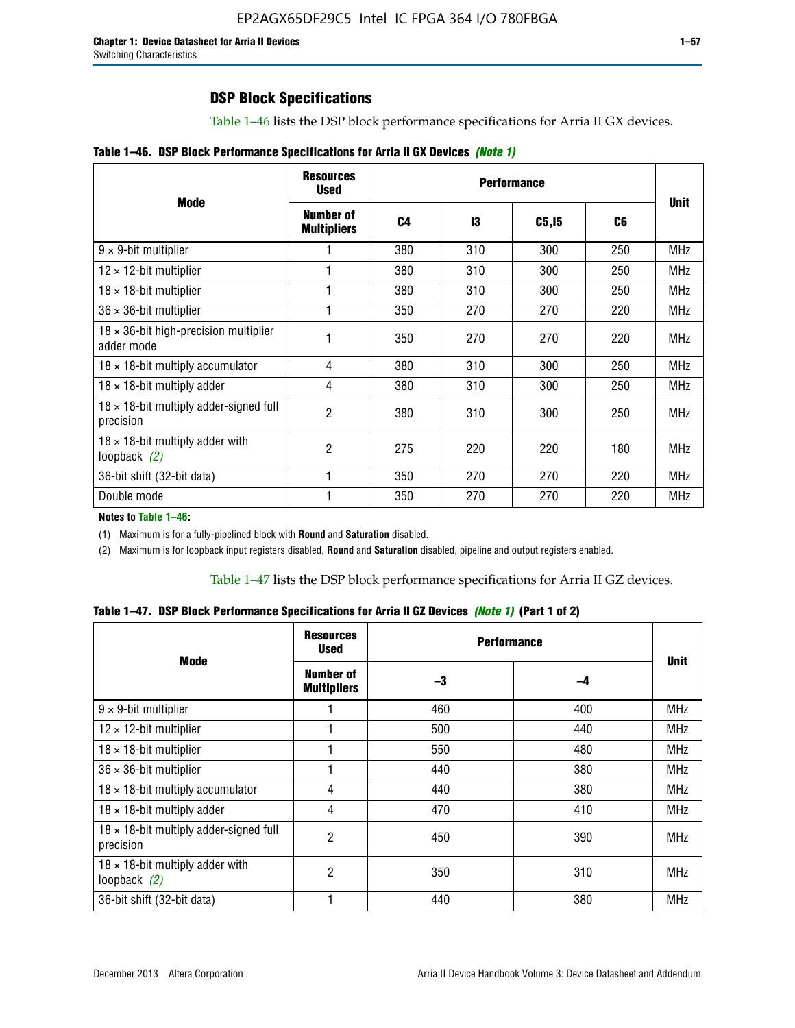## DSP Block Specifications

Table 1–46 lists the DSP block performance specifications for Arria II GX devices.

**Table 1–46. DSP Block Performance Specifications for Arria II GX Devices** *(Note 1)*

| Mode | Resources Used | Performance | | | | Unit |
|---|---|---|---|---|---|---|
| | Number of Multipliers | C4 | I3 | C5,I5 | C6 | |
| 9 × 9-bit multiplier | 1 | 380 | 310 | 300 | 250 | MHz |
| 12 × 12-bit multiplier | 1 | 380 | 310 | 300 | 250 | MHz |
| 18 × 18-bit multiplier | 1 | 380 | 310 | 300 | 250 | MHz |
| 36 × 36-bit multiplier | 1 | 350 | 270 | 270 | 220 | MHz |
| 18 × 36-bit high-precision multiplier adder mode | 1 | 350 | 270 | 270 | 220 | MHz |
| 18 × 18-bit multiply accumulator | 4 | 380 | 310 | 300 | 250 | MHz |
| 18 × 18-bit multiply adder | 4 | 380 | 310 | 300 | 250 | MHz |
| 18 × 18-bit multiply adder-signed full precision | 2 | 380 | 310 | 300 | 250 | MHz |
| 18 × 18-bit multiply adder with loopback *(2)* | 2 | 275 | 220 | 220 | 180 | MHz |
| 36-bit shift (32-bit data) | 1 | 350 | 270 | 270 | 220 | MHz |
| Double mode | 1 | 350 | 270 | 270 | 220 | MHz |

**Notes to Table 1–46:**

(1) Maximum is for a fully-pipelined block with **Round** and **Saturation** disabled.

(2) Maximum is for loopback input registers disabled, **Round** and **Saturation** disabled, pipeline and output registers enabled.

Table 1–47 lists the DSP block performance specifications for Arria II GZ devices.

**Table 1–47. DSP Block Performance Specifications for Arria II GZ Devices** *(Note 1)* **(Part 1 of 2)**

| Mode | Resources Used | Performance | | Unit |
|---|---|---|---|---|
| | Number of Multipliers | –3 | –4 | |
| 9 × 9-bit multiplier | 1 | 460 | 400 | MHz |
| 12 × 12-bit multiplier | 1 | 500 | 440 | MHz |
| 18 × 18-bit multiplier | 1 | 550 | 480 | MHz |
| 36 × 36-bit multiplier | 1 | 440 | 380 | MHz |
| 18 × 18-bit multiply accumulator | 4 | 440 | 380 | MHz |
| 18 × 18-bit multiply adder | 4 | 470 | 410 | MHz |
| 18 × 18-bit multiply adder-signed full precision | 2 | 450 | 390 | MHz |
| 18 × 18-bit multiply adder with loopback *(2)* | 2 | 350 | 310 | MHz |
| 36-bit shift (32-bit data) | 1 | 440 | 380 | MHz |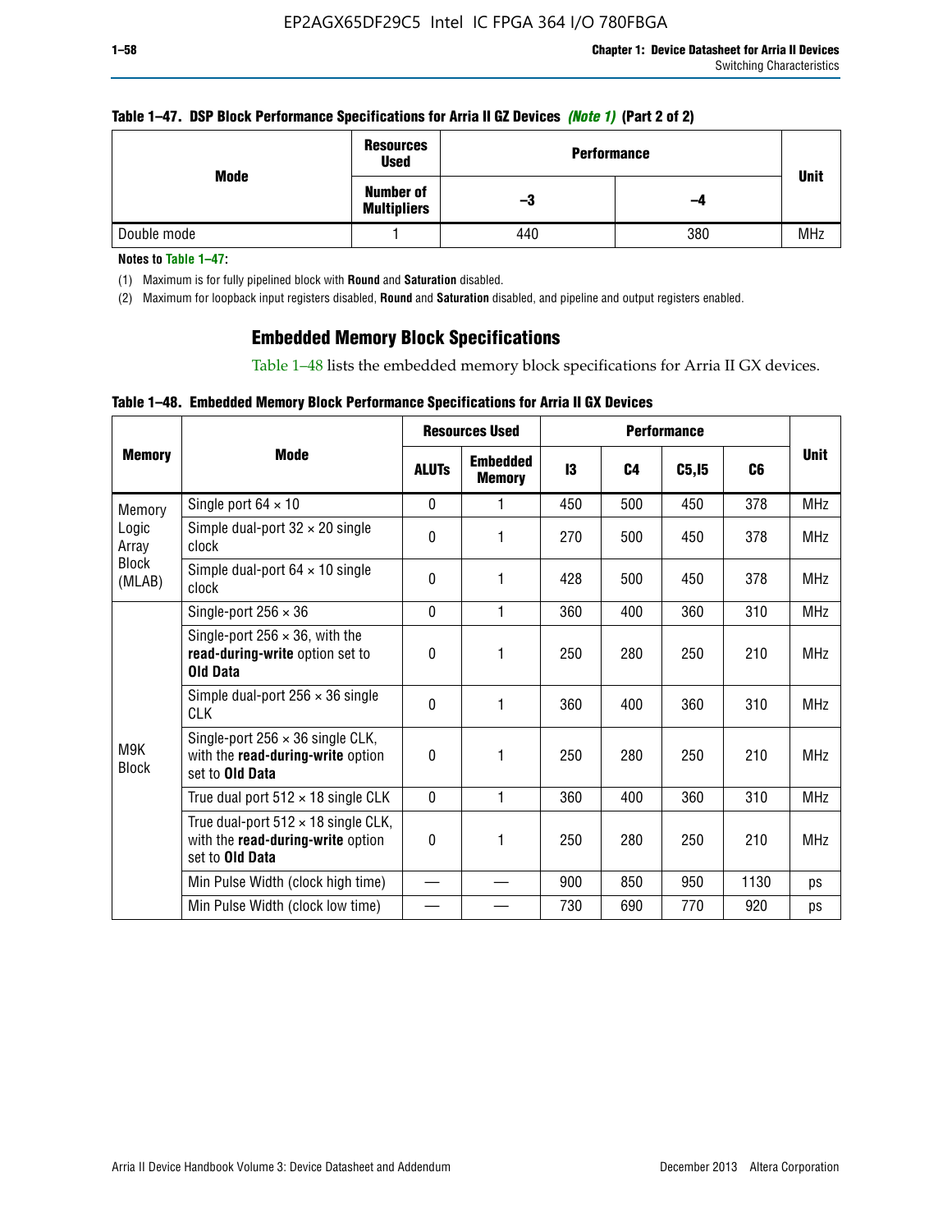**Table 1–47. DSP Block Performance Specifications for Arria II GZ Devices *(Note 1)* (Part 2 of 2)**

| Mode | Resources Used | Performance | | Unit |
|---|---|---|---|---|
| | Number of Multipliers | –3 | –4 | |
| Double mode | 1 | 440 | 380 | MHz |

**Notes to Table 1–47:**

(1) Maximum is for fully pipelined block with **Round** and **Saturation** disabled.

(2) Maximum for loopback input registers disabled, **Round** and **Saturation** disabled, and pipeline and output registers enabled.

## Embedded Memory Block Specifications

Table 1–48 lists the embedded memory block specifications for Arria II GX devices.

**Table 1–48. Embedded Memory Block Performance Specifications for Arria II GX Devices**

| Memory | Mode | Resources Used | | Performance | | | | Unit |
|---|---|---|---|---|---|---|---|---|
| | | ALUTs | Embedded Memory | I3 | C4 | C5,I5 | C6 | |
| Memory Logic Array Block (MLAB) | Single port 64 × 10 | 0 | 1 | 450 | 500 | 450 | 378 | MHz |
| | Simple dual-port 32 × 20 single clock | 0 | 1 | 270 | 500 | 450 | 378 | MHz |
| | Simple dual-port 64 × 10 single clock | 0 | 1 | 428 | 500 | 450 | 378 | MHz |
| M9K Block | Single-port 256 × 36 | 0 | 1 | 360 | 400 | 360 | 310 | MHz |
| | Single-port 256 × 36, with the **read-during-write** option set to **Old Data** | 0 | 1 | 250 | 280 | 250 | 210 | MHz |
| | Simple dual-port 256 × 36 single CLK | 0 | 1 | 360 | 400 | 360 | 310 | MHz |
| | Single-port 256 × 36 single CLK, with the **read-during-write** option set to **Old Data** | 0 | 1 | 250 | 280 | 250 | 210 | MHz |
| | True dual port 512 × 18 single CLK | 0 | 1 | 360 | 400 | 360 | 310 | MHz |
| | True dual-port 512 × 18 single CLK, with the **read-during-write** option set to **Old Data** | 0 | 1 | 250 | 280 | 250 | 210 | MHz |
| | Min Pulse Width (clock high time) | — | — | 900 | 850 | 950 | 1130 | ps |
| | Min Pulse Width (clock low time) | — | — | 730 | 690 | 770 | 920 | ps |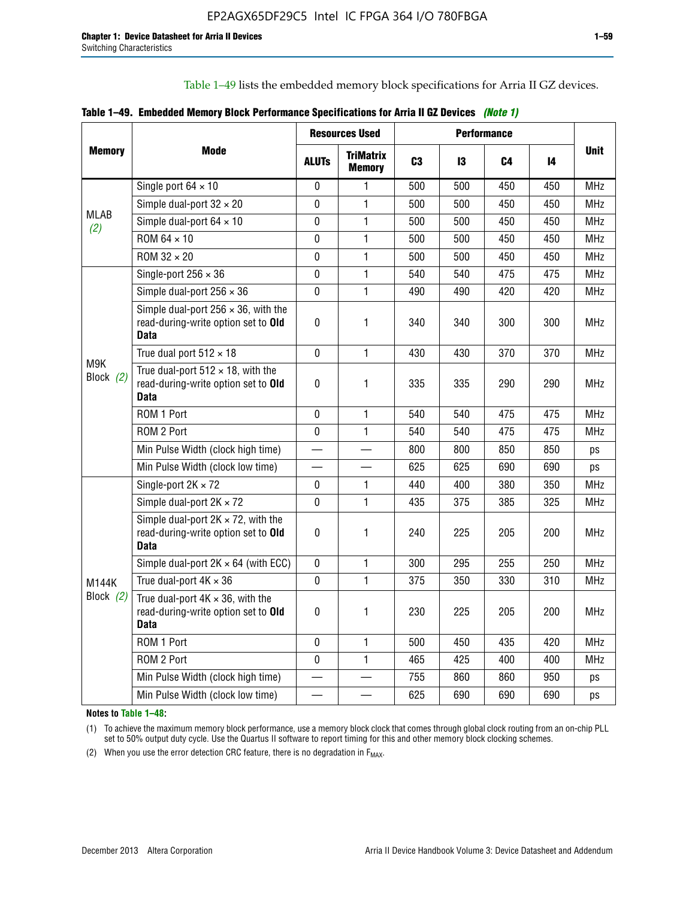Table 1–49 lists the embedded memory block specifications for Arria II GZ devices.

**Table 1–49. Embedded Memory Block Performance Specifications for Arria II GZ Devices** *(Note 1)*

| Memory | Mode | Resources Used | | Performance | | | | Unit |
|---|---|---|---|---|---|---|---|---|
| | | ALUTs | TriMatrix Memory | C3 | I3 | C4 | I4 | |
| MLAB *(2)* | Single port 64 × 10 | 0 | 1 | 500 | 500 | 450 | 450 | MHz |
| | Simple dual-port 32 × 20 | 0 | 1 | 500 | 500 | 450 | 450 | MHz |
| | Simple dual-port 64 × 10 | 0 | 1 | 500 | 500 | 450 | 450 | MHz |
| | ROM 64 × 10 | 0 | 1 | 500 | 500 | 450 | 450 | MHz |
| | ROM 32 × 20 | 0 | 1 | 500 | 500 | 450 | 450 | MHz |
| M9K Block *(2)* | Single-port 256 × 36 | 0 | 1 | 540 | 540 | 475 | 475 | MHz |
| | Simple dual-port 256 × 36 | 0 | 1 | 490 | 490 | 420 | 420 | MHz |
| | Simple dual-port 256 × 36, with the read-during-write option set to **Old Data** | 0 | 1 | 340 | 340 | 300 | 300 | MHz |
| | True dual port 512 × 18 | 0 | 1 | 430 | 430 | 370 | 370 | MHz |
| | True dual-port 512 × 18, with the read-during-write option set to **Old Data** | 0 | 1 | 335 | 335 | 290 | 290 | MHz |
| | ROM 1 Port | 0 | 1 | 540 | 540 | 475 | 475 | MHz |
| | ROM 2 Port | 0 | 1 | 540 | 540 | 475 | 475 | MHz |
| | Min Pulse Width (clock high time) | — | — | 800 | 800 | 850 | 850 | ps |
| | Min Pulse Width (clock low time) | — | — | 625 | 625 | 690 | 690 | ps |
| M144K Block *(2)* | Single-port 2K × 72 | 0 | 1 | 440 | 400 | 380 | 350 | MHz |
| | Simple dual-port 2K × 72 | 0 | 1 | 435 | 375 | 385 | 325 | MHz |
| | Simple dual-port 2K × 72, with the read-during-write option set to **Old Data** | 0 | 1 | 240 | 225 | 205 | 200 | MHz |
| | Simple dual-port 2K × 64 (with ECC) | 0 | 1 | 300 | 295 | 255 | 250 | MHz |
| | True dual-port 4K × 36 | 0 | 1 | 375 | 350 | 330 | 310 | MHz |
| | True dual-port 4K × 36, with the read-during-write option set to **Old Data** | 0 | 1 | 230 | 225 | 205 | 200 | MHz |
| | ROM 1 Port | 0 | 1 | 500 | 450 | 435 | 420 | MHz |
| | ROM 2 Port | 0 | 1 | 465 | 425 | 400 | 400 | MHz |
| | Min Pulse Width (clock high time) | — | — | 755 | 860 | 860 | 950 | ps |
| | Min Pulse Width (clock low time) | — | — | 625 | 690 | 690 | 690 | ps |

**Notes to Table 1–48:**

(1) To achieve the maximum memory block performance, use a memory block clock that comes through global clock routing from an on-chip PLL set to 50% output duty cycle. Use the Quartus II software to report timing for this and other memory block clocking schemes.

(2) When you use the error detection CRC feature, there is no degradation in $F_{MAX}$.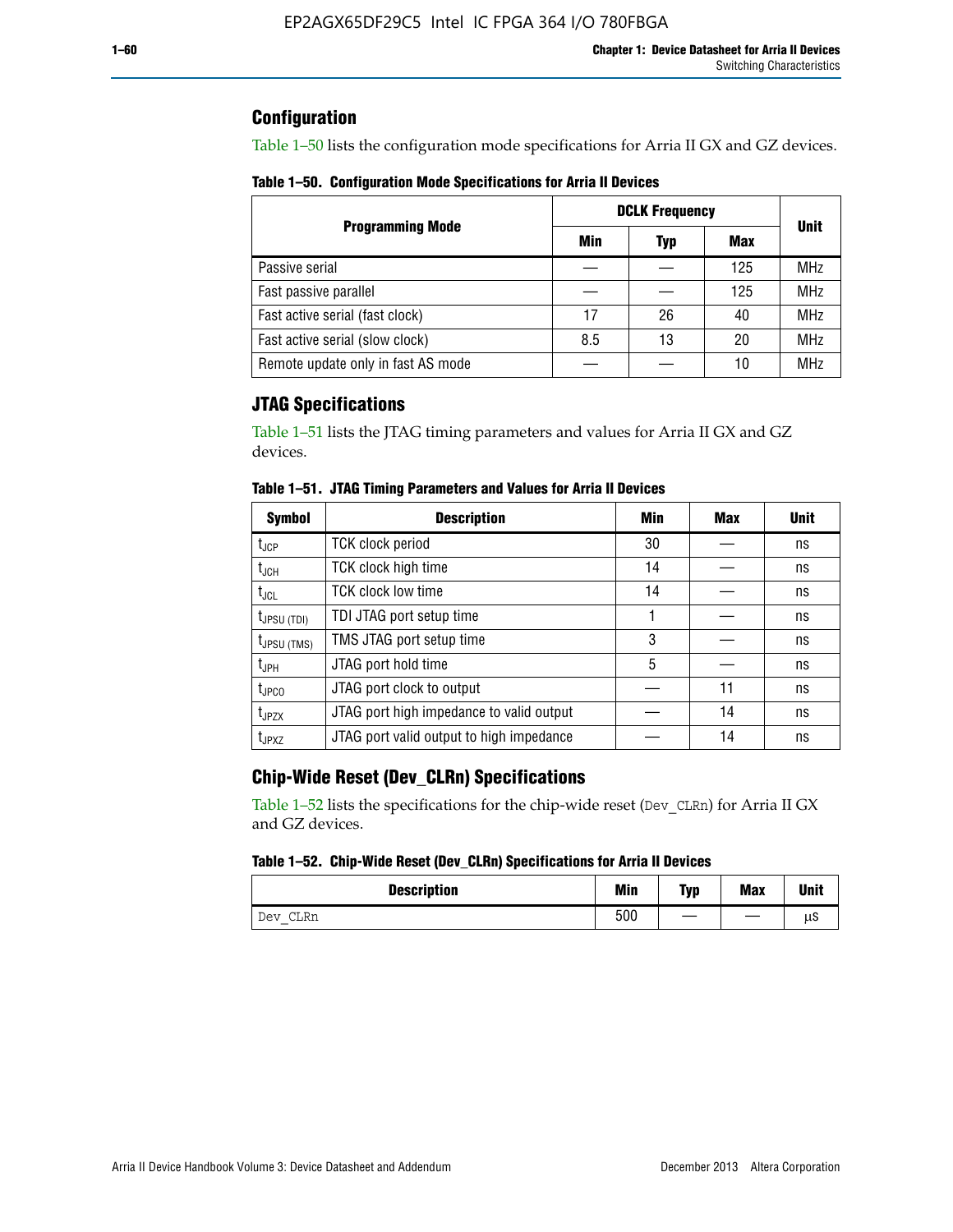## Configuration

Table 1–50 lists the configuration mode specifications for Arria II GX and GZ devices.

**Table 1–50. Configuration Mode Specifications for Arria II Devices**

| Programming Mode | DCLK Frequency | | | Unit |
|---|---|---|---|---|
| | Min | Typ | Max | |
| Passive serial | — | — | 125 | MHz |
| Fast passive parallel | — | — | 125 | MHz |
| Fast active serial (fast clock) | 17 | 26 | 40 | MHz |
| Fast active serial (slow clock) | 8.5 | 13 | 20 | MHz |
| Remote update only in fast AS mode | — | — | 10 | MHz |

## JTAG Specifications

Table 1–51 lists the JTAG timing parameters and values for Arria II GX and GZ devices.

**Table 1–51. JTAG Timing Parameters and Values for Arria II Devices**

| Symbol | Description | Min | Max | Unit |
|---|---|---|---|---|
| $t_{JCP}$ | TCK clock period | 30 | — | ns |
| $t_{JCH}$ | TCK clock high time | 14 | — | ns |
| $t_{JCL}$ | TCK clock low time | 14 | — | ns |
| $t_{JPSU\ (TDI)}$ | TDI JTAG port setup time | 1 | — | ns |
| $t_{JPSU\ (TMS)}$ | TMS JTAG port setup time | 3 | — | ns |
| $t_{JPH}$ | JTAG port hold time | 5 | — | ns |
| $t_{JPCO}$ | JTAG port clock to output | — | 11 | ns |
| $t_{JPZX}$ | JTAG port high impedance to valid output | — | 14 | ns |
| $t_{JPXZ}$ | JTAG port valid output to high impedance | — | 14 | ns |

## Chip-Wide Reset (Dev_CLRn) Specifications

Table 1–52 lists the specifications for the chip-wide reset (`Dev_CLRn`) for Arria II GX and GZ devices.

**Table 1–52. Chip-Wide Reset (Dev_CLRn) Specifications for Arria II Devices**

| Description | Min | Typ | Max | Unit |
|---|---|---|---|---|
| `Dev_CLRn` | 500 | — | — | µs |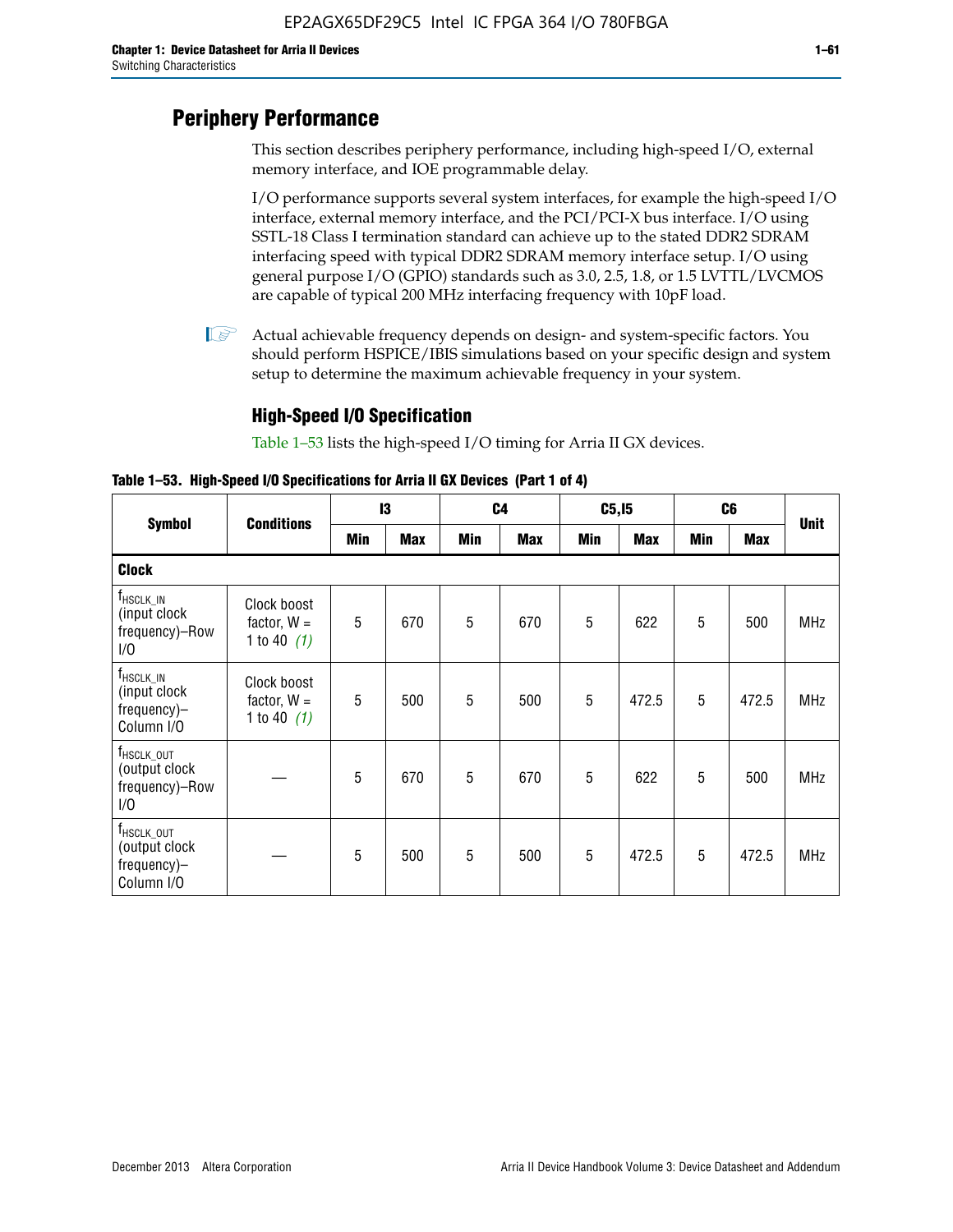# Periphery Performance

This section describes periphery performance, including high-speed I/O, external memory interface, and IOE programmable delay.

I/O performance supports several system interfaces, for example the high-speed I/O interface, external memory interface, and the PCI/PCI-X bus interface. I/O using SSTL-18 Class I termination standard can achieve up to the stated DDR2 SDRAM interfacing speed with typical DDR2 SDRAM memory interface setup. I/O using general purpose I/O (GPIO) standards such as 3.0, 2.5, 1.8, or 1.5 LVTTL/LVCMOS are capable of typical 200 MHz interfacing frequency with 10pF load.

Actual achievable frequency depends on design- and system-specific factors. You should perform HSPICE/IBIS simulations based on your specific design and system setup to determine the maximum achievable frequency in your system.

## High-Speed I/O Specification

Table 1–53 lists the high-speed I/O timing for Arria II GX devices.

**Table 1–53. High-Speed I/O Specifications for Arria II GX Devices (Part 1 of 4)**

| Symbol | Conditions | I3 | | C4 | | C5,I5 | | C6 | | Unit |
|---|---|---|---|---|---|---|---|---|---|---|
| | | Min | Max | Min | Max | Min | Max | Min | Max | |
| **Clock** | | | | | | | | | | |
| $f_{HSCLK\_IN}$ (input clock frequency)–Row I/O | Clock boost factor, W = 1 to 40 *(1)* | 5 | 670 | 5 | 670 | 5 | 622 | 5 | 500 | MHz |
| $f_{HSCLK\_IN}$ (input clock frequency)–Column I/O | Clock boost factor, W = 1 to 40 *(1)* | 5 | 500 | 5 | 500 | 5 | 472.5 | 5 | 472.5 | MHz |
| $f_{HSCLK\_OUT}$ (output clock frequency)–Row I/O | — | 5 | 670 | 5 | 670 | 5 | 622 | 5 | 500 | MHz |
| $f_{HSCLK\_OUT}$ (output clock frequency)–Column I/O | — | 5 | 500 | 5 | 500 | 5 | 472.5 | 5 | 472.5 | MHz |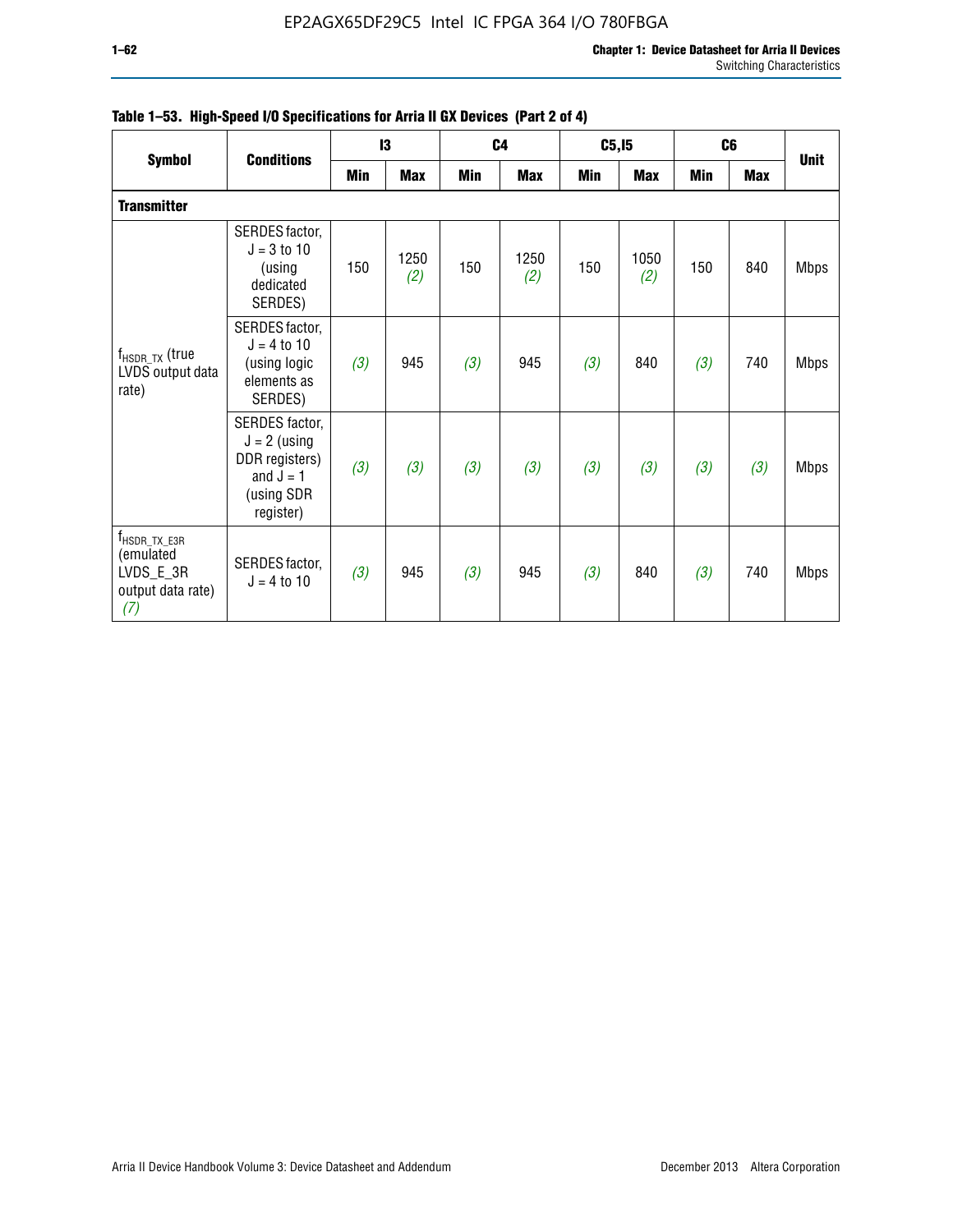**Table 1–53. High-Speed I/O Specifications for Arria II GX Devices (Part 2 of 4)**

| Symbol | Conditions | I3 | | C4 | | C5,I5 | | C6 | | Unit |
|---|---|---|---|---|---|---|---|---|---|---|
| | | Min | Max | Min | Max | Min | Max | Min | Max | |
| **Transmitter** | | | | | | | | | | |
| $f_{HSDR\_TX}$ (true LVDS output data rate) | SERDES factor, J = 3 to 10 (using dedicated SERDES) | 150 | 1250 *(2)* | 150 | 1250 *(2)* | 150 | 1050 *(2)* | 150 | 840 | Mbps |
| | SERDES factor, J = 4 to 10 (using logic elements as SERDES) | *(3)* | 945 | *(3)* | 945 | *(3)* | 840 | *(3)* | 740 | Mbps |
| | SERDES factor, J = 2 (using DDR registers) and J = 1 (using SDR register) | *(3)* | *(3)* | *(3)* | *(3)* | *(3)* | *(3)* | *(3)* | *(3)* | Mbps |
| $f_{HSDR\_TX\_E3R}$ (emulated LVDS_E_3R output data rate) *(7)* | SERDES factor, J = 4 to 10 | *(3)* | 945 | *(3)* | 945 | *(3)* | 840 | *(3)* | 740 | Mbps |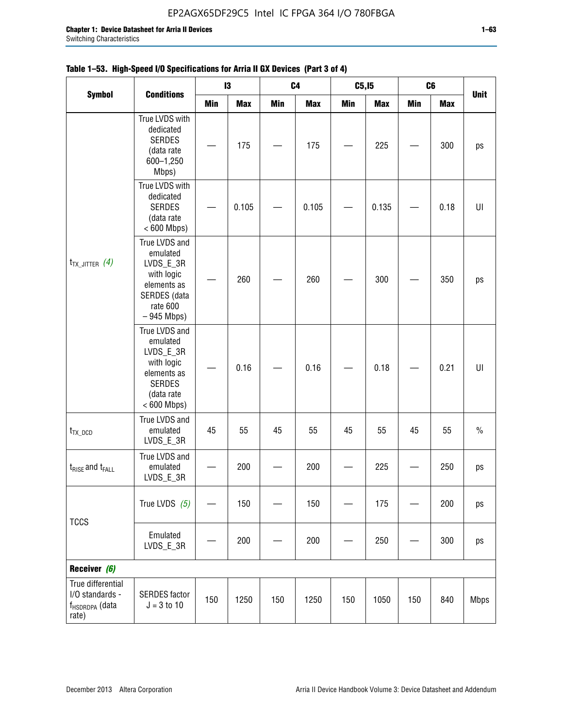**Table 1–53. High-Speed I/O Specifications for Arria II GX Devices (Part 3 of 4)**

| Symbol | Conditions | I3 | | C4 | | C5,I5 | | C6 | | Unit |
|---|---|---|---|---|---|---|---|---|---|---|
| | | Min | Max | Min | Max | Min | Max | Min | Max | |
| $t_{TX\_JITTER}$ *(4)* | True LVDS with dedicated SERDES (data rate 600–1,250 Mbps) | — | 175 | — | 175 | — | 225 | — | 300 | ps |
| | True LVDS with dedicated SERDES (data rate < 600 Mbps) | — | 0.105 | — | 0.105 | — | 0.135 | — | 0.18 | UI |
| | True LVDS and emulated LVDS_E_3R with logic elements as SERDES (data rate 600 – 945 Mbps) | — | 260 | — | 260 | — | 300 | — | 350 | ps |
| | True LVDS and emulated LVDS_E_3R with logic elements as SERDES (data rate < 600 Mbps) | — | 0.16 | — | 0.16 | — | 0.18 | — | 0.21 | UI |
| $t_{TX\_DCD}$ | True LVDS and emulated LVDS_E_3R | 45 | 55 | 45 | 55 | 45 | 55 | 45 | 55 | % |
| $t_{RISE}$ and $t_{FALL}$ | True LVDS and emulated LVDS_E_3R | — | 200 | — | 200 | — | 225 | — | 250 | ps |
| TCCS | True LVDS *(5)* | — | 150 | — | 150 | — | 175 | — | 200 | ps |
| | Emulated LVDS_E_3R | — | 200 | — | 200 | — | 250 | — | 300 | ps |
| **Receiver** *(6)* | | | | | | | | | | |
| True differential I/O standards - $f_{HSDRDPA}$ (data rate) | SERDES factor J = 3 to 10 | 150 | 1250 | 150 | 1250 | 150 | 1050 | 150 | 840 | Mbps |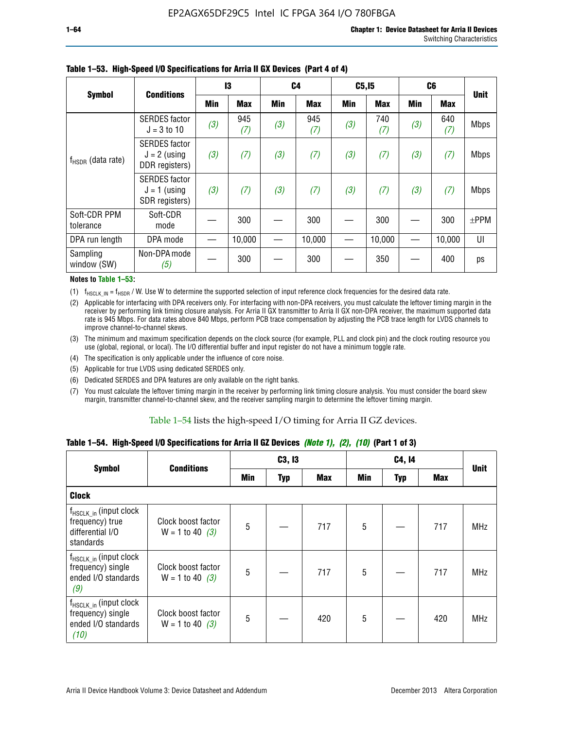**Table 1–53. High-Speed I/O Specifications for Arria II GX Devices (Part 4 of 4)**

| Symbol | Conditions | I3 | | C4 | | C5,I5 | | C6 | | Unit |
|---|---|---|---|---|---|---|---|---|---|---|
| | | Min | Max | Min | Max | Min | Max | Min | Max | |
| $f_{HSDR}$ (data rate) | SERDES factor J = 3 to 10 | *(3)* | 945 *(7)* | *(3)* | 945 *(7)* | *(3)* | 740 *(7)* | *(3)* | 640 *(7)* | Mbps |
| | SERDES factor J = 2 (using DDR registers) | *(3)* | *(7)* | *(3)* | *(7)* | *(3)* | *(7)* | *(3)* | *(7)* | Mbps |
| | SERDES factor J = 1 (using SDR registers) | *(3)* | *(7)* | *(3)* | *(7)* | *(3)* | *(7)* | *(3)* | *(7)* | Mbps |
| Soft-CDR PPM tolerance | Soft-CDR mode | — | 300 | — | 300 | — | 300 | — | 300 | ±PPM |
| DPA run length | DPA mode | — | 10,000 | — | 10,000 | — | 10,000 | — | 10,000 | UI |
| Sampling window (SW) | Non-DPA mode *(5)* | — | 300 | — | 300 | — | 350 | — | 400 | ps |

**Notes to Table 1–53:**

(1) $f_{HSCLK\_IN} = f_{HSDR}$ / W. Use W to determine the supported selection of input reference clock frequencies for the desired data rate.

(2) Applicable for interfacing with DPA receivers only. For interfacing with non-DPA receivers, you must calculate the leftover timing margin in the receiver by performing link timing closure analysis. For Arria II GX transmitter to Arria II GX non-DPA receiver, the maximum supported data rate is 945 Mbps. For data rates above 840 Mbps, perform PCB trace compensation by adjusting the PCB trace length for LVDS channels to improve channel-to-channel skews.

(3) The minimum and maximum specification depends on the clock source (for example, PLL and clock pin) and the clock routing resource you use (global, regional, or local). The I/O differential buffer and input register do not have a minimum toggle rate.

(4) The specification is only applicable under the influence of core noise.

(5) Applicable for true LVDS using dedicated SERDES only.

(6) Dedicated SERDES and DPA features are only available on the right banks.

(7) You must calculate the leftover timing margin in the receiver by performing link timing closure analysis. You must consider the board skew margin, transmitter channel-to-channel skew, and the receiver sampling margin to determine the leftover timing margin.

Table 1–54 lists the high-speed I/O timing for Arria II GZ devices.

**Table 1–54. High-Speed I/O Specifications for Arria II GZ Devices *(Note 1), (2), (10)* (Part 1 of 3)**

| Symbol | Conditions | C3, I3 | | | C4, I4 | | | Unit |
|---|---|---|---|---|---|---|---|---|
| | | Min | Typ | Max | Min | Typ | Max | |
| **Clock** | | | | | | | | |
| $f_{HSCLK\_in}$ (input clock frequency) true differential I/O standards | Clock boost factor W = 1 to 40 *(3)* | 5 | — | 717 | 5 | — | 717 | MHz |
| $f_{HSCLK\_in}$ (input clock frequency) single ended I/O standards *(9)* | Clock boost factor W = 1 to 40 *(3)* | 5 | — | 717 | 5 | — | 717 | MHz |
| $f_{HSCLK\_in}$ (input clock frequency) single ended I/O standards *(10)* | Clock boost factor W = 1 to 40 *(3)* | 5 | — | 420 | 5 | — | 420 | MHz |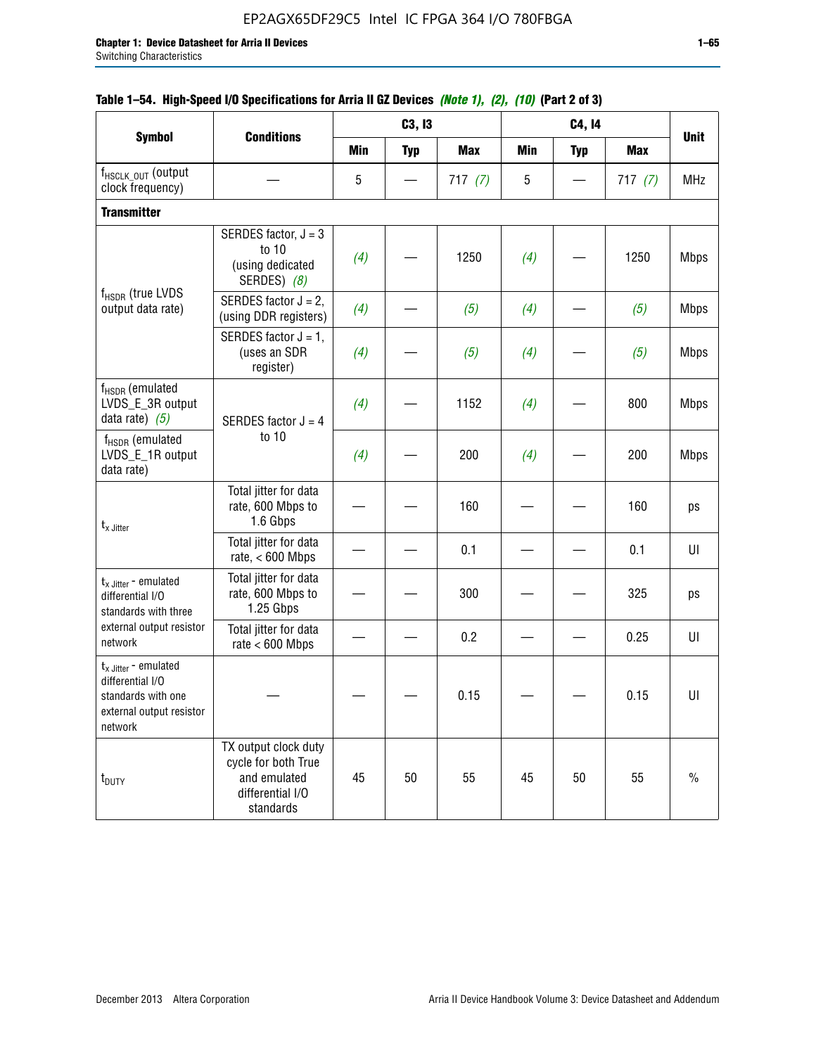**Table 1–54. High-Speed I/O Specifications for Arria II GZ Devices** *(Note 1), (2), (10)* **(Part 2 of 3)**

| Symbol | Conditions | C3, I3 | | | C4, I4 | | | Unit |
|---|---|---|---|---|---|---|---|---|
| | | Min | Typ | Max | Min | Typ | Max | |
| $f_{HSCLK\_OUT}$ (output clock frequency) | — | 5 | — | 717 *(7)* | 5 | — | 717 *(7)* | MHz |
| **Transmitter** | | | | | | | | |
| $f_{HSDR}$ (true LVDS output data rate) | SERDES factor, J = 3 to 10 (using dedicated SERDES) *(8)* | *(4)* | — | 1250 | *(4)* | — | 1250 | Mbps |
| | SERDES factor J = 2, (using DDR registers) | *(4)* | — | *(5)* | *(4)* | — | *(5)* | Mbps |
| | SERDES factor J = 1, (uses an SDR register) | *(4)* | — | *(5)* | *(4)* | — | *(5)* | Mbps |
| $f_{HSDR}$ (emulated LVDS_E_3R output data rate) *(5)* | SERDES factor J = 4 to 10 | *(4)* | — | 1152 | *(4)* | — | 800 | Mbps |
| $f_{HSDR}$ (emulated LVDS_E_1R output data rate) | | *(4)* | — | 200 | *(4)* | — | 200 | Mbps |
| $t_{x\ Jitter}$ | Total jitter for data rate, 600 Mbps to 1.6 Gbps | — | — | 160 | — | — | 160 | ps |
| | Total jitter for data rate, < 600 Mbps | — | — | 0.1 | — | — | 0.1 | UI |
| $t_{x\ Jitter}$ - emulated differential I/O standards with three external output resistor network | Total jitter for data rate, 600 Mbps to 1.25 Gbps | — | — | 300 | — | — | 325 | ps |
| | Total jitter for data rate < 600 Mbps | — | — | 0.2 | — | — | 0.25 | UI |
| $t_{x\ Jitter}$ - emulated differential I/O standards with one external output resistor network | — | — | — | 0.15 | — | — | 0.15 | UI |
| $t_{DUTY}$ | TX output clock duty cycle for both True and emulated differential I/O standards | 45 | 50 | 55 | 45 | 50 | 55 | % |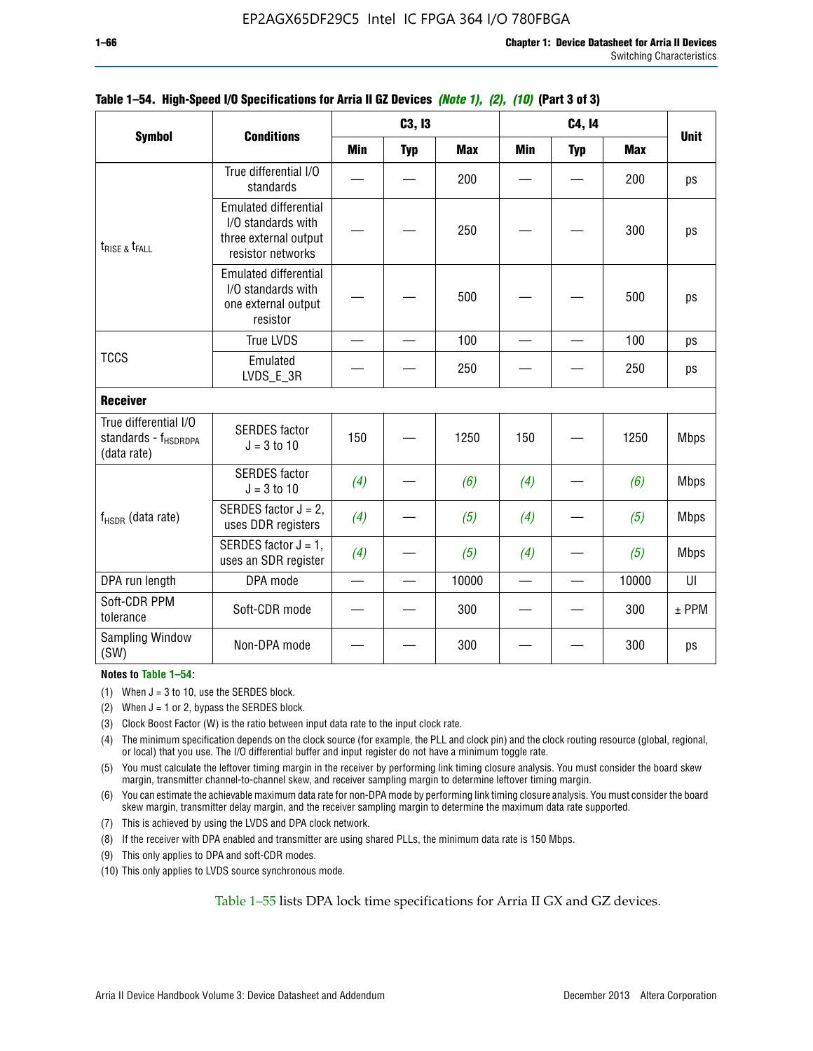**Table 1–54. High-Speed I/O Specifications for Arria II GZ Devices** *(Note 1), (2), (10)* **(Part 3 of 3)**

| Symbol | Conditions | C3, I3 | | | C4, I4 | | | Unit |
|---|---|---|---|---|---|---|---|---|
| | | Min | Typ | Max | Min | Typ | Max | |
| $t_{RISE}$ & $t_{FALL}$ | True differential I/O standards | — | — | 200 | — | — | 200 | ps |
| | Emulated differential I/O standards with three external output resistor networks | — | — | 250 | — | — | 300 | ps |
| | Emulated differential I/O standards with one external output resistor | — | — | 500 | — | — | 500 | ps |
| TCCS | True LVDS | — | — | 100 | — | — | 100 | ps |
| | Emulated LVDS_E_3R | — | — | 250 | — | — | 250 | ps |
| **Receiver** | | | | | | | | |
| True differential I/O standards - $f_{HSDRDPA}$ (data rate) | SERDES factor J = 3 to 10 | 150 | — | 1250 | 150 | — | 1250 | Mbps |
| $f_{HSDR}$ (data rate) | SERDES factor J = 3 to 10 | *(4)* | — | *(6)* | *(4)* | — | *(6)* | Mbps |
| | SERDES factor J = 2, uses DDR registers | *(4)* | — | *(5)* | *(4)* | — | *(5)* | Mbps |
| | SERDES factor J = 1, uses an SDR register | *(4)* | — | *(5)* | *(4)* | — | *(5)* | Mbps |
| DPA run length | DPA mode | — | — | 10000 | — | — | 10000 | UI |
| Soft-CDR PPM tolerance | Soft-CDR mode | — | — | 300 | — | — | 300 | ± PPM |
| Sampling Window (SW) | Non-DPA mode | — | — | 300 | — | — | 300 | ps |

**Notes to Table 1–54:**

(1) When J = 3 to 10, use the SERDES block.

(2) When J = 1 or 2, bypass the SERDES block.

(3) Clock Boost Factor (W) is the ratio between input data rate to the input clock rate.

(4) The minimum specification depends on the clock source (for example, the PLL and clock pin) and the clock routing resource (global, regional, or local) that you use. The I/O differential buffer and input register do not have a minimum toggle rate.

(5) You must calculate the leftover timing margin in the receiver by performing link timing closure analysis. You must consider the board skew margin, transmitter channel-to-channel skew, and receiver sampling margin to determine leftover timing margin.

(6) You can estimate the achievable maximum data rate for non-DPA mode by performing link timing closure analysis. You must consider the board skew margin, transmitter delay margin, and the receiver sampling margin to determine the maximum data rate supported.

(7) This is achieved by using the LVDS and DPA clock network.

(8) If the receiver with DPA enabled and transmitter are using shared PLLs, the minimum data rate is 150 Mbps.

(9) This only applies to DPA and soft-CDR modes.

(10) This only applies to LVDS source synchronous mode.

Table 1–55 lists DPA lock time specifications for Arria II GX and GZ devices.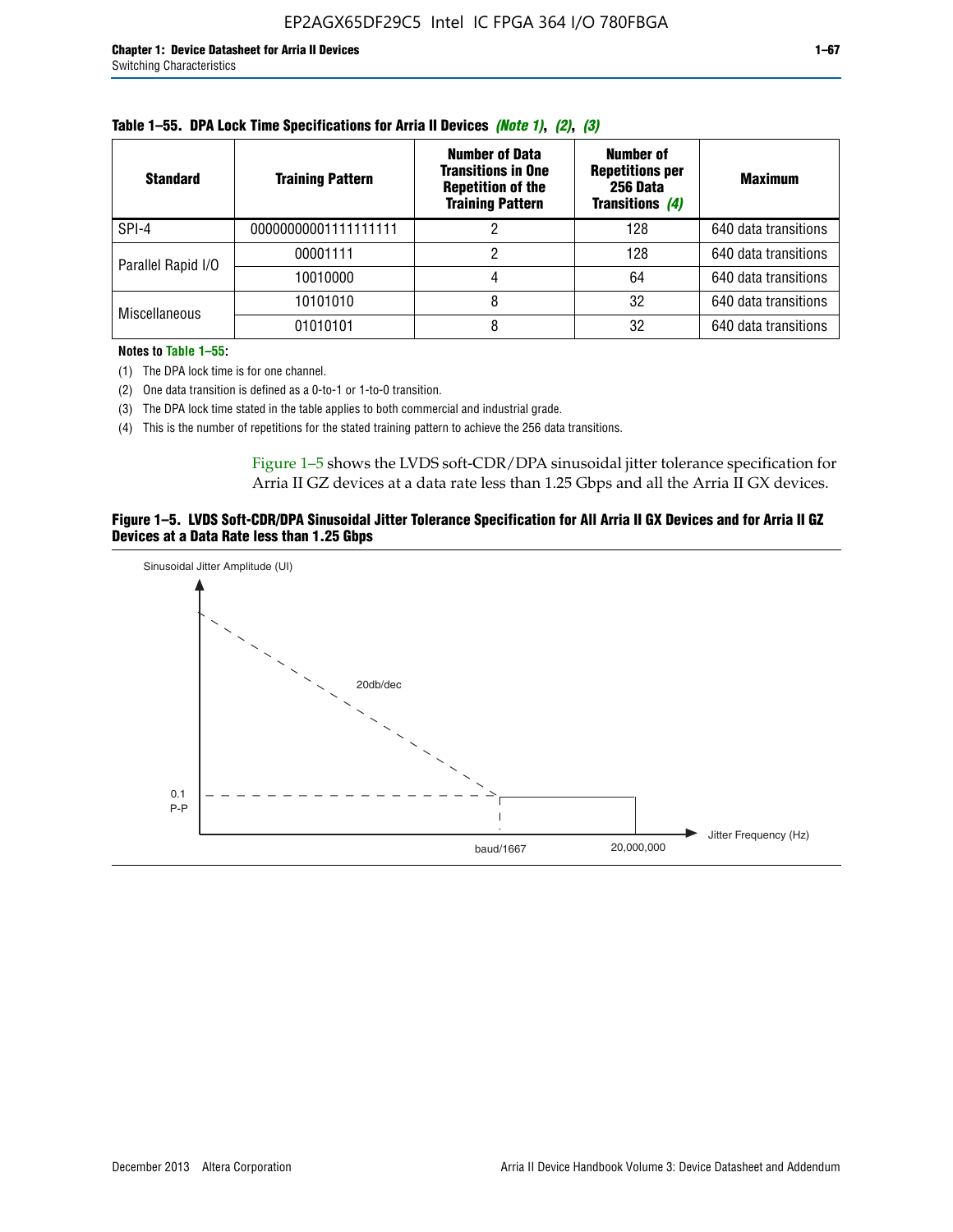**Table 1–55. DPA Lock Time Specifications for Arria II Devices *(Note 1)*, *(2)*, *(3)***

| Standard | Training Pattern | Number of Data Transitions in One Repetition of the Training Pattern | Number of Repetitions per 256 Data Transitions *(4)* | Maximum |
|---|---|---|---|---|
| SPI-4 | 00000000001111111111 | 2 | 128 | 640 data transitions |
| Parallel Rapid I/O | 00001111 | 2 | 128 | 640 data transitions |
| | 10010000 | 4 | 64 | 640 data transitions |
| Miscellaneous | 10101010 | 8 | 32 | 640 data transitions |
| | 01010101 | 8 | 32 | 640 data transitions |

**Notes to Table 1–55:**

(1) The DPA lock time is for one channel.

(2) One data transition is defined as a 0-to-1 or 1-to-0 transition.

(3) The DPA lock time stated in the table applies to both commercial and industrial grade.

(4) This is the number of repetitions for the stated training pattern to achieve the 256 data transitions.

Figure 1–5 shows the LVDS soft-CDR/DPA sinusoidal jitter tolerance specification for Arria II GZ devices at a data rate less than 1.25 Gbps and all the Arria II GX devices.

**Figure 1–5. LVDS Soft-CDR/DPA Sinusoidal Jitter Tolerance Specification for All Arria II GX Devices and for Arria II GZ Devices at a Data Rate less than 1.25 Gbps**

Sinusoidal Jitter Amplitude (UI)

20db/dec

0.1 P-P

baud/1667

20,000,000

Jitter Frequency (Hz)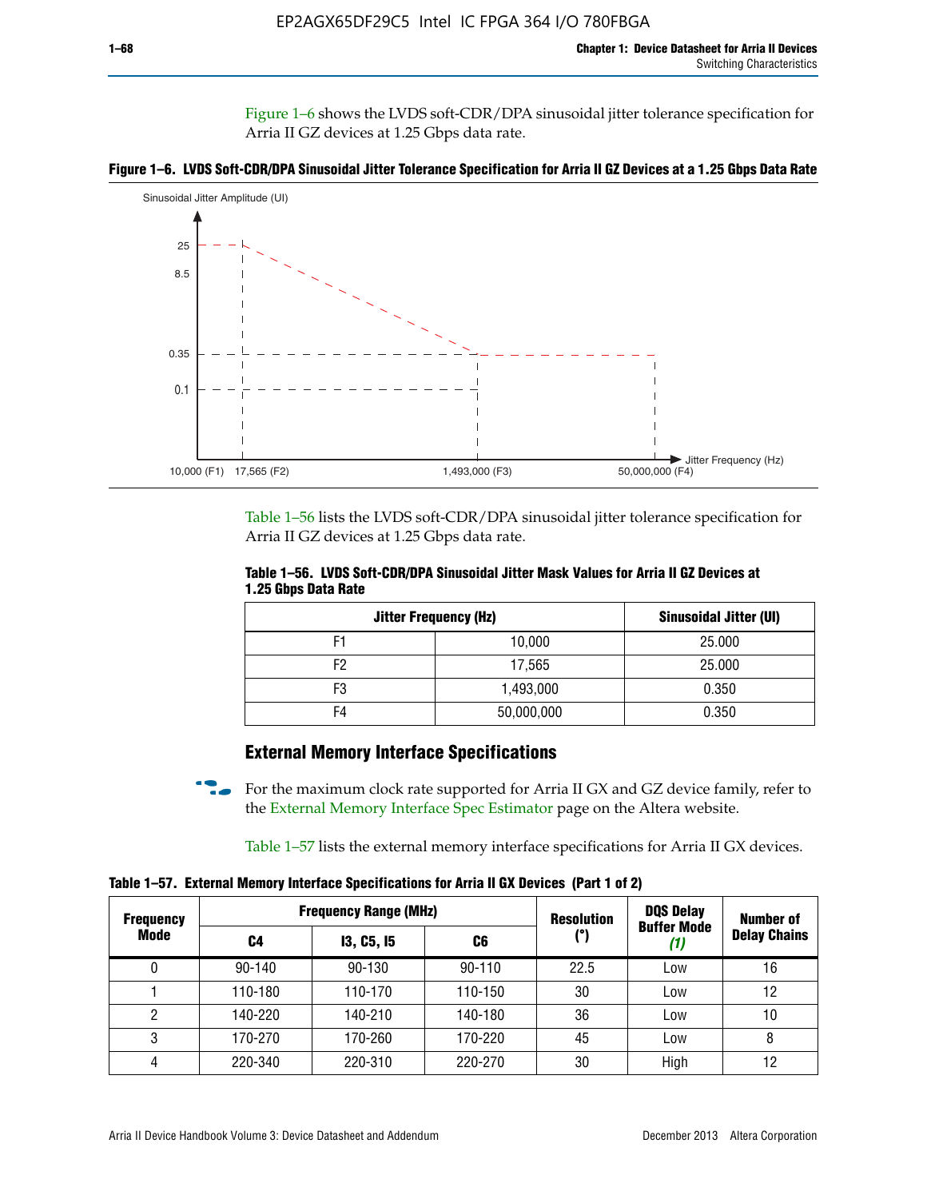Figure 1–6 shows the LVDS soft-CDR/DPA sinusoidal jitter tolerance specification for Arria II GZ devices at 1.25 Gbps data rate.

**Figure 1–6. LVDS Soft-CDR/DPA Sinusoidal Jitter Tolerance Specification for Arria II GZ Devices at a 1.25 Gbps Data Rate**

Table 1–56 lists the LVDS soft-CDR/DPA sinusoidal jitter tolerance specification for Arria II GZ devices at 1.25 Gbps data rate.

**Table 1–56. LVDS Soft-CDR/DPA Sinusoidal Jitter Mask Values for Arria II GZ Devices at 1.25 Gbps Data Rate**

| Jitter Frequency (Hz) | | Sinusoidal Jitter (UI) |
|---|---|---|
| F1 | 10,000 | 25.000 |
| F2 | 17,565 | 25.000 |
| F3 | 1,493,000 | 0.350 |
| F4 | 50,000,000 | 0.350 |

## External Memory Interface Specifications

For the maximum clock rate supported for Arria II GX and GZ device family, refer to the External Memory Interface Spec Estimator page on the Altera website.

Table 1–57 lists the external memory interface specifications for Arria II GX devices.

**Table 1–57. External Memory Interface Specifications for Arria II GX Devices (Part 1 of 2)**

| Frequency Mode | Frequency Range (MHz) | | | Resolution (°) | DQS Delay Buffer Mode *(1)* | Number of Delay Chains |
|---|---|---|---|---|---|---|
| | C4 | I3, C5, I5 | C6 | | | |
| 0 | 90-140 | 90-130 | 90-110 | 22.5 | Low | 16 |
| 1 | 110-180 | 110-170 | 110-150 | 30 | Low | 12 |
| 2 | 140-220 | 140-210 | 140-180 | 36 | Low | 10 |
| 3 | 170-270 | 170-260 | 170-220 | 45 | Low | 8 |
| 4 | 220-340 | 220-310 | 220-270 | 30 | High | 12 |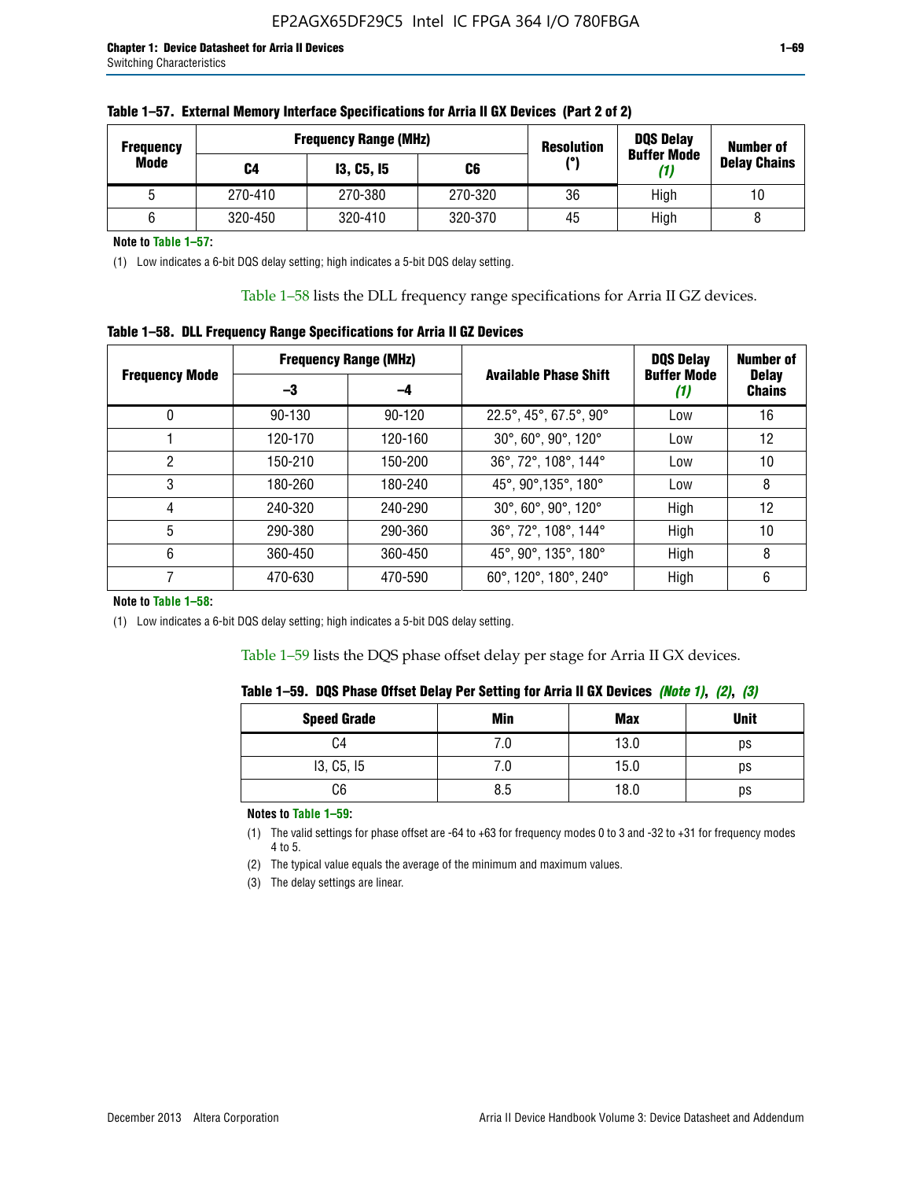**Table 1–57. External Memory Interface Specifications for Arria II GX Devices (Part 2 of 2)**

| Frequency Mode | Frequency Range (MHz) | | | Resolution (°) | DQS Delay Buffer Mode (1) | Number of Delay Chains |
|---|---|---|---|---|---|---|
| | C4 | I3, C5, I5 | C6 | | | |
| 5 | 270-410 | 270-380 | 270-320 | 36 | High | 10 |
| 6 | 320-450 | 320-410 | 320-370 | 45 | High | 8 |

**Note to Table 1–57:**

(1) Low indicates a 6-bit DQS delay setting; high indicates a 5-bit DQS delay setting.

Table 1–58 lists the DLL frequency range specifications for Arria II GZ devices.

**Table 1–58. DLL Frequency Range Specifications for Arria II GZ Devices**

| Frequency Mode | Frequency Range (MHz) | | Available Phase Shift | DQS Delay Buffer Mode (1) | Number of Delay Chains |
|---|---|---|---|---|---|
| | –3 | –4 | | | |
| 0 | 90-130 | 90-120 | 22.5°, 45°, 67.5°, 90° | Low | 16 |
| 1 | 120-170 | 120-160 | 30°, 60°, 90°, 120° | Low | 12 |
| 2 | 150-210 | 150-200 | 36°, 72°, 108°, 144° | Low | 10 |
| 3 | 180-260 | 180-240 | 45°, 90°,135°, 180° | Low | 8 |
| 4 | 240-320 | 240-290 | 30°, 60°, 90°, 120° | High | 12 |
| 5 | 290-380 | 290-360 | 36°, 72°, 108°, 144° | High | 10 |
| 6 | 360-450 | 360-450 | 45°, 90°, 135°, 180° | High | 8 |
| 7 | 470-630 | 470-590 | 60°, 120°, 180°, 240° | High | 6 |

**Note to Table 1–58:**

(1) Low indicates a 6-bit DQS delay setting; high indicates a 5-bit DQS delay setting.

Table 1–59 lists the DQS phase offset delay per stage for Arria II GX devices.

**Table 1–59. DQS Phase Offset Delay Per Setting for Arria II GX Devices *(Note 1)*, *(2)*, *(3)***

| Speed Grade | Min | Max | Unit |
|---|---|---|---|
| C4 | 7.0 | 13.0 | ps |
| I3, C5, I5 | 7.0 | 15.0 | ps |
| C6 | 8.5 | 18.0 | ps |

**Notes to Table 1–59:**

(1) The valid settings for phase offset are -64 to +63 for frequency modes 0 to 3 and -32 to +31 for frequency modes 4 to 5.

(2) The typical value equals the average of the minimum and maximum values.

(3) The delay settings are linear.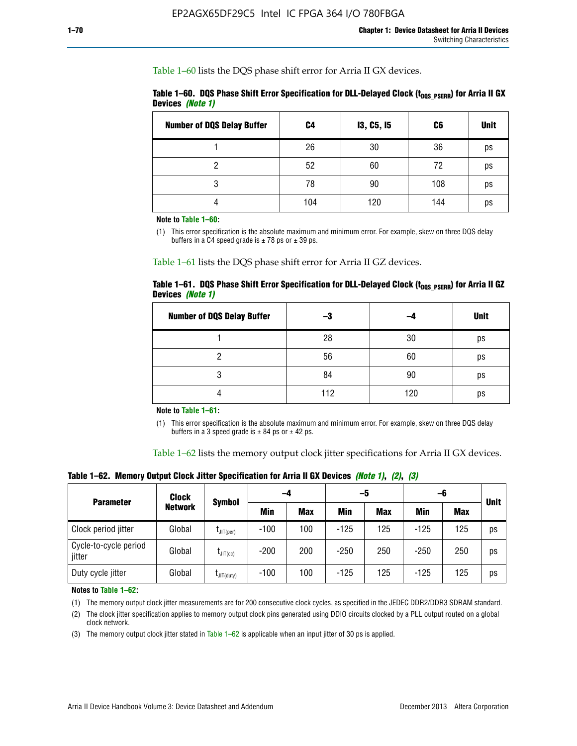Table 1–60 lists the DQS phase shift error for Arria II GX devices.

**Table 1–60. DQS Phase Shift Error Specification for DLL-Delayed Clock ($t_{DQS\_PSERR}$) for Arria II GX Devices** *(Note 1)*

| Number of DQS Delay Buffer | C4 | I3, C5, I5 | C6 | Unit |
|---|---|---|---|---|
| 1 | 26 | 30 | 36 | ps |
| 2 | 52 | 60 | 72 | ps |
| 3 | 78 | 90 | 108 | ps |
| 4 | 104 | 120 | 144 | ps |

**Note to Table 1–60:**

(1) This error specification is the absolute maximum and minimum error. For example, skew on three DQS delay buffers in a C4 speed grade is ± 78 ps or ± 39 ps.

Table 1–61 lists the DQS phase shift error for Arria II GZ devices.

**Table 1–61. DQS Phase Shift Error Specification for DLL-Delayed Clock ($t_{DQS\_PSERR}$) for Arria II GZ Devices** *(Note 1)*

| Number of DQS Delay Buffer | –3 | –4 | Unit |
|---|---|---|---|
| 1 | 28 | 30 | ps |
| 2 | 56 | 60 | ps |
| 3 | 84 | 90 | ps |
| 4 | 112 | 120 | ps |

**Note to Table 1–61:**

(1) This error specification is the absolute maximum and minimum error. For example, skew on three DQS delay buffers in a 3 speed grade is ± 84 ps or ± 42 ps.

Table 1–62 lists the memory output clock jitter specifications for Arria II GX devices.

**Table 1–62. Memory Output Clock Jitter Specification for Arria II GX Devices** *(Note 1), (2), (3)*

| Parameter | Clock Network | Symbol | –4 | | –5 | | –6 | | Unit |
|---|---|---|---|---|---|---|---|---|---|
| | | | Min | Max | Min | Max | Min | Max | |
| Clock period jitter | Global | $t_{JIT(per)}$ | -100 | 100 | -125 | 125 | -125 | 125 | ps |
| Cycle-to-cycle period jitter | Global | $t_{JIT(cc)}$ | -200 | 200 | -250 | 250 | -250 | 250 | ps |
| Duty cycle jitter | Global | $t_{JIT(duty)}$ | -100 | 100 | -125 | 125 | -125 | 125 | ps |

**Notes to Table 1–62:**

(1) The memory output clock jitter measurements are for 200 consecutive clock cycles, as specified in the JEDEC DDR2/DDR3 SDRAM standard.

(2) The clock jitter specification applies to memory output clock pins generated using DDIO circuits clocked by a PLL output routed on a global clock network.

(3) The memory output clock jitter stated in Table 1–62 is applicable when an input jitter of 30 ps is applied.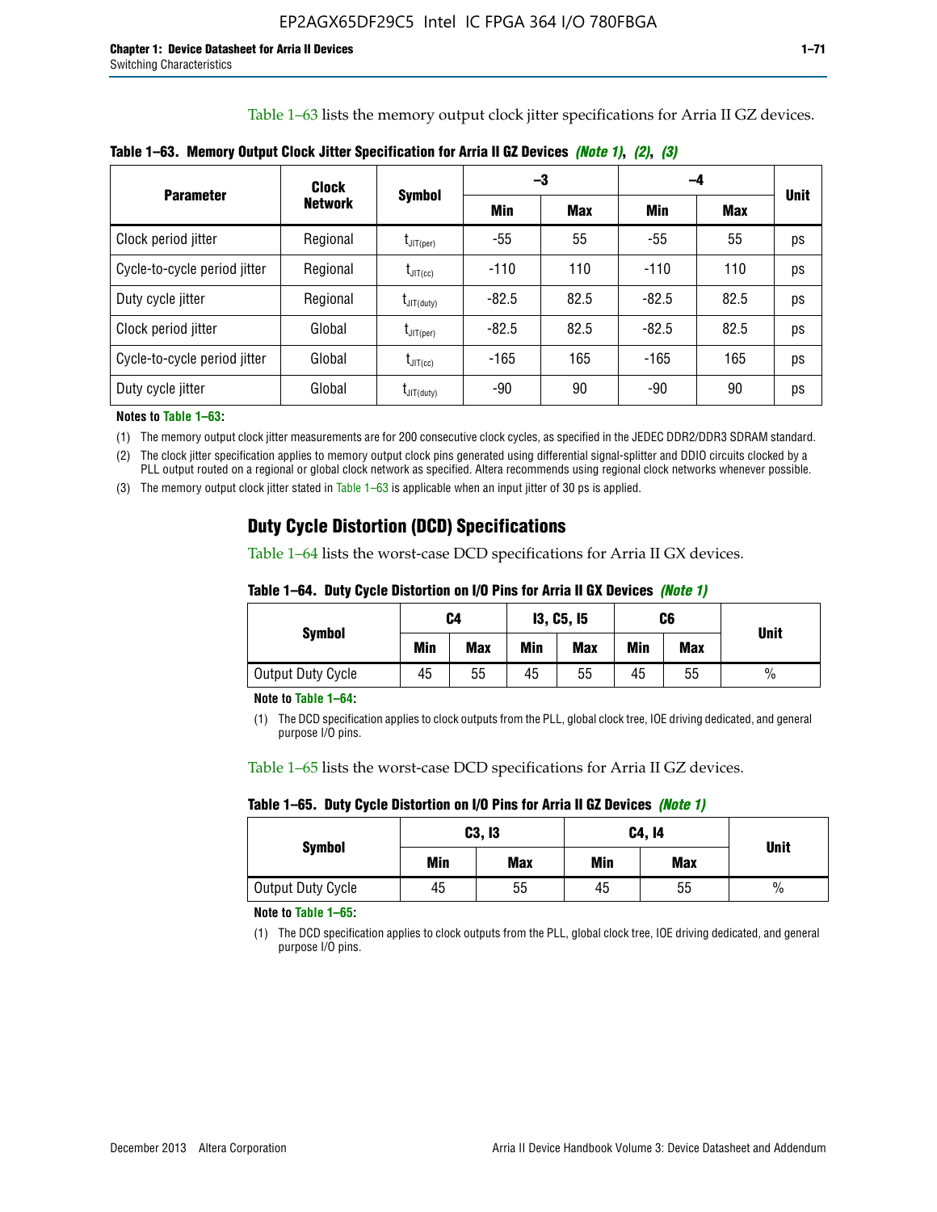Table 1–63 lists the memory output clock jitter specifications for Arria II GZ devices.

**Table 1–63. Memory Output Clock Jitter Specification for Arria II GZ Devices** *(Note 1)*, *(2)*, *(3)*

| Parameter | Clock Network | Symbol | –3 | | –4 | | Unit |
|---|---|---|---|---|---|---|---|
| | | | Min | Max | Min | Max | |
| Clock period jitter | Regional | $t_{JIT(per)}$ | -55 | 55 | -55 | 55 | ps |
| Cycle-to-cycle period jitter | Regional | $t_{JIT(cc)}$ | -110 | 110 | -110 | 110 | ps |
| Duty cycle jitter | Regional | $t_{JIT(duty)}$ | -82.5 | 82.5 | -82.5 | 82.5 | ps |
| Clock period jitter | Global | $t_{JIT(per)}$ | -82.5 | 82.5 | -82.5 | 82.5 | ps |
| Cycle-to-cycle period jitter | Global | $t_{JIT(cc)}$ | -165 | 165 | -165 | 165 | ps |
| Duty cycle jitter | Global | $t_{JIT(duty)}$ | -90 | 90 | -90 | 90 | ps |

**Notes to Table 1–63:**

(1) The memory output clock jitter measurements are for 200 consecutive clock cycles, as specified in the JEDEC DDR2/DDR3 SDRAM standard.

(2) The clock jitter specification applies to memory output clock pins generated using differential signal-splitter and DDIO circuits clocked by a PLL output routed on a regional or global clock network as specified. Altera recommends using regional clock networks whenever possible.

(3) The memory output clock jitter stated in Table 1–63 is applicable when an input jitter of 30 ps is applied.

## Duty Cycle Distortion (DCD) Specifications

Table 1–64 lists the worst-case DCD specifications for Arria II GX devices.

**Table 1–64. Duty Cycle Distortion on I/O Pins for Arria II GX Devices** *(Note 1)*

| Symbol | C4 | | I3, C5, I5 | | C6 | | Unit |
|---|---|---|---|---|---|---|---|
| | Min | Max | Min | Max | Min | Max | |
| Output Duty Cycle | 45 | 55 | 45 | 55 | 45 | 55 | % |

**Note to Table 1–64:**

(1) The DCD specification applies to clock outputs from the PLL, global clock tree, IOE driving dedicated, and general purpose I/O pins.

Table 1–65 lists the worst-case DCD specifications for Arria II GZ devices.

**Table 1–65. Duty Cycle Distortion on I/O Pins for Arria II GZ Devices** *(Note 1)*

| Symbol | C3, I3 | | C4, I4 | | Unit |
|---|---|---|---|---|---|
| | Min | Max | Min | Max | |
| Output Duty Cycle | 45 | 55 | 45 | 55 | % |

**Note to Table 1–65:**

(1) The DCD specification applies to clock outputs from the PLL, global clock tree, IOE driving dedicated, and general purpose I/O pins.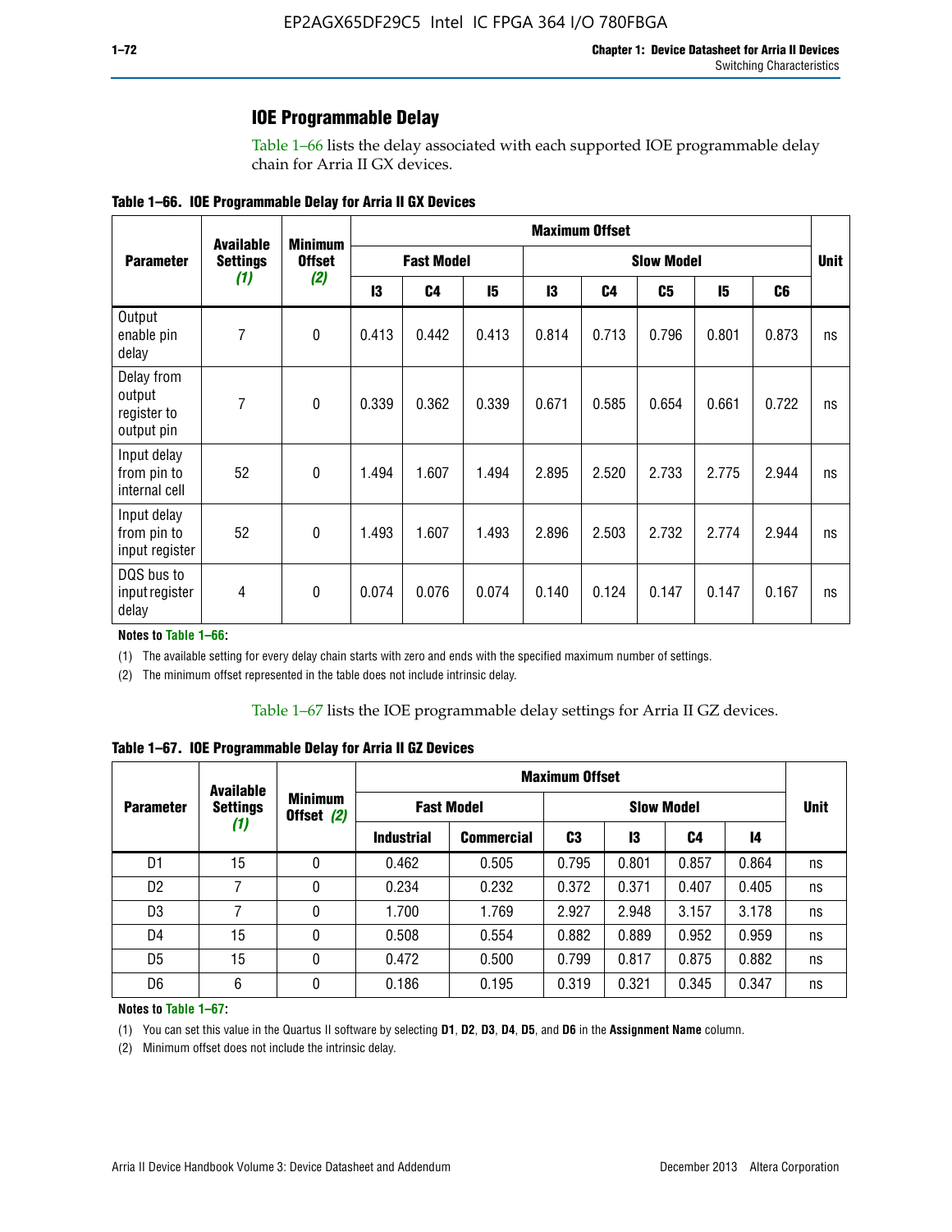## IOE Programmable Delay

Table 1–66 lists the delay associated with each supported IOE programmable delay chain for Arria II GX devices.

**Table 1–66. IOE Programmable Delay for Arria II GX Devices**

| Parameter | Available Settings *(1)* | Minimum Offset *(2)* | Maximum Offset | | | | | | | | Unit |
|---|---|---|---|---|---|---|---|---|---|---|---|
| | | | Fast Model | | | Slow Model | | | | | |
| | | | I3 | C4 | I5 | I3 | C4 | C5 | I5 | C6 | |
| Output enable pin delay | 7 | 0 | 0.413 | 0.442 | 0.413 | 0.814 | 0.713 | 0.796 | 0.801 | 0.873 | ns |
| Delay from output register to output pin | 7 | 0 | 0.339 | 0.362 | 0.339 | 0.671 | 0.585 | 0.654 | 0.661 | 0.722 | ns |
| Input delay from pin to internal cell | 52 | 0 | 1.494 | 1.607 | 1.494 | 2.895 | 2.520 | 2.733 | 2.775 | 2.944 | ns |
| Input delay from pin to input register | 52 | 0 | 1.493 | 1.607 | 1.493 | 2.896 | 2.503 | 2.732 | 2.774 | 2.944 | ns |
| DQS bus to input register delay | 4 | 0 | 0.074 | 0.076 | 0.074 | 0.140 | 0.124 | 0.147 | 0.147 | 0.167 | ns |

**Notes to Table 1–66:**

(1) The available setting for every delay chain starts with zero and ends with the specified maximum number of settings.

(2) The minimum offset represented in the table does not include intrinsic delay.

Table 1–67 lists the IOE programmable delay settings for Arria II GZ devices.

**Table 1–67. IOE Programmable Delay for Arria II GZ Devices**

| Parameter | Available Settings *(1)* | Minimum Offset *(2)* | Maximum Offset | | | | | | Unit |
|---|---|---|---|---|---|---|---|---|---|
| | | | Fast Model | | Slow Model | | | | |
| | | | Industrial | Commercial | C3 | I3 | C4 | I4 | |
| D1 | 15 | 0 | 0.462 | 0.505 | 0.795 | 0.801 | 0.857 | 0.864 | ns |
| D2 | 7 | 0 | 0.234 | 0.232 | 0.372 | 0.371 | 0.407 | 0.405 | ns |
| D3 | 7 | 0 | 1.700 | 1.769 | 2.927 | 2.948 | 3.157 | 3.178 | ns |
| D4 | 15 | 0 | 0.508 | 0.554 | 0.882 | 0.889 | 0.952 | 0.959 | ns |
| D5 | 15 | 0 | 0.472 | 0.500 | 0.799 | 0.817 | 0.875 | 0.882 | ns |
| D6 | 6 | 0 | 0.186 | 0.195 | 0.319 | 0.321 | 0.345 | 0.347 | ns |

**Notes to Table 1–67:**

(1) You can set this value in the Quartus II software by selecting **D1**, **D2**, **D3**, **D4**, **D5**, and **D6** in the **Assignment Name** column.

(2) Minimum offset does not include the intrinsic delay.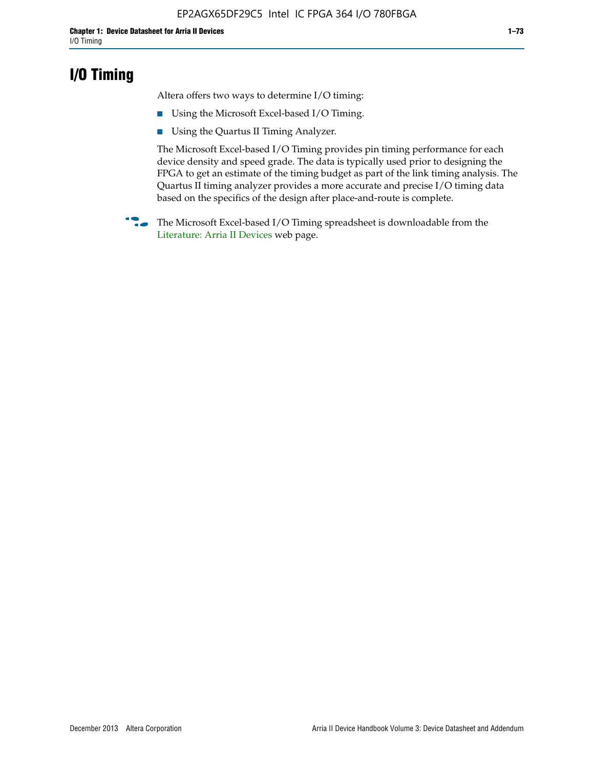# I/O Timing

Altera offers two ways to determine I/O timing:

- Using the Microsoft Excel-based I/O Timing.
- Using the Quartus II Timing Analyzer.

The Microsoft Excel-based I/O Timing provides pin timing performance for each device density and speed grade. The data is typically used prior to designing the FPGA to get an estimate of the timing budget as part of the link timing analysis. The Quartus II timing analyzer provides a more accurate and precise I/O timing data based on the specifics of the design after place-and-route is complete.

The Microsoft Excel-based I/O Timing spreadsheet is downloadable from the Literature: Arria II Devices web page.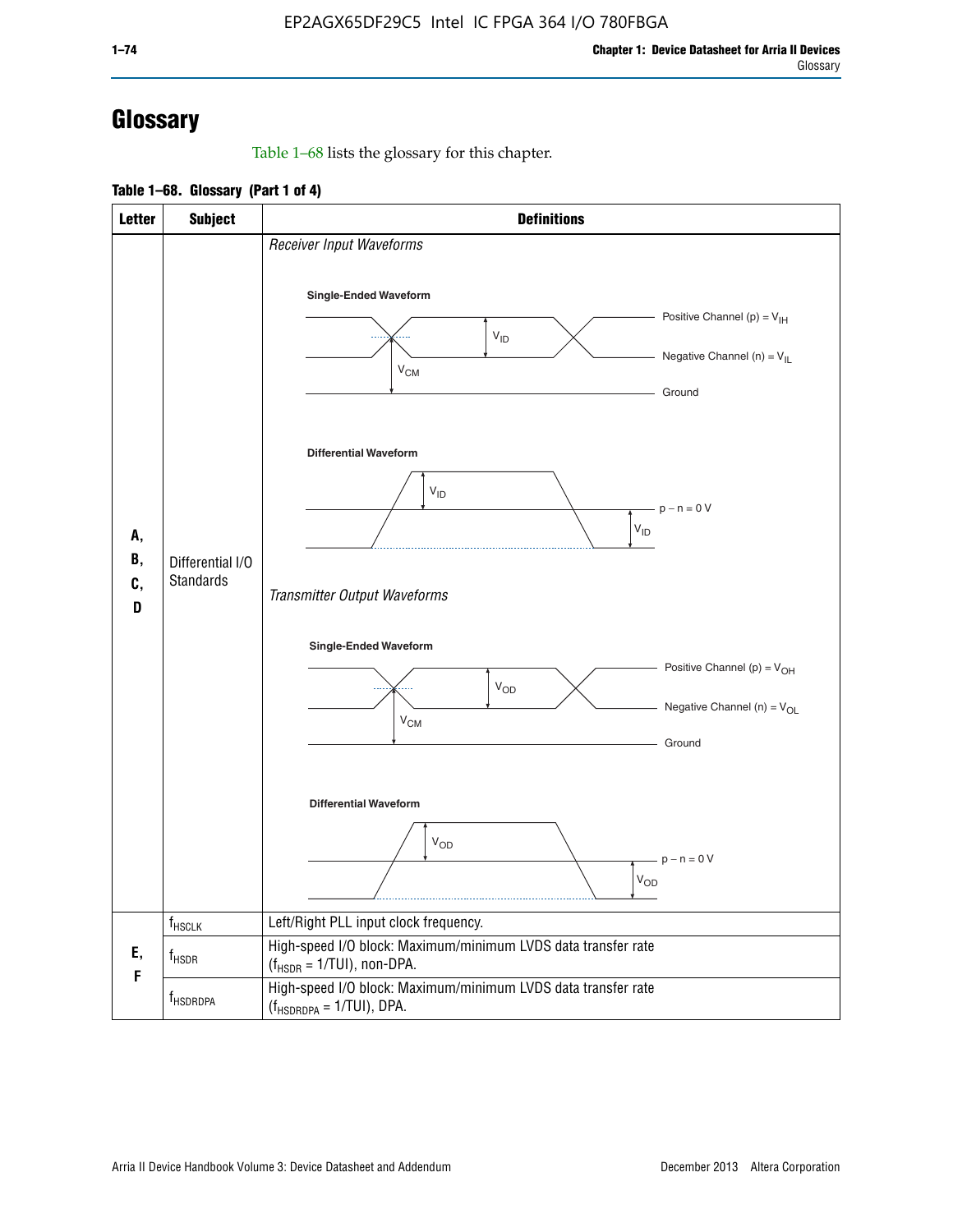# Glossary

Table 1–68 lists the glossary for this chapter.

**Table 1–68. Glossary (Part 1 of 4)**

| Letter | Subject | Definitions |
|---|---|---|
| A, B, C, D | Differential I/O Standards | *Receiver Input Waveforms*<br><br>**Single-Ended Waveform**<br>$V_{ID}$<br>Positive Channel (p) = $V_{IH}$<br>Negative Channel (n) = $V_{IL}$<br>$V_{CM}$<br>Ground<br><br>**Differential Waveform**<br>$V_{ID}$<br>p – n = 0 V<br>$V_{ID}$<br><br>*Transmitter Output Waveforms*<br><br>**Single-Ended Waveform**<br>$V_{OD}$<br>Positive Channel (p) = $V_{OH}$<br>Negative Channel (n) = $V_{OL}$<br>$V_{CM}$<br>Ground<br><br>**Differential Waveform**<br>$V_{OD}$<br>p – n = 0 V<br>$V_{OD}$ |
| E, F | $f_{HSCLK}$ | Left/Right PLL input clock frequency. |
| | $f_{HSDR}$ | High-speed I/O block: Maximum/minimum LVDS data transfer rate ($f_{HSDR}$ = 1/TUI), non-DPA. |
| | $f_{HSDRDPA}$ | High-speed I/O block: Maximum/minimum LVDS data transfer rate ($f_{HSDRDPA}$ = 1/TUI), DPA. |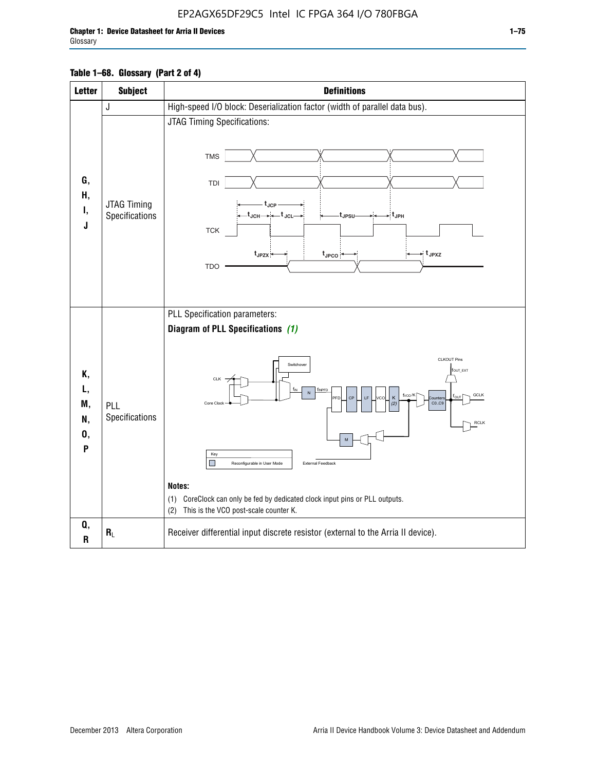**Table 1–68. Glossary (Part 2 of 4)**

| Letter | Subject | Definitions |
|---|---|---|
| G, H, I, J | J | High-speed I/O block: Deserialization factor (width of parallel data bus). |
| | JTAG Timing Specifications | JTAG Timing Specifications: TMS, TDI, TCK, TDO; $t_{JCP}$, $t_{JCH}$, $t_{JCL}$, $t_{JPSU}$, $t_{JPH}$, $t_{JPZX}$, $t_{JPCO}$, $t_{JPXZ}$ |
| K, L, M, N, O, P | PLL Specifications | PLL Specification parameters: **Diagram of PLL Specifications** *(1)* <br> Switchover, CLK, Core Clock, $f_{IN}$, N, $f_{INPFD}$, PFD, CP, LF, VCO, K *(2)*, $f_{VCO}/K$, Counters C0..C9, CLKOUT Pins, $f_{OUT\_EXT}$, $f_{OUT}$, GCLK, RCLK, M, External Feedback. Key: Reconfigurable in User Mode <br> **Notes:** <br> (1) CoreClock can only be fed by dedicated clock input pins or PLL outputs. <br> (2) This is the VCO post-scale counter K. |
| Q, R | $R_L$ | Receiver differential input discrete resistor (external to the Arria II device). |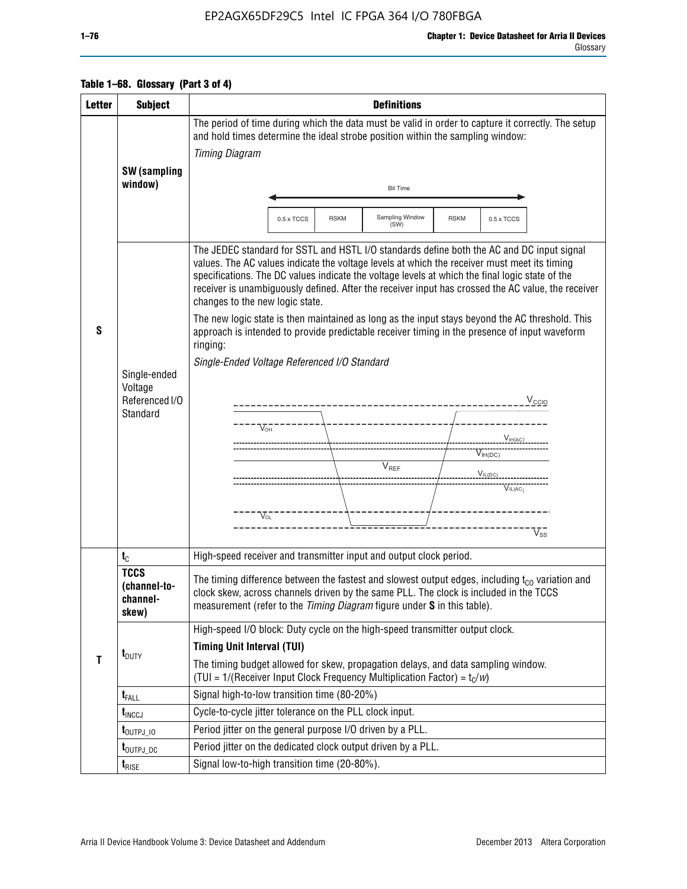**Table 1–68. Glossary (Part 3 of 4)**

| Letter | Subject | Definitions |
|---|---|---|
| S | **SW (sampling window)** | The period of time during which the data must be valid in order to capture it correctly. The setup and hold times determine the ideal strobe position within the sampling window: *Timing Diagram* Bit Time: 0.5 x TCCS, RSKM, Sampling Window (SW), RSKM, 0.5 x TCCS |
| | Single-ended Voltage Referenced I/O Standard | The JEDEC standard for SSTL and HSTL I/O standards define both the AC and DC input signal values. The AC values indicate the voltage levels at which the receiver must meet its timing specifications. The DC values indicate the voltage levels at which the final logic state of the receiver is unambiguously defined. After the receiver input has crossed the AC value, the receiver changes to the new logic state. The new logic state is then maintained as long as the input stays beyond the AC threshold. This approach is intended to provide predictable receiver timing in the presence of input waveform ringing: *Single-Ended Voltage Referenced I/O Standard* ($V_{CCIO}$, $V_{OH}$, $V_{IH(AC)}$, $V_{IH(DC)}$, $V_{REF}$, $V_{IL(DC)}$, $V_{IL(AC)}$, $V_{OL}$, $V_{SS}$) |
| T | $t_C$ | High-speed receiver and transmitter input and output clock period. |
| | **TCCS (channel-to-channel-skew)** | The timing difference between the fastest and slowest output edges, including $t_{CO}$ variation and clock skew, across channels driven by the same PLL. The clock is included in the TCCS measurement (refer to the *Timing Diagram* figure under **S** in this table). |
| | $t_{DUTY}$ | High-speed I/O block: Duty cycle on the high-speed transmitter output clock. **Timing Unit Interval (TUI)** The timing budget allowed for skew, propagation delays, and data sampling window. (TUI = 1/(Receiver Input Clock Frequency Multiplication Factor) = $t_C/w$) |
| | $t_{FALL}$ | Signal high-to-low transition time (80-20%) |
| | $t_{INCCJ}$ | Cycle-to-cycle jitter tolerance on the PLL clock input. |
| | $t_{OUTPJ\_IO}$ | Period jitter on the general purpose I/O driven by a PLL. |
| | $t_{OUTPJ\_DC}$ | Period jitter on the dedicated clock output driven by a PLL. |
| | $t_{RISE}$ | Signal low-to-high transition time (20-80%). |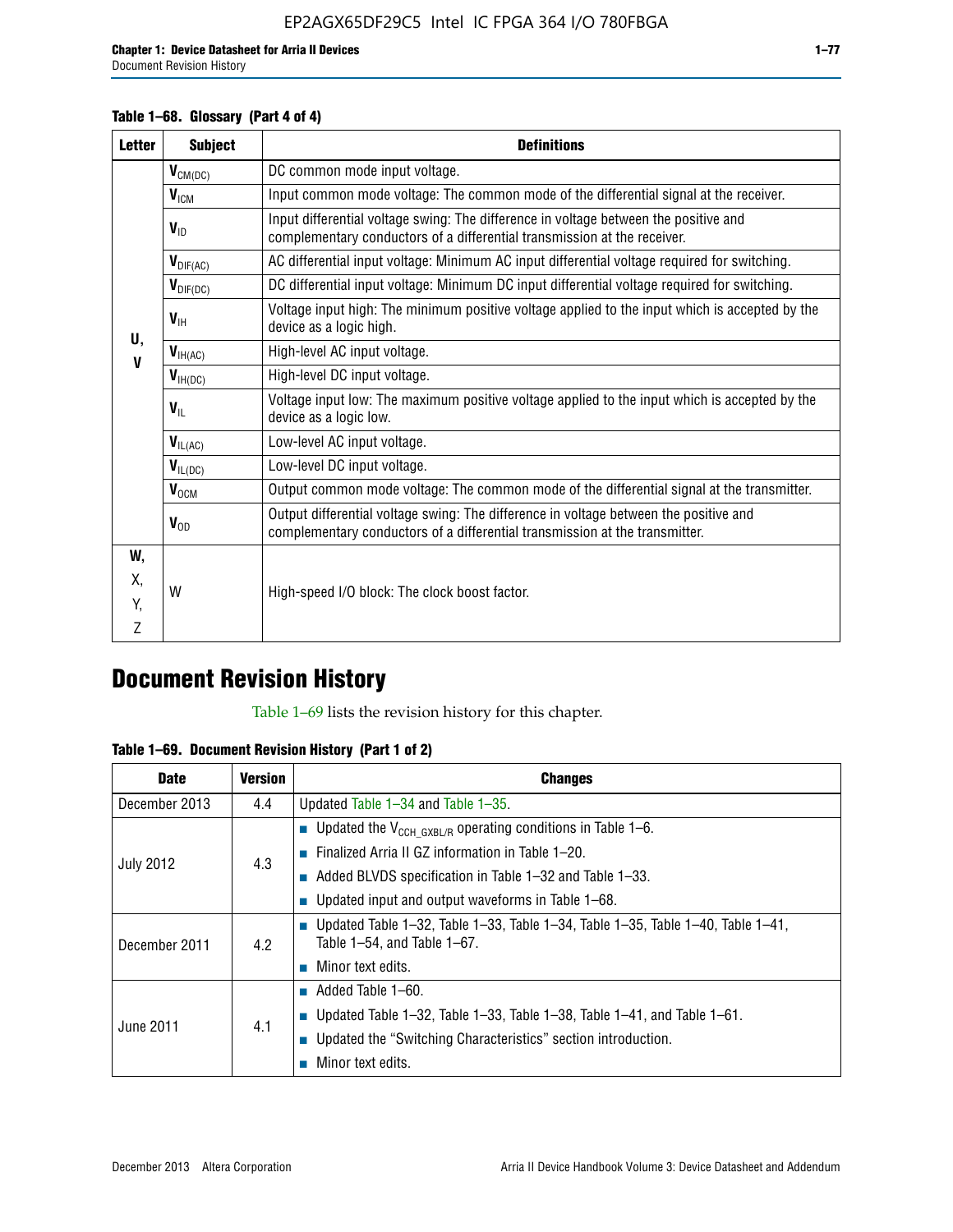**Table 1–68. Glossary (Part 4 of 4)**

| Letter | Subject | Definitions |
|---|---|---|
| U, V | $V_{CM(DC)}$ | DC common mode input voltage. |
| | $V_{ICM}$ | Input common mode voltage: The common mode of the differential signal at the receiver. |
| | $V_{ID}$ | Input differential voltage swing: The difference in voltage between the positive and complementary conductors of a differential transmission at the receiver. |
| | $V_{DIF(AC)}$ | AC differential input voltage: Minimum AC input differential voltage required for switching. |
| | $V_{DIF(DC)}$ | DC differential input voltage: Minimum DC input differential voltage required for switching. |
| | $V_{IH}$ | Voltage input high: The minimum positive voltage applied to the input which is accepted by the device as a logic high. |
| | $V_{IH(AC)}$ | High-level AC input voltage. |
| | $V_{IH(DC)}$ | High-level DC input voltage. |
| | $V_{IL}$ | Voltage input low: The maximum positive voltage applied to the input which is accepted by the device as a logic low. |
| | $V_{IL(AC)}$ | Low-level AC input voltage. |
| | $V_{IL(DC)}$ | Low-level DC input voltage. |
| | $V_{OCM}$ | Output common mode voltage: The common mode of the differential signal at the transmitter. |
| | $V_{OD}$ | Output differential voltage swing: The difference in voltage between the positive and complementary conductors of a differential transmission at the transmitter. |
| W, X, Y, Z | W | High-speed I/O block: The clock boost factor. |

# Document Revision History

Table 1–69 lists the revision history for this chapter.

**Table 1–69. Document Revision History (Part 1 of 2)**

| Date | Version | Changes |
|---|---|---|
| December 2013 | 4.4 | Updated Table 1–34 and Table 1–35. |
| July 2012 | 4.3 | ■ Updated the $V_{CCH\_GXBL/R}$ operating conditions in Table 1–6.<br>■ Finalized Arria II GZ information in Table 1–20.<br>■ Added BLVDS specification in Table 1–32 and Table 1–33.<br>■ Updated input and output waveforms in Table 1–68. |
| December 2011 | 4.2 | ■ Updated Table 1–32, Table 1–33, Table 1–34, Table 1–35, Table 1–40, Table 1–41, Table 1–54, and Table 1–67.<br>■ Minor text edits. |
| June 2011 | 4.1 | ■ Added Table 1–60.<br>■ Updated Table 1–32, Table 1–33, Table 1–38, Table 1–41, and Table 1–61.<br>■ Updated the "Switching Characteristics" section introduction.<br>■ Minor text edits. |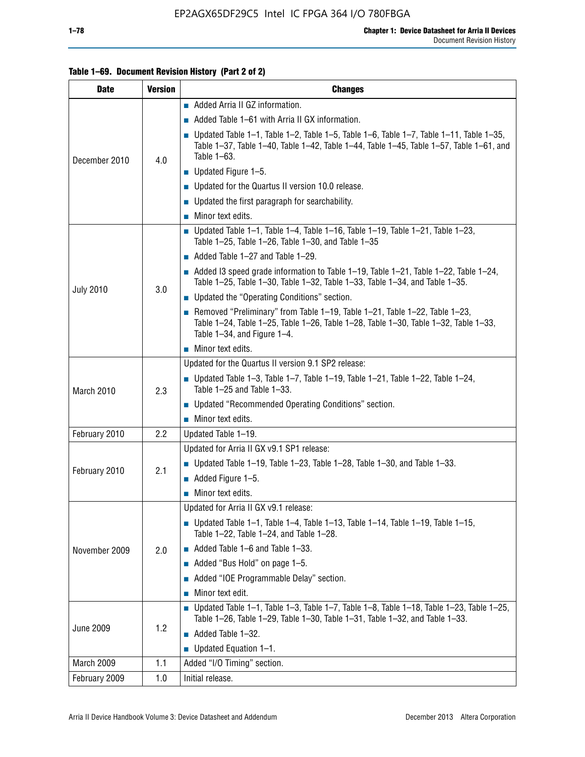**Table 1–69. Document Revision History (Part 2 of 2)**

| Date | Version | Changes |
|---|---|---|
| December 2010 | 4.0 | ■ Added Arria II GZ information.<br>■ Added Table 1–61 with Arria II GX information.<br>■ Updated Table 1–1, Table 1–2, Table 1–5, Table 1–6, Table 1–7, Table 1–11, Table 1–35, Table 1–37, Table 1–40, Table 1–42, Table 1–44, Table 1–45, Table 1–57, Table 1–61, and Table 1–63.<br>■ Updated Figure 1–5.<br>■ Updated for the Quartus II version 10.0 release.<br>■ Updated the first paragraph for searchability.<br>■ Minor text edits. |
| July 2010 | 3.0 | ■ Updated Table 1–1, Table 1–4, Table 1–16, Table 1–19, Table 1–21, Table 1–23, Table 1–25, Table 1–26, Table 1–30, and Table 1–35<br>■ Added Table 1–27 and Table 1–29.<br>■ Added I3 speed grade information to Table 1–19, Table 1–21, Table 1–22, Table 1–24, Table 1–25, Table 1–30, Table 1–32, Table 1–33, Table 1–34, and Table 1–35.<br>■ Updated the "Operating Conditions" section.<br>■ Removed "Preliminary" from Table 1–19, Table 1–21, Table 1–22, Table 1–23, Table 1–24, Table 1–25, Table 1–26, Table 1–28, Table 1–30, Table 1–32, Table 1–33, Table 1–34, and Figure 1–4.<br>■ Minor text edits. |
| March 2010 | 2.3 | Updated for the Quartus II version 9.1 SP2 release:<br>■ Updated Table 1–3, Table 1–7, Table 1–19, Table 1–21, Table 1–22, Table 1–24, Table 1–25 and Table 1–33.<br>■ Updated "Recommended Operating Conditions" section.<br>■ Minor text edits. |
| February 2010 | 2.2 | Updated Table 1–19. |
| February 2010 | 2.1 | Updated for Arria II GX v9.1 SP1 release:<br>■ Updated Table 1–19, Table 1–23, Table 1–28, Table 1–30, and Table 1–33.<br>■ Added Figure 1–5.<br>■ Minor text edits. |
| November 2009 | 2.0 | Updated for Arria II GX v9.1 release:<br>■ Updated Table 1–1, Table 1–4, Table 1–13, Table 1–14, Table 1–19, Table 1–15, Table 1–22, Table 1–24, and Table 1–28.<br>■ Added Table 1–6 and Table 1–33.<br>■ Added "Bus Hold" on page 1–5.<br>■ Added "IOE Programmable Delay" section.<br>■ Minor text edit. |
| June 2009 | 1.2 | ■ Updated Table 1–1, Table 1–3, Table 1–7, Table 1–8, Table 1–18, Table 1–23, Table 1–25, Table 1–26, Table 1–29, Table 1–30, Table 1–31, Table 1–32, and Table 1–33.<br>■ Added Table 1–32.<br>■ Updated Equation 1–1. |
| March 2009 | 1.1 | Added "I/O Timing" section. |
| February 2009 | 1.0 | Initial release. |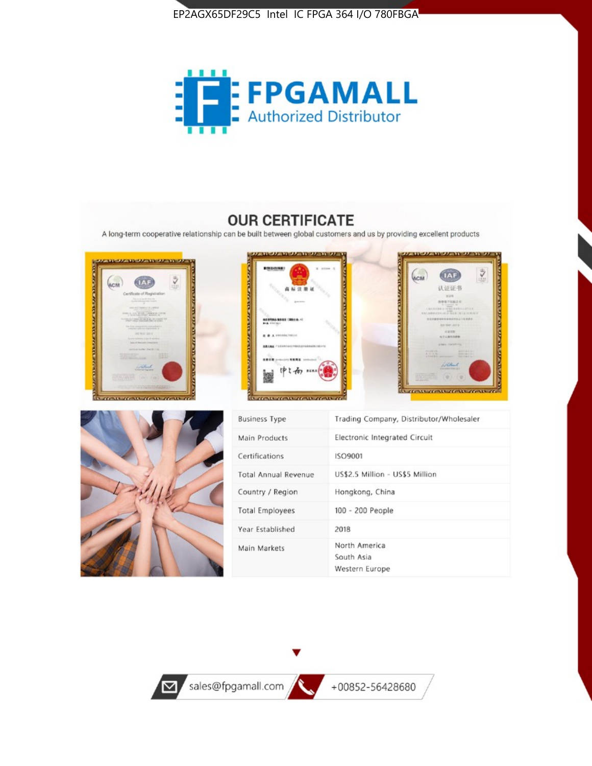# FPGAMALL

Authorized Distributor

## OUR CERTIFICATE

A long-term cooperative relationship can be built between global customers and us by providing excellent products

| | |
|---|---|
| Business Type | Trading Company, Distributor/Wholesaler |
| Main Products | Electronic Integrated Circuit |
| Certifications | ISO9001 |
| Total Annual Revenue | US$2.5 Million - US$5 Million |
| Country / Region | Hongkong, China |
| Total Employees | 100 - 200 People |
| Year Established | 2018 |
| Main Markets | North America<br>South Asia<br>Western Europe |

sales@fpgamall.com

+00852-56428680